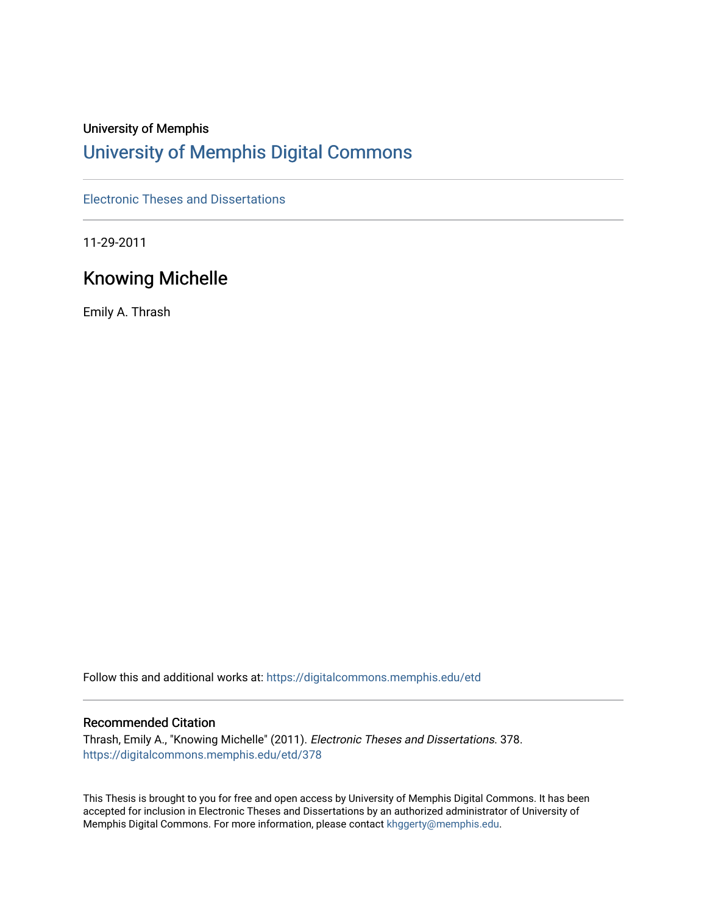University of Memphis

# University of Memphis Digital Commons

Electronic Theses and Dissertations

11-29-2011

## Knowing Michelle

Emily A. Thrash

Follow this and additional works at: https://digitalcommons.memphis.edu/etd

### Recommended Citation

Thrash, Emily A., "Knowing Michelle" (2011). *Electronic Theses and Dissertations*. 378.
https://digitalcommons.memphis.edu/etd/378

This Thesis is brought to you for free and open access by University of Memphis Digital Commons. It has been accepted for inclusion in Electronic Theses and Dissertations by an authorized administrator of University of Memphis Digital Commons. For more information, please contact khggerty@memphis.edu.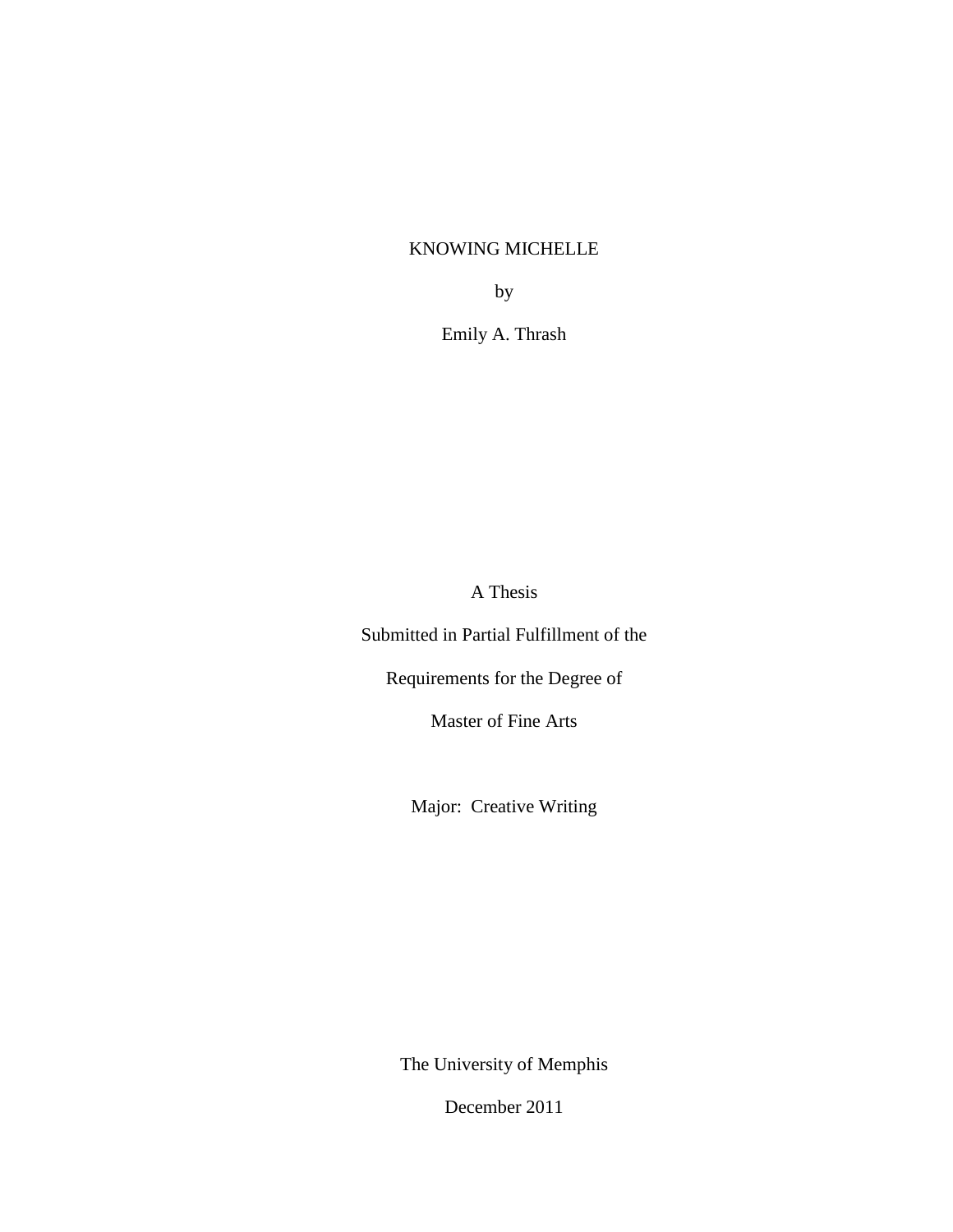# KNOWING MICHELLE

by

Emily A. Thrash

A Thesis

Submitted in Partial Fulfillment of the

Requirements for the Degree of

Master of Fine Arts

Major: Creative Writing

The University of Memphis

December 2011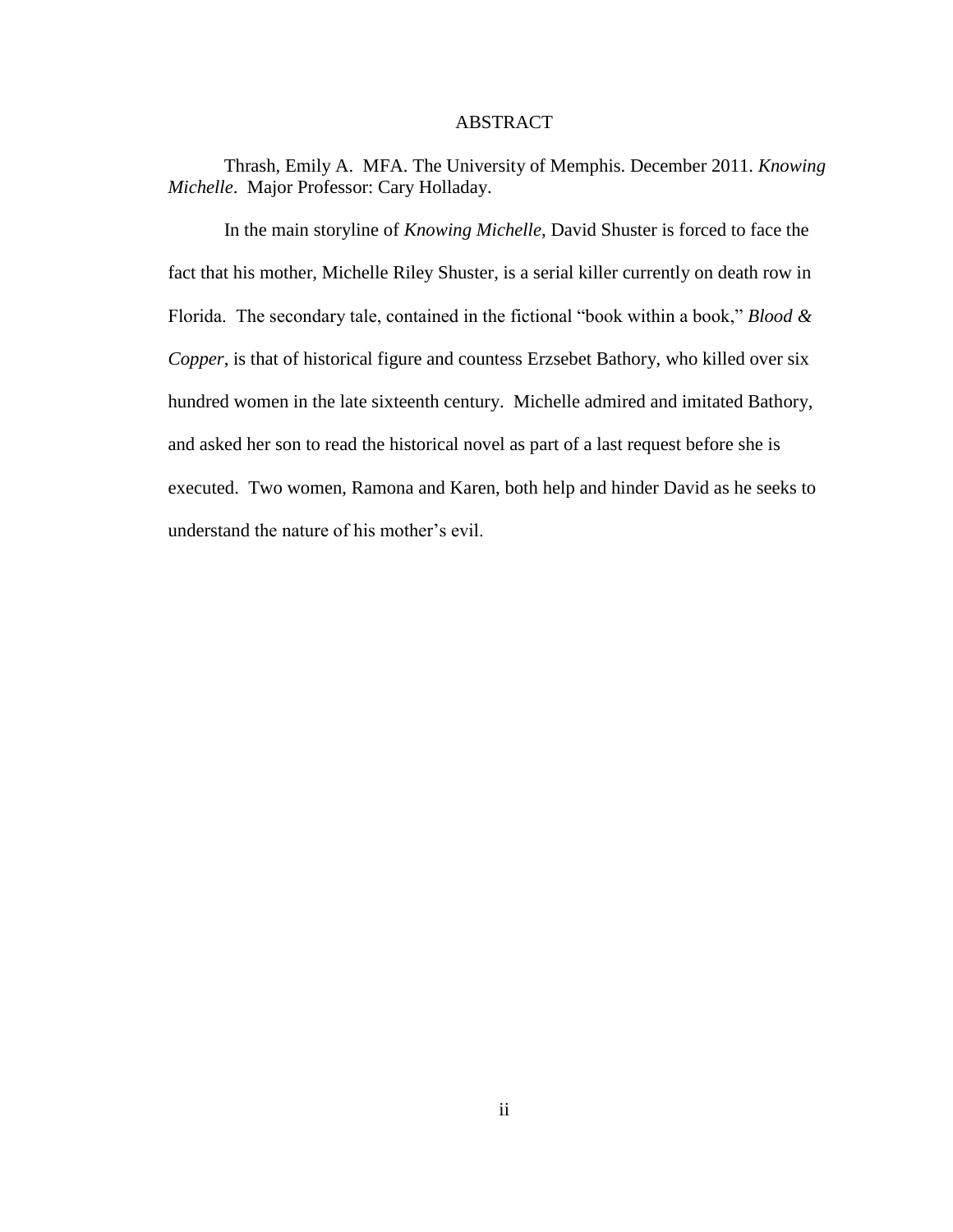# ABSTRACT

Thrash, Emily A. MFA. The University of Memphis. December 2011. *Knowing Michelle*. Major Professor: Cary Holladay.

In the main storyline of *Knowing Michelle,* David Shuster is forced to face the fact that his mother, Michelle Riley Shuster, is a serial killer currently on death row in Florida. The secondary tale, contained in the fictional "book within a book," *Blood & Copper*, is that of historical figure and countess Erzsebet Bathory, who killed over six hundred women in the late sixteenth century. Michelle admired and imitated Bathory, and asked her son to read the historical novel as part of a last request before she is executed. Two women, Ramona and Karen, both help and hinder David as he seeks to understand the nature of his mother's evil.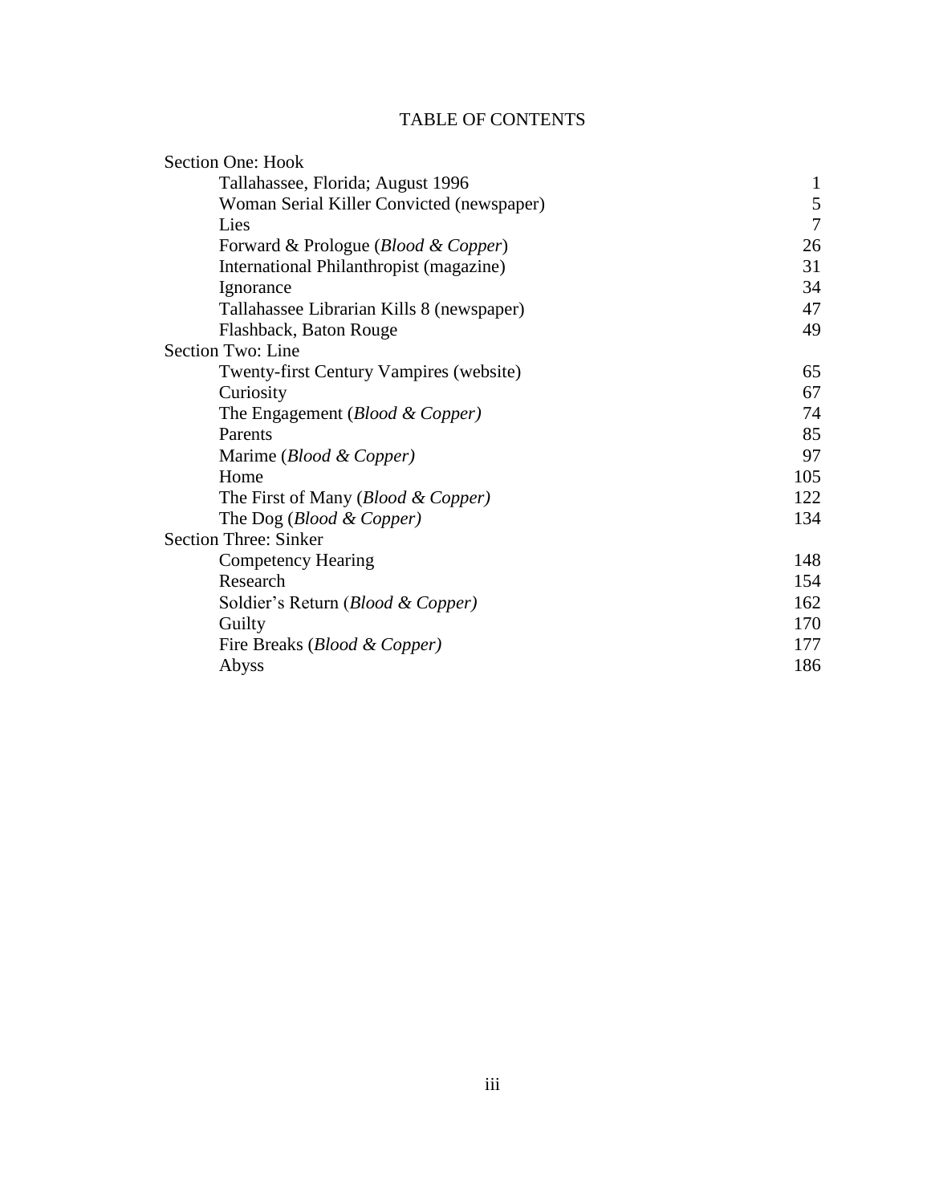# TABLE OF CONTENTS

| | |
|---|---|
| Section One: Hook | |
| Tallahassee, Florida; August 1996 | 1 |
| Woman Serial Killer Convicted (newspaper) | 5 |
| Lies | 7 |
| Forward & Prologue (*Blood & Copper*) | 26 |
| International Philanthropist (magazine) | 31 |
| Ignorance | 34 |
| Tallahassee Librarian Kills 8 (newspaper) | 47 |
| Flashback, Baton Rouge | 49 |
| Section Two: Line | |
| Twenty-first Century Vampires (website) | 65 |
| Curiosity | 67 |
| The Engagement (*Blood & Copper)* | 74 |
| Parents | 85 |
| Marime (*Blood & Copper)* | 97 |
| Home | 105 |
| The First of Many (*Blood & Copper)* | 122 |
| The Dog (*Blood & Copper)* | 134 |
| Section Three: Sinker | |
| Competency Hearing | 148 |
| Research | 154 |
| Soldier's Return (*Blood & Copper)* | 162 |
| Guilty | 170 |
| Fire Breaks (*Blood & Copper)* | 177 |
| Abyss | 186 |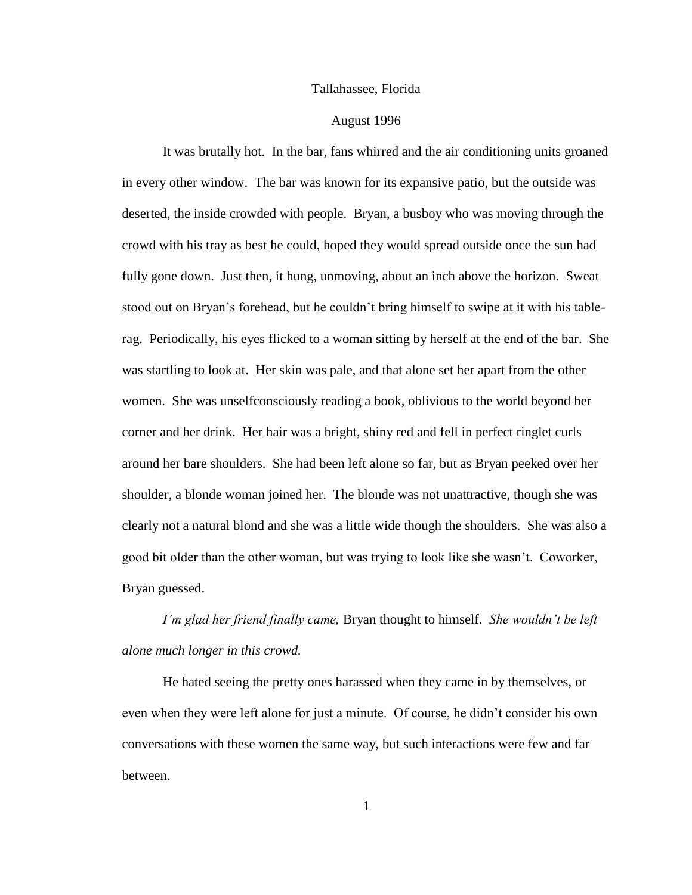Tallahassee, Florida

August 1996

It was brutally hot. In the bar, fans whirred and the air conditioning units groaned in every other window. The bar was known for its expansive patio, but the outside was deserted, the inside crowded with people. Bryan, a busboy who was moving through the crowd with his tray as best he could, hoped they would spread outside once the sun had fully gone down. Just then, it hung, unmoving, about an inch above the horizon. Sweat stood out on Bryan's forehead, but he couldn't bring himself to swipe at it with his table-rag. Periodically, his eyes flicked to a woman sitting by herself at the end of the bar. She was startling to look at. Her skin was pale, and that alone set her apart from the other women. She was unselfconsciously reading a book, oblivious to the world beyond her corner and her drink. Her hair was a bright, shiny red and fell in perfect ringlet curls around her bare shoulders. She had been left alone so far, but as Bryan peeked over her shoulder, a blonde woman joined her. The blonde was not unattractive, though she was clearly not a natural blond and she was a little wide though the shoulders. She was also a good bit older than the other woman, but was trying to look like she wasn't. Coworker, Bryan guessed.

*I'm glad her friend finally came,* Bryan thought to himself. *She wouldn't be left alone much longer in this crowd.*

He hated seeing the pretty ones harassed when they came in by themselves, or even when they were left alone for just a minute. Of course, he didn't consider his own conversations with these women the same way, but such interactions were few and far between.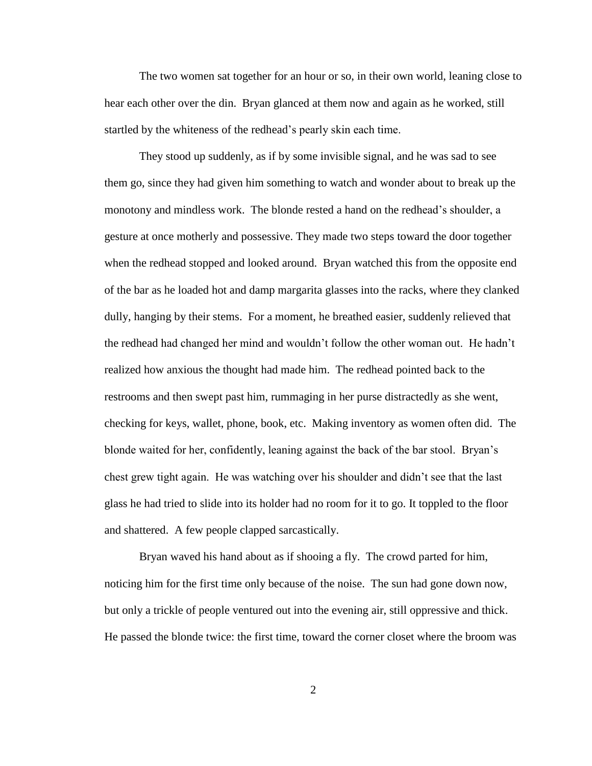The two women sat together for an hour or so, in their own world, leaning close to hear each other over the din. Bryan glanced at them now and again as he worked, still startled by the whiteness of the redhead's pearly skin each time.

They stood up suddenly, as if by some invisible signal, and he was sad to see them go, since they had given him something to watch and wonder about to break up the monotony and mindless work. The blonde rested a hand on the redhead's shoulder, a gesture at once motherly and possessive. They made two steps toward the door together when the redhead stopped and looked around. Bryan watched this from the opposite end of the bar as he loaded hot and damp margarita glasses into the racks, where they clanked dully, hanging by their stems. For a moment, he breathed easier, suddenly relieved that the redhead had changed her mind and wouldn't follow the other woman out. He hadn't realized how anxious the thought had made him. The redhead pointed back to the restrooms and then swept past him, rummaging in her purse distractedly as she went, checking for keys, wallet, phone, book, etc. Making inventory as women often did. The blonde waited for her, confidently, leaning against the back of the bar stool. Bryan's chest grew tight again. He was watching over his shoulder and didn't see that the last glass he had tried to slide into its holder had no room for it to go. It toppled to the floor and shattered. A few people clapped sarcastically.

Bryan waved his hand about as if shooing a fly. The crowd parted for him, noticing him for the first time only because of the noise. The sun had gone down now, but only a trickle of people ventured out into the evening air, still oppressive and thick. He passed the blonde twice: the first time, toward the corner closet where the broom was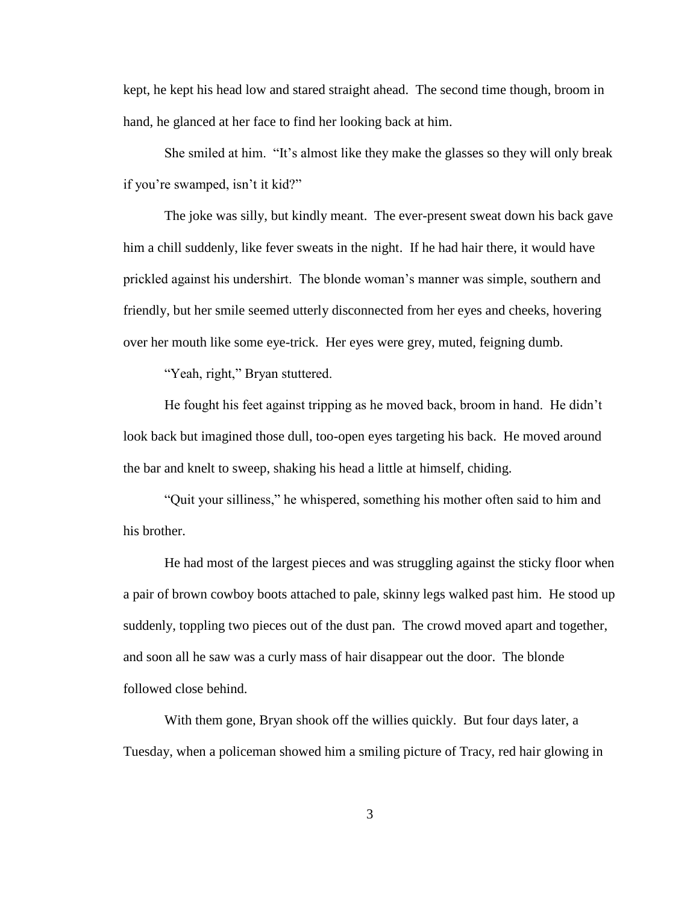kept, he kept his head low and stared straight ahead. The second time though, broom in hand, he glanced at her face to find her looking back at him.

She smiled at him. "It's almost like they make the glasses so they will only break if you're swamped, isn't it kid?"

The joke was silly, but kindly meant. The ever-present sweat down his back gave him a chill suddenly, like fever sweats in the night. If he had hair there, it would have prickled against his undershirt. The blonde woman's manner was simple, southern and friendly, but her smile seemed utterly disconnected from her eyes and cheeks, hovering over her mouth like some eye-trick. Her eyes were grey, muted, feigning dumb.

"Yeah, right," Bryan stuttered.

He fought his feet against tripping as he moved back, broom in hand. He didn't look back but imagined those dull, too-open eyes targeting his back. He moved around the bar and knelt to sweep, shaking his head a little at himself, chiding.

"Quit your silliness," he whispered, something his mother often said to him and his brother.

He had most of the largest pieces and was struggling against the sticky floor when a pair of brown cowboy boots attached to pale, skinny legs walked past him. He stood up suddenly, toppling two pieces out of the dust pan. The crowd moved apart and together, and soon all he saw was a curly mass of hair disappear out the door. The blonde followed close behind.

With them gone, Bryan shook off the willies quickly. But four days later, a Tuesday, when a policeman showed him a smiling picture of Tracy, red hair glowing in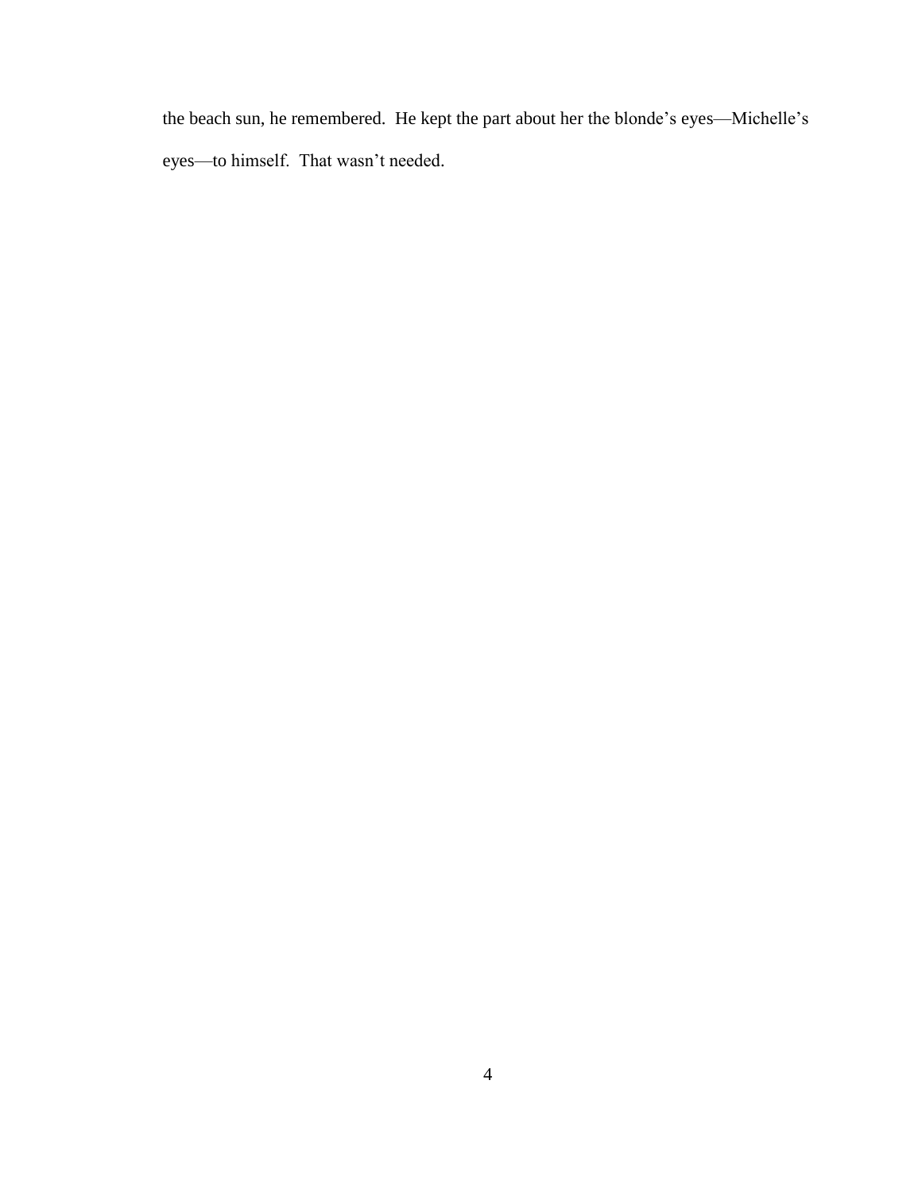the beach sun, he remembered. He kept the part about her the blonde's eyes—Michelle's eyes—to himself. That wasn't needed.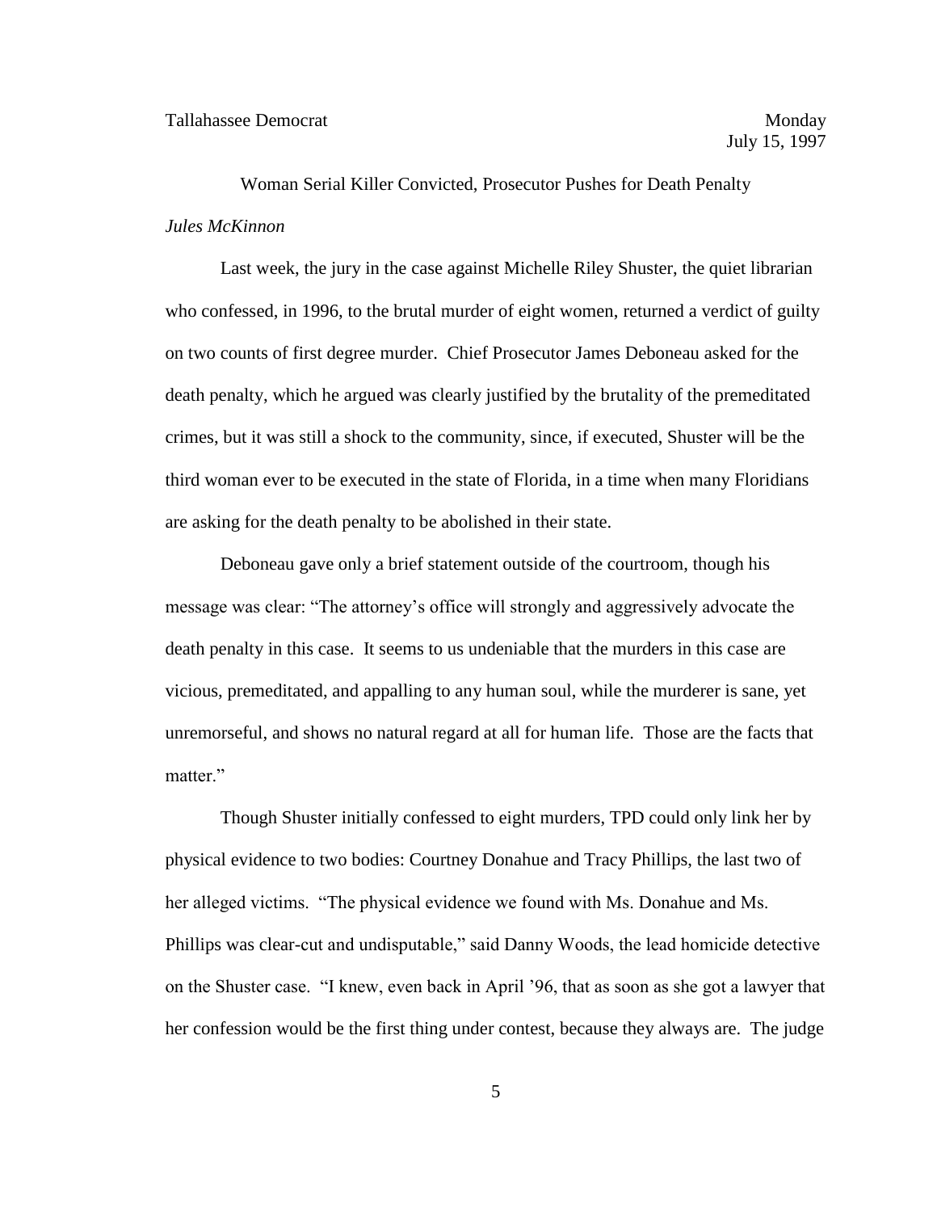Tallahassee Democrat Monday July 15, 1997

Woman Serial Killer Convicted, Prosecutor Pushes for Death Penalty

*Jules McKinnon*

Last week, the jury in the case against Michelle Riley Shuster, the quiet librarian who confessed, in 1996, to the brutal murder of eight women, returned a verdict of guilty on two counts of first degree murder. Chief Prosecutor James Deboneau asked for the death penalty, which he argued was clearly justified by the brutality of the premeditated crimes, but it was still a shock to the community, since, if executed, Shuster will be the third woman ever to be executed in the state of Florida, in a time when many Floridians are asking for the death penalty to be abolished in their state.

Deboneau gave only a brief statement outside of the courtroom, though his message was clear: "The attorney's office will strongly and aggressively advocate the death penalty in this case. It seems to us undeniable that the murders in this case are vicious, premeditated, and appalling to any human soul, while the murderer is sane, yet unremorseful, and shows no natural regard at all for human life. Those are the facts that matter."

Though Shuster initially confessed to eight murders, TPD could only link her by physical evidence to two bodies: Courtney Donahue and Tracy Phillips, the last two of her alleged victims. "The physical evidence we found with Ms. Donahue and Ms. Phillips was clear-cut and undisputable," said Danny Woods, the lead homicide detective on the Shuster case. "I knew, even back in April '96, that as soon as she got a lawyer that her confession would be the first thing under contest, because they always are. The judge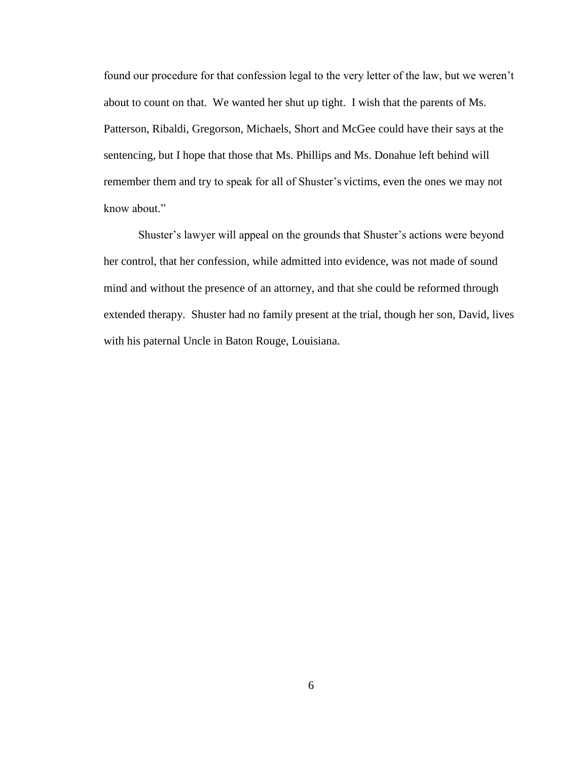found our procedure for that confession legal to the very letter of the law, but we weren't about to count on that. We wanted her shut up tight. I wish that the parents of Ms. Patterson, Ribaldi, Gregorson, Michaels, Short and McGee could have their says at the sentencing, but I hope that those that Ms. Phillips and Ms. Donahue left behind will remember them and try to speak for all of Shuster's victims, even the ones we may not know about."

Shuster's lawyer will appeal on the grounds that Shuster's actions were beyond her control, that her confession, while admitted into evidence, was not made of sound mind and without the presence of an attorney, and that she could be reformed through extended therapy. Shuster had no family present at the trial, though her son, David, lives with his paternal Uncle in Baton Rouge, Louisiana.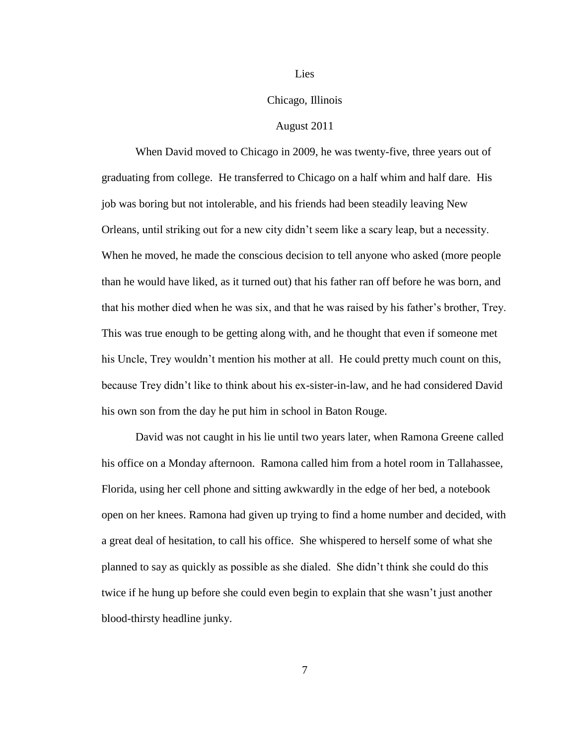# Lies

## Chicago, Illinois

## August 2011

When David moved to Chicago in 2009, he was twenty-five, three years out of graduating from college. He transferred to Chicago on a half whim and half dare. His job was boring but not intolerable, and his friends had been steadily leaving New Orleans, until striking out for a new city didn't seem like a scary leap, but a necessity. When he moved, he made the conscious decision to tell anyone who asked (more people than he would have liked, as it turned out) that his father ran off before he was born, and that his mother died when he was six, and that he was raised by his father's brother, Trey. This was true enough to be getting along with, and he thought that even if someone met his Uncle, Trey wouldn't mention his mother at all. He could pretty much count on this, because Trey didn't like to think about his ex-sister-in-law, and he had considered David his own son from the day he put him in school in Baton Rouge.

David was not caught in his lie until two years later, when Ramona Greene called his office on a Monday afternoon. Ramona called him from a hotel room in Tallahassee, Florida, using her cell phone and sitting awkwardly in the edge of her bed, a notebook open on her knees. Ramona had given up trying to find a home number and decided, with a great deal of hesitation, to call his office. She whispered to herself some of what she planned to say as quickly as possible as she dialed. She didn't think she could do this twice if he hung up before she could even begin to explain that she wasn't just another blood-thirsty headline junky.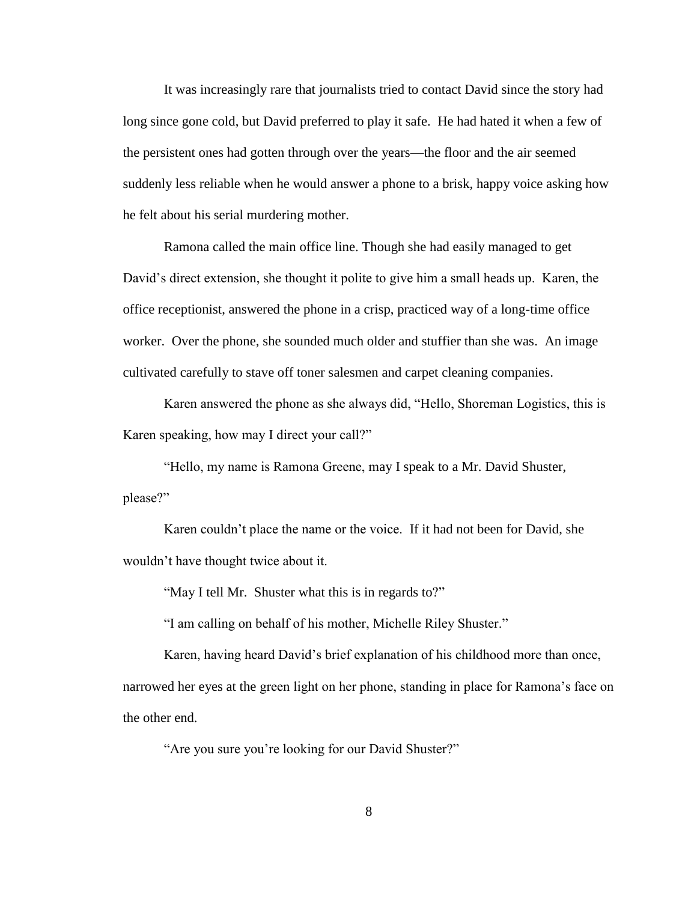It was increasingly rare that journalists tried to contact David since the story had long since gone cold, but David preferred to play it safe. He had hated it when a few of the persistent ones had gotten through over the years—the floor and the air seemed suddenly less reliable when he would answer a phone to a brisk, happy voice asking how he felt about his serial murdering mother.

Ramona called the main office line. Though she had easily managed to get David's direct extension, she thought it polite to give him a small heads up. Karen, the office receptionist, answered the phone in a crisp, practiced way of a long-time office worker. Over the phone, she sounded much older and stuffier than she was. An image cultivated carefully to stave off toner salesmen and carpet cleaning companies.

Karen answered the phone as she always did, "Hello, Shoreman Logistics, this is Karen speaking, how may I direct your call?"

"Hello, my name is Ramona Greene, may I speak to a Mr. David Shuster, please?"

Karen couldn't place the name or the voice. If it had not been for David, she wouldn't have thought twice about it.

"May I tell Mr. Shuster what this is in regards to?"

"I am calling on behalf of his mother, Michelle Riley Shuster."

Karen, having heard David's brief explanation of his childhood more than once, narrowed her eyes at the green light on her phone, standing in place for Ramona's face on the other end.

"Are you sure you're looking for our David Shuster?"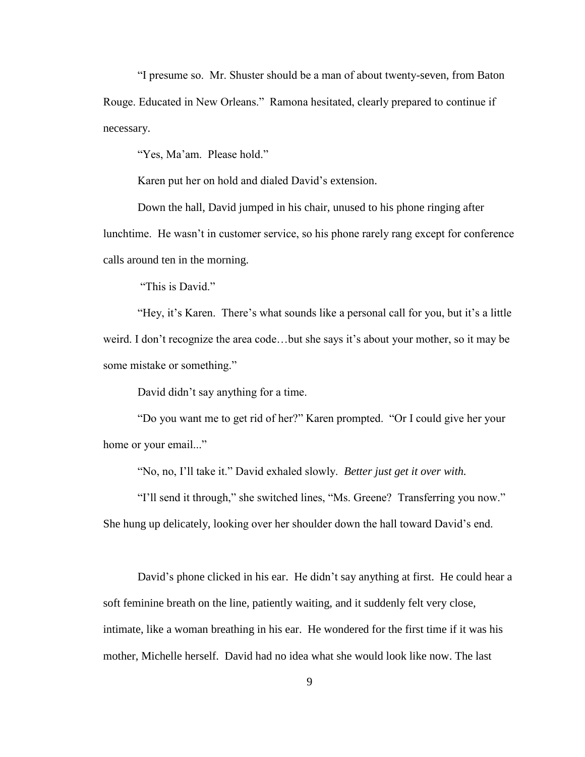"I presume so. Mr. Shuster should be a man of about twenty-seven, from Baton Rouge. Educated in New Orleans." Ramona hesitated, clearly prepared to continue if necessary.

"Yes, Ma'am. Please hold."

Karen put her on hold and dialed David's extension.

Down the hall, David jumped in his chair, unused to his phone ringing after lunchtime. He wasn't in customer service, so his phone rarely rang except for conference calls around ten in the morning.

"This is David."

"Hey, it's Karen. There's what sounds like a personal call for you, but it's a little weird. I don't recognize the area code…but she says it's about your mother, so it may be some mistake or something."

David didn't say anything for a time.

"Do you want me to get rid of her?" Karen prompted. "Or I could give her your home or your email..."

"No, no, I'll take it." David exhaled slowly. *Better just get it over with.*

"I'll send it through," she switched lines, "Ms. Greene? Transferring you now." She hung up delicately, looking over her shoulder down the hall toward David's end.

David's phone clicked in his ear. He didn't say anything at first. He could hear a soft feminine breath on the line, patiently waiting, and it suddenly felt very close, intimate, like a woman breathing in his ear. He wondered for the first time if it was his mother, Michelle herself. David had no idea what she would look like now. The last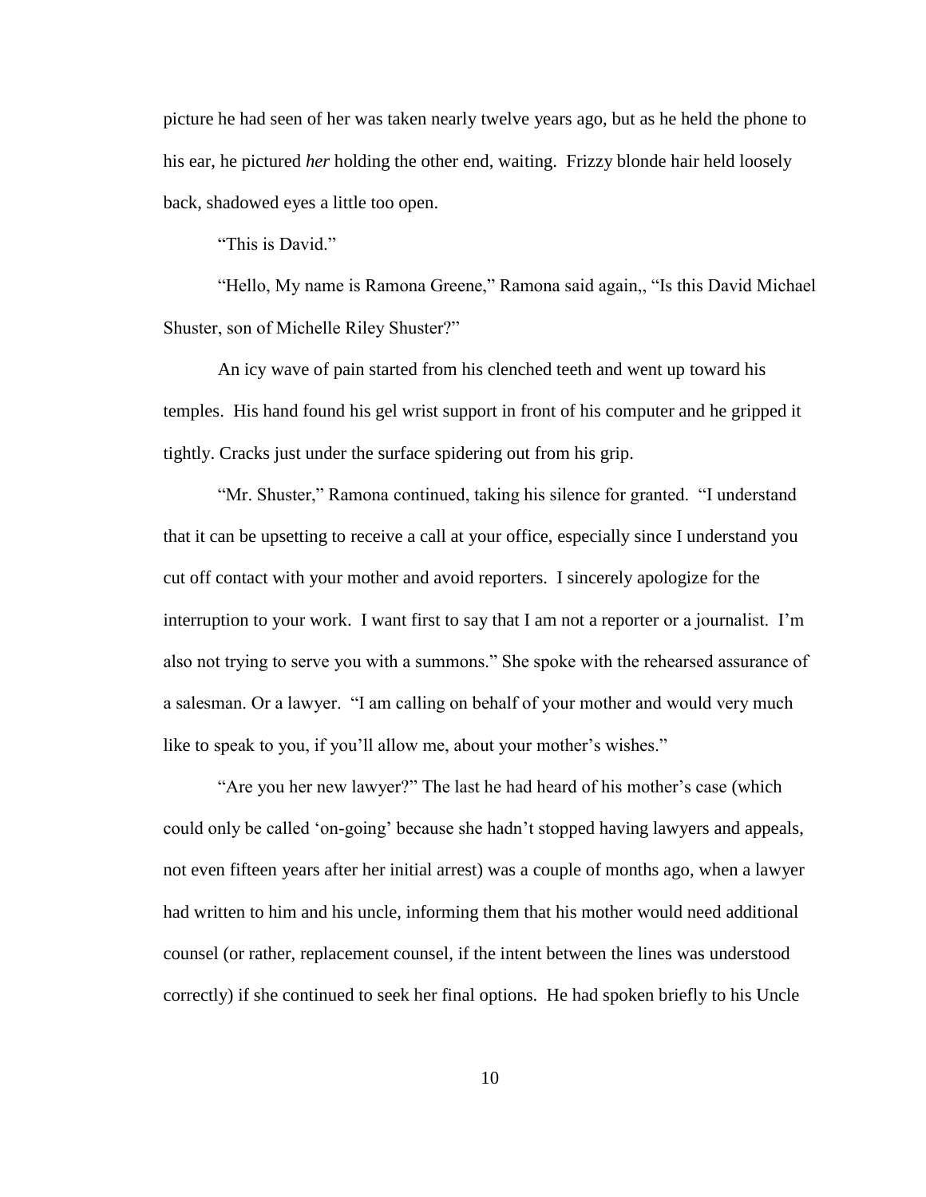picture he had seen of her was taken nearly twelve years ago, but as he held the phone to his ear, he pictured *her* holding the other end, waiting. Frizzy blonde hair held loosely back, shadowed eyes a little too open.

"This is David."

"Hello, My name is Ramona Greene," Ramona said again,, "Is this David Michael Shuster, son of Michelle Riley Shuster?"

An icy wave of pain started from his clenched teeth and went up toward his temples. His hand found his gel wrist support in front of his computer and he gripped it tightly. Cracks just under the surface spidering out from his grip.

"Mr. Shuster," Ramona continued, taking his silence for granted. "I understand that it can be upsetting to receive a call at your office, especially since I understand you cut off contact with your mother and avoid reporters. I sincerely apologize for the interruption to your work. I want first to say that I am not a reporter or a journalist. I'm also not trying to serve you with a summons." She spoke with the rehearsed assurance of a salesman. Or a lawyer. "I am calling on behalf of your mother and would very much like to speak to you, if you'll allow me, about your mother's wishes."

"Are you her new lawyer?" The last he had heard of his mother's case (which could only be called 'on-going' because she hadn't stopped having lawyers and appeals, not even fifteen years after her initial arrest) was a couple of months ago, when a lawyer had written to him and his uncle, informing them that his mother would need additional counsel (or rather, replacement counsel, if the intent between the lines was understood correctly) if she continued to seek her final options. He had spoken briefly to his Uncle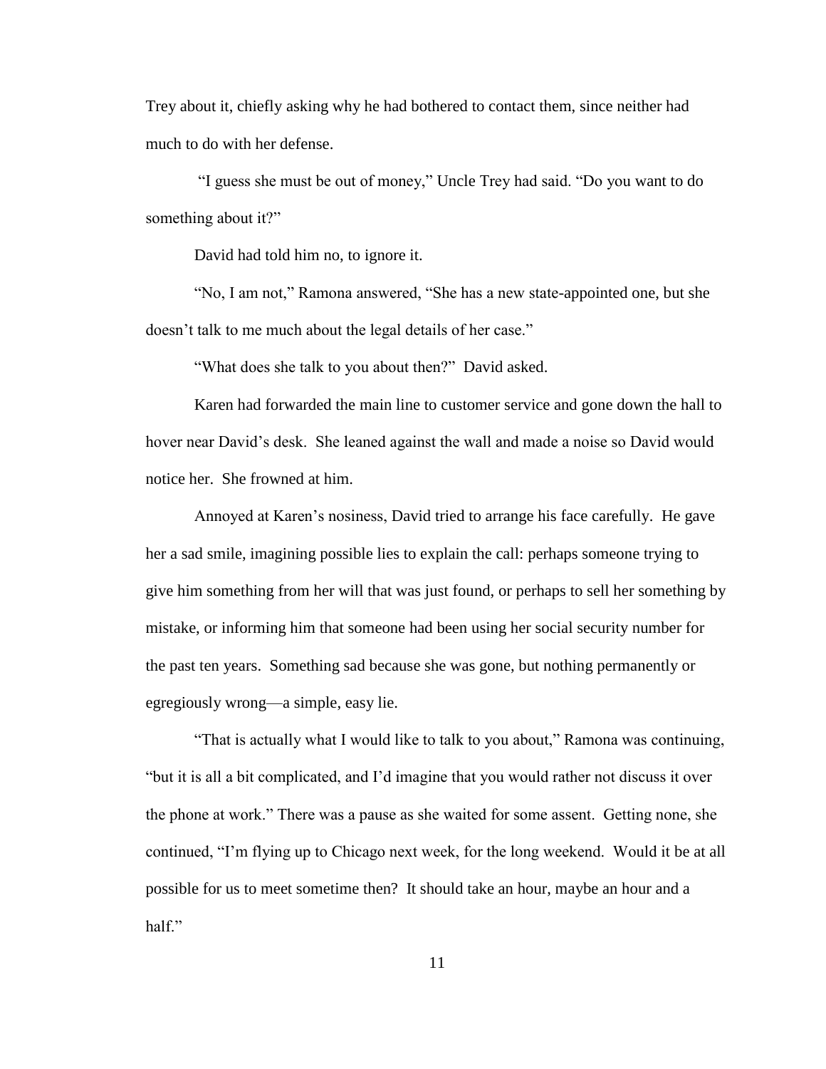Trey about it, chiefly asking why he had bothered to contact them, since neither had much to do with her defense.

"I guess she must be out of money," Uncle Trey had said. "Do you want to do something about it?"

David had told him no, to ignore it.

"No, I am not," Ramona answered, "She has a new state-appointed one, but she doesn't talk to me much about the legal details of her case."

"What does she talk to you about then?" David asked.

Karen had forwarded the main line to customer service and gone down the hall to hover near David's desk. She leaned against the wall and made a noise so David would notice her. She frowned at him.

Annoyed at Karen's nosiness, David tried to arrange his face carefully. He gave her a sad smile, imagining possible lies to explain the call: perhaps someone trying to give him something from her will that was just found, or perhaps to sell her something by mistake, or informing him that someone had been using her social security number for the past ten years. Something sad because she was gone, but nothing permanently or egregiously wrong—a simple, easy lie.

"That is actually what I would like to talk to you about," Ramona was continuing, "but it is all a bit complicated, and I'd imagine that you would rather not discuss it over the phone at work." There was a pause as she waited for some assent. Getting none, she continued, "I'm flying up to Chicago next week, for the long weekend. Would it be at all possible for us to meet sometime then? It should take an hour, maybe an hour and a half."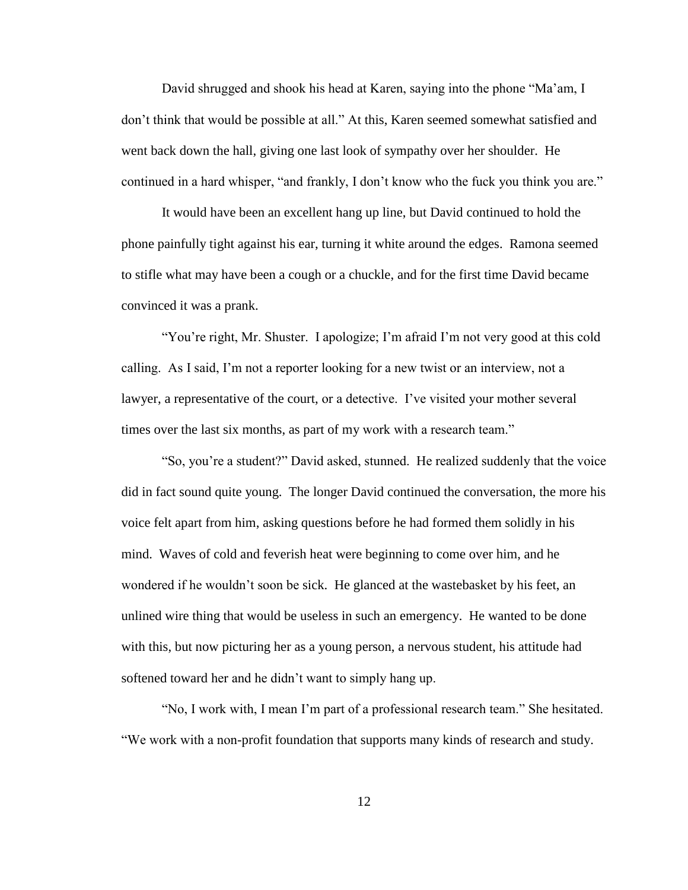David shrugged and shook his head at Karen, saying into the phone "Ma'am, I don't think that would be possible at all." At this, Karen seemed somewhat satisfied and went back down the hall, giving one last look of sympathy over her shoulder. He continued in a hard whisper, "and frankly, I don't know who the fuck you think you are."

It would have been an excellent hang up line, but David continued to hold the phone painfully tight against his ear, turning it white around the edges. Ramona seemed to stifle what may have been a cough or a chuckle, and for the first time David became convinced it was a prank.

"You're right, Mr. Shuster. I apologize; I'm afraid I'm not very good at this cold calling. As I said, I'm not a reporter looking for a new twist or an interview, not a lawyer, a representative of the court, or a detective. I've visited your mother several times over the last six months, as part of my work with a research team."

"So, you're a student?" David asked, stunned. He realized suddenly that the voice did in fact sound quite young. The longer David continued the conversation, the more his voice felt apart from him, asking questions before he had formed them solidly in his mind. Waves of cold and feverish heat were beginning to come over him, and he wondered if he wouldn't soon be sick. He glanced at the wastebasket by his feet, an unlined wire thing that would be useless in such an emergency. He wanted to be done with this, but now picturing her as a young person, a nervous student, his attitude had softened toward her and he didn't want to simply hang up.

"No, I work with, I mean I'm part of a professional research team." She hesitated. "We work with a non-profit foundation that supports many kinds of research and study.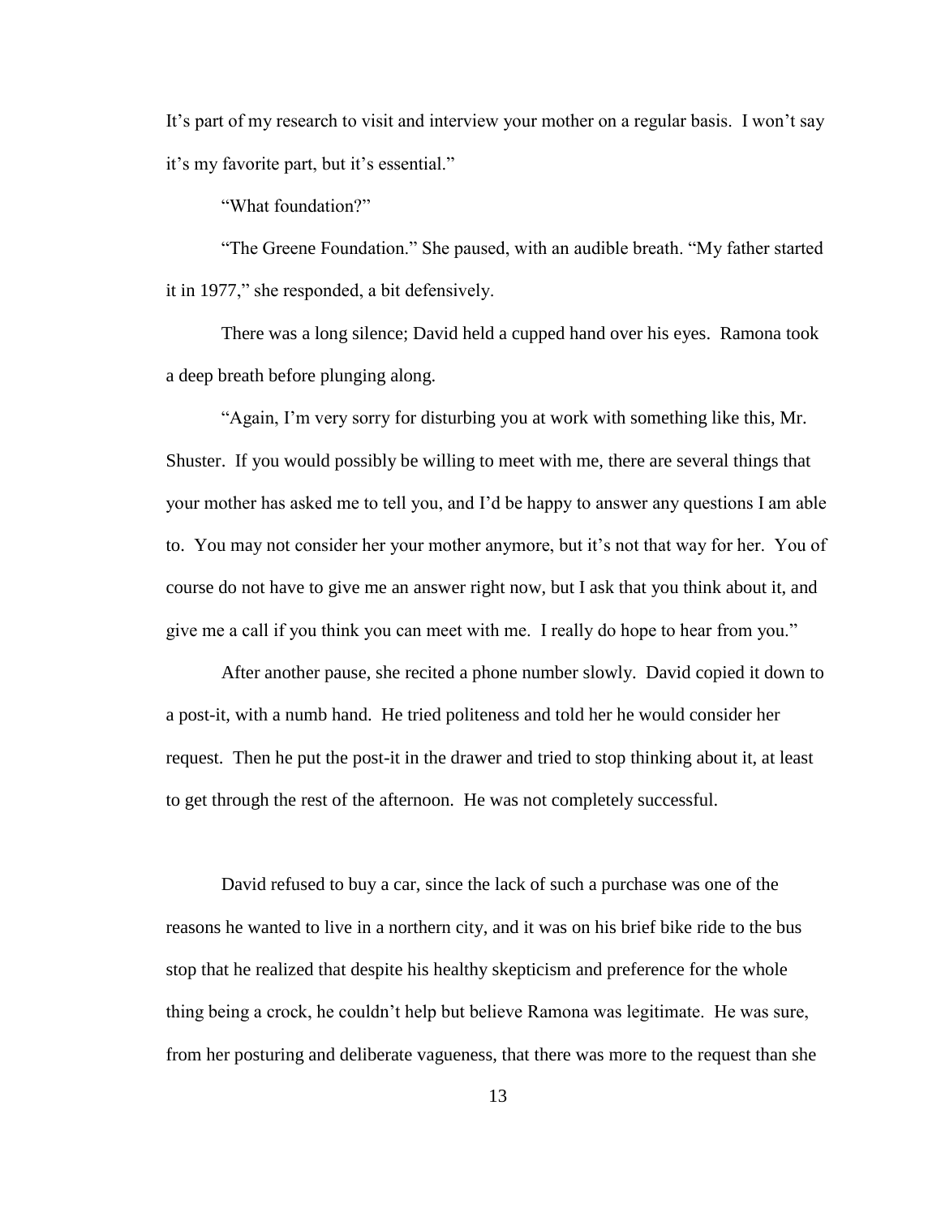It's part of my research to visit and interview your mother on a regular basis. I won't say it's my favorite part, but it's essential."

"What foundation?"

"The Greene Foundation." She paused, with an audible breath. "My father started it in 1977," she responded, a bit defensively.

There was a long silence; David held a cupped hand over his eyes. Ramona took a deep breath before plunging along.

"Again, I'm very sorry for disturbing you at work with something like this, Mr. Shuster. If you would possibly be willing to meet with me, there are several things that your mother has asked me to tell you, and I'd be happy to answer any questions I am able to. You may not consider her your mother anymore, but it's not that way for her. You of course do not have to give me an answer right now, but I ask that you think about it, and give me a call if you think you can meet with me. I really do hope to hear from you."

After another pause, she recited a phone number slowly. David copied it down to a post-it, with a numb hand. He tried politeness and told her he would consider her request. Then he put the post-it in the drawer and tried to stop thinking about it, at least to get through the rest of the afternoon. He was not completely successful.

David refused to buy a car, since the lack of such a purchase was one of the reasons he wanted to live in a northern city, and it was on his brief bike ride to the bus stop that he realized that despite his healthy skepticism and preference for the whole thing being a crock, he couldn't help but believe Ramona was legitimate. He was sure, from her posturing and deliberate vagueness, that there was more to the request than she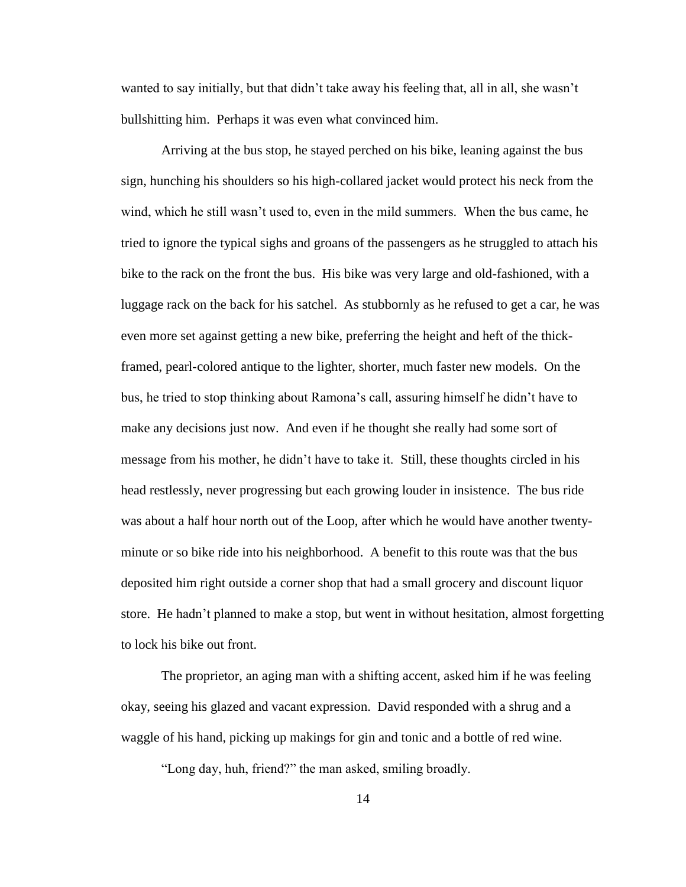wanted to say initially, but that didn't take away his feeling that, all in all, she wasn't bullshitting him. Perhaps it was even what convinced him.

Arriving at the bus stop, he stayed perched on his bike, leaning against the bus sign, hunching his shoulders so his high-collared jacket would protect his neck from the wind, which he still wasn't used to, even in the mild summers. When the bus came, he tried to ignore the typical sighs and groans of the passengers as he struggled to attach his bike to the rack on the front the bus. His bike was very large and old-fashioned, with a luggage rack on the back for his satchel. As stubbornly as he refused to get a car, he was even more set against getting a new bike, preferring the height and heft of the thick-framed, pearl-colored antique to the lighter, shorter, much faster new models. On the bus, he tried to stop thinking about Ramona's call, assuring himself he didn't have to make any decisions just now. And even if he thought she really had some sort of message from his mother, he didn't have to take it. Still, these thoughts circled in his head restlessly, never progressing but each growing louder in insistence. The bus ride was about a half hour north out of the Loop, after which he would have another twenty-minute or so bike ride into his neighborhood. A benefit to this route was that the bus deposited him right outside a corner shop that had a small grocery and discount liquor store. He hadn't planned to make a stop, but went in without hesitation, almost forgetting to lock his bike out front.

The proprietor, an aging man with a shifting accent, asked him if he was feeling okay, seeing his glazed and vacant expression. David responded with a shrug and a waggle of his hand, picking up makings for gin and tonic and a bottle of red wine.

"Long day, huh, friend?" the man asked, smiling broadly.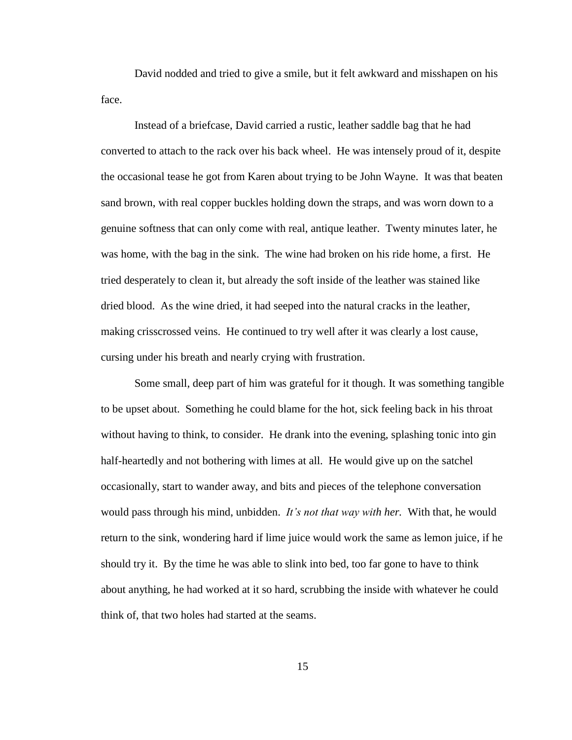David nodded and tried to give a smile, but it felt awkward and misshapen on his face.

Instead of a briefcase, David carried a rustic, leather saddle bag that he had converted to attach to the rack over his back wheel. He was intensely proud of it, despite the occasional tease he got from Karen about trying to be John Wayne. It was that beaten sand brown, with real copper buckles holding down the straps, and was worn down to a genuine softness that can only come with real, antique leather. Twenty minutes later, he was home, with the bag in the sink. The wine had broken on his ride home, a first. He tried desperately to clean it, but already the soft inside of the leather was stained like dried blood. As the wine dried, it had seeped into the natural cracks in the leather, making crisscrossed veins. He continued to try well after it was clearly a lost cause, cursing under his breath and nearly crying with frustration.

Some small, deep part of him was grateful for it though. It was something tangible to be upset about. Something he could blame for the hot, sick feeling back in his throat without having to think, to consider. He drank into the evening, splashing tonic into gin half-heartedly and not bothering with limes at all. He would give up on the satchel occasionally, start to wander away, and bits and pieces of the telephone conversation would pass through his mind, unbidden. *It's not that way with her.* With that, he would return to the sink, wondering hard if lime juice would work the same as lemon juice, if he should try it. By the time he was able to slink into bed, too far gone to have to think about anything, he had worked at it so hard, scrubbing the inside with whatever he could think of, that two holes had started at the seams.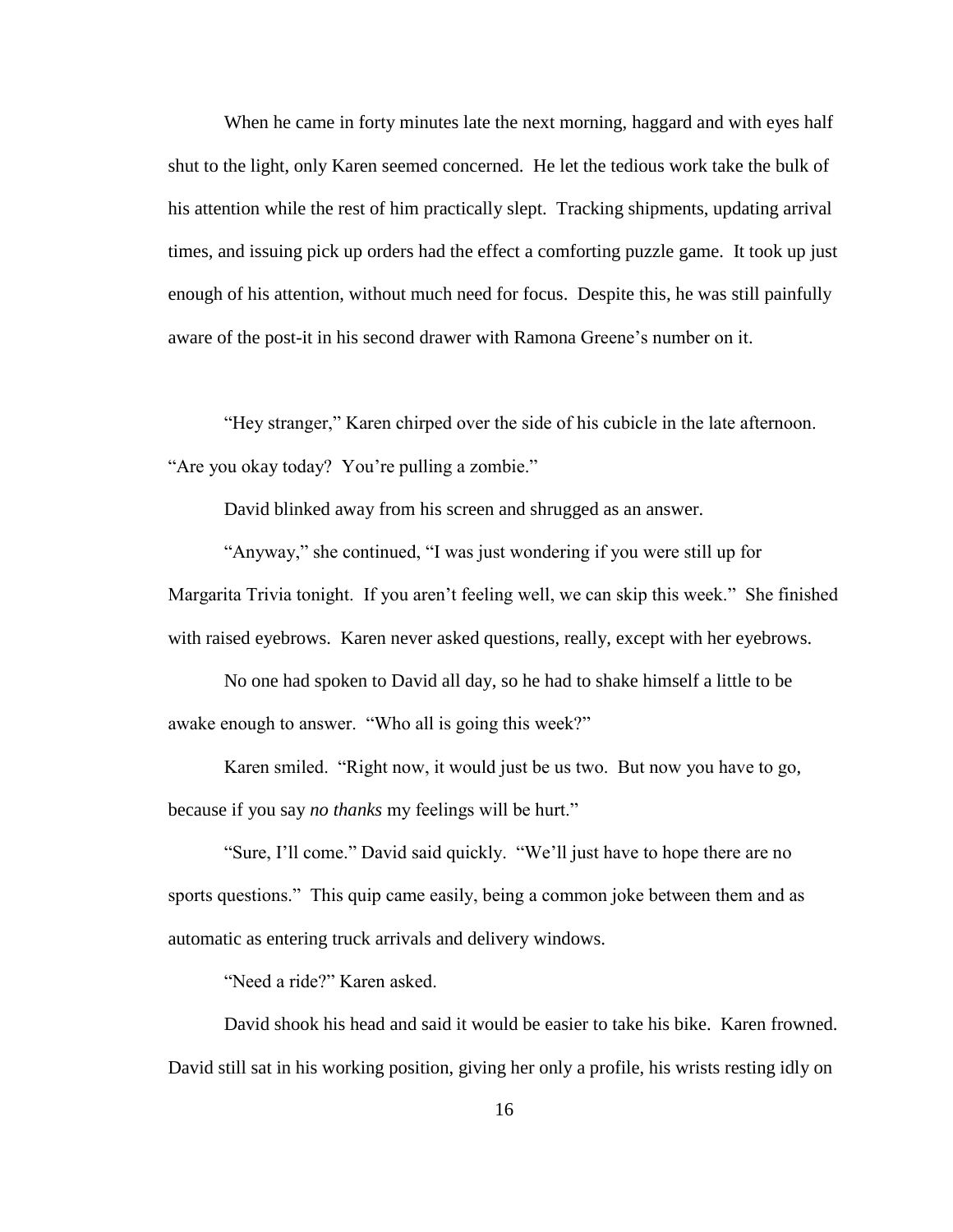When he came in forty minutes late the next morning, haggard and with eyes half shut to the light, only Karen seemed concerned. He let the tedious work take the bulk of his attention while the rest of him practically slept. Tracking shipments, updating arrival times, and issuing pick up orders had the effect a comforting puzzle game. It took up just enough of his attention, without much need for focus. Despite this, he was still painfully aware of the post-it in his second drawer with Ramona Greene's number on it.

"Hey stranger," Karen chirped over the side of his cubicle in the late afternoon. "Are you okay today? You're pulling a zombie."

David blinked away from his screen and shrugged as an answer.

"Anyway," she continued, "I was just wondering if you were still up for Margarita Trivia tonight. If you aren't feeling well, we can skip this week." She finished with raised eyebrows. Karen never asked questions, really, except with her eyebrows.

No one had spoken to David all day, so he had to shake himself a little to be awake enough to answer. "Who all is going this week?"

Karen smiled. "Right now, it would just be us two. But now you have to go, because if you say *no thanks* my feelings will be hurt."

"Sure, I'll come." David said quickly. "We'll just have to hope there are no sports questions." This quip came easily, being a common joke between them and as automatic as entering truck arrivals and delivery windows.

"Need a ride?" Karen asked.

David shook his head and said it would be easier to take his bike. Karen frowned. David still sat in his working position, giving her only a profile, his wrists resting idly on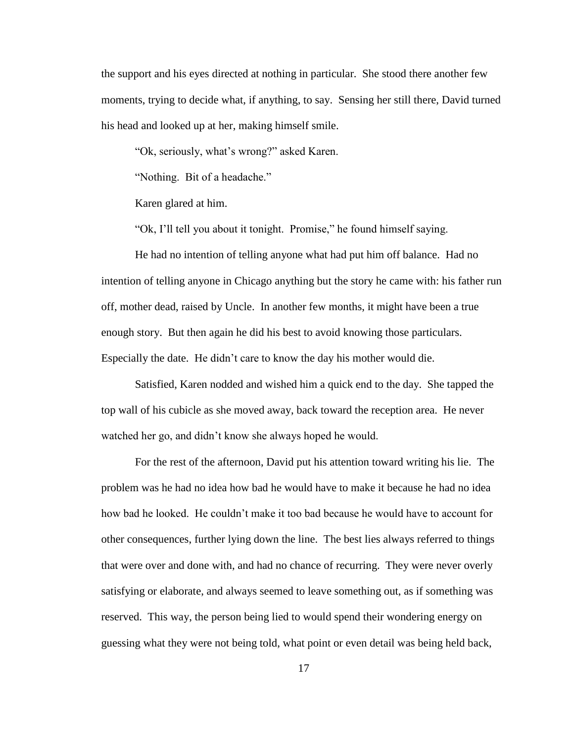the support and his eyes directed at nothing in particular. She stood there another few moments, trying to decide what, if anything, to say. Sensing her still there, David turned his head and looked up at her, making himself smile.

"Ok, seriously, what's wrong?" asked Karen.

"Nothing. Bit of a headache."

Karen glared at him.

"Ok, I'll tell you about it tonight. Promise," he found himself saying.

He had no intention of telling anyone what had put him off balance. Had no intention of telling anyone in Chicago anything but the story he came with: his father run off, mother dead, raised by Uncle. In another few months, it might have been a true enough story. But then again he did his best to avoid knowing those particulars. Especially the date. He didn't care to know the day his mother would die.

Satisfied, Karen nodded and wished him a quick end to the day. She tapped the top wall of his cubicle as she moved away, back toward the reception area. He never watched her go, and didn't know she always hoped he would.

For the rest of the afternoon, David put his attention toward writing his lie. The problem was he had no idea how bad he would have to make it because he had no idea how bad he looked. He couldn't make it too bad because he would have to account for other consequences, further lying down the line. The best lies always referred to things that were over and done with, and had no chance of recurring. They were never overly satisfying or elaborate, and always seemed to leave something out, as if something was reserved. This way, the person being lied to would spend their wondering energy on guessing what they were not being told, what point or even detail was being held back,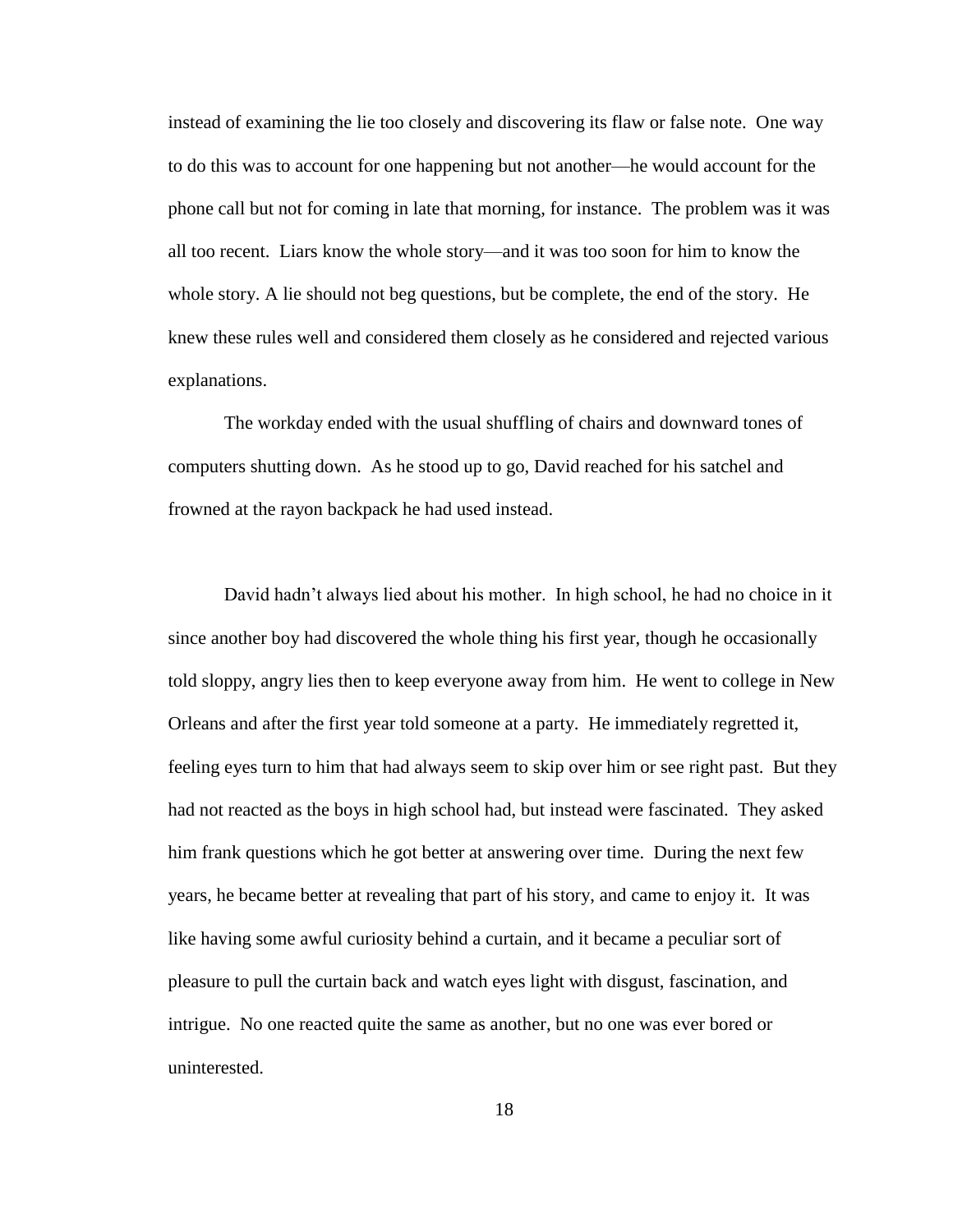instead of examining the lie too closely and discovering its flaw or false note. One way to do this was to account for one happening but not another—he would account for the phone call but not for coming in late that morning, for instance. The problem was it was all too recent. Liars know the whole story—and it was too soon for him to know the whole story. A lie should not beg questions, but be complete, the end of the story. He knew these rules well and considered them closely as he considered and rejected various explanations.

The workday ended with the usual shuffling of chairs and downward tones of computers shutting down. As he stood up to go, David reached for his satchel and frowned at the rayon backpack he had used instead.

David hadn't always lied about his mother. In high school, he had no choice in it since another boy had discovered the whole thing his first year, though he occasionally told sloppy, angry lies then to keep everyone away from him. He went to college in New Orleans and after the first year told someone at a party. He immediately regretted it, feeling eyes turn to him that had always seem to skip over him or see right past. But they had not reacted as the boys in high school had, but instead were fascinated. They asked him frank questions which he got better at answering over time. During the next few years, he became better at revealing that part of his story, and came to enjoy it. It was like having some awful curiosity behind a curtain, and it became a peculiar sort of pleasure to pull the curtain back and watch eyes light with disgust, fascination, and intrigue. No one reacted quite the same as another, but no one was ever bored or uninterested.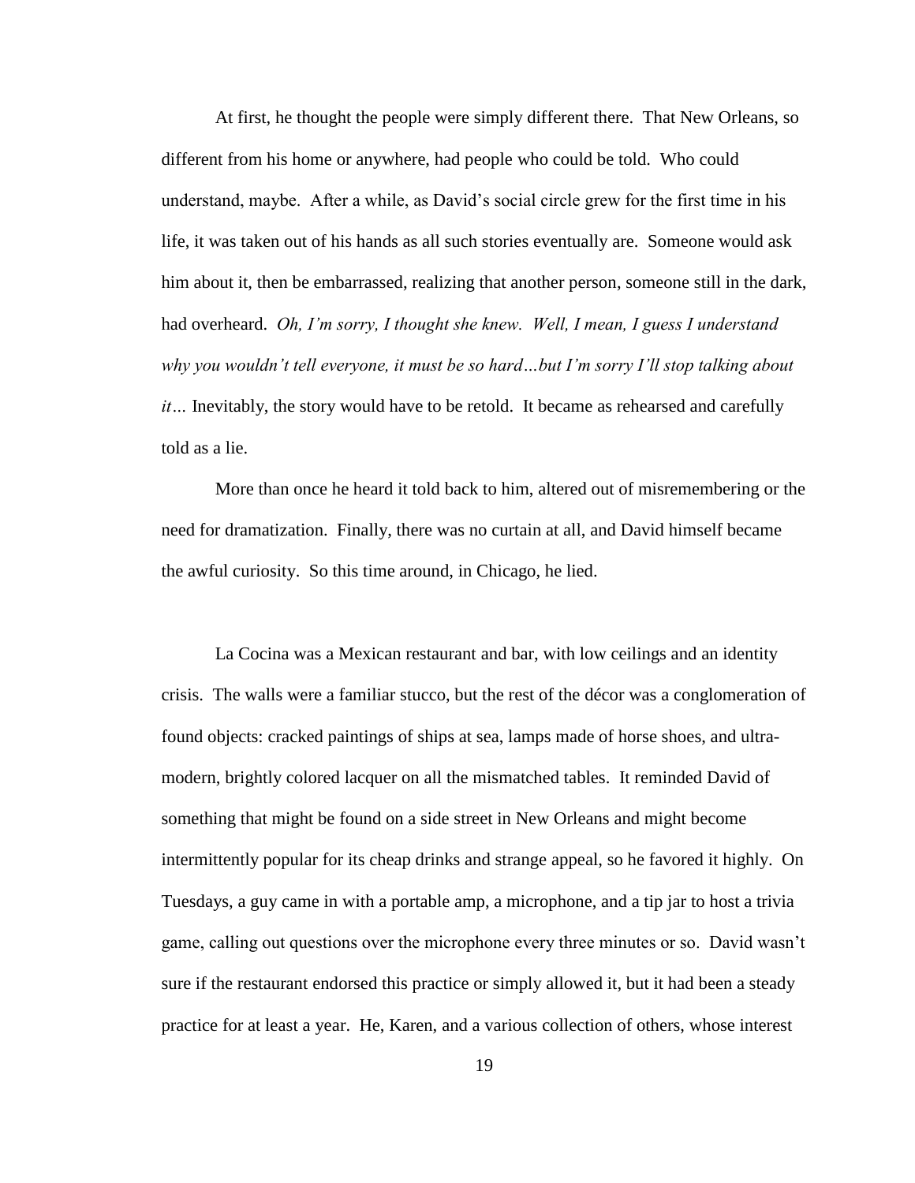At first, he thought the people were simply different there. That New Orleans, so different from his home or anywhere, had people who could be told. Who could understand, maybe. After a while, as David's social circle grew for the first time in his life, it was taken out of his hands as all such stories eventually are. Someone would ask him about it, then be embarrassed, realizing that another person, someone still in the dark, had overheard. *Oh, I'm sorry, I thought she knew. Well, I mean, I guess I understand why you wouldn't tell everyone, it must be so hard…but I'm sorry I'll stop talking about it…* Inevitably, the story would have to be retold. It became as rehearsed and carefully told as a lie.

More than once he heard it told back to him, altered out of misremembering or the need for dramatization. Finally, there was no curtain at all, and David himself became the awful curiosity. So this time around, in Chicago, he lied.

La Cocina was a Mexican restaurant and bar, with low ceilings and an identity crisis. The walls were a familiar stucco, but the rest of the décor was a conglomeration of found objects: cracked paintings of ships at sea, lamps made of horse shoes, and ultra-modern, brightly colored lacquer on all the mismatched tables. It reminded David of something that might be found on a side street in New Orleans and might become intermittently popular for its cheap drinks and strange appeal, so he favored it highly. On Tuesdays, a guy came in with a portable amp, a microphone, and a tip jar to host a trivia game, calling out questions over the microphone every three minutes or so. David wasn't sure if the restaurant endorsed this practice or simply allowed it, but it had been a steady practice for at least a year. He, Karen, and a various collection of others, whose interest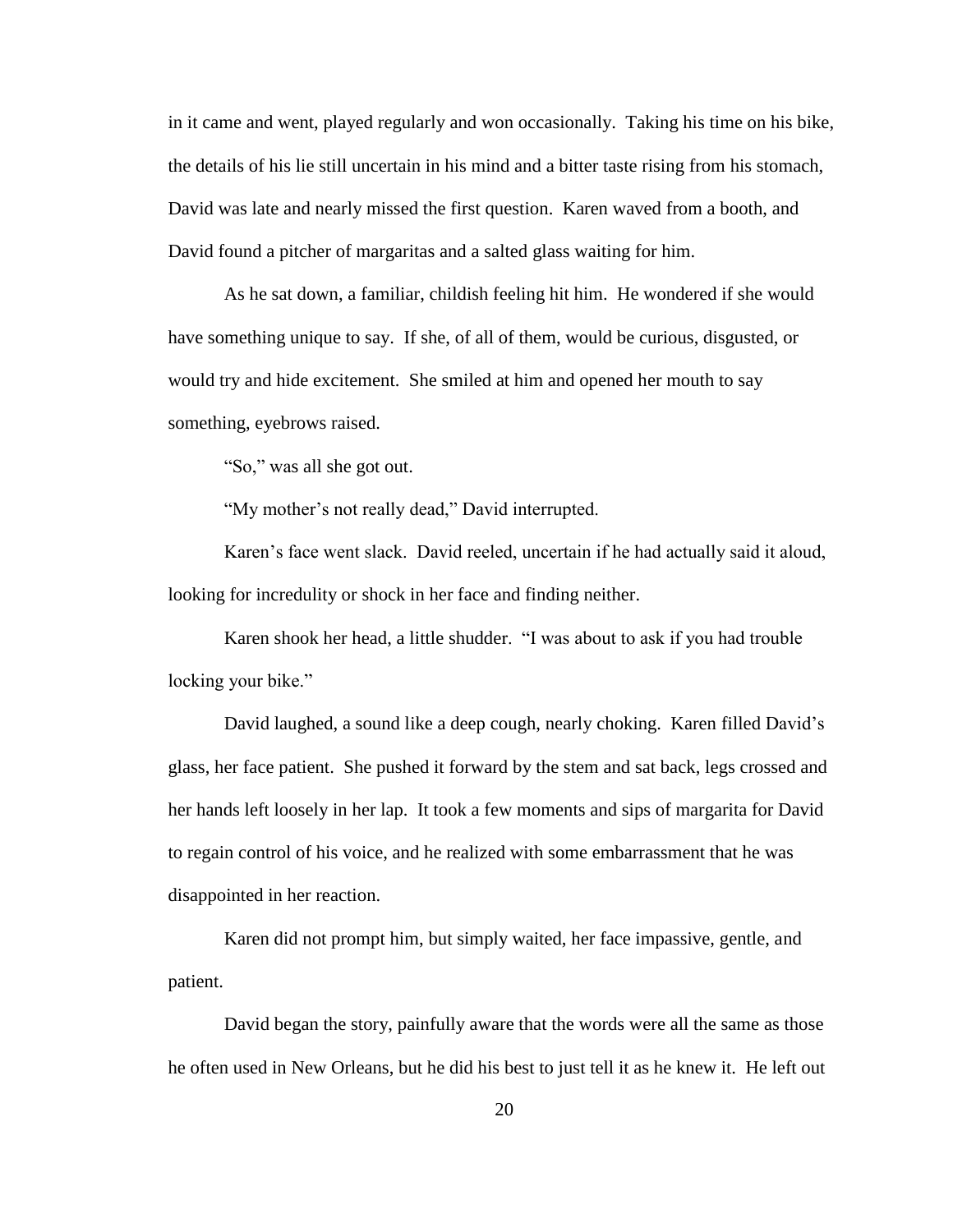in it came and went, played regularly and won occasionally. Taking his time on his bike, the details of his lie still uncertain in his mind and a bitter taste rising from his stomach, David was late and nearly missed the first question. Karen waved from a booth, and David found a pitcher of margaritas and a salted glass waiting for him.

As he sat down, a familiar, childish feeling hit him. He wondered if she would have something unique to say. If she, of all of them, would be curious, disgusted, or would try and hide excitement. She smiled at him and opened her mouth to say something, eyebrows raised.

"So," was all she got out.

"My mother's not really dead," David interrupted.

Karen's face went slack. David reeled, uncertain if he had actually said it aloud, looking for incredulity or shock in her face and finding neither.

Karen shook her head, a little shudder. "I was about to ask if you had trouble locking your bike."

David laughed, a sound like a deep cough, nearly choking. Karen filled David's glass, her face patient. She pushed it forward by the stem and sat back, legs crossed and her hands left loosely in her lap. It took a few moments and sips of margarita for David to regain control of his voice, and he realized with some embarrassment that he was disappointed in her reaction.

Karen did not prompt him, but simply waited, her face impassive, gentle, and patient.

David began the story, painfully aware that the words were all the same as those he often used in New Orleans, but he did his best to just tell it as he knew it. He left out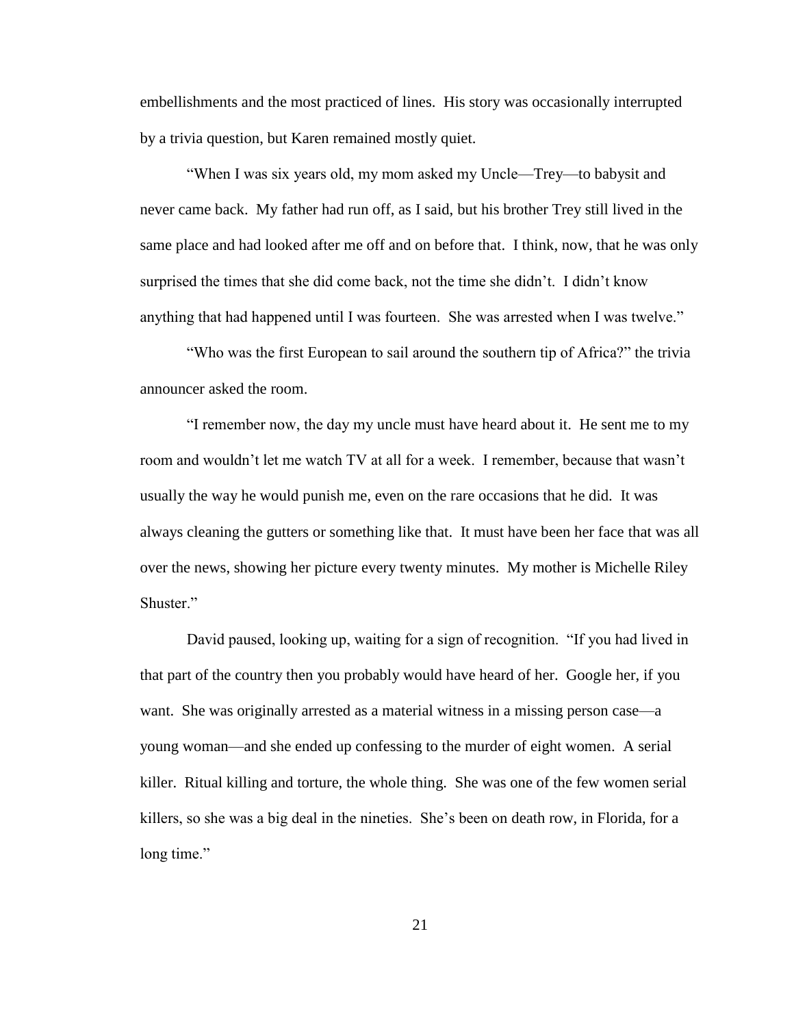embellishments and the most practiced of lines. His story was occasionally interrupted by a trivia question, but Karen remained mostly quiet.

"When I was six years old, my mom asked my Uncle—Trey—to babysit and never came back. My father had run off, as I said, but his brother Trey still lived in the same place and had looked after me off and on before that. I think, now, that he was only surprised the times that she did come back, not the time she didn't. I didn't know anything that had happened until I was fourteen. She was arrested when I was twelve."

"Who was the first European to sail around the southern tip of Africa?" the trivia announcer asked the room.

"I remember now, the day my uncle must have heard about it. He sent me to my room and wouldn't let me watch TV at all for a week. I remember, because that wasn't usually the way he would punish me, even on the rare occasions that he did. It was always cleaning the gutters or something like that. It must have been her face that was all over the news, showing her picture every twenty minutes. My mother is Michelle Riley Shuster."

David paused, looking up, waiting for a sign of recognition. "If you had lived in that part of the country then you probably would have heard of her. Google her, if you want. She was originally arrested as a material witness in a missing person case—a young woman—and she ended up confessing to the murder of eight women. A serial killer. Ritual killing and torture, the whole thing. She was one of the few women serial killers, so she was a big deal in the nineties. She's been on death row, in Florida, for a long time."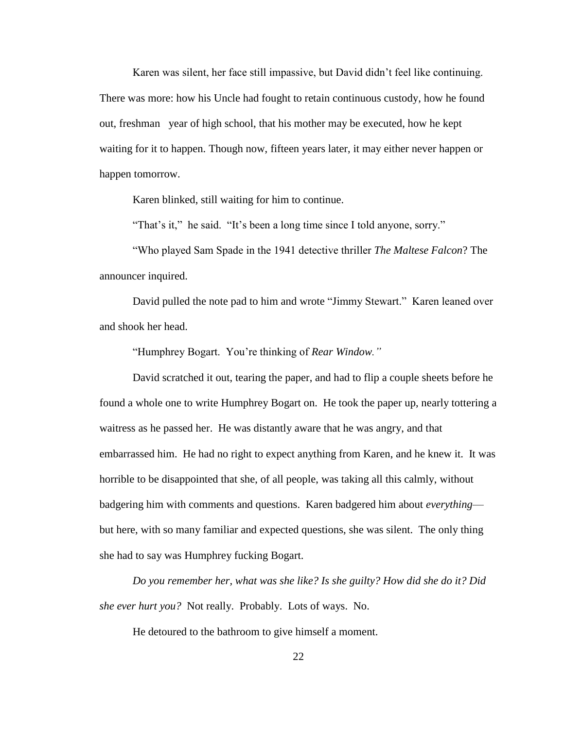Karen was silent, her face still impassive, but David didn't feel like continuing. There was more: how his Uncle had fought to retain continuous custody, how he found out, freshman year of high school, that his mother may be executed, how he kept waiting for it to happen. Though now, fifteen years later, it may either never happen or happen tomorrow.

Karen blinked, still waiting for him to continue.

"That's it," he said. "It's been a long time since I told anyone, sorry."

"Who played Sam Spade in the 1941 detective thriller *The Maltese Falcon*? The announcer inquired.

David pulled the note pad to him and wrote "Jimmy Stewart." Karen leaned over and shook her head.

"Humphrey Bogart. You're thinking of *Rear Window."*

David scratched it out, tearing the paper, and had to flip a couple sheets before he found a whole one to write Humphrey Bogart on. He took the paper up, nearly tottering a waitress as he passed her. He was distantly aware that he was angry, and that embarrassed him. He had no right to expect anything from Karen, and he knew it. It was horrible to be disappointed that she, of all people, was taking all this calmly, without badgering him with comments and questions. Karen badgered him about *everything*—but here, with so many familiar and expected questions, she was silent. The only thing she had to say was Humphrey fucking Bogart.

*Do you remember her, what was she like? Is she guilty? How did she do it? Did she ever hurt you?* Not really. Probably. Lots of ways. No.

He detoured to the bathroom to give himself a moment.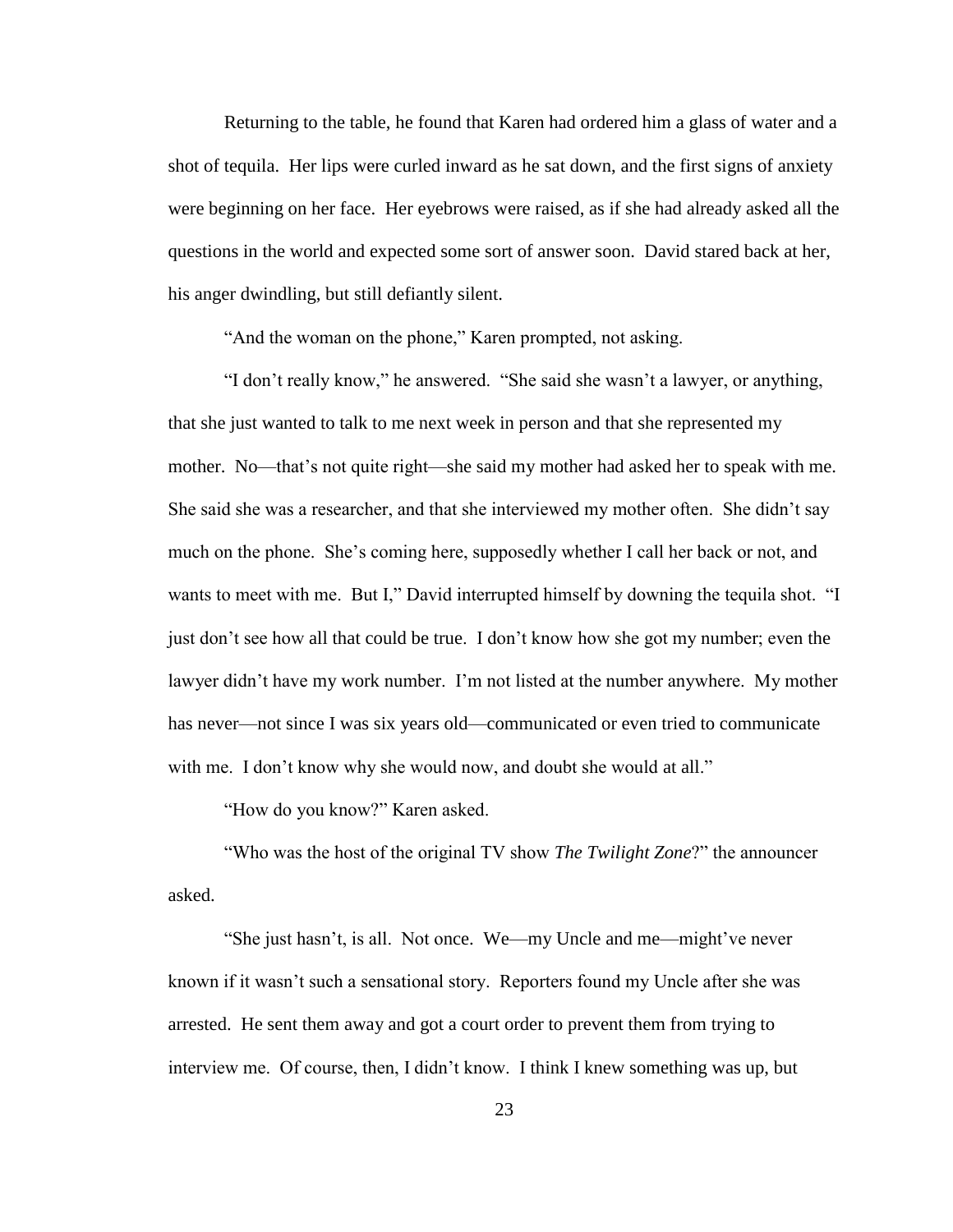Returning to the table, he found that Karen had ordered him a glass of water and a shot of tequila. Her lips were curled inward as he sat down, and the first signs of anxiety were beginning on her face. Her eyebrows were raised, as if she had already asked all the questions in the world and expected some sort of answer soon. David stared back at her, his anger dwindling, but still defiantly silent.

"And the woman on the phone," Karen prompted, not asking.

"I don't really know," he answered. "She said she wasn't a lawyer, or anything, that she just wanted to talk to me next week in person and that she represented my mother. No—that's not quite right—she said my mother had asked her to speak with me. She said she was a researcher, and that she interviewed my mother often. She didn't say much on the phone. She's coming here, supposedly whether I call her back or not, and wants to meet with me. But I," David interrupted himself by downing the tequila shot. "I just don't see how all that could be true. I don't know how she got my number; even the lawyer didn't have my work number. I'm not listed at the number anywhere. My mother has never—not since I was six years old—communicated or even tried to communicate with me. I don't know why she would now, and doubt she would at all."

"How do you know?" Karen asked.

"Who was the host of the original TV show *The Twilight Zone*?" the announcer asked.

"She just hasn't, is all. Not once. We—my Uncle and me—might've never known if it wasn't such a sensational story. Reporters found my Uncle after she was arrested. He sent them away and got a court order to prevent them from trying to interview me. Of course, then, I didn't know. I think I knew something was up, but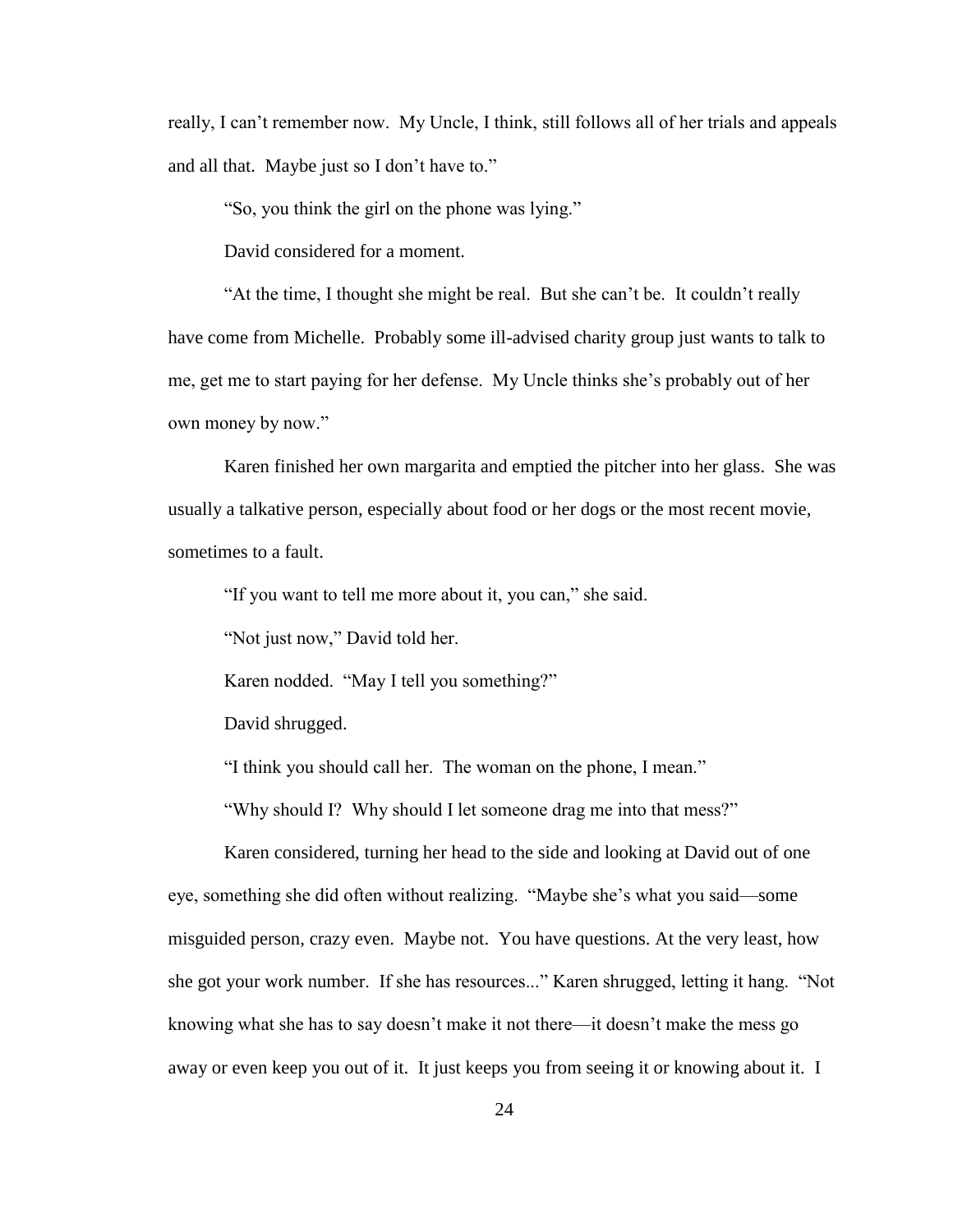really, I can't remember now. My Uncle, I think, still follows all of her trials and appeals and all that. Maybe just so I don't have to."

"So, you think the girl on the phone was lying."

David considered for a moment.

"At the time, I thought she might be real. But she can't be. It couldn't really have come from Michelle. Probably some ill-advised charity group just wants to talk to me, get me to start paying for her defense. My Uncle thinks she's probably out of her own money by now."

Karen finished her own margarita and emptied the pitcher into her glass. She was usually a talkative person, especially about food or her dogs or the most recent movie, sometimes to a fault.

"If you want to tell me more about it, you can," she said.

"Not just now," David told her.

Karen nodded. "May I tell you something?"

David shrugged.

"I think you should call her. The woman on the phone, I mean."

"Why should I? Why should I let someone drag me into that mess?"

Karen considered, turning her head to the side and looking at David out of one eye, something she did often without realizing. "Maybe she's what you said—some misguided person, crazy even. Maybe not. You have questions. At the very least, how she got your work number. If she has resources..." Karen shrugged, letting it hang. "Not knowing what she has to say doesn't make it not there—it doesn't make the mess go away or even keep you out of it. It just keeps you from seeing it or knowing about it. I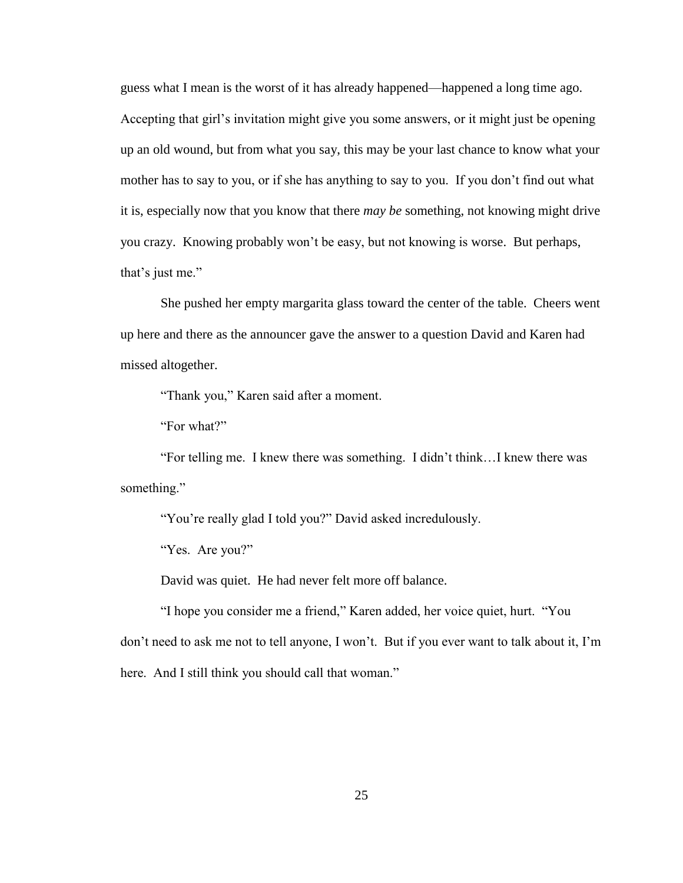guess what I mean is the worst of it has already happened—happened a long time ago. Accepting that girl's invitation might give you some answers, or it might just be opening up an old wound, but from what you say, this may be your last chance to know what your mother has to say to you, or if she has anything to say to you. If you don't find out what it is, especially now that you know that there *may be* something, not knowing might drive you crazy. Knowing probably won't be easy, but not knowing is worse. But perhaps, that's just me."

She pushed her empty margarita glass toward the center of the table. Cheers went up here and there as the announcer gave the answer to a question David and Karen had missed altogether.

"Thank you," Karen said after a moment.

"For what?"

"For telling me. I knew there was something. I didn't think…I knew there was something."

"You're really glad I told you?" David asked incredulously.

"Yes. Are you?"

David was quiet. He had never felt more off balance.

"I hope you consider me a friend," Karen added, her voice quiet, hurt. "You don't need to ask me not to tell anyone, I won't. But if you ever want to talk about it, I'm here. And I still think you should call that woman."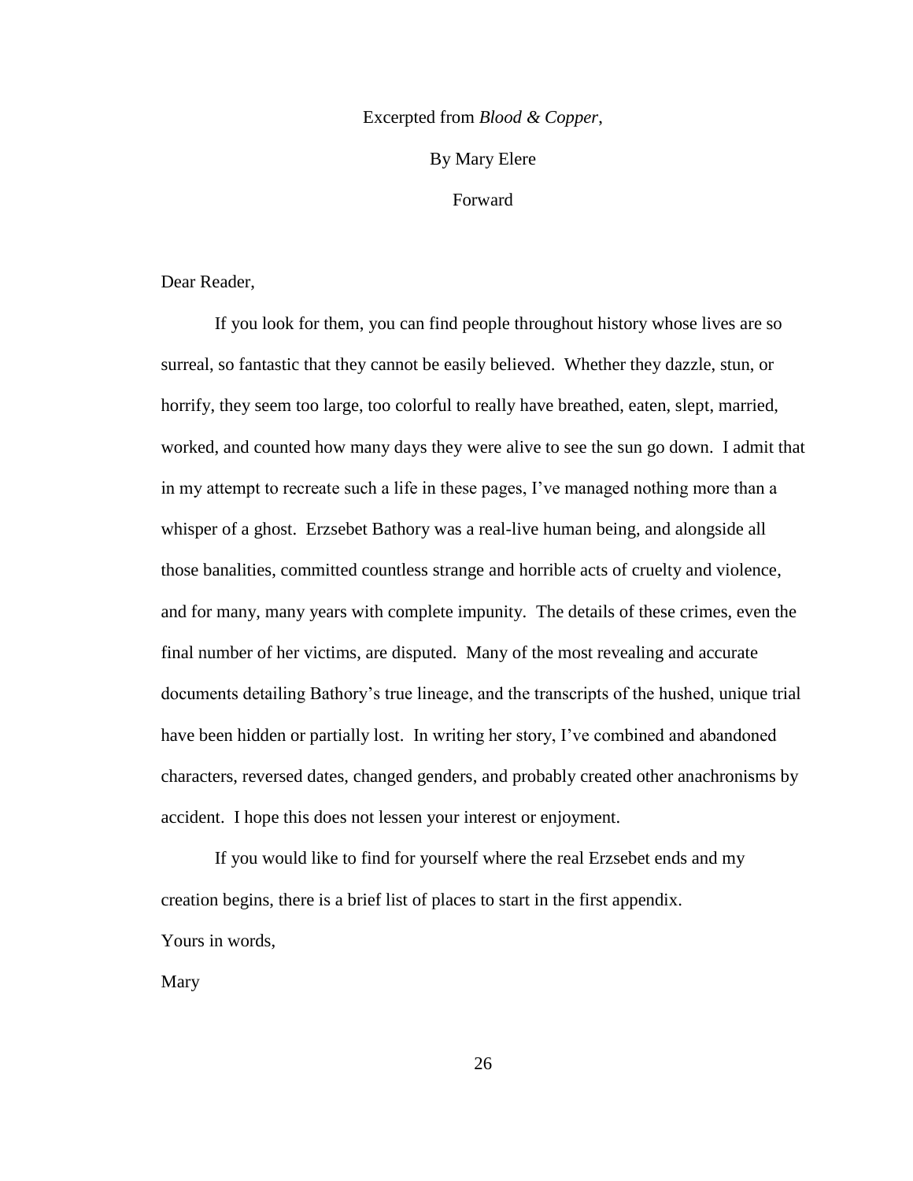Excerpted from *Blood & Copper*,

By Mary Elere

Forward

Dear Reader,

If you look for them, you can find people throughout history whose lives are so surreal, so fantastic that they cannot be easily believed. Whether they dazzle, stun, or horrify, they seem too large, too colorful to really have breathed, eaten, slept, married, worked, and counted how many days they were alive to see the sun go down. I admit that in my attempt to recreate such a life in these pages, I've managed nothing more than a whisper of a ghost. Erzsebet Bathory was a real-live human being, and alongside all those banalities, committed countless strange and horrible acts of cruelty and violence, and for many, many years with complete impunity. The details of these crimes, even the final number of her victims, are disputed. Many of the most revealing and accurate documents detailing Bathory's true lineage, and the transcripts of the hushed, unique trial have been hidden or partially lost. In writing her story, I've combined and abandoned characters, reversed dates, changed genders, and probably created other anachronisms by accident. I hope this does not lessen your interest or enjoyment.

If you would like to find for yourself where the real Erzsebet ends and my creation begins, there is a brief list of places to start in the first appendix.

Yours in words,

Mary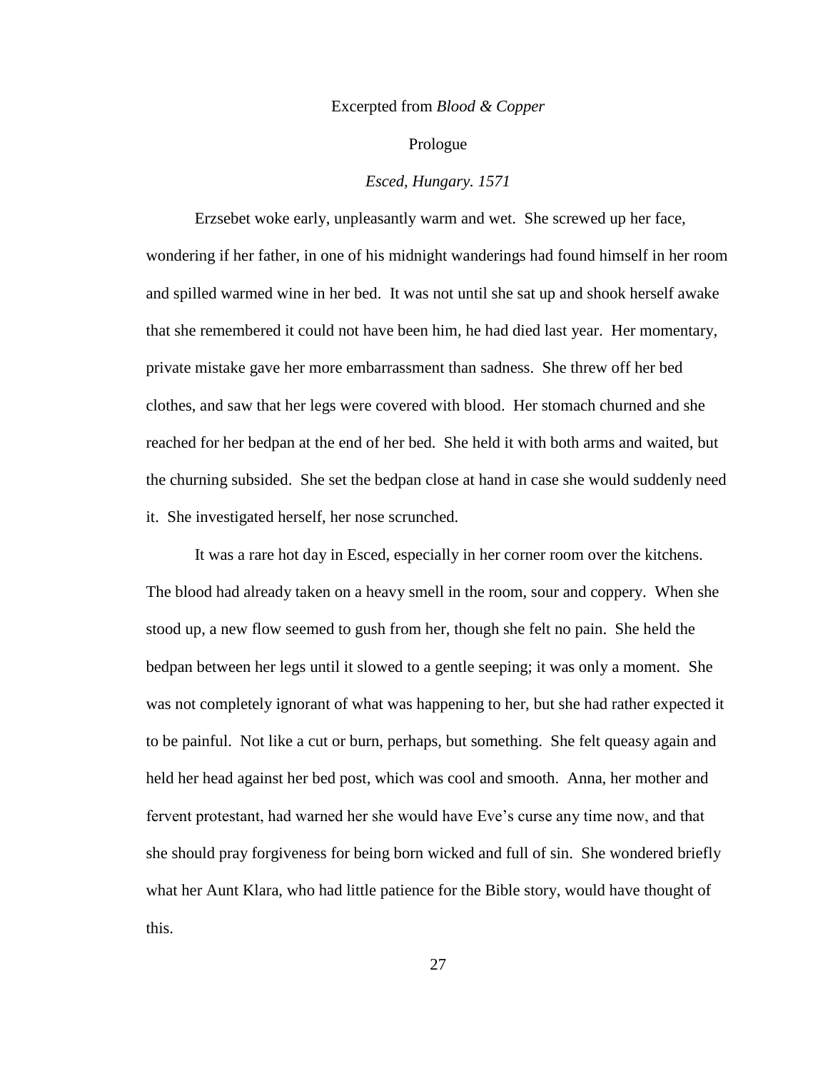Excerpted from *Blood & Copper*

Prologue

*Esced, Hungary. 1571*

Erzsebet woke early, unpleasantly warm and wet. She screwed up her face, wondering if her father, in one of his midnight wanderings had found himself in her room and spilled warmed wine in her bed. It was not until she sat up and shook herself awake that she remembered it could not have been him, he had died last year. Her momentary, private mistake gave her more embarrassment than sadness. She threw off her bed clothes, and saw that her legs were covered with blood. Her stomach churned and she reached for her bedpan at the end of her bed. She held it with both arms and waited, but the churning subsided. She set the bedpan close at hand in case she would suddenly need it. She investigated herself, her nose scrunched.

It was a rare hot day in Esced, especially in her corner room over the kitchens. The blood had already taken on a heavy smell in the room, sour and coppery. When she stood up, a new flow seemed to gush from her, though she felt no pain. She held the bedpan between her legs until it slowed to a gentle seeping; it was only a moment. She was not completely ignorant of what was happening to her, but she had rather expected it to be painful. Not like a cut or burn, perhaps, but something. She felt queasy again and held her head against her bed post, which was cool and smooth. Anna, her mother and fervent protestant, had warned her she would have Eve's curse any time now, and that she should pray forgiveness for being born wicked and full of sin. She wondered briefly what her Aunt Klara, who had little patience for the Bible story, would have thought of this.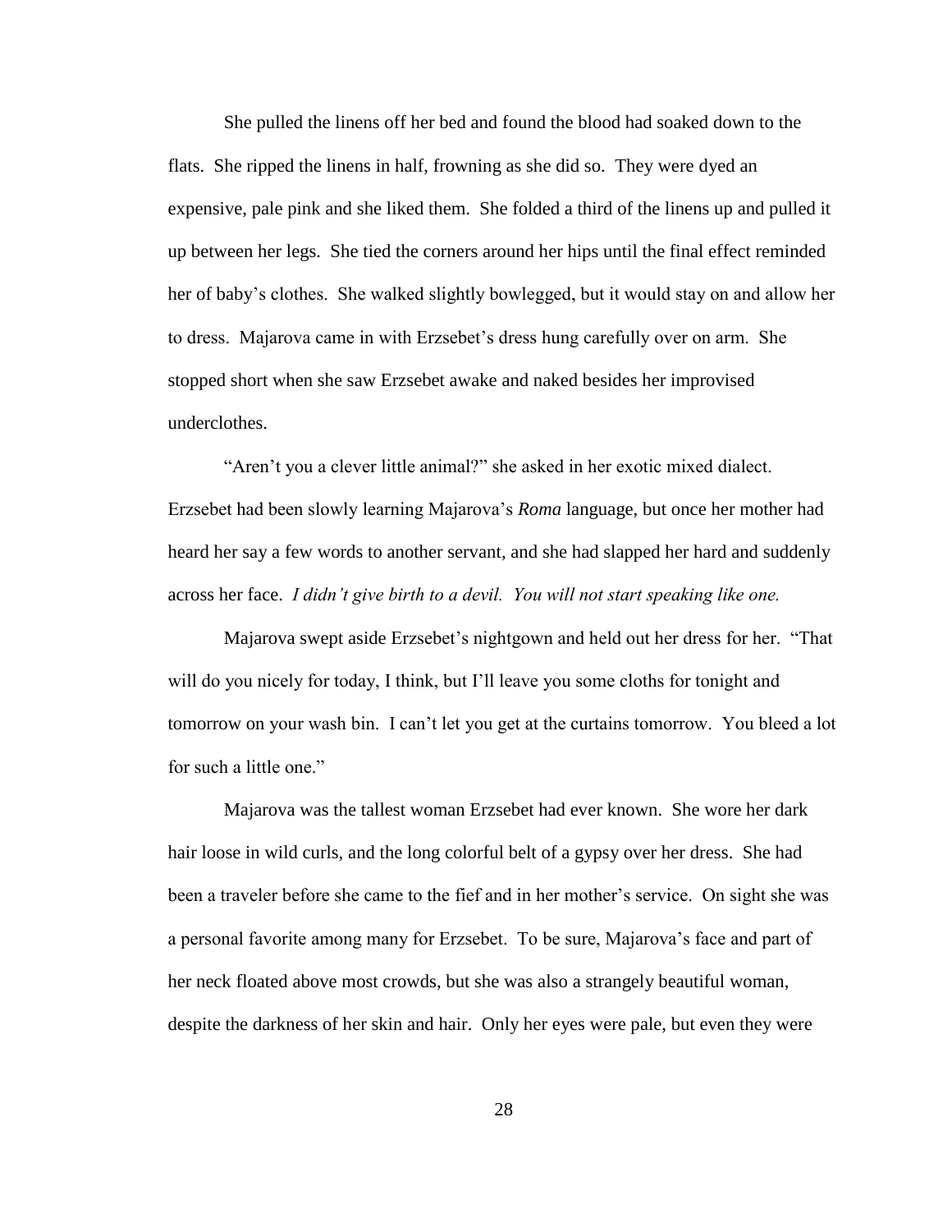She pulled the linens off her bed and found the blood had soaked down to the flats. She ripped the linens in half, frowning as she did so. They were dyed an expensive, pale pink and she liked them. She folded a third of the linens up and pulled it up between her legs. She tied the corners around her hips until the final effect reminded her of baby's clothes. She walked slightly bowlegged, but it would stay on and allow her to dress. Majarova came in with Erzsebet's dress hung carefully over on arm. She stopped short when she saw Erzsebet awake and naked besides her improvised underclothes.

"Aren't you a clever little animal?" she asked in her exotic mixed dialect. Erzsebet had been slowly learning Majarova's *Roma* language, but once her mother had heard her say a few words to another servant, and she had slapped her hard and suddenly across her face. *I didn't give birth to a devil. You will not start speaking like one.*

Majarova swept aside Erzsebet's nightgown and held out her dress for her. "That will do you nicely for today, I think, but I'll leave you some cloths for tonight and tomorrow on your wash bin. I can't let you get at the curtains tomorrow. You bleed a lot for such a little one."

Majarova was the tallest woman Erzsebet had ever known. She wore her dark hair loose in wild curls, and the long colorful belt of a gypsy over her dress. She had been a traveler before she came to the fief and in her mother's service. On sight she was a personal favorite among many for Erzsebet. To be sure, Majarova's face and part of her neck floated above most crowds, but she was also a strangely beautiful woman, despite the darkness of her skin and hair. Only her eyes were pale, but even they were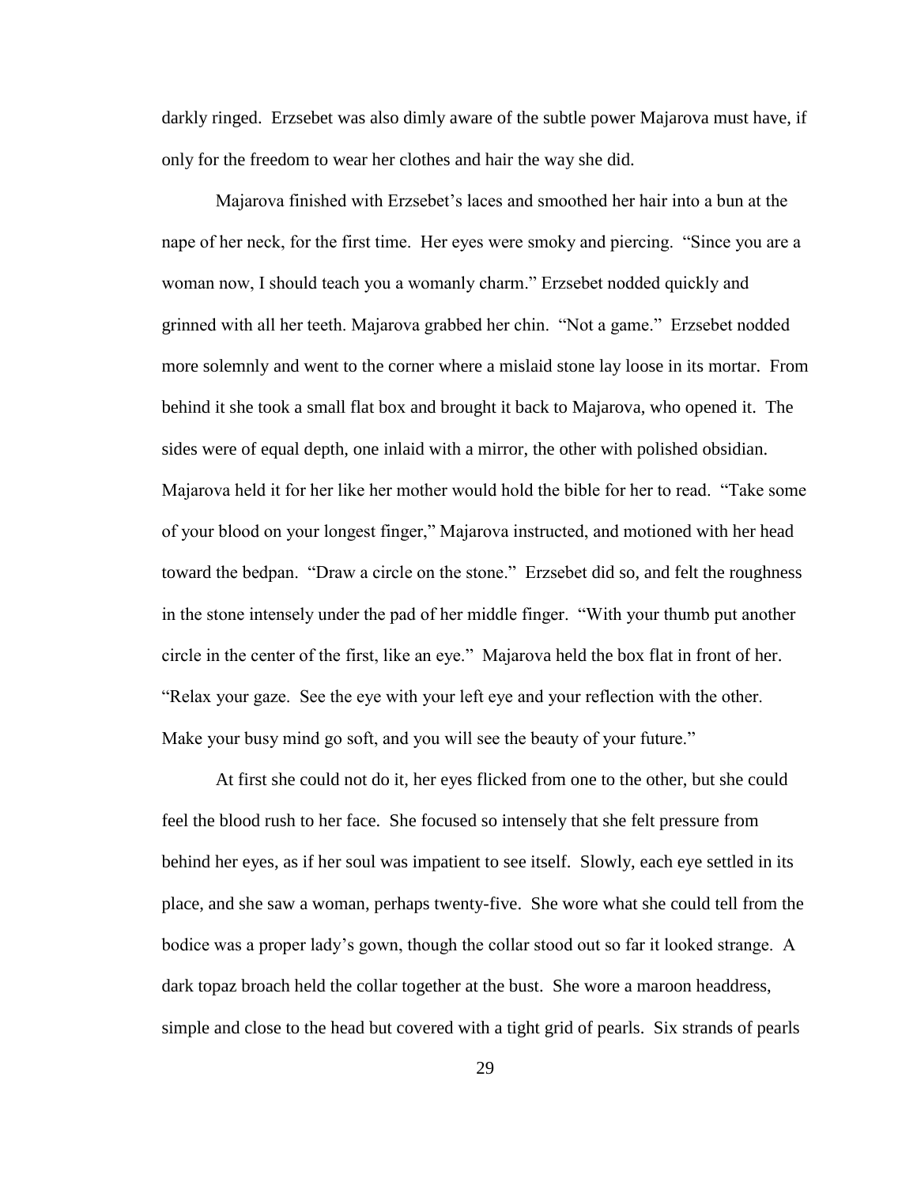darkly ringed. Erzsebet was also dimly aware of the subtle power Majarova must have, if only for the freedom to wear her clothes and hair the way she did.

Majarova finished with Erzsebet's laces and smoothed her hair into a bun at the nape of her neck, for the first time. Her eyes were smoky and piercing. "Since you are a woman now, I should teach you a womanly charm." Erzsebet nodded quickly and grinned with all her teeth. Majarova grabbed her chin. "Not a game." Erzsebet nodded more solemnly and went to the corner where a mislaid stone lay loose in its mortar. From behind it she took a small flat box and brought it back to Majarova, who opened it. The sides were of equal depth, one inlaid with a mirror, the other with polished obsidian. Majarova held it for her like her mother would hold the bible for her to read. "Take some of your blood on your longest finger," Majarova instructed, and motioned with her head toward the bedpan. "Draw a circle on the stone." Erzsebet did so, and felt the roughness in the stone intensely under the pad of her middle finger. "With your thumb put another circle in the center of the first, like an eye." Majarova held the box flat in front of her. "Relax your gaze. See the eye with your left eye and your reflection with the other. Make your busy mind go soft, and you will see the beauty of your future."

At first she could not do it, her eyes flicked from one to the other, but she could feel the blood rush to her face. She focused so intensely that she felt pressure from behind her eyes, as if her soul was impatient to see itself. Slowly, each eye settled in its place, and she saw a woman, perhaps twenty-five. She wore what she could tell from the bodice was a proper lady's gown, though the collar stood out so far it looked strange. A dark topaz broach held the collar together at the bust. She wore a maroon headdress, simple and close to the head but covered with a tight grid of pearls. Six strands of pearls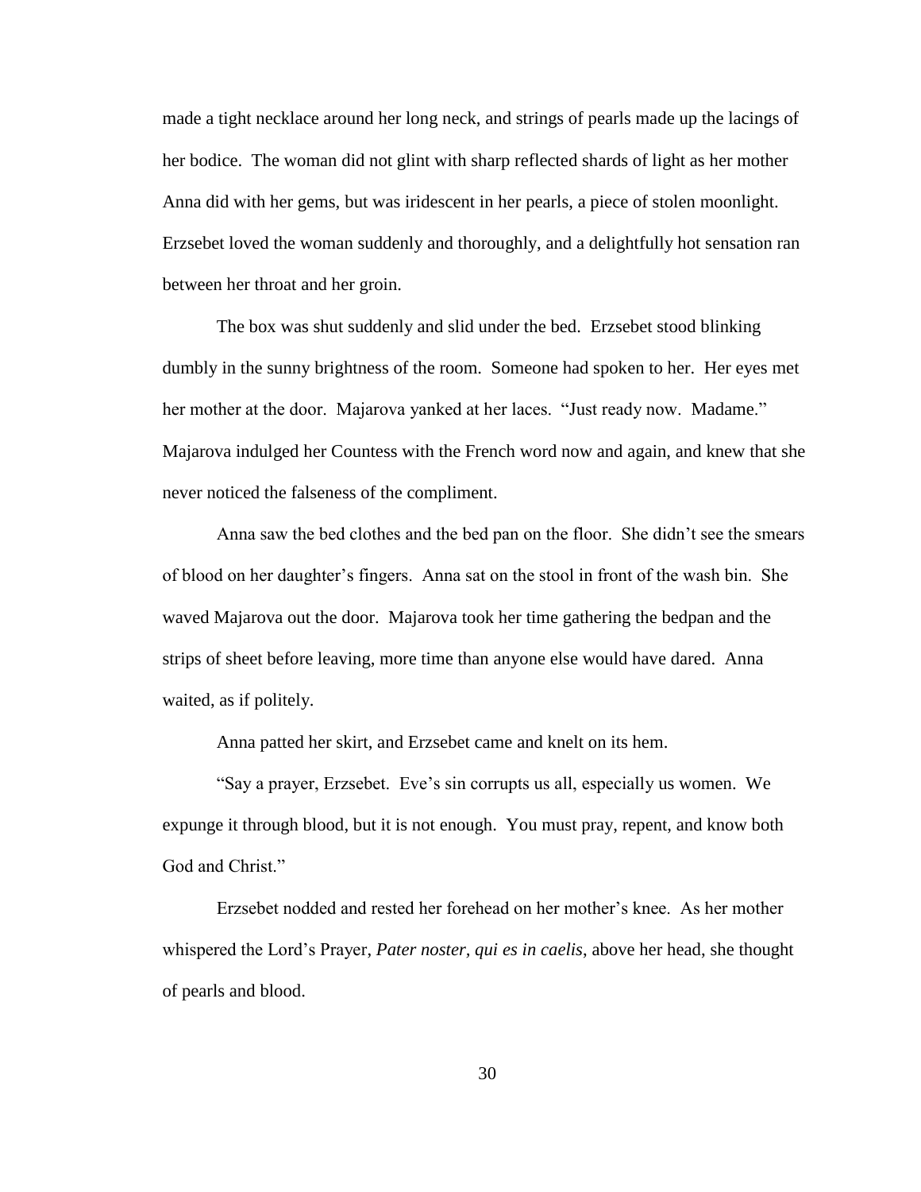made a tight necklace around her long neck, and strings of pearls made up the lacings of her bodice. The woman did not glint with sharp reflected shards of light as her mother Anna did with her gems, but was iridescent in her pearls, a piece of stolen moonlight. Erzsebet loved the woman suddenly and thoroughly, and a delightfully hot sensation ran between her throat and her groin.

The box was shut suddenly and slid under the bed. Erzsebet stood blinking dumbly in the sunny brightness of the room. Someone had spoken to her. Her eyes met her mother at the door. Majarova yanked at her laces. "Just ready now. Madame." Majarova indulged her Countess with the French word now and again, and knew that she never noticed the falseness of the compliment.

Anna saw the bed clothes and the bed pan on the floor. She didn't see the smears of blood on her daughter's fingers. Anna sat on the stool in front of the wash bin. She waved Majarova out the door. Majarova took her time gathering the bedpan and the strips of sheet before leaving, more time than anyone else would have dared. Anna waited, as if politely.

Anna patted her skirt, and Erzsebet came and knelt on its hem.

"Say a prayer, Erzsebet. Eve's sin corrupts us all, especially us women. We expunge it through blood, but it is not enough. You must pray, repent, and know both God and Christ."

Erzsebet nodded and rested her forehead on her mother's knee. As her mother whispered the Lord's Prayer, *Pater noster, qui es in caelis*, above her head, she thought of pearls and blood.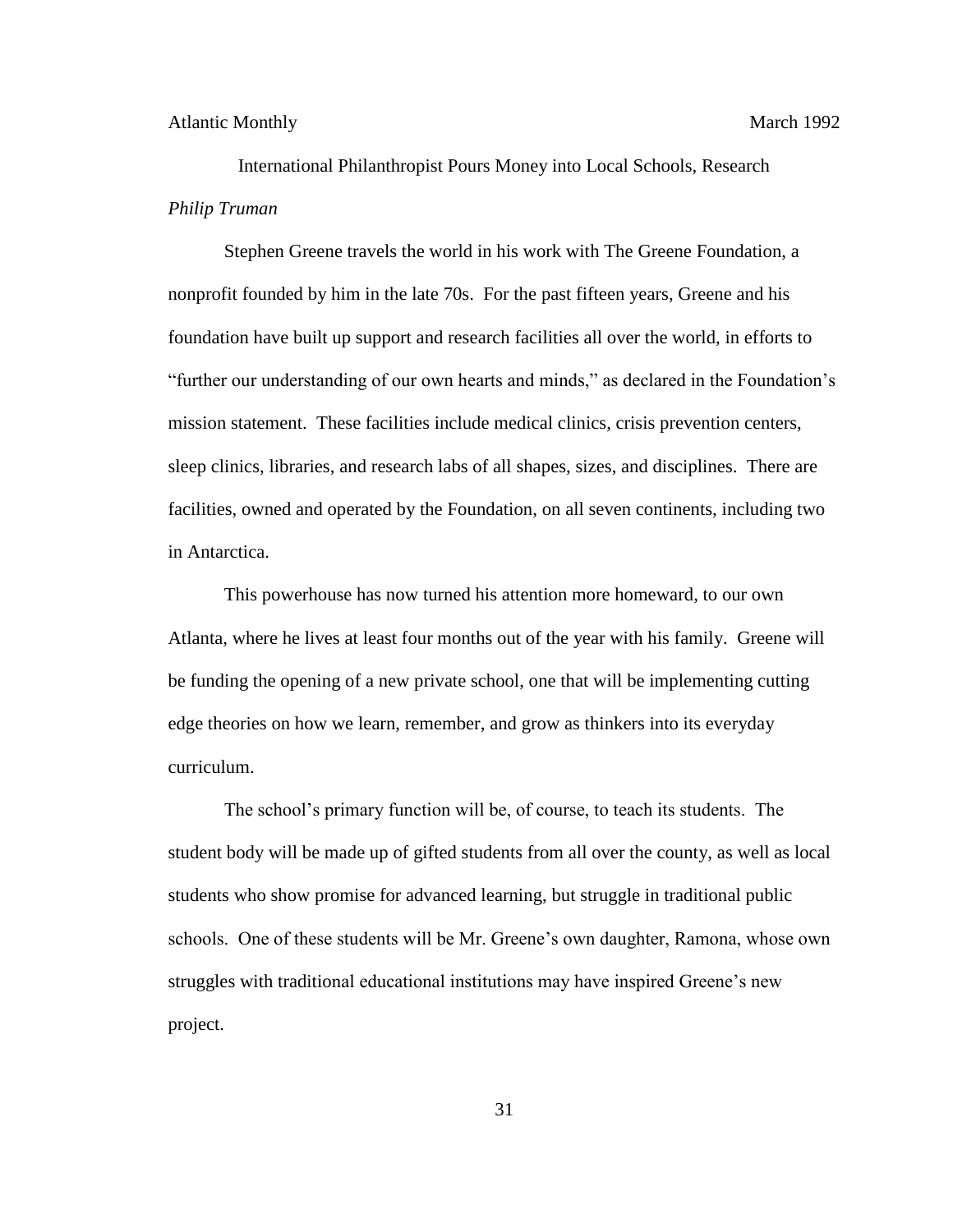Atlantic Monthly March 1992

International Philanthropist Pours Money into Local Schools, Research

*Philip Truman*

Stephen Greene travels the world in his work with The Greene Foundation, a nonprofit founded by him in the late 70s. For the past fifteen years, Greene and his foundation have built up support and research facilities all over the world, in efforts to "further our understanding of our own hearts and minds," as declared in the Foundation's mission statement. These facilities include medical clinics, crisis prevention centers, sleep clinics, libraries, and research labs of all shapes, sizes, and disciplines. There are facilities, owned and operated by the Foundation, on all seven continents, including two in Antarctica.

This powerhouse has now turned his attention more homeward, to our own Atlanta, where he lives at least four months out of the year with his family. Greene will be funding the opening of a new private school, one that will be implementing cutting edge theories on how we learn, remember, and grow as thinkers into its everyday curriculum.

The school's primary function will be, of course, to teach its students. The student body will be made up of gifted students from all over the county, as well as local students who show promise for advanced learning, but struggle in traditional public schools. One of these students will be Mr. Greene's own daughter, Ramona, whose own struggles with traditional educational institutions may have inspired Greene's new project.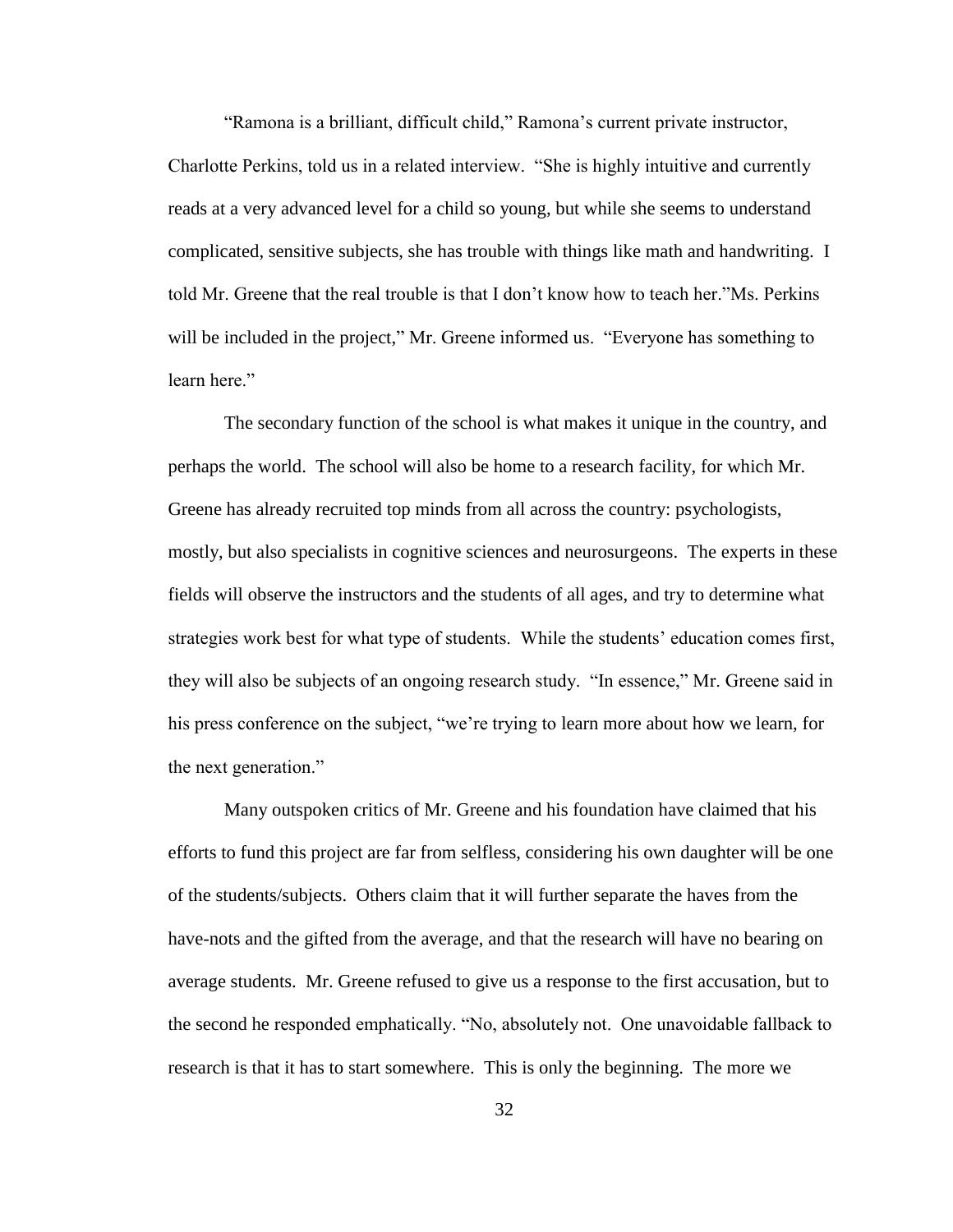"Ramona is a brilliant, difficult child," Ramona's current private instructor, Charlotte Perkins, told us in a related interview. "She is highly intuitive and currently reads at a very advanced level for a child so young, but while she seems to understand complicated, sensitive subjects, she has trouble with things like math and handwriting. I told Mr. Greene that the real trouble is that I don't know how to teach her."Ms. Perkins will be included in the project," Mr. Greene informed us. "Everyone has something to learn here."

The secondary function of the school is what makes it unique in the country, and perhaps the world. The school will also be home to a research facility, for which Mr. Greene has already recruited top minds from all across the country: psychologists, mostly, but also specialists in cognitive sciences and neurosurgeons. The experts in these fields will observe the instructors and the students of all ages, and try to determine what strategies work best for what type of students. While the students' education comes first, they will also be subjects of an ongoing research study. "In essence," Mr. Greene said in his press conference on the subject, "we're trying to learn more about how we learn, for the next generation."

Many outspoken critics of Mr. Greene and his foundation have claimed that his efforts to fund this project are far from selfless, considering his own daughter will be one of the students/subjects. Others claim that it will further separate the haves from the have-nots and the gifted from the average, and that the research will have no bearing on average students. Mr. Greene refused to give us a response to the first accusation, but to the second he responded emphatically. "No, absolutely not. One unavoidable fallback to research is that it has to start somewhere. This is only the beginning. The more we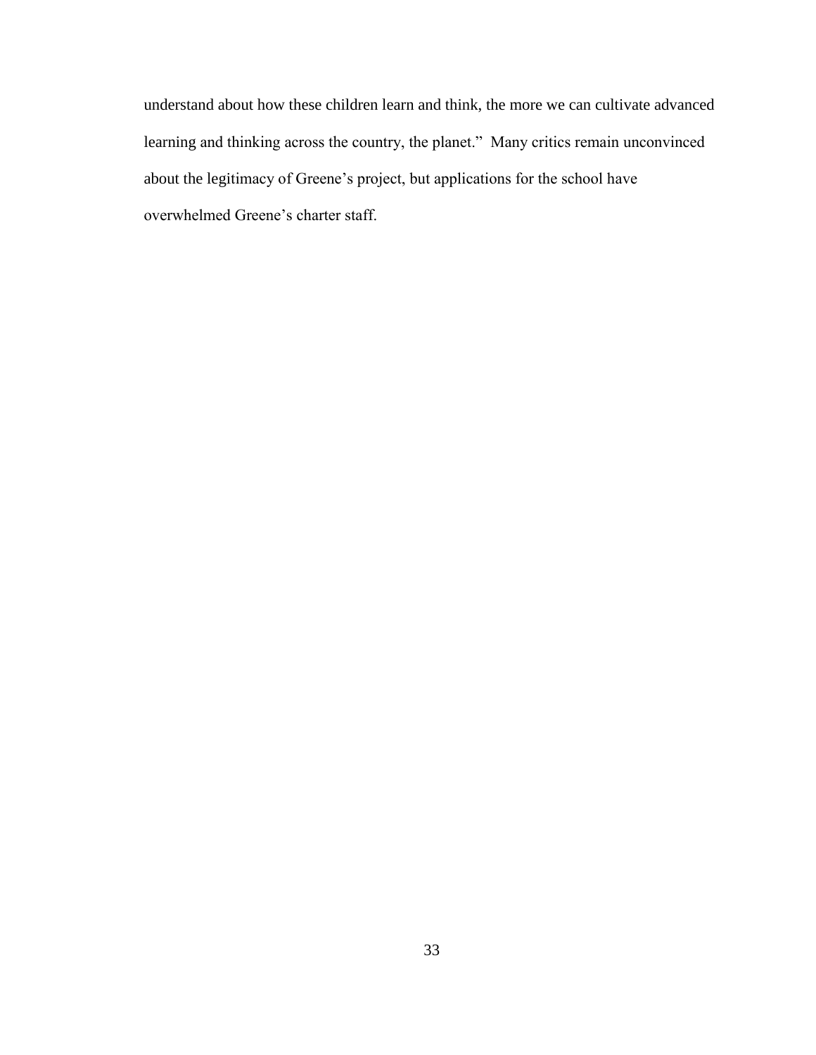understand about how these children learn and think, the more we can cultivate advanced learning and thinking across the country, the planet."  Many critics remain unconvinced about the legitimacy of Greene's project, but applications for the school have overwhelmed Greene's charter staff.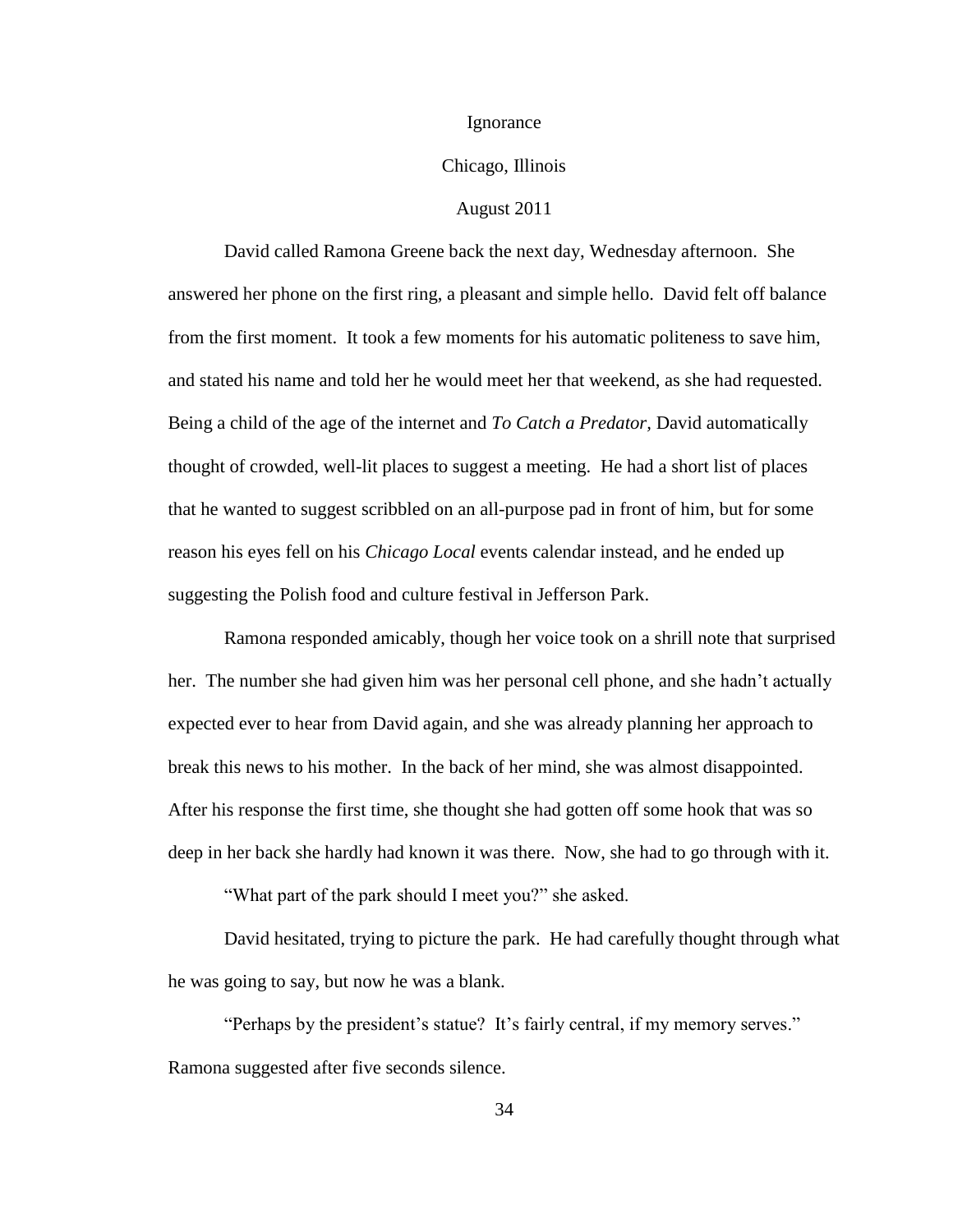# Ignorance

Chicago, Illinois

August 2011

David called Ramona Greene back the next day, Wednesday afternoon. She answered her phone on the first ring, a pleasant and simple hello. David felt off balance from the first moment. It took a few moments for his automatic politeness to save him, and stated his name and told her he would meet her that weekend, as she had requested. Being a child of the age of the internet and *To Catch a Predator,* David automatically thought of crowded, well-lit places to suggest a meeting. He had a short list of places that he wanted to suggest scribbled on an all-purpose pad in front of him, but for some reason his eyes fell on his *Chicago Local* events calendar instead, and he ended up suggesting the Polish food and culture festival in Jefferson Park.

Ramona responded amicably, though her voice took on a shrill note that surprised her. The number she had given him was her personal cell phone, and she hadn't actually expected ever to hear from David again, and she was already planning her approach to break this news to his mother. In the back of her mind, she was almost disappointed. After his response the first time, she thought she had gotten off some hook that was so deep in her back she hardly had known it was there. Now, she had to go through with it.

"What part of the park should I meet you?" she asked.

David hesitated, trying to picture the park. He had carefully thought through what he was going to say, but now he was a blank.

"Perhaps by the president's statue? It's fairly central, if my memory serves." Ramona suggested after five seconds silence.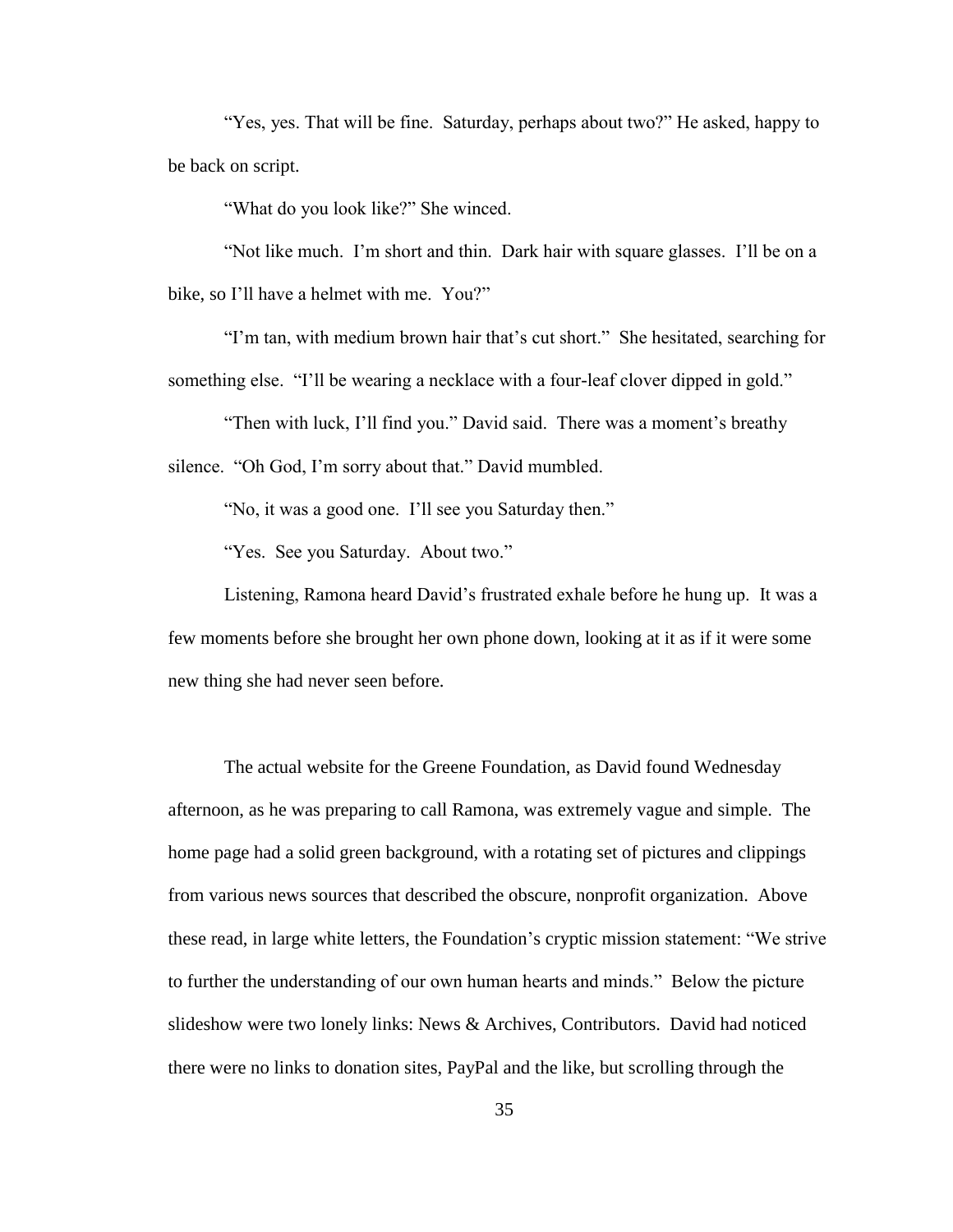"Yes, yes. That will be fine. Saturday, perhaps about two?" He asked, happy to be back on script.

"What do you look like?" She winced.

"Not like much. I'm short and thin. Dark hair with square glasses. I'll be on a bike, so I'll have a helmet with me. You?"

"I'm tan, with medium brown hair that's cut short." She hesitated, searching for something else. "I'll be wearing a necklace with a four-leaf clover dipped in gold."

"Then with luck, I'll find you." David said. There was a moment's breathy silence. "Oh God, I'm sorry about that." David mumbled.

"No, it was a good one. I'll see you Saturday then."

"Yes. See you Saturday. About two."

Listening, Ramona heard David's frustrated exhale before he hung up. It was a few moments before she brought her own phone down, looking at it as if it were some new thing she had never seen before.

The actual website for the Greene Foundation, as David found Wednesday afternoon, as he was preparing to call Ramona, was extremely vague and simple. The home page had a solid green background, with a rotating set of pictures and clippings from various news sources that described the obscure, nonprofit organization. Above these read, in large white letters, the Foundation's cryptic mission statement: "We strive to further the understanding of our own human hearts and minds." Below the picture slideshow were two lonely links: News & Archives, Contributors. David had noticed there were no links to donation sites, PayPal and the like, but scrolling through the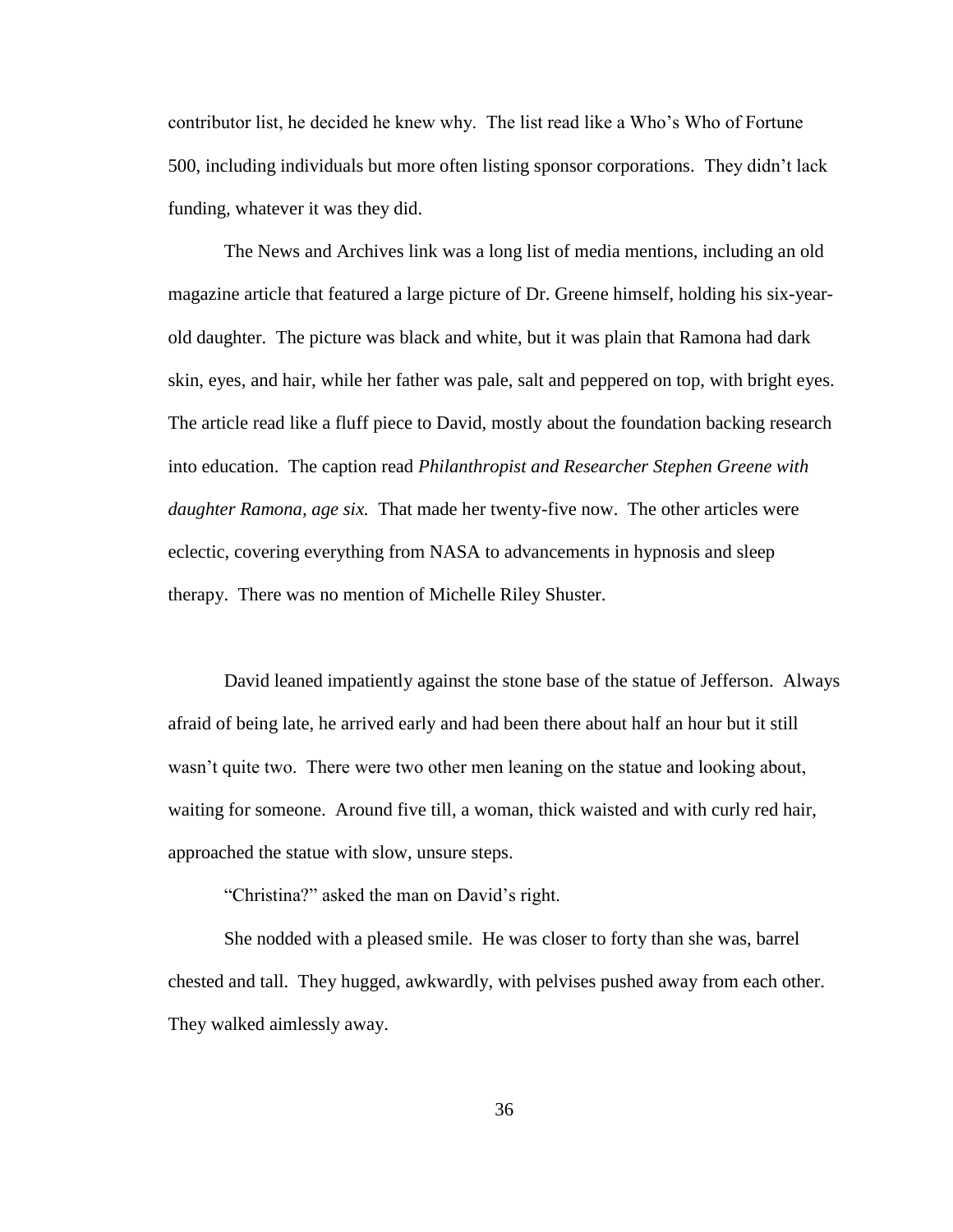contributor list, he decided he knew why. The list read like a Who's Who of Fortune 500, including individuals but more often listing sponsor corporations. They didn't lack funding, whatever it was they did.

The News and Archives link was a long list of media mentions, including an old magazine article that featured a large picture of Dr. Greene himself, holding his six-year-old daughter. The picture was black and white, but it was plain that Ramona had dark skin, eyes, and hair, while her father was pale, salt and peppered on top, with bright eyes. The article read like a fluff piece to David, mostly about the foundation backing research into education. The caption read *Philanthropist and Researcher Stephen Greene with daughter Ramona, age six.* That made her twenty-five now. The other articles were eclectic, covering everything from NASA to advancements in hypnosis and sleep therapy. There was no mention of Michelle Riley Shuster.

David leaned impatiently against the stone base of the statue of Jefferson. Always afraid of being late, he arrived early and had been there about half an hour but it still wasn't quite two. There were two other men leaning on the statue and looking about, waiting for someone. Around five till, a woman, thick waisted and with curly red hair, approached the statue with slow, unsure steps.

"Christina?" asked the man on David's right.

She nodded with a pleased smile. He was closer to forty than she was, barrel chested and tall. They hugged, awkwardly, with pelvises pushed away from each other. They walked aimlessly away.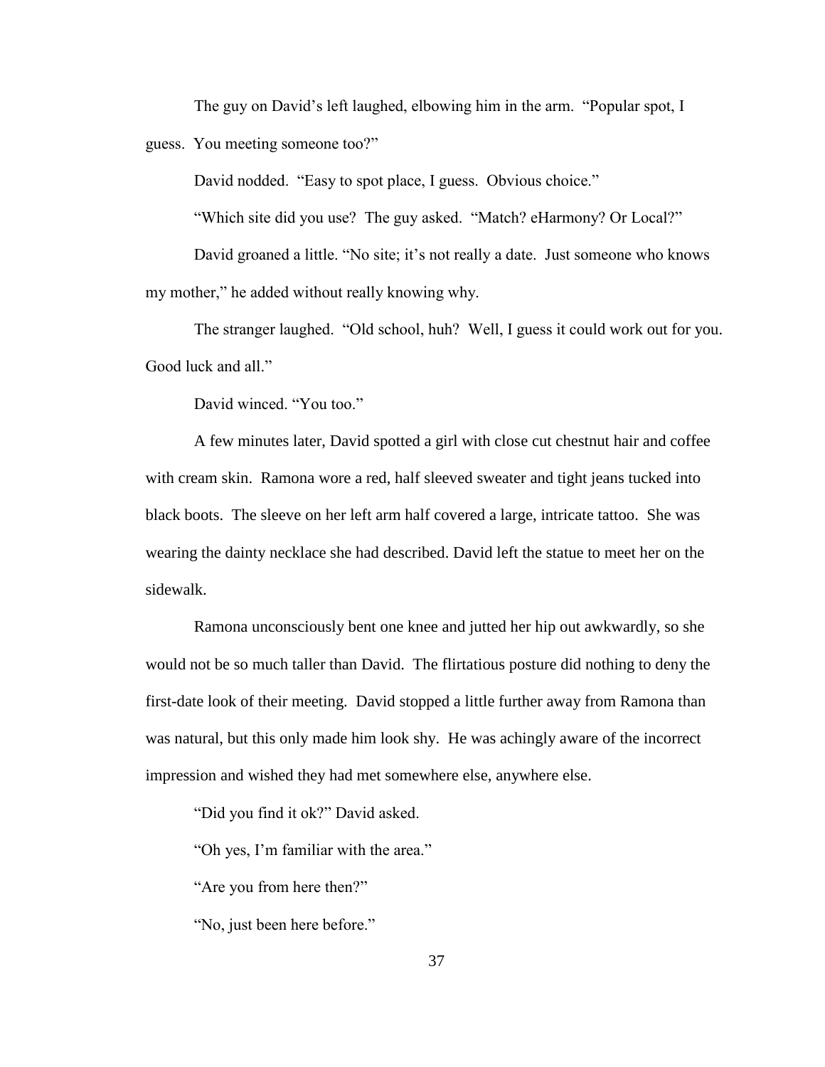The guy on David's left laughed, elbowing him in the arm. "Popular spot, I guess. You meeting someone too?"

David nodded. "Easy to spot place, I guess. Obvious choice."

"Which site did you use? The guy asked. "Match? eHarmony? Or Local?"

David groaned a little. "No site; it's not really a date. Just someone who knows my mother," he added without really knowing why.

The stranger laughed. "Old school, huh? Well, I guess it could work out for you. Good luck and all."

David winced. "You too."

A few minutes later, David spotted a girl with close cut chestnut hair and coffee with cream skin. Ramona wore a red, half sleeved sweater and tight jeans tucked into black boots. The sleeve on her left arm half covered a large, intricate tattoo. She was wearing the dainty necklace she had described. David left the statue to meet her on the sidewalk.

Ramona unconsciously bent one knee and jutted her hip out awkwardly, so she would not be so much taller than David. The flirtatious posture did nothing to deny the first-date look of their meeting. David stopped a little further away from Ramona than was natural, but this only made him look shy. He was achingly aware of the incorrect impression and wished they had met somewhere else, anywhere else.

"Did you find it ok?" David asked.

"Oh yes, I'm familiar with the area."

"Are you from here then?"

"No, just been here before."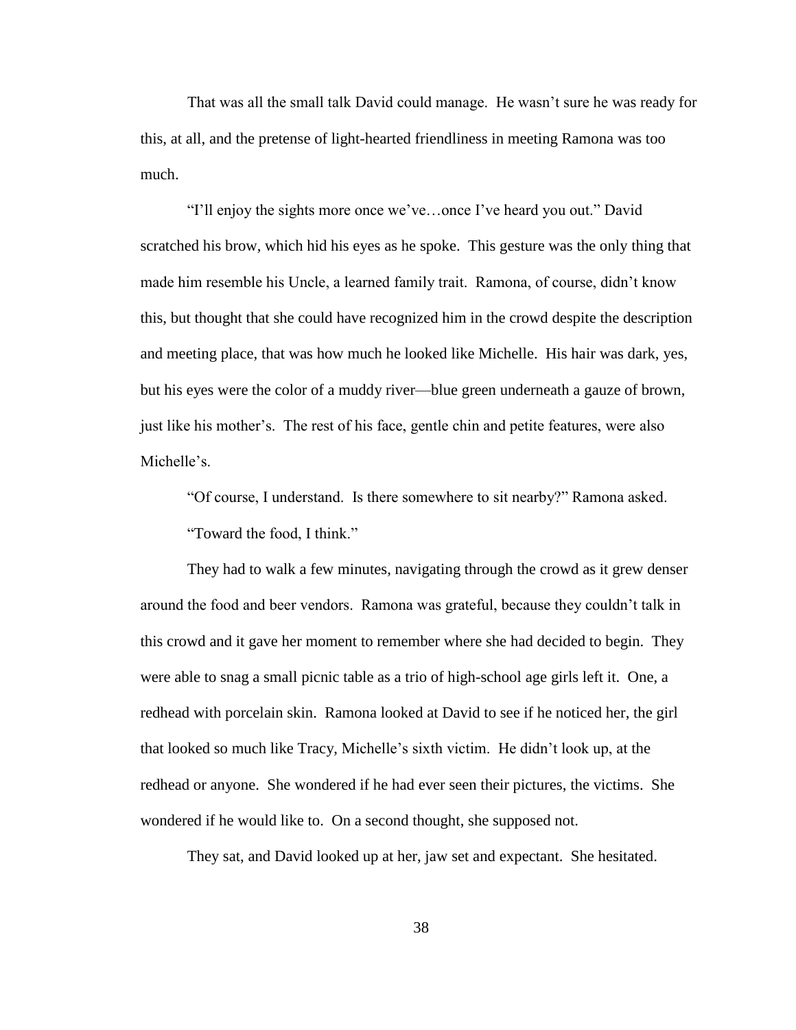That was all the small talk David could manage. He wasn't sure he was ready for this, at all, and the pretense of light-hearted friendliness in meeting Ramona was too much.

"I'll enjoy the sights more once we've…once I've heard you out." David scratched his brow, which hid his eyes as he spoke. This gesture was the only thing that made him resemble his Uncle, a learned family trait. Ramona, of course, didn't know this, but thought that she could have recognized him in the crowd despite the description and meeting place, that was how much he looked like Michelle. His hair was dark, yes, but his eyes were the color of a muddy river—blue green underneath a gauze of brown, just like his mother's. The rest of his face, gentle chin and petite features, were also Michelle's.

"Of course, I understand. Is there somewhere to sit nearby?" Ramona asked.

"Toward the food, I think."

They had to walk a few minutes, navigating through the crowd as it grew denser around the food and beer vendors. Ramona was grateful, because they couldn't talk in this crowd and it gave her moment to remember where she had decided to begin. They were able to snag a small picnic table as a trio of high-school age girls left it. One, a redhead with porcelain skin. Ramona looked at David to see if he noticed her, the girl that looked so much like Tracy, Michelle's sixth victim. He didn't look up, at the redhead or anyone. She wondered if he had ever seen their pictures, the victims. She wondered if he would like to. On a second thought, she supposed not.

They sat, and David looked up at her, jaw set and expectant. She hesitated.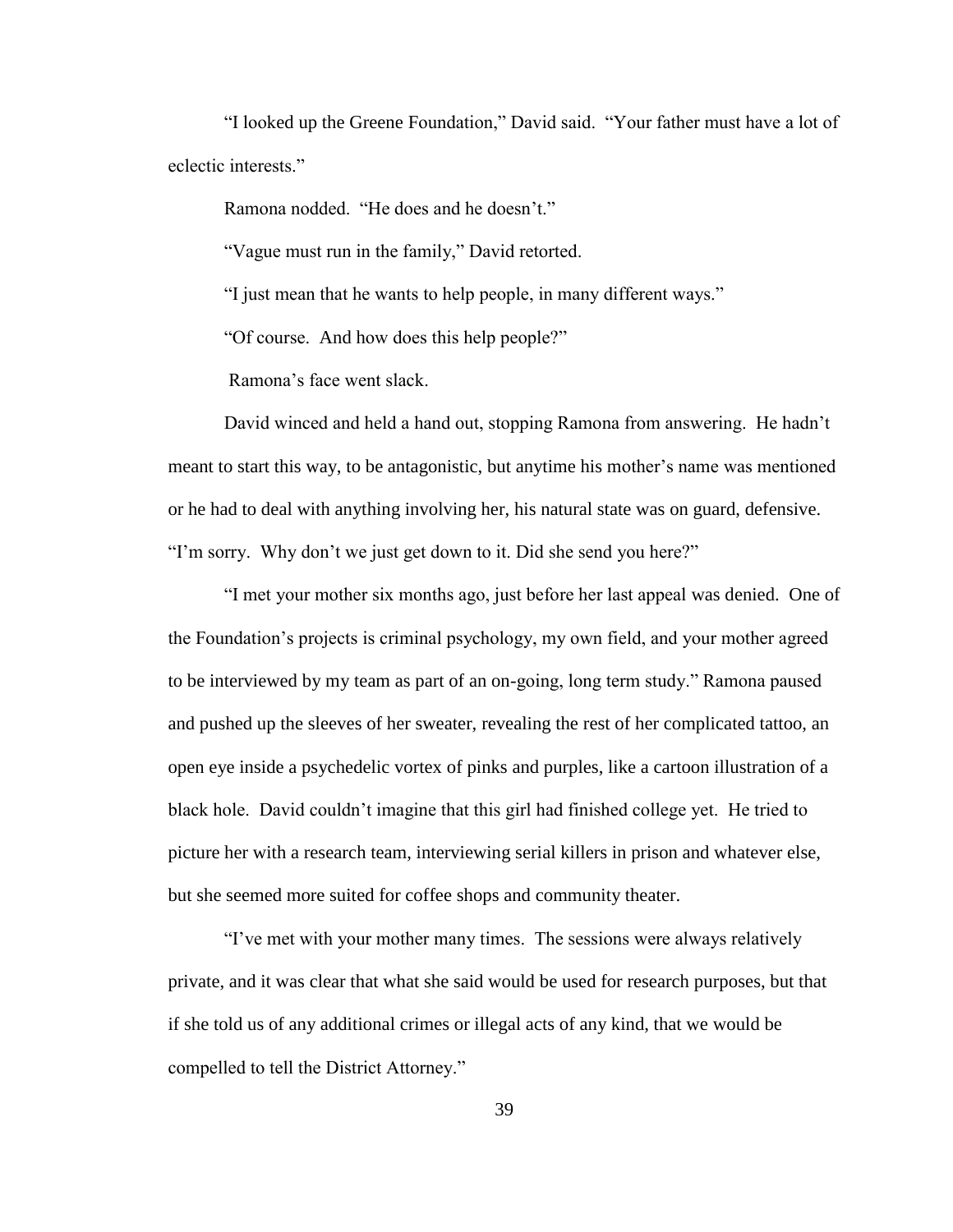"I looked up the Greene Foundation," David said. "Your father must have a lot of eclectic interests."

Ramona nodded. "He does and he doesn't."

"Vague must run in the family," David retorted.

"I just mean that he wants to help people, in many different ways."

"Of course. And how does this help people?"

Ramona's face went slack.

David winced and held a hand out, stopping Ramona from answering. He hadn't meant to start this way, to be antagonistic, but anytime his mother's name was mentioned or he had to deal with anything involving her, his natural state was on guard, defensive. "I'm sorry. Why don't we just get down to it. Did she send you here?"

"I met your mother six months ago, just before her last appeal was denied. One of the Foundation's projects is criminal psychology, my own field, and your mother agreed to be interviewed by my team as part of an on-going, long term study." Ramona paused and pushed up the sleeves of her sweater, revealing the rest of her complicated tattoo, an open eye inside a psychedelic vortex of pinks and purples, like a cartoon illustration of a black hole. David couldn't imagine that this girl had finished college yet. He tried to picture her with a research team, interviewing serial killers in prison and whatever else, but she seemed more suited for coffee shops and community theater.

"I've met with your mother many times. The sessions were always relatively private, and it was clear that what she said would be used for research purposes, but that if she told us of any additional crimes or illegal acts of any kind, that we would be compelled to tell the District Attorney."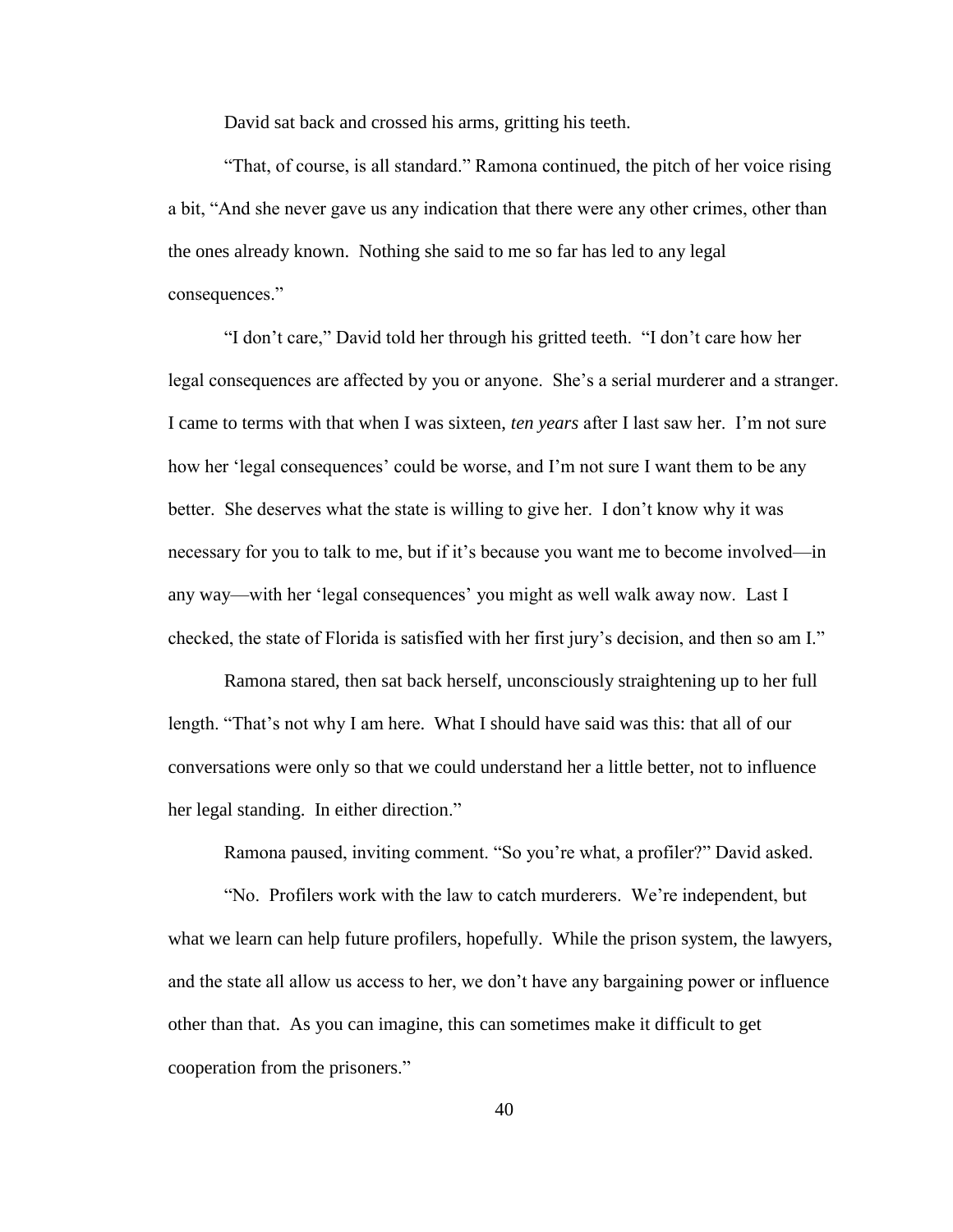David sat back and crossed his arms, gritting his teeth.

"That, of course, is all standard." Ramona continued, the pitch of her voice rising a bit, "And she never gave us any indication that there were any other crimes, other than the ones already known. Nothing she said to me so far has led to any legal consequences."

"I don't care," David told her through his gritted teeth. "I don't care how her legal consequences are affected by you or anyone. She's a serial murderer and a stranger. I came to terms with that when I was sixteen, *ten years* after I last saw her. I'm not sure how her 'legal consequences' could be worse, and I'm not sure I want them to be any better. She deserves what the state is willing to give her. I don't know why it was necessary for you to talk to me, but if it's because you want me to become involved—in any way—with her 'legal consequences' you might as well walk away now. Last I checked, the state of Florida is satisfied with her first jury's decision, and then so am I."

Ramona stared, then sat back herself, unconsciously straightening up to her full length. "That's not why I am here. What I should have said was this: that all of our conversations were only so that we could understand her a little better, not to influence her legal standing. In either direction."

Ramona paused, inviting comment. "So you're what, a profiler?" David asked.

"No. Profilers work with the law to catch murderers. We're independent, but what we learn can help future profilers, hopefully. While the prison system, the lawyers, and the state all allow us access to her, we don't have any bargaining power or influence other than that. As you can imagine, this can sometimes make it difficult to get cooperation from the prisoners."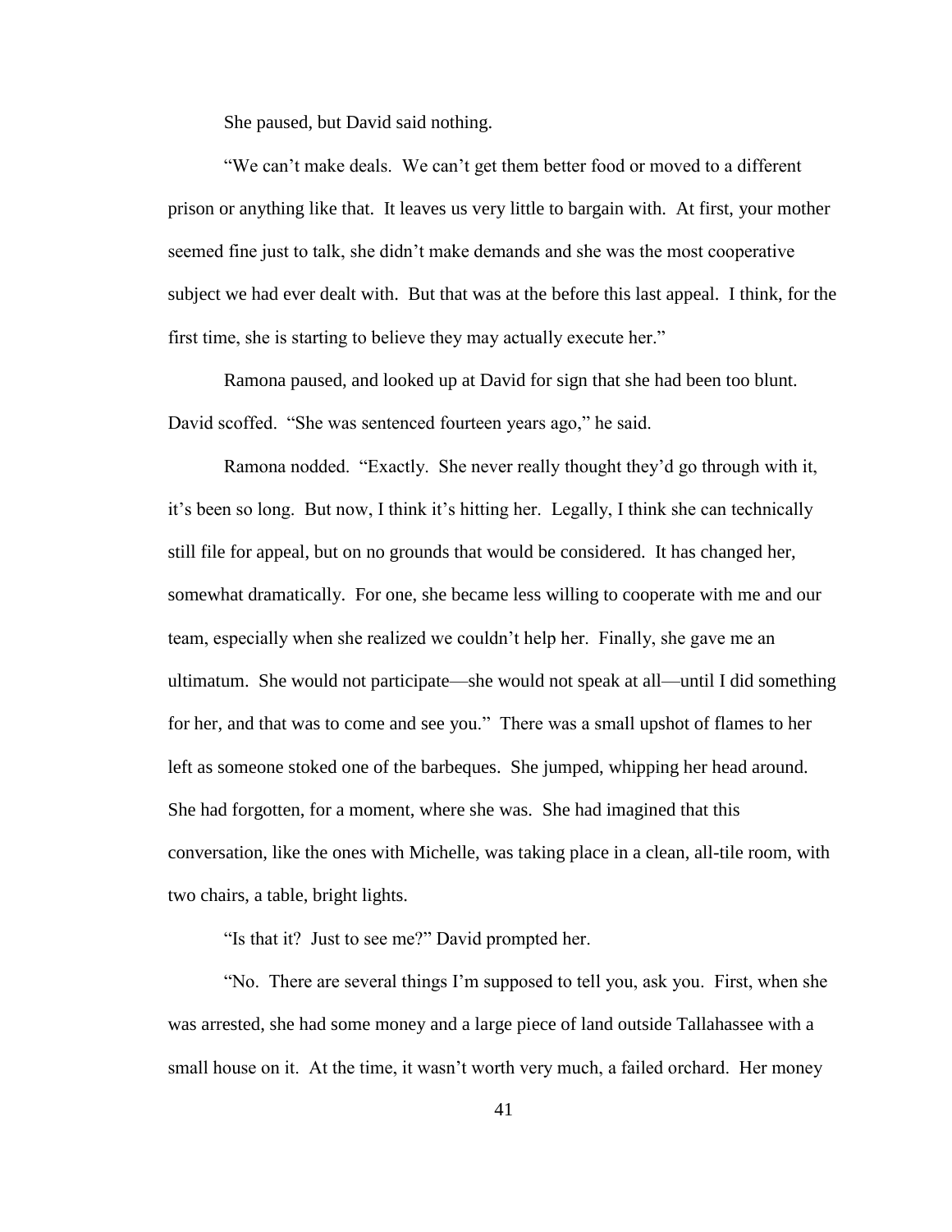She paused, but David said nothing.

"We can't make deals. We can't get them better food or moved to a different prison or anything like that. It leaves us very little to bargain with. At first, your mother seemed fine just to talk, she didn't make demands and she was the most cooperative subject we had ever dealt with. But that was at the before this last appeal. I think, for the first time, she is starting to believe they may actually execute her."

Ramona paused, and looked up at David for sign that she had been too blunt. David scoffed. "She was sentenced fourteen years ago," he said.

Ramona nodded. "Exactly. She never really thought they'd go through with it, it's been so long. But now, I think it's hitting her. Legally, I think she can technically still file for appeal, but on no grounds that would be considered. It has changed her, somewhat dramatically. For one, she became less willing to cooperate with me and our team, especially when she realized we couldn't help her. Finally, she gave me an ultimatum. She would not participate—she would not speak at all—until I did something for her, and that was to come and see you." There was a small upshot of flames to her left as someone stoked one of the barbeques. She jumped, whipping her head around. She had forgotten, for a moment, where she was. She had imagined that this conversation, like the ones with Michelle, was taking place in a clean, all-tile room, with two chairs, a table, bright lights.

"Is that it? Just to see me?" David prompted her.

"No. There are several things I'm supposed to tell you, ask you. First, when she was arrested, she had some money and a large piece of land outside Tallahassee with a small house on it. At the time, it wasn't worth very much, a failed orchard. Her money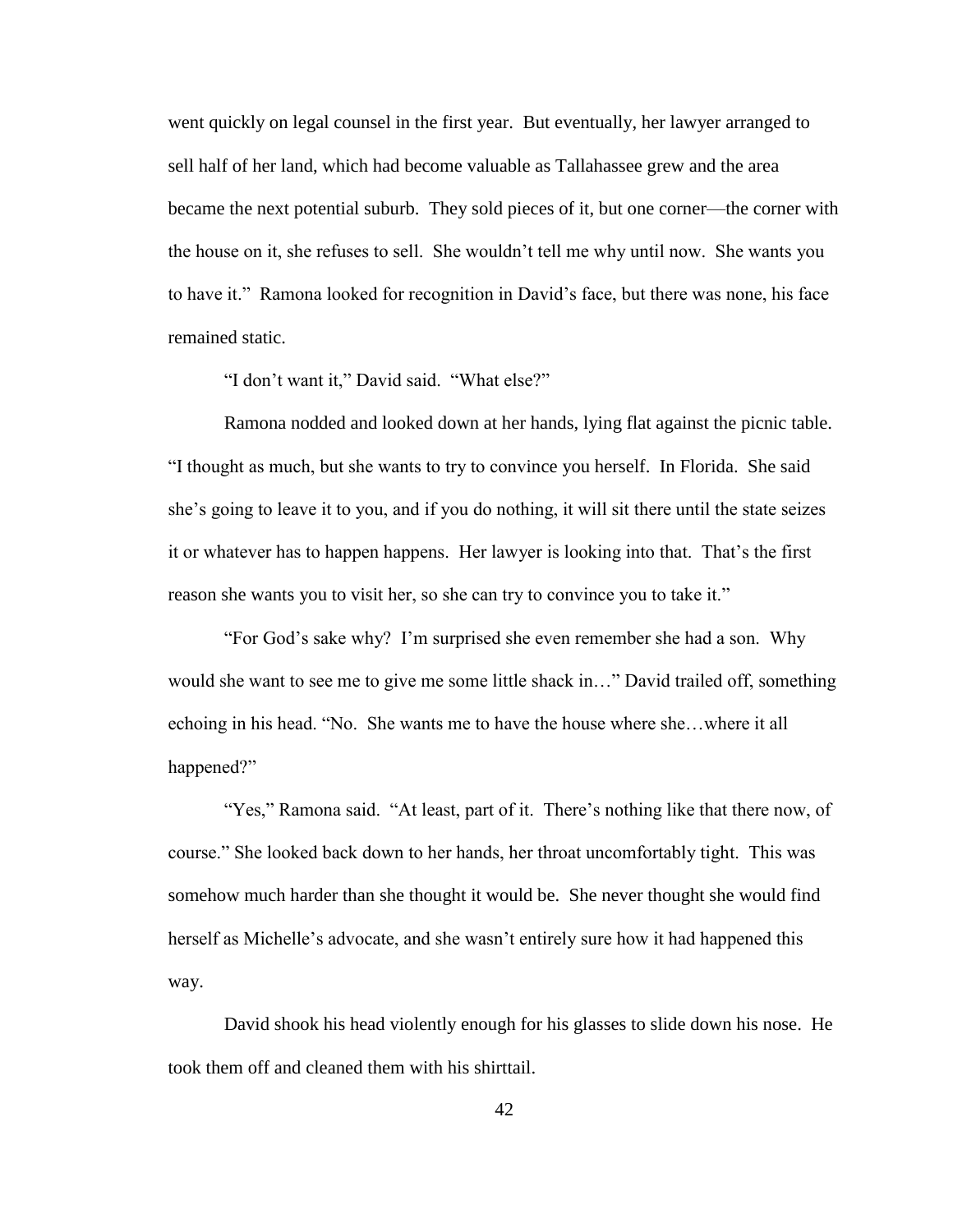went quickly on legal counsel in the first year. But eventually, her lawyer arranged to sell half of her land, which had become valuable as Tallahassee grew and the area became the next potential suburb. They sold pieces of it, but one corner—the corner with the house on it, she refuses to sell. She wouldn't tell me why until now. She wants you to have it." Ramona looked for recognition in David's face, but there was none, his face remained static.

"I don't want it," David said. "What else?"

Ramona nodded and looked down at her hands, lying flat against the picnic table. "I thought as much, but she wants to try to convince you herself. In Florida. She said she's going to leave it to you, and if you do nothing, it will sit there until the state seizes it or whatever has to happen happens. Her lawyer is looking into that. That's the first reason she wants you to visit her, so she can try to convince you to take it."

"For God's sake why? I'm surprised she even remember she had a son. Why would she want to see me to give me some little shack in…" David trailed off, something echoing in his head. "No. She wants me to have the house where she…where it all happened?"

"Yes," Ramona said. "At least, part of it. There's nothing like that there now, of course." She looked back down to her hands, her throat uncomfortably tight. This was somehow much harder than she thought it would be. She never thought she would find herself as Michelle's advocate, and she wasn't entirely sure how it had happened this way.

David shook his head violently enough for his glasses to slide down his nose. He took them off and cleaned them with his shirttail.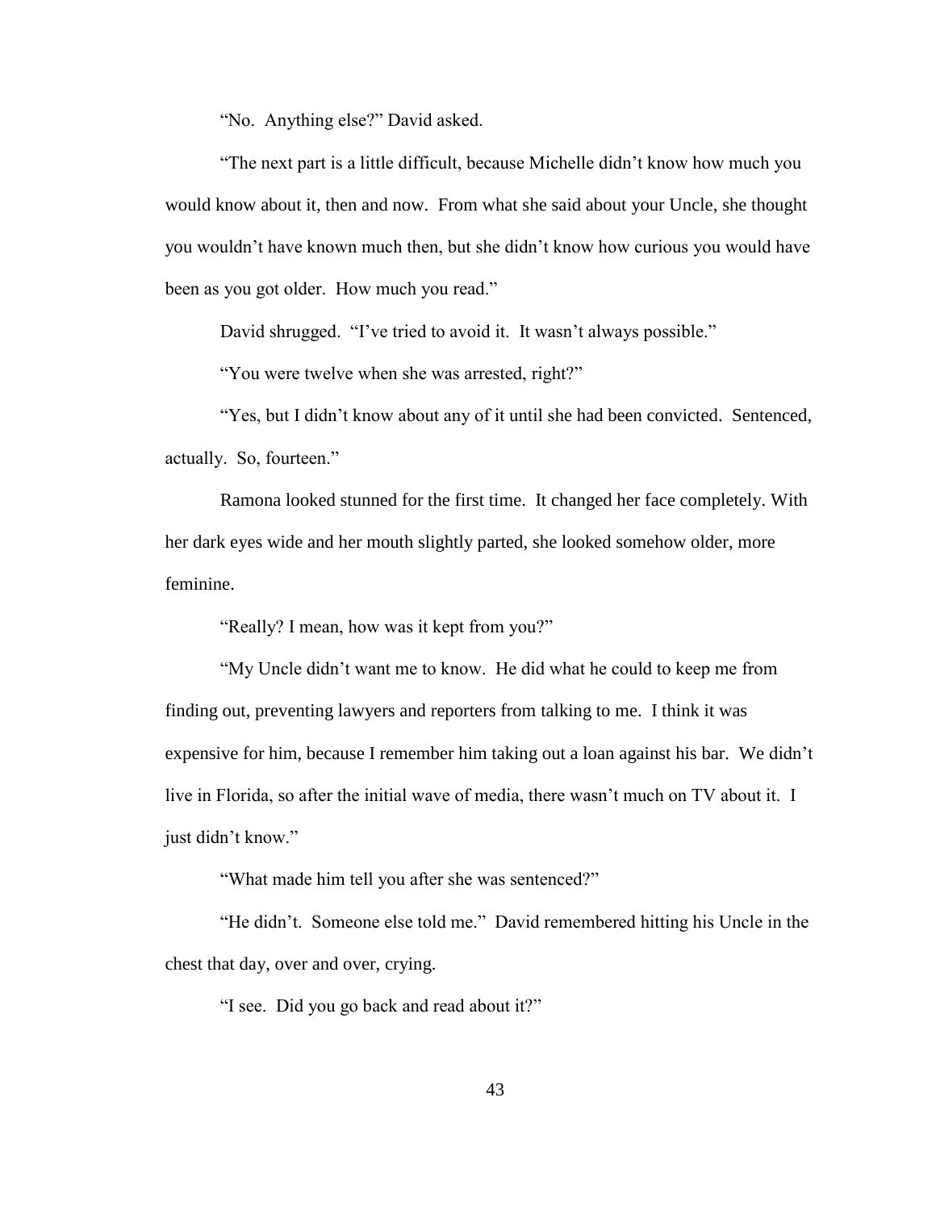"No. Anything else?" David asked.

"The next part is a little difficult, because Michelle didn't know how much you would know about it, then and now. From what she said about your Uncle, she thought you wouldn't have known much then, but she didn't know how curious you would have been as you got older. How much you read."

David shrugged. "I've tried to avoid it. It wasn't always possible."

"You were twelve when she was arrested, right?"

"Yes, but I didn't know about any of it until she had been convicted. Sentenced, actually. So, fourteen."

Ramona looked stunned for the first time. It changed her face completely. With her dark eyes wide and her mouth slightly parted, she looked somehow older, more feminine.

"Really? I mean, how was it kept from you?"

"My Uncle didn't want me to know. He did what he could to keep me from finding out, preventing lawyers and reporters from talking to me. I think it was expensive for him, because I remember him taking out a loan against his bar. We didn't live in Florida, so after the initial wave of media, there wasn't much on TV about it. I just didn't know."

"What made him tell you after she was sentenced?"

"He didn't. Someone else told me." David remembered hitting his Uncle in the chest that day, over and over, crying.

"I see. Did you go back and read about it?"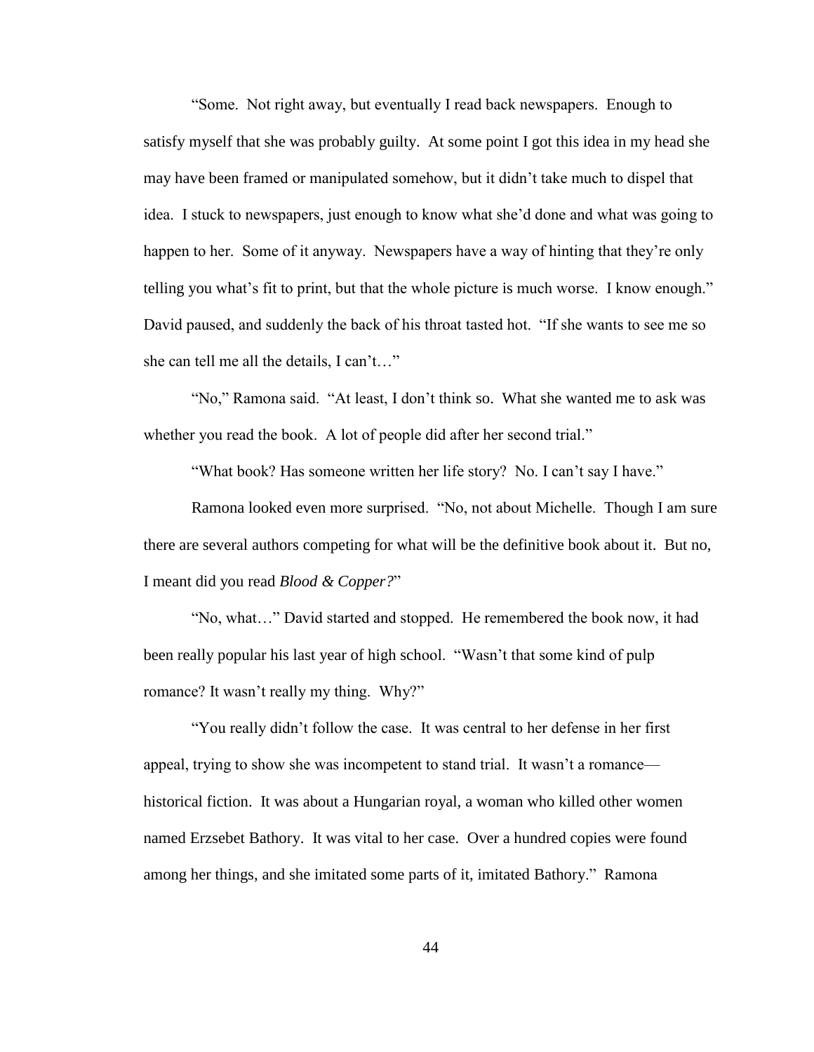"Some. Not right away, but eventually I read back newspapers. Enough to satisfy myself that she was probably guilty. At some point I got this idea in my head she may have been framed or manipulated somehow, but it didn't take much to dispel that idea. I stuck to newspapers, just enough to know what she'd done and what was going to happen to her. Some of it anyway. Newspapers have a way of hinting that they're only telling you what's fit to print, but that the whole picture is much worse. I know enough." David paused, and suddenly the back of his throat tasted hot. "If she wants to see me so she can tell me all the details, I can't…"

"No," Ramona said. "At least, I don't think so. What she wanted me to ask was whether you read the book. A lot of people did after her second trial."

"What book? Has someone written her life story? No. I can't say I have."

Ramona looked even more surprised. "No, not about Michelle. Though I am sure there are several authors competing for what will be the definitive book about it. But no, I meant did you read *Blood & Copper?*"

"No, what…" David started and stopped. He remembered the book now, it had been really popular his last year of high school. "Wasn't that some kind of pulp romance? It wasn't really my thing. Why?"

"You really didn't follow the case. It was central to her defense in her first appeal, trying to show she was incompetent to stand trial. It wasn't a romance—historical fiction. It was about a Hungarian royal, a woman who killed other women named Erzsebet Bathory. It was vital to her case. Over a hundred copies were found among her things, and she imitated some parts of it, imitated Bathory." Ramona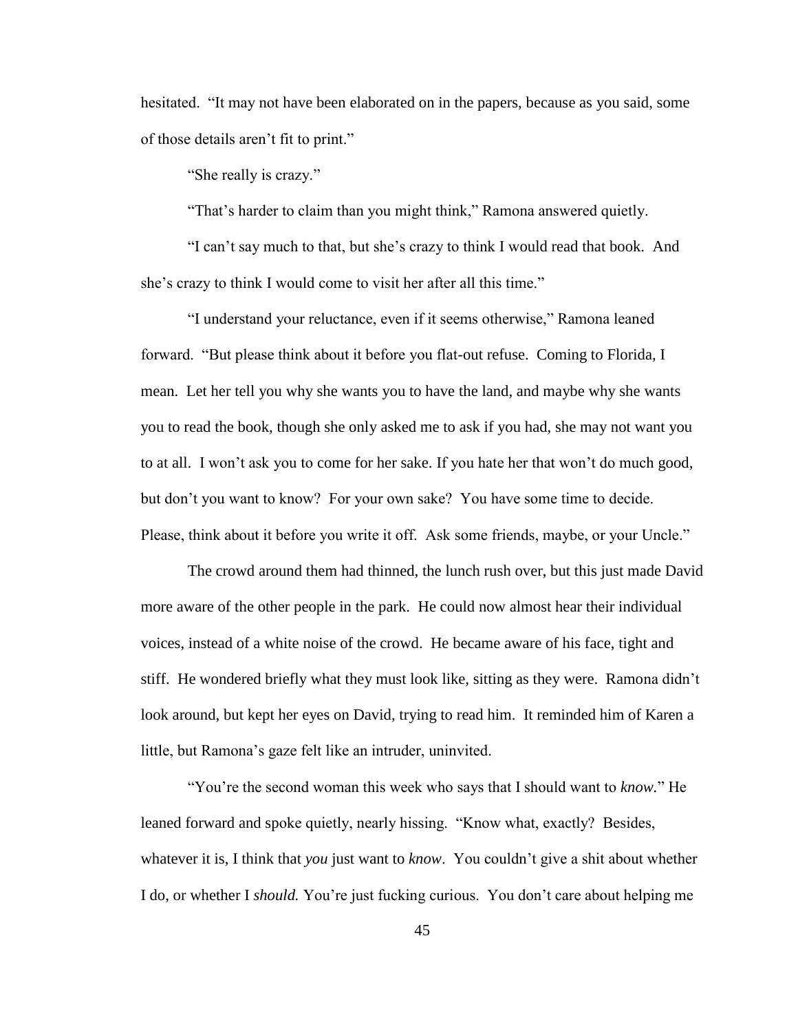hesitated. "It may not have been elaborated on in the papers, because as you said, some of those details aren't fit to print."

"She really is crazy."

"That's harder to claim than you might think," Ramona answered quietly.

"I can't say much to that, but she's crazy to think I would read that book. And she's crazy to think I would come to visit her after all this time."

"I understand your reluctance, even if it seems otherwise," Ramona leaned forward. "But please think about it before you flat-out refuse. Coming to Florida, I mean. Let her tell you why she wants you to have the land, and maybe why she wants you to read the book, though she only asked me to ask if you had, she may not want you to at all. I won't ask you to come for her sake. If you hate her that won't do much good, but don't you want to know? For your own sake? You have some time to decide. Please, think about it before you write it off. Ask some friends, maybe, or your Uncle."

The crowd around them had thinned, the lunch rush over, but this just made David more aware of the other people in the park. He could now almost hear their individual voices, instead of a white noise of the crowd. He became aware of his face, tight and stiff. He wondered briefly what they must look like, sitting as they were. Ramona didn't look around, but kept her eyes on David, trying to read him. It reminded him of Karen a little, but Ramona's gaze felt like an intruder, uninvited.

"You're the second woman this week who says that I should want to *know.*" He leaned forward and spoke quietly, nearly hissing. "Know what, exactly? Besides, whatever it is, I think that *you* just want to *know*. You couldn't give a shit about whether I do, or whether I *should.* You're just fucking curious. You don't care about helping me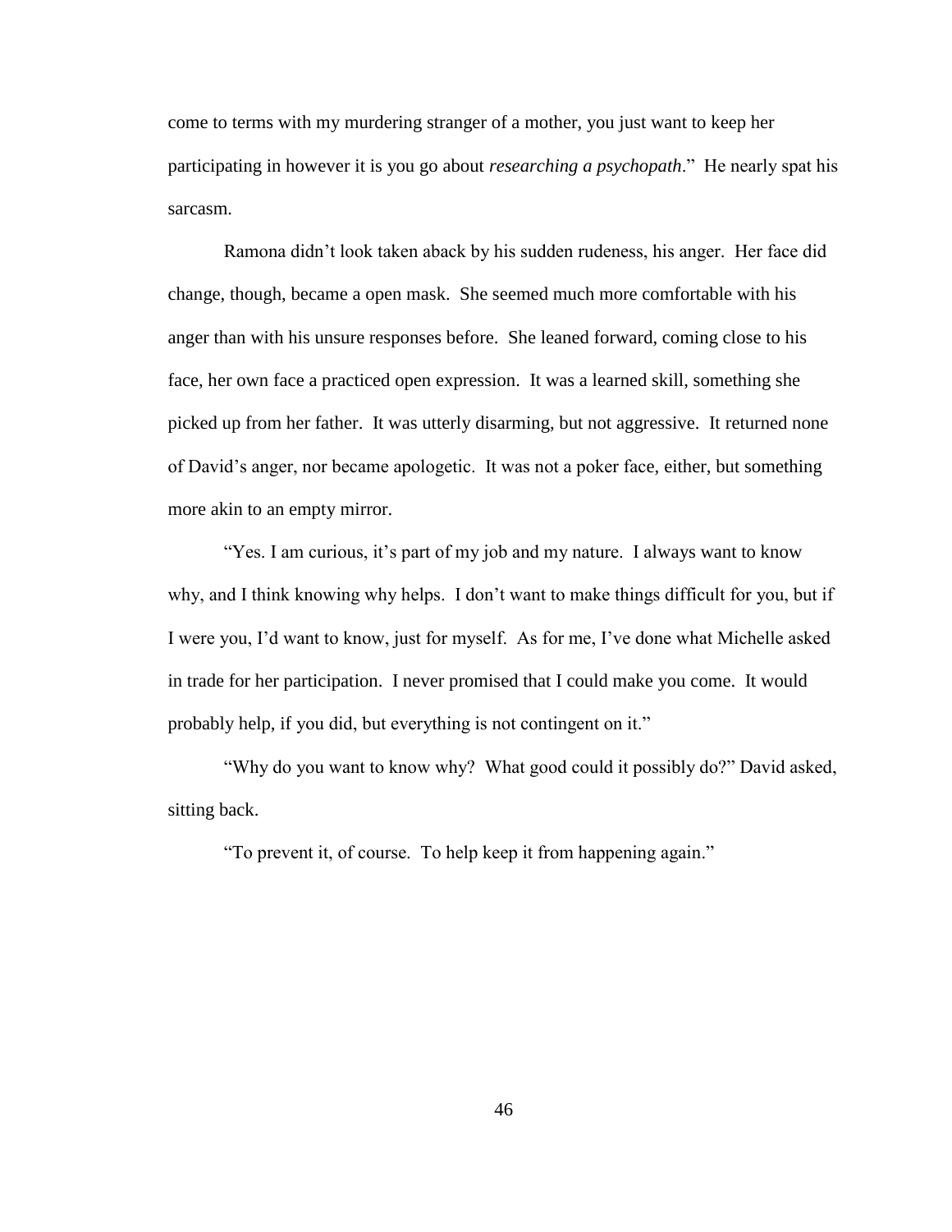come to terms with my murdering stranger of a mother, you just want to keep her participating in however it is you go about *researching a psychopath*." He nearly spat his sarcasm.

Ramona didn't look taken aback by his sudden rudeness, his anger. Her face did change, though, became a open mask. She seemed much more comfortable with his anger than with his unsure responses before. She leaned forward, coming close to his face, her own face a practiced open expression. It was a learned skill, something she picked up from her father. It was utterly disarming, but not aggressive. It returned none of David's anger, nor became apologetic. It was not a poker face, either, but something more akin to an empty mirror.

"Yes. I am curious, it's part of my job and my nature. I always want to know why, and I think knowing why helps. I don't want to make things difficult for you, but if I were you, I'd want to know, just for myself. As for me, I've done what Michelle asked in trade for her participation. I never promised that I could make you come. It would probably help, if you did, but everything is not contingent on it."

"Why do you want to know why? What good could it possibly do?" David asked, sitting back.

"To prevent it, of course. To help keep it from happening again."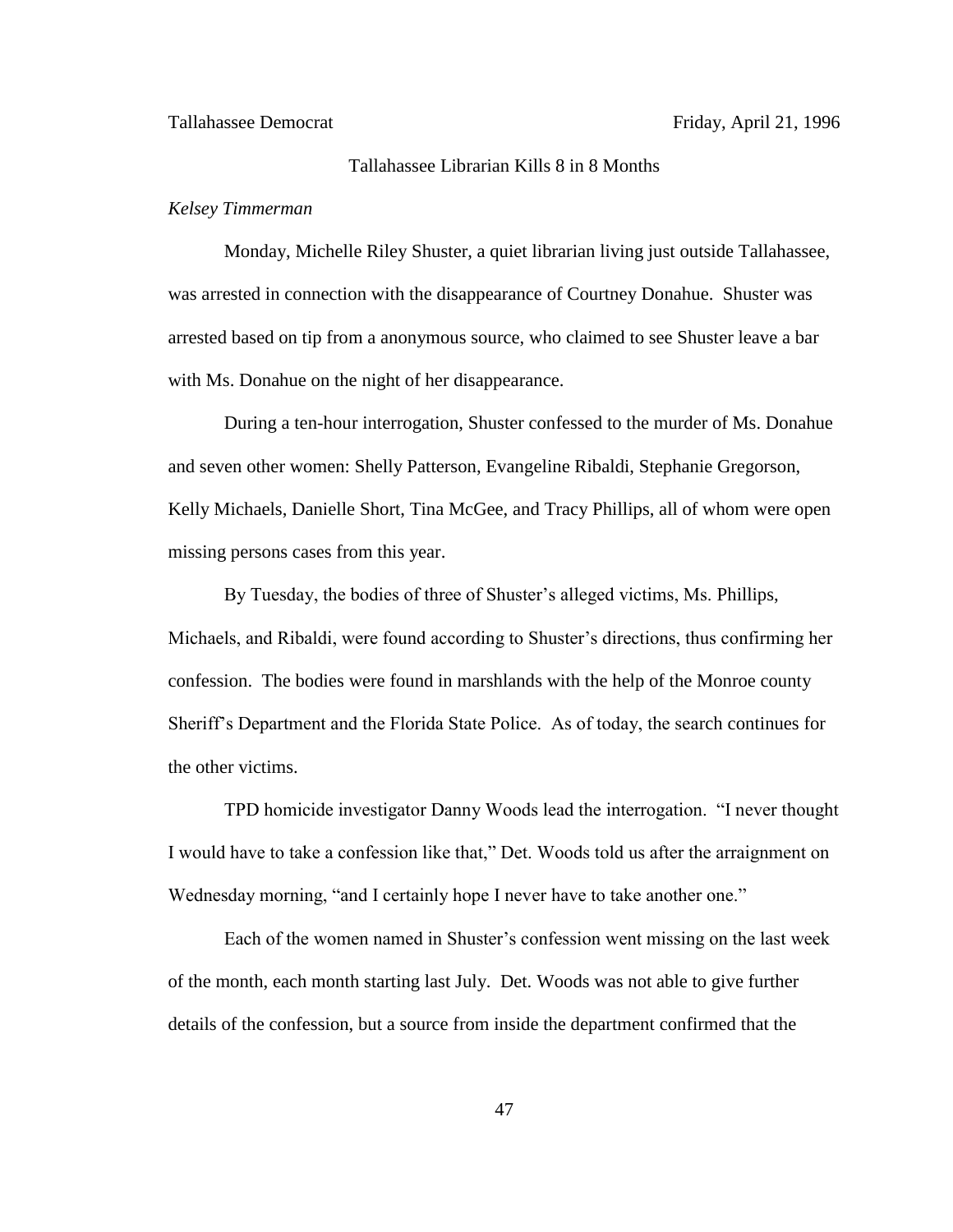Tallahassee Democrat Friday, April 21, 1996

Tallahassee Librarian Kills 8 in 8 Months

*Kelsey Timmerman*

Monday, Michelle Riley Shuster, a quiet librarian living just outside Tallahassee, was arrested in connection with the disappearance of Courtney Donahue. Shuster was arrested based on tip from a anonymous source, who claimed to see Shuster leave a bar with Ms. Donahue on the night of her disappearance.

During a ten-hour interrogation, Shuster confessed to the murder of Ms. Donahue and seven other women: Shelly Patterson, Evangeline Ribaldi, Stephanie Gregorson, Kelly Michaels, Danielle Short, Tina McGee, and Tracy Phillips, all of whom were open missing persons cases from this year.

By Tuesday, the bodies of three of Shuster's alleged victims, Ms. Phillips, Michaels, and Ribaldi, were found according to Shuster's directions, thus confirming her confession. The bodies were found in marshlands with the help of the Monroe county Sheriff's Department and the Florida State Police. As of today, the search continues for the other victims.

TPD homicide investigator Danny Woods lead the interrogation. "I never thought I would have to take a confession like that," Det. Woods told us after the arraignment on Wednesday morning, "and I certainly hope I never have to take another one."

Each of the women named in Shuster's confession went missing on the last week of the month, each month starting last July. Det. Woods was not able to give further details of the confession, but a source from inside the department confirmed that the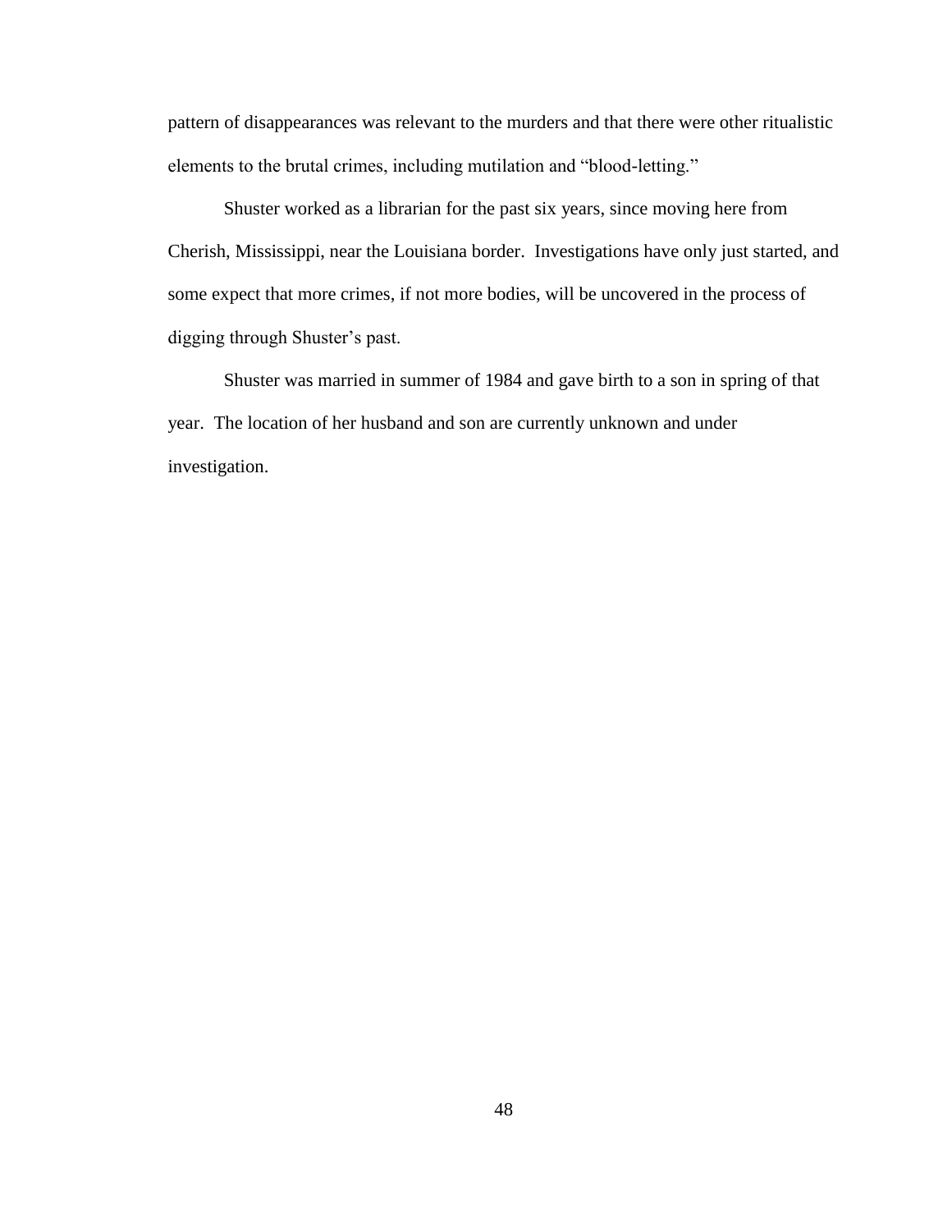pattern of disappearances was relevant to the murders and that there were other ritualistic elements to the brutal crimes, including mutilation and "blood-letting."

Shuster worked as a librarian for the past six years, since moving here from Cherish, Mississippi, near the Louisiana border. Investigations have only just started, and some expect that more crimes, if not more bodies, will be uncovered in the process of digging through Shuster's past.

Shuster was married in summer of 1984 and gave birth to a son in spring of that year. The location of her husband and son are currently unknown and under investigation.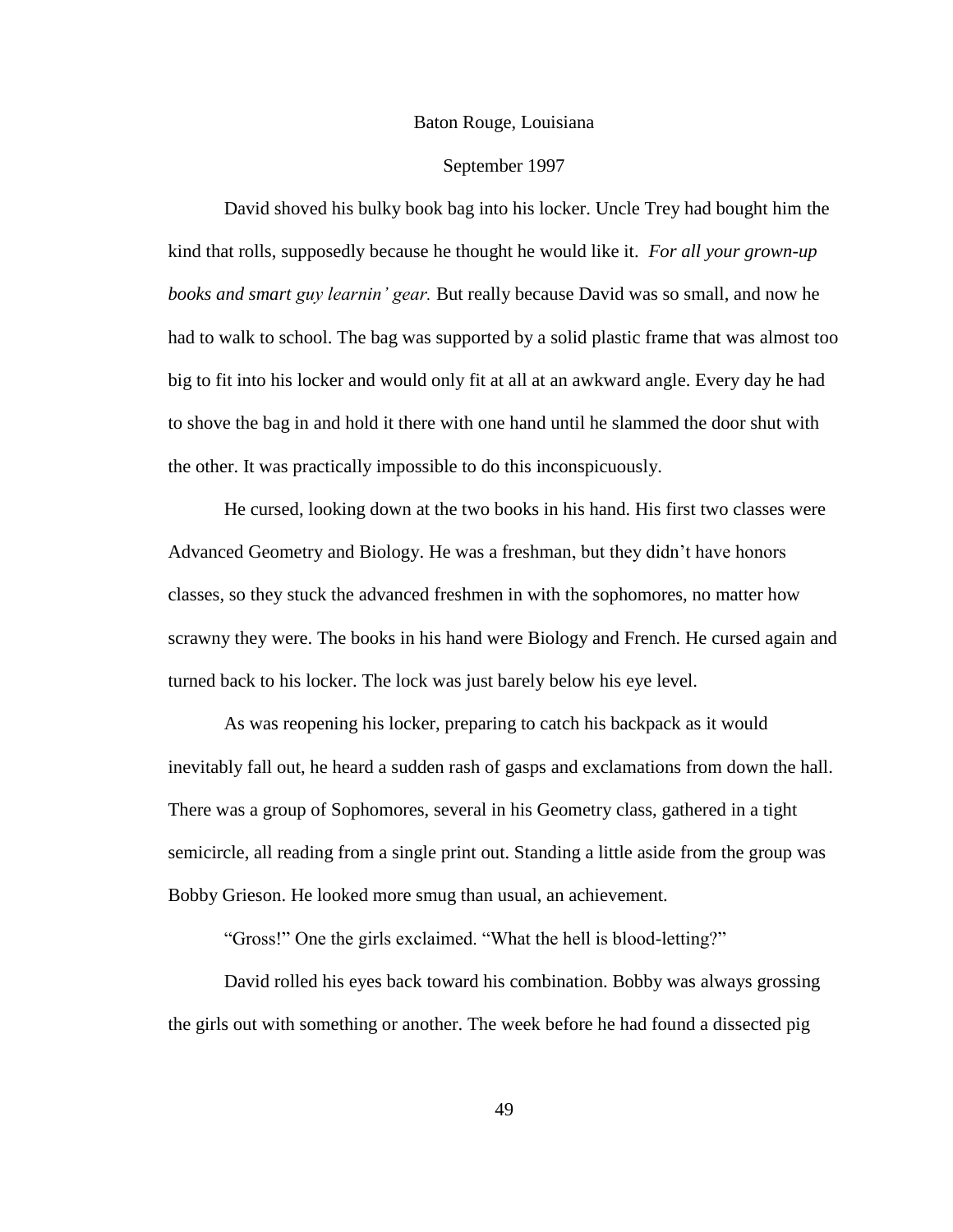Baton Rouge, Louisiana

September 1997

David shoved his bulky book bag into his locker. Uncle Trey had bought him the kind that rolls, supposedly because he thought he would like it. *For all your grown-up books and smart guy learnin' gear.* But really because David was so small, and now he had to walk to school. The bag was supported by a solid plastic frame that was almost too big to fit into his locker and would only fit at all at an awkward angle. Every day he had to shove the bag in and hold it there with one hand until he slammed the door shut with the other. It was practically impossible to do this inconspicuously.

He cursed, looking down at the two books in his hand. His first two classes were Advanced Geometry and Biology. He was a freshman, but they didn't have honors classes, so they stuck the advanced freshmen in with the sophomores, no matter how scrawny they were. The books in his hand were Biology and French. He cursed again and turned back to his locker. The lock was just barely below his eye level.

As was reopening his locker, preparing to catch his backpack as it would inevitably fall out, he heard a sudden rash of gasps and exclamations from down the hall. There was a group of Sophomores, several in his Geometry class, gathered in a tight semicircle, all reading from a single print out. Standing a little aside from the group was Bobby Grieson. He looked more smug than usual, an achievement.

"Gross!" One the girls exclaimed. "What the hell is blood-letting?"

David rolled his eyes back toward his combination. Bobby was always grossing the girls out with something or another. The week before he had found a dissected pig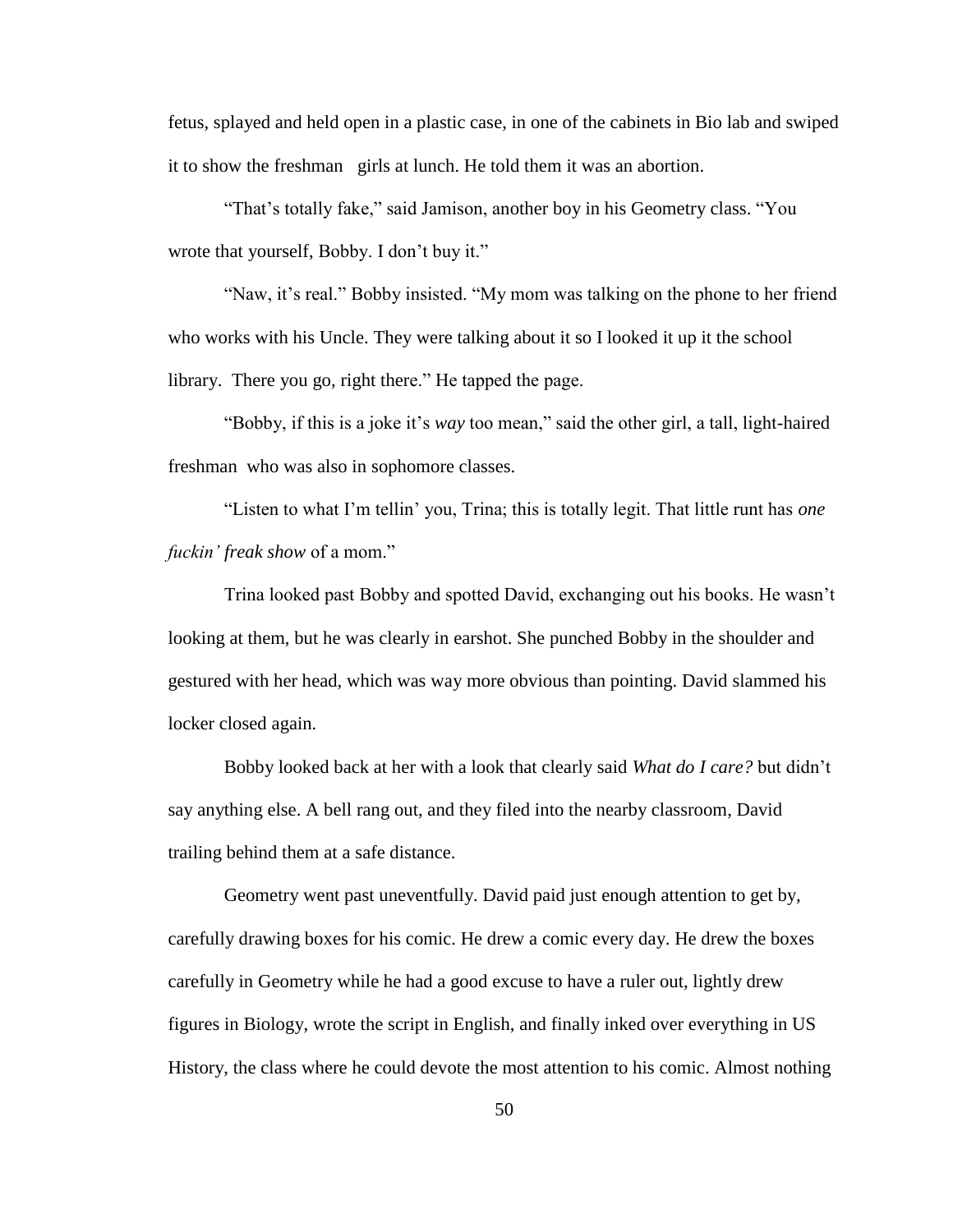fetus, splayed and held open in a plastic case, in one of the cabinets in Bio lab and swiped it to show the freshman girls at lunch. He told them it was an abortion.

"That's totally fake," said Jamison, another boy in his Geometry class. "You wrote that yourself, Bobby. I don't buy it."

"Naw, it's real." Bobby insisted. "My mom was talking on the phone to her friend who works with his Uncle. They were talking about it so I looked it up it the school library. There you go, right there." He tapped the page.

"Bobby, if this is a joke it's *way* too mean," said the other girl, a tall, light-haired freshman who was also in sophomore classes.

"Listen to what I'm tellin' you, Trina; this is totally legit. That little runt has *one fuckin' freak show* of a mom."

Trina looked past Bobby and spotted David, exchanging out his books. He wasn't looking at them, but he was clearly in earshot. She punched Bobby in the shoulder and gestured with her head, which was way more obvious than pointing. David slammed his locker closed again.

Bobby looked back at her with a look that clearly said *What do I care?* but didn't say anything else. A bell rang out, and they filed into the nearby classroom, David trailing behind them at a safe distance.

Geometry went past uneventfully. David paid just enough attention to get by, carefully drawing boxes for his comic. He drew a comic every day. He drew the boxes carefully in Geometry while he had a good excuse to have a ruler out, lightly drew figures in Biology, wrote the script in English, and finally inked over everything in US History, the class where he could devote the most attention to his comic. Almost nothing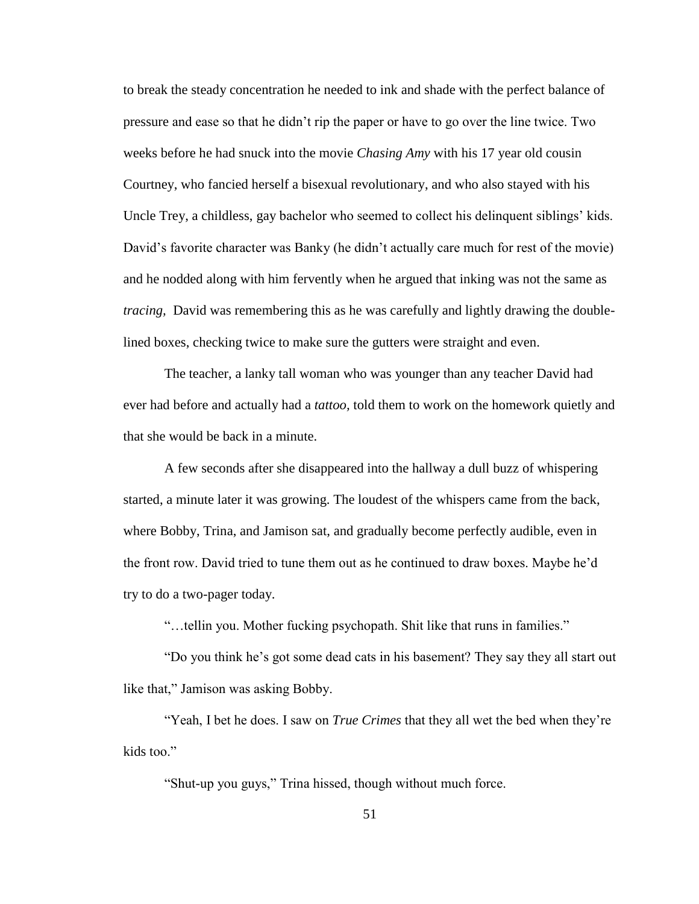to break the steady concentration he needed to ink and shade with the perfect balance of pressure and ease so that he didn't rip the paper or have to go over the line twice. Two weeks before he had snuck into the movie *Chasing Amy* with his 17 year old cousin Courtney, who fancied herself a bisexual revolutionary, and who also stayed with his Uncle Trey, a childless, gay bachelor who seemed to collect his delinquent siblings' kids. David's favorite character was Banky (he didn't actually care much for rest of the movie) and he nodded along with him fervently when he argued that inking was not the same as *tracing*, David was remembering this as he was carefully and lightly drawing the double-lined boxes, checking twice to make sure the gutters were straight and even.

The teacher, a lanky tall woman who was younger than any teacher David had ever had before and actually had a *tattoo,* told them to work on the homework quietly and that she would be back in a minute.

A few seconds after she disappeared into the hallway a dull buzz of whispering started, a minute later it was growing. The loudest of the whispers came from the back, where Bobby, Trina, and Jamison sat, and gradually become perfectly audible, even in the front row. David tried to tune them out as he continued to draw boxes. Maybe he'd try to do a two-pager today.

"…tellin you. Mother fucking psychopath. Shit like that runs in families."

"Do you think he's got some dead cats in his basement? They say they all start out like that," Jamison was asking Bobby.

"Yeah, I bet he does. I saw on *True Crimes* that they all wet the bed when they're kids too."

"Shut-up you guys," Trina hissed, though without much force.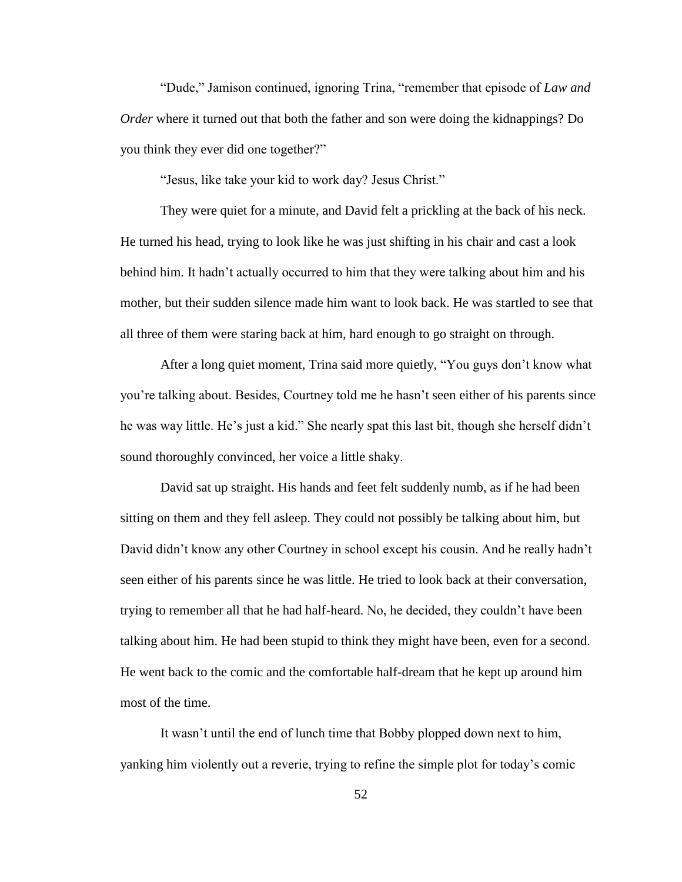"Dude," Jamison continued, ignoring Trina, "remember that episode of *Law and Order* where it turned out that both the father and son were doing the kidnappings? Do you think they ever did one together?"

"Jesus, like take your kid to work day? Jesus Christ."

They were quiet for a minute, and David felt a prickling at the back of his neck. He turned his head, trying to look like he was just shifting in his chair and cast a look behind him. It hadn't actually occurred to him that they were talking about him and his mother, but their sudden silence made him want to look back. He was startled to see that all three of them were staring back at him, hard enough to go straight on through.

After a long quiet moment, Trina said more quietly, "You guys don't know what you're talking about. Besides, Courtney told me he hasn't seen either of his parents since he was way little. He's just a kid." She nearly spat this last bit, though she herself didn't sound thoroughly convinced, her voice a little shaky.

David sat up straight. His hands and feet felt suddenly numb, as if he had been sitting on them and they fell asleep. They could not possibly be talking about him, but David didn't know any other Courtney in school except his cousin. And he really hadn't seen either of his parents since he was little. He tried to look back at their conversation, trying to remember all that he had half-heard. No, he decided, they couldn't have been talking about him. He had been stupid to think they might have been, even for a second. He went back to the comic and the comfortable half-dream that he kept up around him most of the time.

It wasn't until the end of lunch time that Bobby plopped down next to him, yanking him violently out a reverie, trying to refine the simple plot for today's comic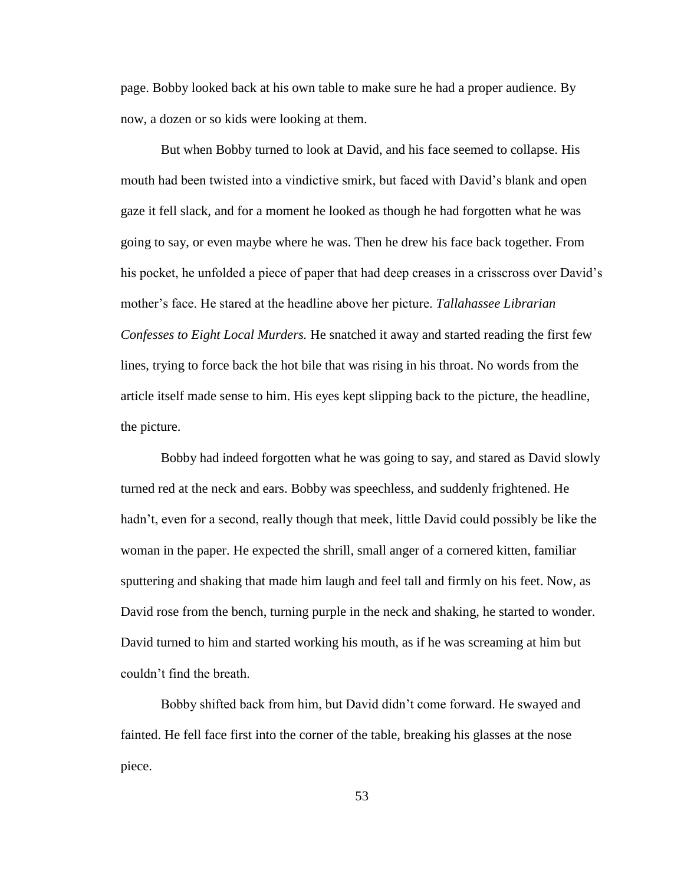page. Bobby looked back at his own table to make sure he had a proper audience. By now, a dozen or so kids were looking at them.

But when Bobby turned to look at David, and his face seemed to collapse. His mouth had been twisted into a vindictive smirk, but faced with David's blank and open gaze it fell slack, and for a moment he looked as though he had forgotten what he was going to say, or even maybe where he was. Then he drew his face back together. From his pocket, he unfolded a piece of paper that had deep creases in a crisscross over David's mother's face. He stared at the headline above her picture. *Tallahassee Librarian Confesses to Eight Local Murders.* He snatched it away and started reading the first few lines, trying to force back the hot bile that was rising in his throat. No words from the article itself made sense to him. His eyes kept slipping back to the picture, the headline, the picture.

Bobby had indeed forgotten what he was going to say, and stared as David slowly turned red at the neck and ears. Bobby was speechless, and suddenly frightened. He hadn't, even for a second, really though that meek, little David could possibly be like the woman in the paper. He expected the shrill, small anger of a cornered kitten, familiar sputtering and shaking that made him laugh and feel tall and firmly on his feet. Now, as David rose from the bench, turning purple in the neck and shaking, he started to wonder. David turned to him and started working his mouth, as if he was screaming at him but couldn't find the breath.

Bobby shifted back from him, but David didn't come forward. He swayed and fainted. He fell face first into the corner of the table, breaking his glasses at the nose piece.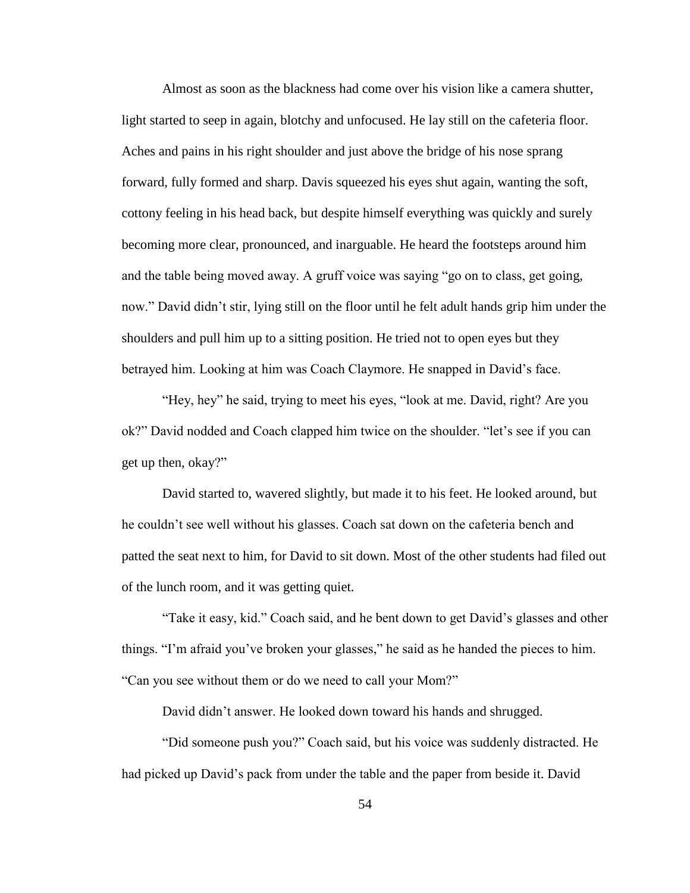Almost as soon as the blackness had come over his vision like a camera shutter, light started to seep in again, blotchy and unfocused. He lay still on the cafeteria floor. Aches and pains in his right shoulder and just above the bridge of his nose sprang forward, fully formed and sharp. Davis squeezed his eyes shut again, wanting the soft, cottony feeling in his head back, but despite himself everything was quickly and surely becoming more clear, pronounced, and inarguable. He heard the footsteps around him and the table being moved away. A gruff voice was saying "go on to class, get going, now." David didn't stir, lying still on the floor until he felt adult hands grip him under the shoulders and pull him up to a sitting position. He tried not to open eyes but they betrayed him. Looking at him was Coach Claymore. He snapped in David's face.

"Hey, hey" he said, trying to meet his eyes, "look at me. David, right? Are you ok?" David nodded and Coach clapped him twice on the shoulder. "let's see if you can get up then, okay?"

David started to, wavered slightly, but made it to his feet. He looked around, but he couldn't see well without his glasses. Coach sat down on the cafeteria bench and patted the seat next to him, for David to sit down. Most of the other students had filed out of the lunch room, and it was getting quiet.

"Take it easy, kid." Coach said, and he bent down to get David's glasses and other things. "I'm afraid you've broken your glasses," he said as he handed the pieces to him. "Can you see without them or do we need to call your Mom?"

David didn't answer. He looked down toward his hands and shrugged.

"Did someone push you?" Coach said, but his voice was suddenly distracted. He had picked up David's pack from under the table and the paper from beside it. David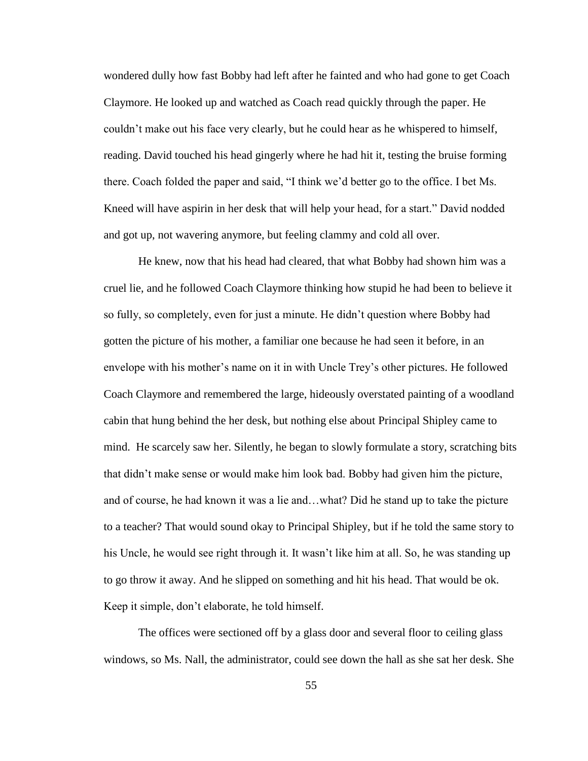wondered dully how fast Bobby had left after he fainted and who had gone to get Coach Claymore. He looked up and watched as Coach read quickly through the paper. He couldn't make out his face very clearly, but he could hear as he whispered to himself, reading. David touched his head gingerly where he had hit it, testing the bruise forming there. Coach folded the paper and said, "I think we'd better go to the office. I bet Ms. Kneed will have aspirin in her desk that will help your head, for a start." David nodded and got up, not wavering anymore, but feeling clammy and cold all over.

He knew, now that his head had cleared, that what Bobby had shown him was a cruel lie, and he followed Coach Claymore thinking how stupid he had been to believe it so fully, so completely, even for just a minute. He didn't question where Bobby had gotten the picture of his mother, a familiar one because he had seen it before, in an envelope with his mother's name on it in with Uncle Trey's other pictures. He followed Coach Claymore and remembered the large, hideously overstated painting of a woodland cabin that hung behind the her desk, but nothing else about Principal Shipley came to mind. He scarcely saw her. Silently, he began to slowly formulate a story, scratching bits that didn't make sense or would make him look bad. Bobby had given him the picture, and of course, he had known it was a lie and…what? Did he stand up to take the picture to a teacher? That would sound okay to Principal Shipley, but if he told the same story to his Uncle, he would see right through it. It wasn't like him at all. So, he was standing up to go throw it away. And he slipped on something and hit his head. That would be ok. Keep it simple, don't elaborate, he told himself.

The offices were sectioned off by a glass door and several floor to ceiling glass windows, so Ms. Nall, the administrator, could see down the hall as she sat her desk. She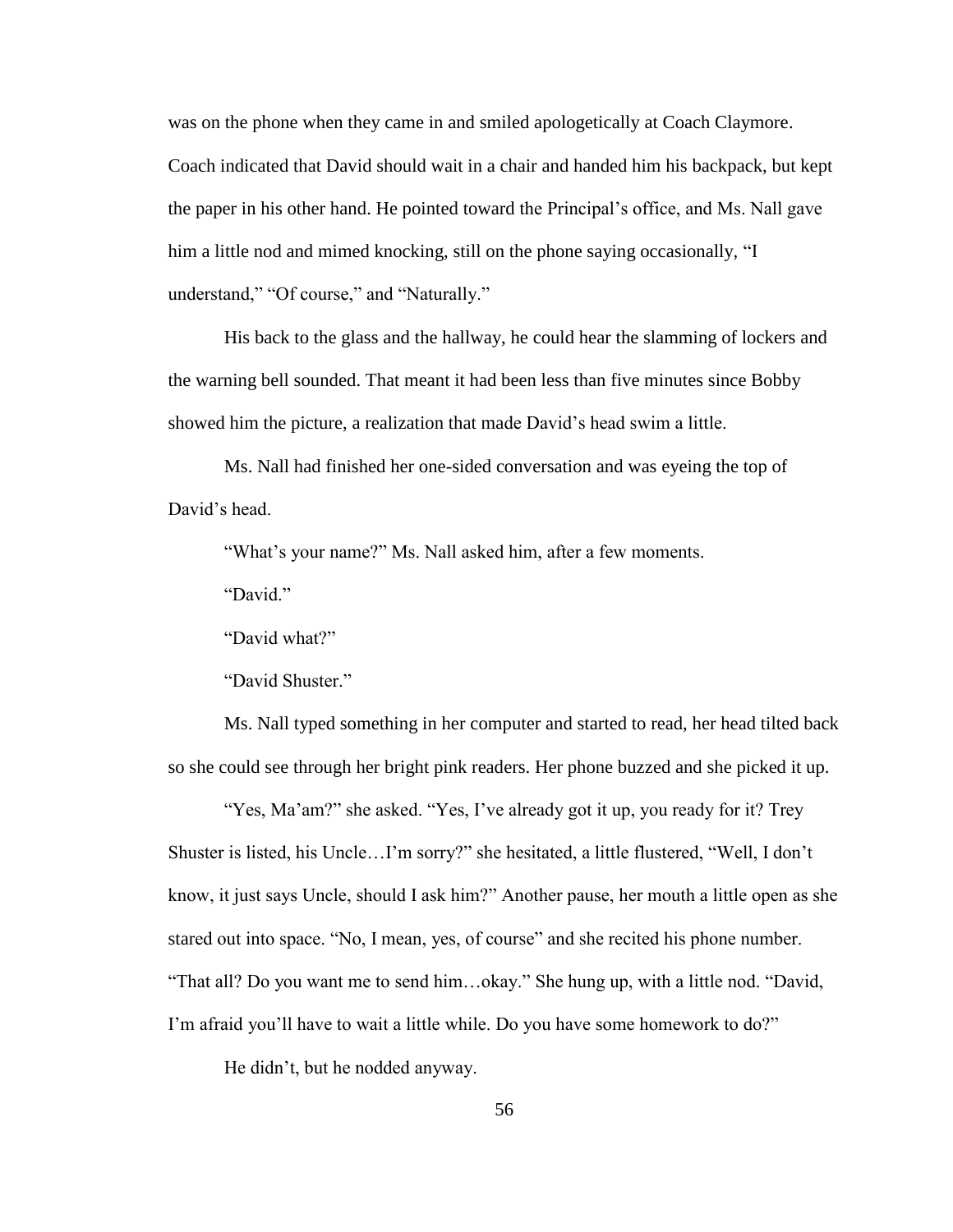was on the phone when they came in and smiled apologetically at Coach Claymore. Coach indicated that David should wait in a chair and handed him his backpack, but kept the paper in his other hand. He pointed toward the Principal's office, and Ms. Nall gave him a little nod and mimed knocking, still on the phone saying occasionally, "I understand," "Of course," and "Naturally."

His back to the glass and the hallway, he could hear the slamming of lockers and the warning bell sounded. That meant it had been less than five minutes since Bobby showed him the picture, a realization that made David's head swim a little.

Ms. Nall had finished her one-sided conversation and was eyeing the top of David's head.

"What's your name?" Ms. Nall asked him, after a few moments.

"David."

"David what?"

"David Shuster."

Ms. Nall typed something in her computer and started to read, her head tilted back so she could see through her bright pink readers. Her phone buzzed and she picked it up.

"Yes, Ma'am?" she asked. "Yes, I've already got it up, you ready for it? Trey Shuster is listed, his Uncle…I'm sorry?" she hesitated, a little flustered, "Well, I don't know, it just says Uncle, should I ask him?" Another pause, her mouth a little open as she stared out into space. "No, I mean, yes, of course" and she recited his phone number. "That all? Do you want me to send him…okay." She hung up, with a little nod. "David, I'm afraid you'll have to wait a little while. Do you have some homework to do?"

He didn't, but he nodded anyway.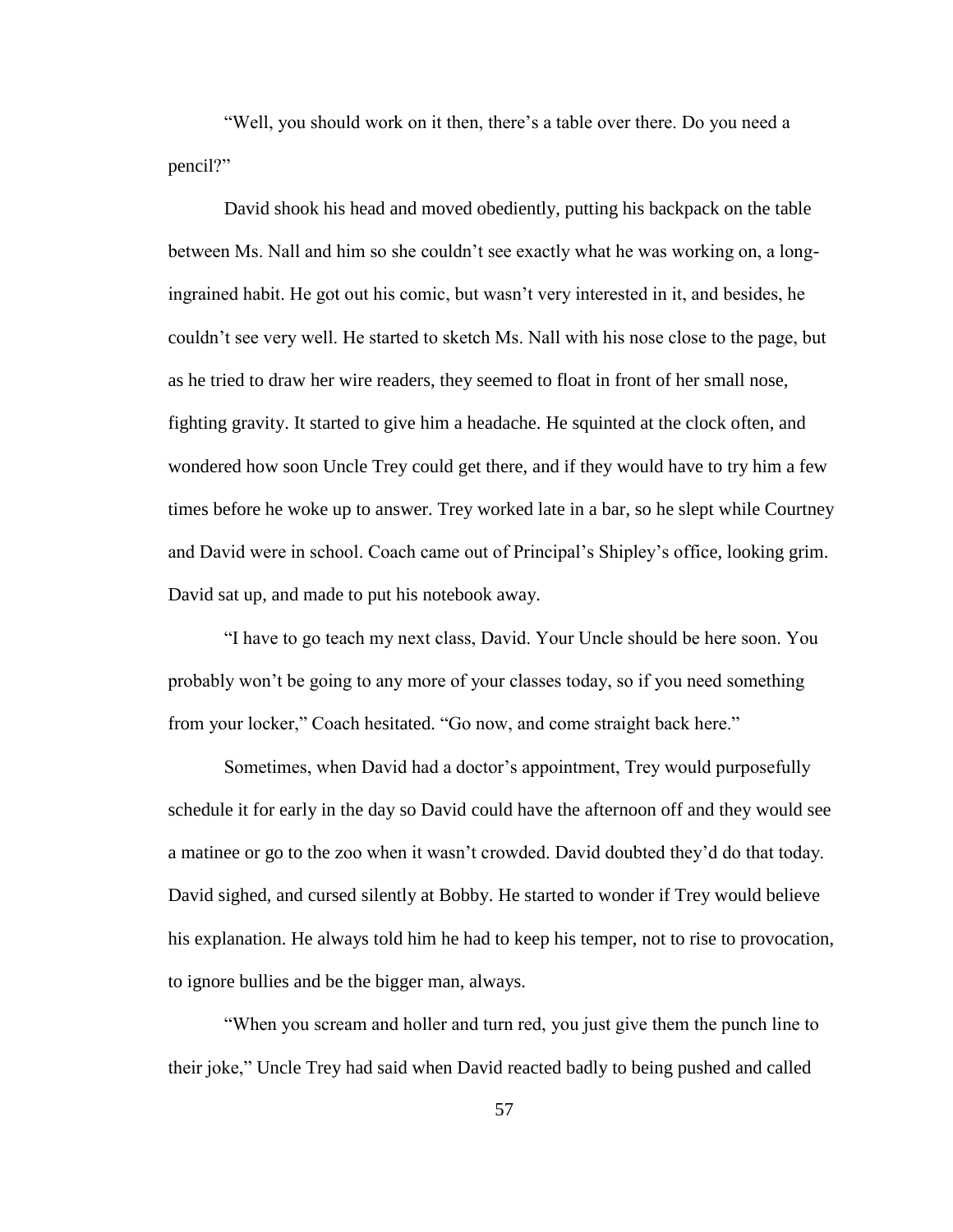"Well, you should work on it then, there's a table over there. Do you need a pencil?"

David shook his head and moved obediently, putting his backpack on the table between Ms. Nall and him so she couldn't see exactly what he was working on, a long-ingrained habit. He got out his comic, but wasn't very interested in it, and besides, he couldn't see very well. He started to sketch Ms. Nall with his nose close to the page, but as he tried to draw her wire readers, they seemed to float in front of her small nose, fighting gravity. It started to give him a headache. He squinted at the clock often, and wondered how soon Uncle Trey could get there, and if they would have to try him a few times before he woke up to answer. Trey worked late in a bar, so he slept while Courtney and David were in school. Coach came out of Principal's Shipley's office, looking grim. David sat up, and made to put his notebook away.

"I have to go teach my next class, David. Your Uncle should be here soon. You probably won't be going to any more of your classes today, so if you need something from your locker," Coach hesitated. "Go now, and come straight back here."

Sometimes, when David had a doctor's appointment, Trey would purposefully schedule it for early in the day so David could have the afternoon off and they would see a matinee or go to the zoo when it wasn't crowded. David doubted they'd do that today. David sighed, and cursed silently at Bobby. He started to wonder if Trey would believe his explanation. He always told him he had to keep his temper, not to rise to provocation, to ignore bullies and be the bigger man, always.

"When you scream and holler and turn red, you just give them the punch line to their joke," Uncle Trey had said when David reacted badly to being pushed and called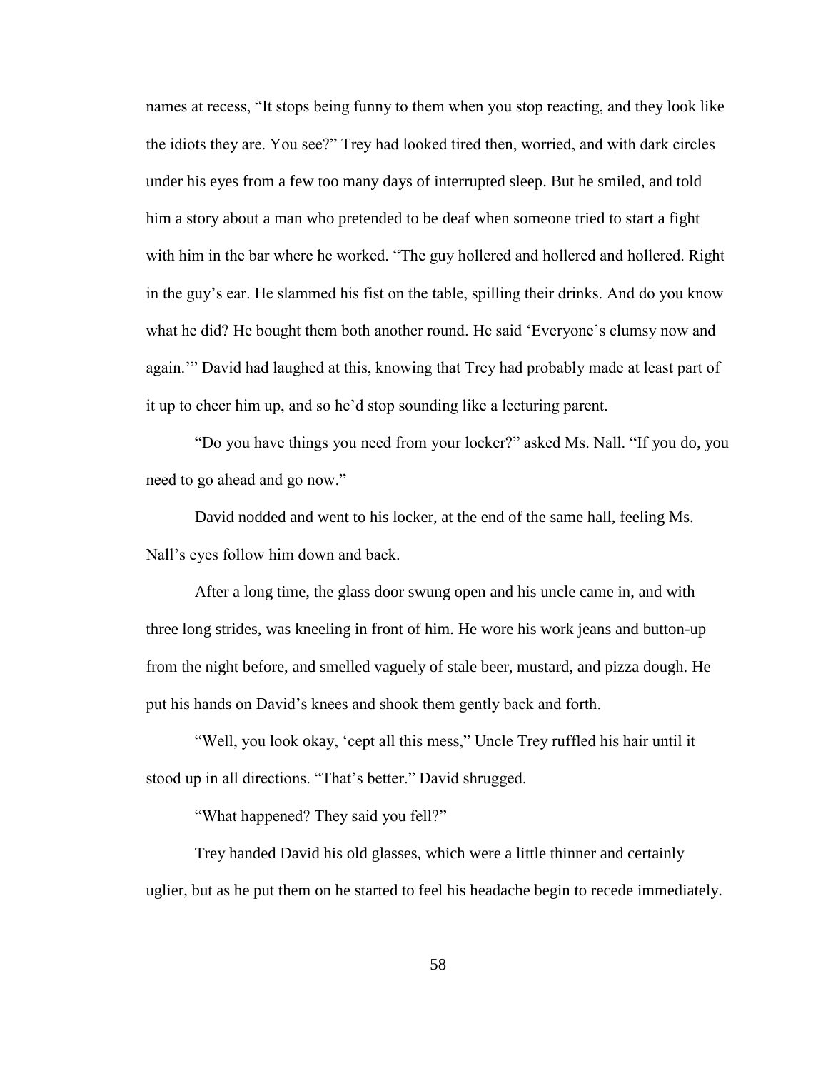names at recess, "It stops being funny to them when you stop reacting, and they look like the idiots they are. You see?" Trey had looked tired then, worried, and with dark circles under his eyes from a few too many days of interrupted sleep. But he smiled, and told him a story about a man who pretended to be deaf when someone tried to start a fight with him in the bar where he worked. "The guy hollered and hollered and hollered. Right in the guy's ear. He slammed his fist on the table, spilling their drinks. And do you know what he did? He bought them both another round. He said 'Everyone's clumsy now and again.'" David had laughed at this, knowing that Trey had probably made at least part of it up to cheer him up, and so he'd stop sounding like a lecturing parent.

"Do you have things you need from your locker?" asked Ms. Nall. "If you do, you need to go ahead and go now."

David nodded and went to his locker, at the end of the same hall, feeling Ms. Nall's eyes follow him down and back.

After a long time, the glass door swung open and his uncle came in, and with three long strides, was kneeling in front of him. He wore his work jeans and button-up from the night before, and smelled vaguely of stale beer, mustard, and pizza dough. He put his hands on David's knees and shook them gently back and forth.

"Well, you look okay, 'cept all this mess," Uncle Trey ruffled his hair until it stood up in all directions. "That's better." David shrugged.

"What happened? They said you fell?"

Trey handed David his old glasses, which were a little thinner and certainly uglier, but as he put them on he started to feel his headache begin to recede immediately.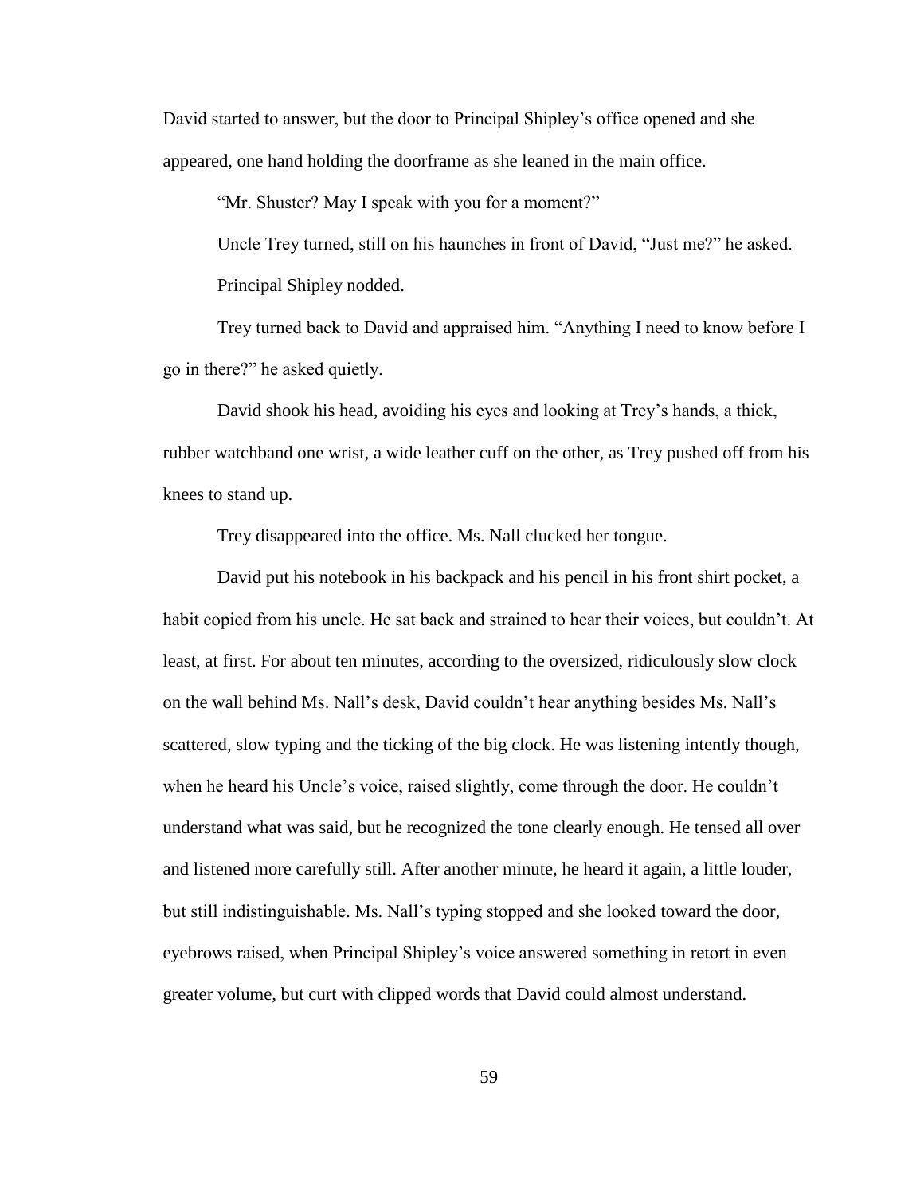David started to answer, but the door to Principal Shipley's office opened and she appeared, one hand holding the doorframe as she leaned in the main office.

"Mr. Shuster? May I speak with you for a moment?"

Uncle Trey turned, still on his haunches in front of David, "Just me?" he asked.

Principal Shipley nodded.

Trey turned back to David and appraised him. "Anything I need to know before I go in there?" he asked quietly.

David shook his head, avoiding his eyes and looking at Trey's hands, a thick, rubber watchband one wrist, a wide leather cuff on the other, as Trey pushed off from his knees to stand up.

Trey disappeared into the office. Ms. Nall clucked her tongue.

David put his notebook in his backpack and his pencil in his front shirt pocket, a habit copied from his uncle. He sat back and strained to hear their voices, but couldn't. At least, at first. For about ten minutes, according to the oversized, ridiculously slow clock on the wall behind Ms. Nall's desk, David couldn't hear anything besides Ms. Nall's scattered, slow typing and the ticking of the big clock. He was listening intently though, when he heard his Uncle's voice, raised slightly, come through the door. He couldn't understand what was said, but he recognized the tone clearly enough. He tensed all over and listened more carefully still. After another minute, he heard it again, a little louder, but still indistinguishable. Ms. Nall's typing stopped and she looked toward the door, eyebrows raised, when Principal Shipley's voice answered something in retort in even greater volume, but curt with clipped words that David could almost understand.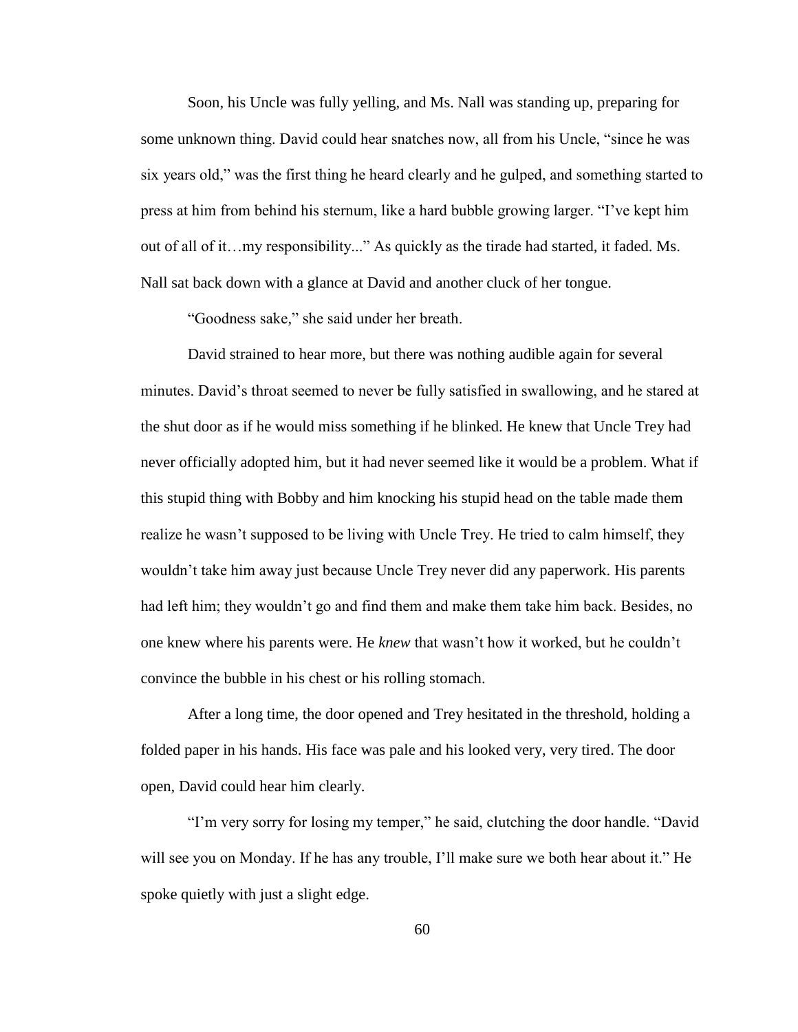Soon, his Uncle was fully yelling, and Ms. Nall was standing up, preparing for some unknown thing. David could hear snatches now, all from his Uncle, "since he was six years old," was the first thing he heard clearly and he gulped, and something started to press at him from behind his sternum, like a hard bubble growing larger. "I've kept him out of all of it…my responsibility..." As quickly as the tirade had started, it faded. Ms. Nall sat back down with a glance at David and another cluck of her tongue.

"Goodness sake," she said under her breath.

David strained to hear more, but there was nothing audible again for several minutes. David's throat seemed to never be fully satisfied in swallowing, and he stared at the shut door as if he would miss something if he blinked. He knew that Uncle Trey had never officially adopted him, but it had never seemed like it would be a problem. What if this stupid thing with Bobby and him knocking his stupid head on the table made them realize he wasn't supposed to be living with Uncle Trey. He tried to calm himself, they wouldn't take him away just because Uncle Trey never did any paperwork. His parents had left him; they wouldn't go and find them and make them take him back. Besides, no one knew where his parents were. He *knew* that wasn't how it worked, but he couldn't convince the bubble in his chest or his rolling stomach.

After a long time, the door opened and Trey hesitated in the threshold, holding a folded paper in his hands. His face was pale and his looked very, very tired. The door open, David could hear him clearly.

"I'm very sorry for losing my temper," he said, clutching the door handle. "David will see you on Monday. If he has any trouble, I'll make sure we both hear about it." He spoke quietly with just a slight edge.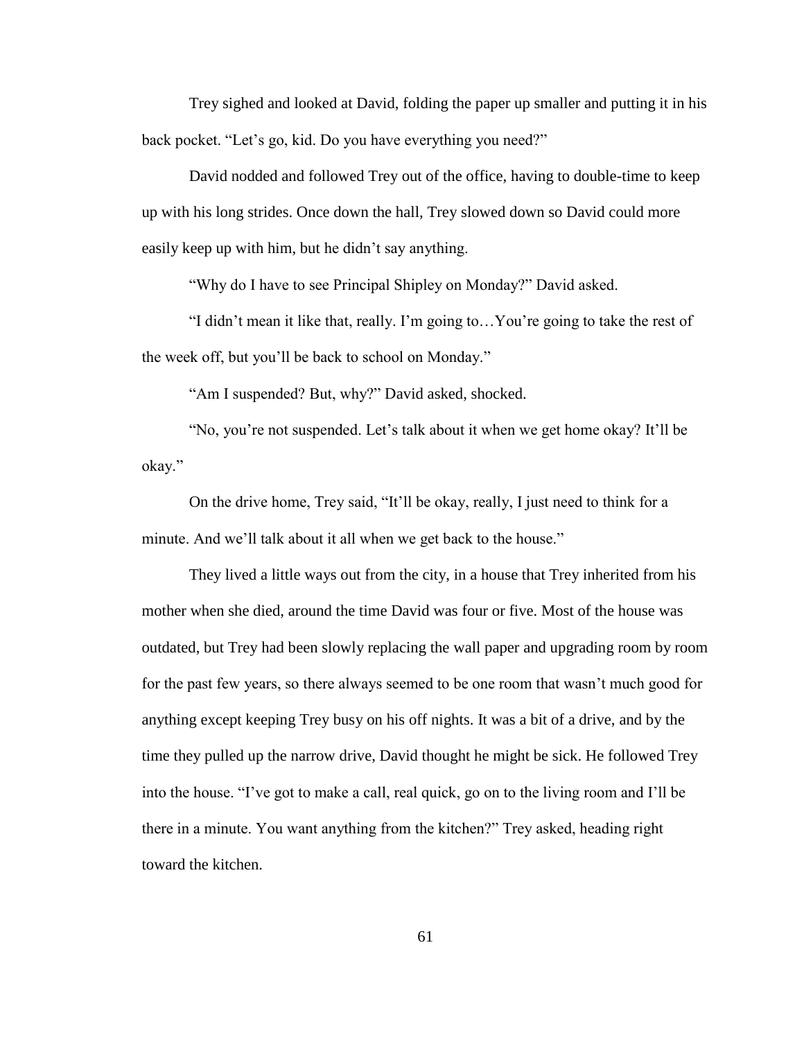Trey sighed and looked at David, folding the paper up smaller and putting it in his back pocket. "Let's go, kid. Do you have everything you need?"

David nodded and followed Trey out of the office, having to double-time to keep up with his long strides. Once down the hall, Trey slowed down so David could more easily keep up with him, but he didn't say anything.

"Why do I have to see Principal Shipley on Monday?" David asked.

"I didn't mean it like that, really. I'm going to…You're going to take the rest of the week off, but you'll be back to school on Monday."

"Am I suspended? But, why?" David asked, shocked.

"No, you're not suspended. Let's talk about it when we get home okay? It'll be okay."

On the drive home, Trey said, "It'll be okay, really, I just need to think for a minute. And we'll talk about it all when we get back to the house."

They lived a little ways out from the city, in a house that Trey inherited from his mother when she died, around the time David was four or five. Most of the house was outdated, but Trey had been slowly replacing the wall paper and upgrading room by room for the past few years, so there always seemed to be one room that wasn't much good for anything except keeping Trey busy on his off nights. It was a bit of a drive, and by the time they pulled up the narrow drive, David thought he might be sick. He followed Trey into the house. "I've got to make a call, real quick, go on to the living room and I'll be there in a minute. You want anything from the kitchen?" Trey asked, heading right toward the kitchen.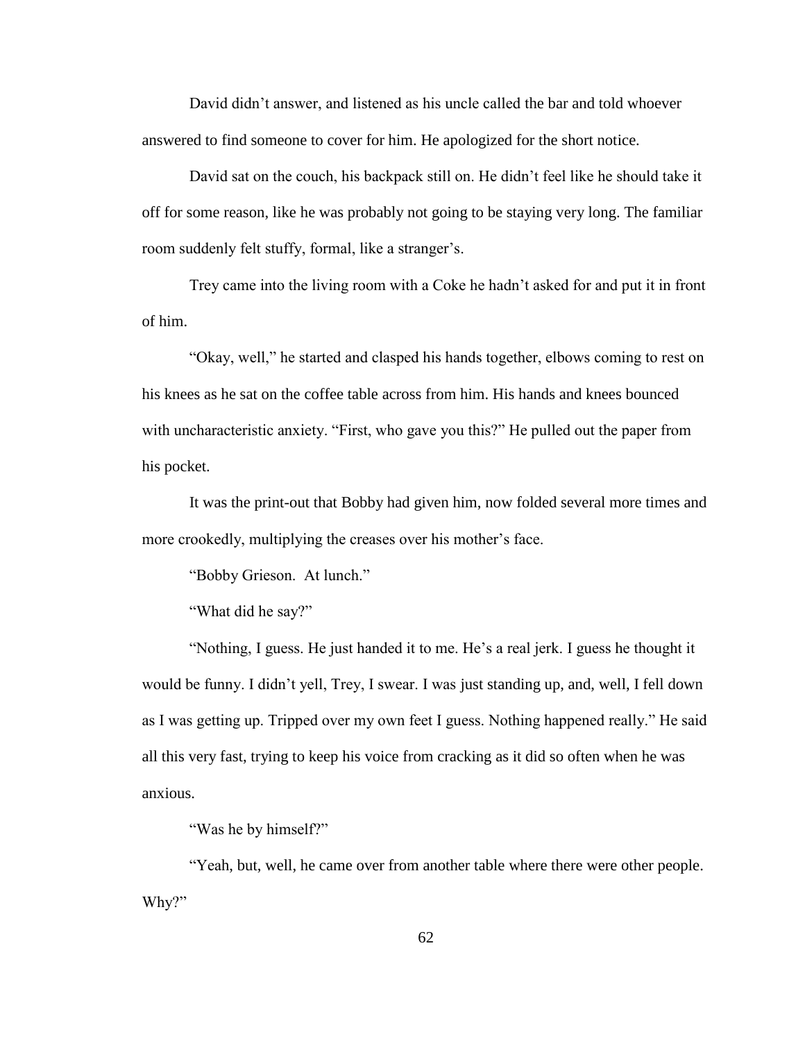David didn't answer, and listened as his uncle called the bar and told whoever answered to find someone to cover for him. He apologized for the short notice.

David sat on the couch, his backpack still on. He didn't feel like he should take it off for some reason, like he was probably not going to be staying very long. The familiar room suddenly felt stuffy, formal, like a stranger's.

Trey came into the living room with a Coke he hadn't asked for and put it in front of him.

"Okay, well," he started and clasped his hands together, elbows coming to rest on his knees as he sat on the coffee table across from him. His hands and knees bounced with uncharacteristic anxiety. "First, who gave you this?" He pulled out the paper from his pocket.

It was the print-out that Bobby had given him, now folded several more times and more crookedly, multiplying the creases over his mother's face.

"Bobby Grieson. At lunch."

"What did he say?"

"Nothing, I guess. He just handed it to me. He's a real jerk. I guess he thought it would be funny. I didn't yell, Trey, I swear. I was just standing up, and, well, I fell down as I was getting up. Tripped over my own feet I guess. Nothing happened really." He said all this very fast, trying to keep his voice from cracking as it did so often when he was anxious.

"Was he by himself?"

"Yeah, but, well, he came over from another table where there were other people. Why?"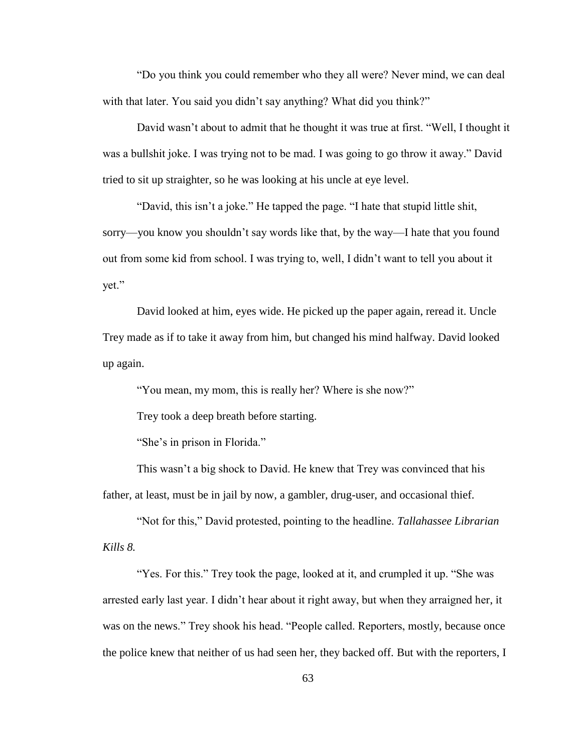"Do you think you could remember who they all were? Never mind, we can deal with that later. You said you didn't say anything? What did you think?"

David wasn't about to admit that he thought it was true at first. "Well, I thought it was a bullshit joke. I was trying not to be mad. I was going to go throw it away." David tried to sit up straighter, so he was looking at his uncle at eye level.

"David, this isn't a joke." He tapped the page. "I hate that stupid little shit, sorry—you know you shouldn't say words like that, by the way—I hate that you found out from some kid from school. I was trying to, well, I didn't want to tell you about it yet."

David looked at him, eyes wide. He picked up the paper again, reread it. Uncle Trey made as if to take it away from him, but changed his mind halfway. David looked up again.

"You mean, my mom, this is really her? Where is she now?"

Trey took a deep breath before starting.

"She's in prison in Florida."

This wasn't a big shock to David. He knew that Trey was convinced that his father, at least, must be in jail by now, a gambler, drug-user, and occasional thief.

"Not for this," David protested, pointing to the headline. *Tallahassee Librarian Kills 8.*

"Yes. For this." Trey took the page, looked at it, and crumpled it up. "She was arrested early last year. I didn't hear about it right away, but when they arraigned her, it was on the news." Trey shook his head. "People called. Reporters, mostly, because once the police knew that neither of us had seen her, they backed off. But with the reporters, I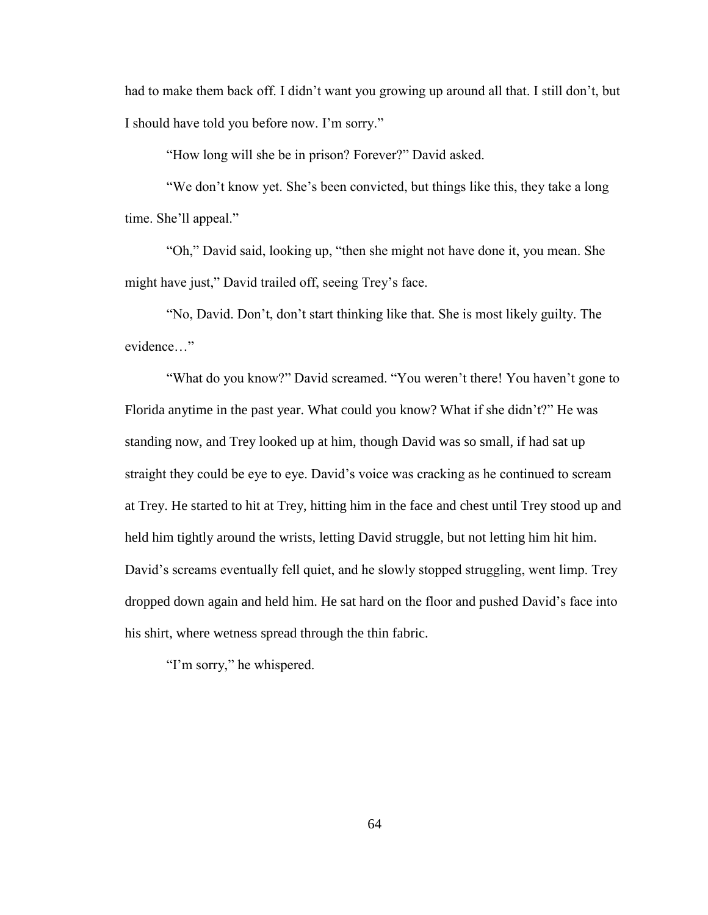had to make them back off. I didn't want you growing up around all that. I still don't, but I should have told you before now. I'm sorry."

"How long will she be in prison? Forever?" David asked.

"We don't know yet. She's been convicted, but things like this, they take a long time. She'll appeal."

"Oh," David said, looking up, "then she might not have done it, you mean. She might have just," David trailed off, seeing Trey's face.

"No, David. Don't, don't start thinking like that. She is most likely guilty. The evidence…"

"What do you know?" David screamed. "You weren't there! You haven't gone to Florida anytime in the past year. What could you know? What if she didn't?" He was standing now, and Trey looked up at him, though David was so small, if had sat up straight they could be eye to eye. David's voice was cracking as he continued to scream at Trey. He started to hit at Trey, hitting him in the face and chest until Trey stood up and held him tightly around the wrists, letting David struggle, but not letting him hit him. David's screams eventually fell quiet, and he slowly stopped struggling, went limp. Trey dropped down again and held him. He sat hard on the floor and pushed David's face into his shirt, where wetness spread through the thin fabric.

"I'm sorry," he whispered.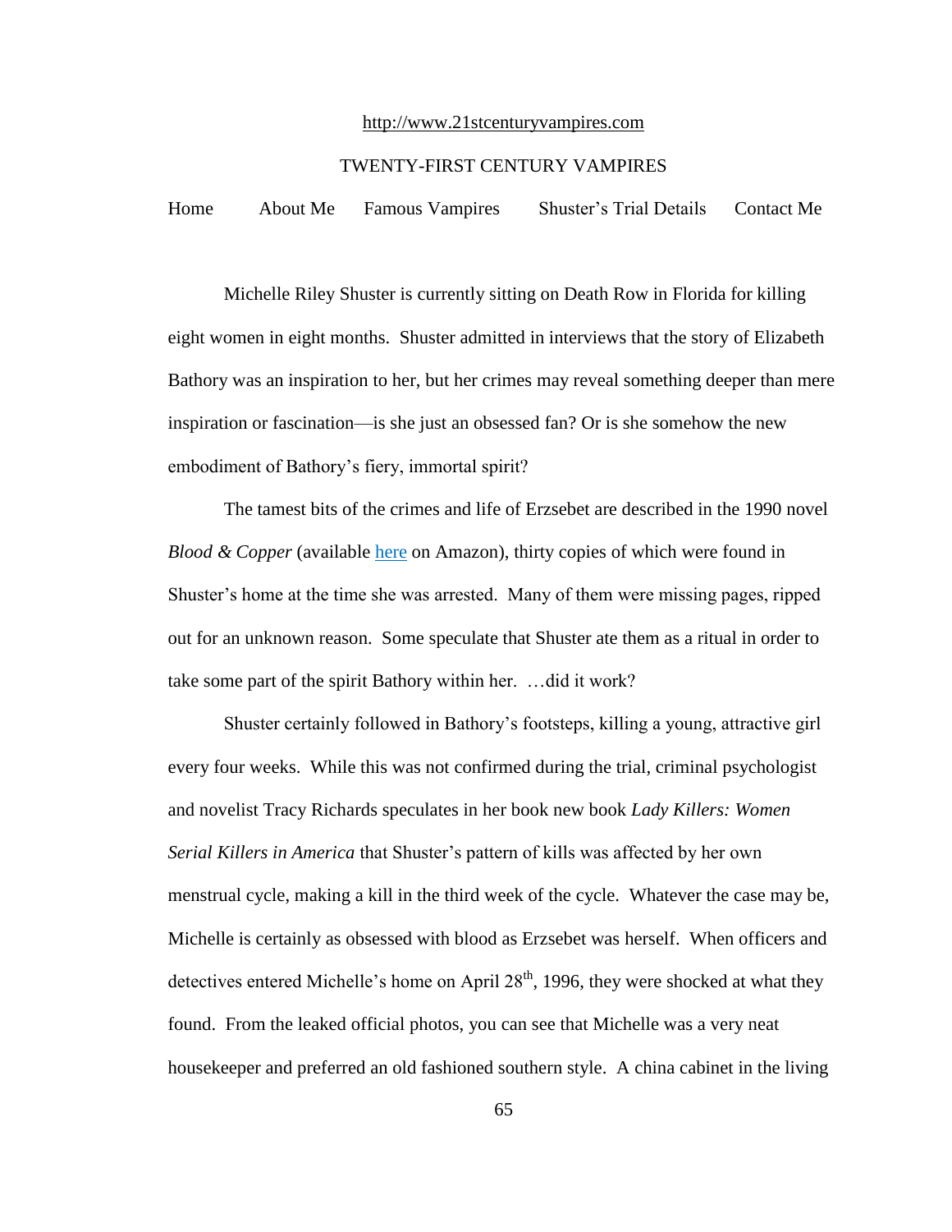http://www.21stcenturyvampires.com

TWENTY-FIRST CENTURY VAMPIRES

Home About Me Famous Vampires Shuster's Trial Details Contact Me

Michelle Riley Shuster is currently sitting on Death Row in Florida for killing eight women in eight months. Shuster admitted in interviews that the story of Elizabeth Bathory was an inspiration to her, but her crimes may reveal something deeper than mere inspiration or fascination—is she just an obsessed fan? Or is she somehow the new embodiment of Bathory's fiery, immortal spirit?

The tamest bits of the crimes and life of Erzsebet are described in the 1990 novel *Blood & Copper* (available here on Amazon), thirty copies of which were found in Shuster's home at the time she was arrested. Many of them were missing pages, ripped out for an unknown reason. Some speculate that Shuster ate them as a ritual in order to take some part of the spirit Bathory within her. …did it work?

Shuster certainly followed in Bathory's footsteps, killing a young, attractive girl every four weeks. While this was not confirmed during the trial, criminal psychologist and novelist Tracy Richards speculates in her book new book *Lady Killers: Women Serial Killers in America* that Shuster's pattern of kills was affected by her own menstrual cycle, making a kill in the third week of the cycle. Whatever the case may be, Michelle is certainly as obsessed with blood as Erzsebet was herself. When officers and detectives entered Michelle's home on April 28th, 1996, they were shocked at what they found. From the leaked official photos, you can see that Michelle was a very neat housekeeper and preferred an old fashioned southern style. A china cabinet in the living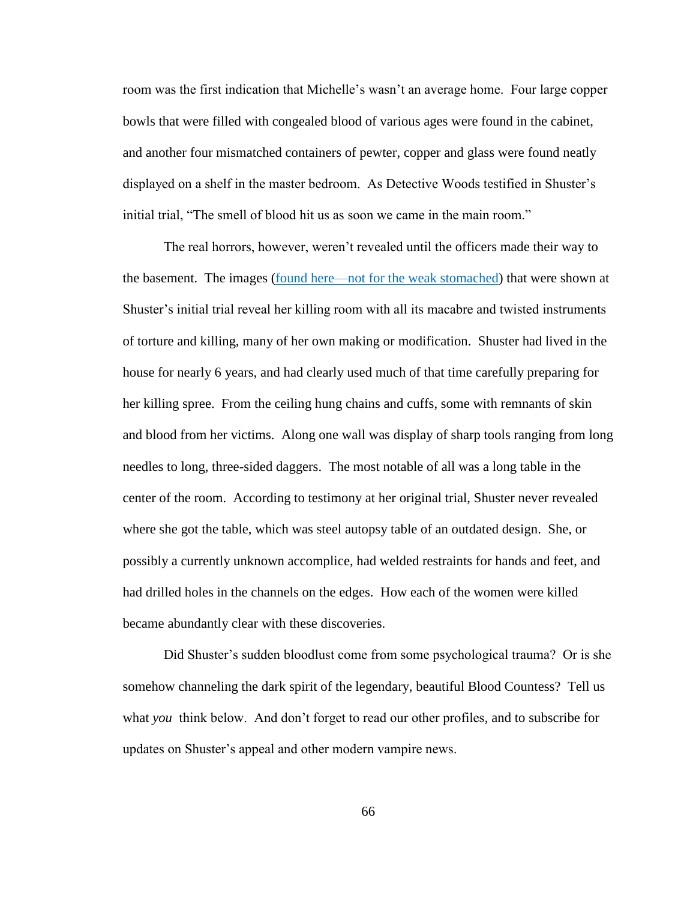room was the first indication that Michelle's wasn't an average home. Four large copper bowls that were filled with congealed blood of various ages were found in the cabinet, and another four mismatched containers of pewter, copper and glass were found neatly displayed on a shelf in the master bedroom. As Detective Woods testified in Shuster's initial trial, "The smell of blood hit us as soon we came in the main room."

The real horrors, however, weren't revealed until the officers made their way to the basement. The images (found here—not for the weak stomached) that were shown at Shuster's initial trial reveal her killing room with all its macabre and twisted instruments of torture and killing, many of her own making or modification. Shuster had lived in the house for nearly 6 years, and had clearly used much of that time carefully preparing for her killing spree. From the ceiling hung chains and cuffs, some with remnants of skin and blood from her victims. Along one wall was display of sharp tools ranging from long needles to long, three-sided daggers. The most notable of all was a long table in the center of the room. According to testimony at her original trial, Shuster never revealed where she got the table, which was steel autopsy table of an outdated design. She, or possibly a currently unknown accomplice, had welded restraints for hands and feet, and had drilled holes in the channels on the edges. How each of the women were killed became abundantly clear with these discoveries.

Did Shuster's sudden bloodlust come from some psychological trauma? Or is she somehow channeling the dark spirit of the legendary, beautiful Blood Countess? Tell us what *you* think below. And don't forget to read our other profiles, and to subscribe for updates on Shuster's appeal and other modern vampire news.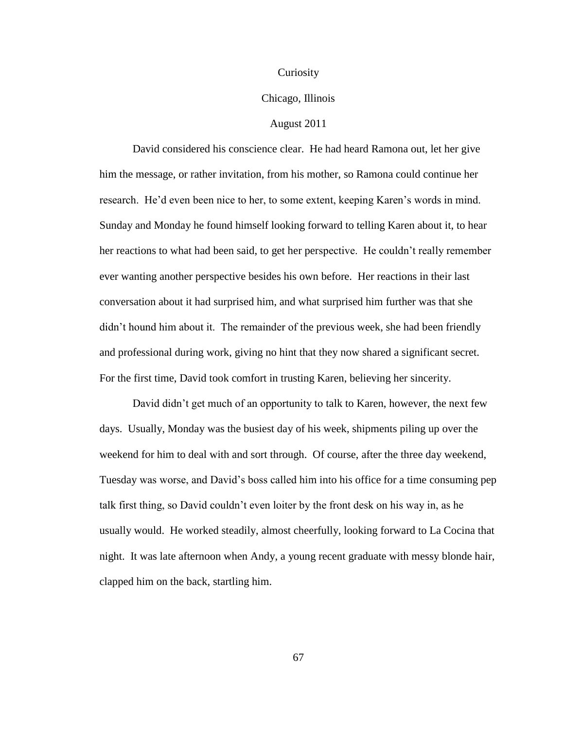# Curiosity

Chicago, Illinois

August 2011

David considered his conscience clear. He had heard Ramona out, let her give him the message, or rather invitation, from his mother, so Ramona could continue her research. He'd even been nice to her, to some extent, keeping Karen's words in mind. Sunday and Monday he found himself looking forward to telling Karen about it, to hear her reactions to what had been said, to get her perspective. He couldn't really remember ever wanting another perspective besides his own before. Her reactions in their last conversation about it had surprised him, and what surprised him further was that she didn't hound him about it. The remainder of the previous week, she had been friendly and professional during work, giving no hint that they now shared a significant secret. For the first time, David took comfort in trusting Karen, believing her sincerity.

David didn't get much of an opportunity to talk to Karen, however, the next few days. Usually, Monday was the busiest day of his week, shipments piling up over the weekend for him to deal with and sort through. Of course, after the three day weekend, Tuesday was worse, and David's boss called him into his office for a time consuming pep talk first thing, so David couldn't even loiter by the front desk on his way in, as he usually would. He worked steadily, almost cheerfully, looking forward to La Cocina that night. It was late afternoon when Andy, a young recent graduate with messy blonde hair, clapped him on the back, startling him.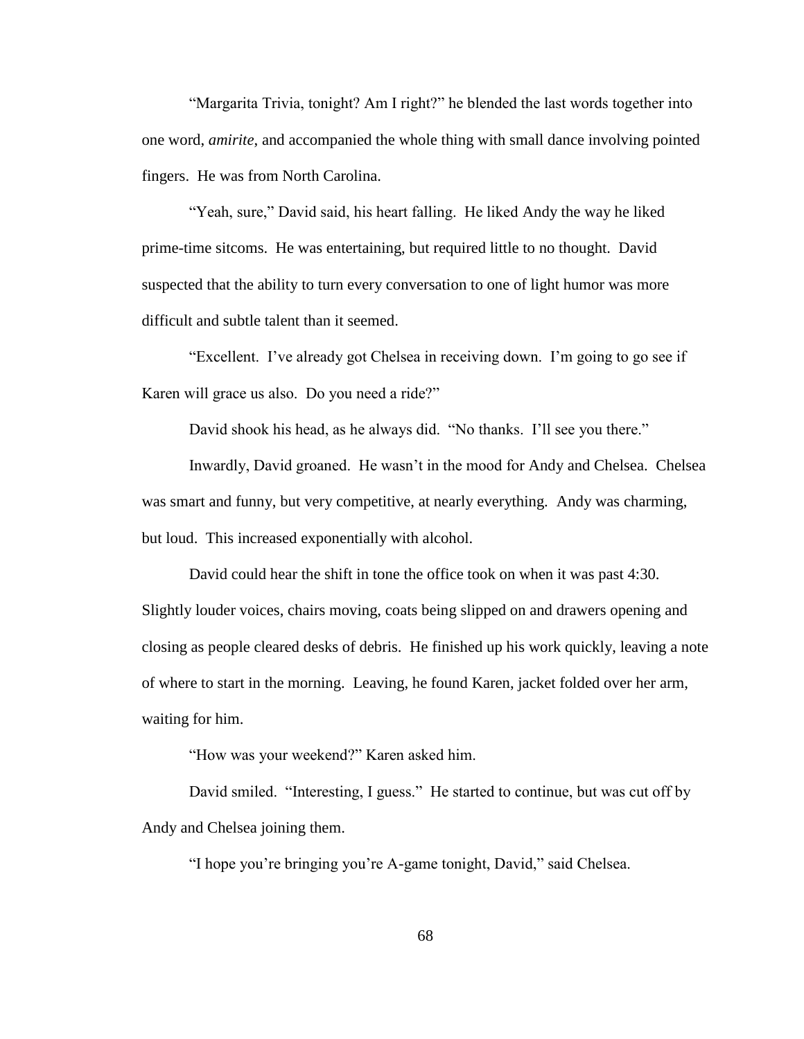"Margarita Trivia, tonight? Am I right?" he blended the last words together into one word, *amirite*, and accompanied the whole thing with small dance involving pointed fingers. He was from North Carolina.

"Yeah, sure," David said, his heart falling. He liked Andy the way he liked prime-time sitcoms. He was entertaining, but required little to no thought. David suspected that the ability to turn every conversation to one of light humor was more difficult and subtle talent than it seemed.

"Excellent. I've already got Chelsea in receiving down. I'm going to go see if Karen will grace us also. Do you need a ride?"

David shook his head, as he always did. "No thanks. I'll see you there."

Inwardly, David groaned. He wasn't in the mood for Andy and Chelsea. Chelsea was smart and funny, but very competitive, at nearly everything. Andy was charming, but loud. This increased exponentially with alcohol.

David could hear the shift in tone the office took on when it was past 4:30. Slightly louder voices, chairs moving, coats being slipped on and drawers opening and closing as people cleared desks of debris. He finished up his work quickly, leaving a note of where to start in the morning. Leaving, he found Karen, jacket folded over her arm, waiting for him.

"How was your weekend?" Karen asked him.

David smiled. "Interesting, I guess." He started to continue, but was cut off by Andy and Chelsea joining them.

"I hope you're bringing you're A-game tonight, David," said Chelsea.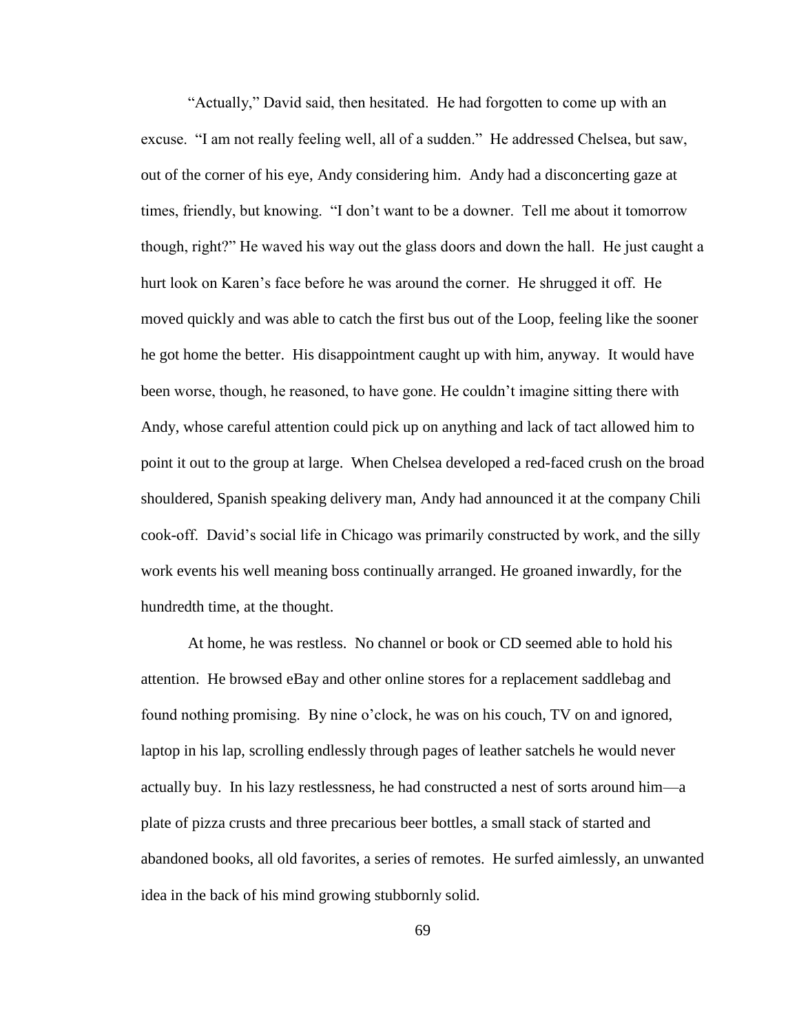"Actually," David said, then hesitated. He had forgotten to come up with an excuse. "I am not really feeling well, all of a sudden." He addressed Chelsea, but saw, out of the corner of his eye, Andy considering him. Andy had a disconcerting gaze at times, friendly, but knowing. "I don't want to be a downer. Tell me about it tomorrow though, right?" He waved his way out the glass doors and down the hall. He just caught a hurt look on Karen's face before he was around the corner. He shrugged it off. He moved quickly and was able to catch the first bus out of the Loop, feeling like the sooner he got home the better. His disappointment caught up with him, anyway. It would have been worse, though, he reasoned, to have gone. He couldn't imagine sitting there with Andy, whose careful attention could pick up on anything and lack of tact allowed him to point it out to the group at large. When Chelsea developed a red-faced crush on the broad shouldered, Spanish speaking delivery man, Andy had announced it at the company Chili cook-off. David's social life in Chicago was primarily constructed by work, and the silly work events his well meaning boss continually arranged. He groaned inwardly, for the hundredth time, at the thought.

At home, he was restless. No channel or book or CD seemed able to hold his attention. He browsed eBay and other online stores for a replacement saddlebag and found nothing promising. By nine o'clock, he was on his couch, TV on and ignored, laptop in his lap, scrolling endlessly through pages of leather satchels he would never actually buy. In his lazy restlessness, he had constructed a nest of sorts around him—a plate of pizza crusts and three precarious beer bottles, a small stack of started and abandoned books, all old favorites, a series of remotes. He surfed aimlessly, an unwanted idea in the back of his mind growing stubbornly solid.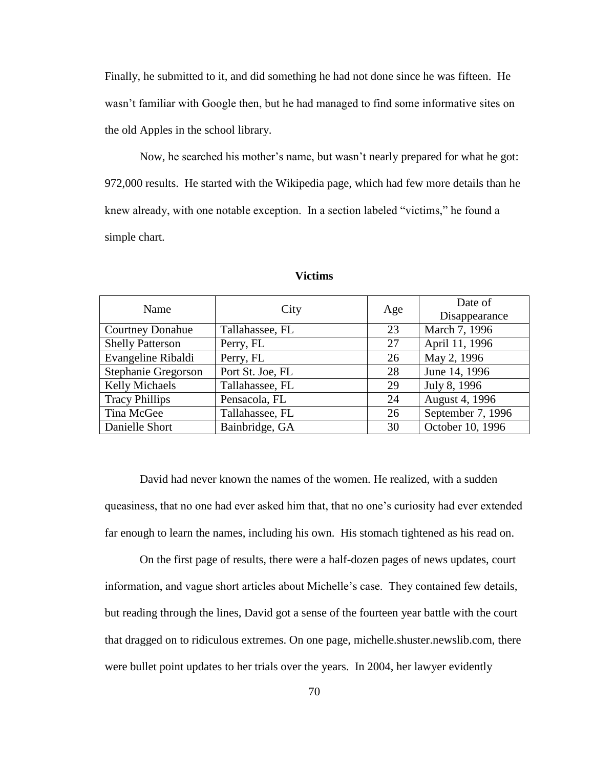Finally, he submitted to it, and did something he had not done since he was fifteen. He wasn't familiar with Google then, but he had managed to find some informative sites on the old Apples in the school library.

Now, he searched his mother's name, but wasn't nearly prepared for what he got: 972,000 results. He started with the Wikipedia page, which had few more details than he knew already, with one notable exception. In a section labeled "victims," he found a simple chart.

**Victims**

| Name | City | Age | Date of Disappearance |
|---|---|---|---|
| Courtney Donahue | Tallahassee, FL | 23 | March 7, 1996 |
| Shelly Patterson | Perry, FL | 27 | April 11, 1996 |
| Evangeline Ribaldi | Perry, FL | 26 | May 2, 1996 |
| Stephanie Gregorson | Port St. Joe, FL | 28 | June 14, 1996 |
| Kelly Michaels | Tallahassee, FL | 29 | July 8, 1996 |
| Tracy Phillips | Pensacola, FL | 24 | August 4, 1996 |
| Tina McGee | Tallahassee, FL | 26 | September 7, 1996 |
| Danielle Short | Bainbridge, GA | 30 | October 10, 1996 |

David had never known the names of the women. He realized, with a sudden queasiness, that no one had ever asked him that, that no one's curiosity had ever extended far enough to learn the names, including his own. His stomach tightened as his read on.

On the first page of results, there were a half-dozen pages of news updates, court information, and vague short articles about Michelle's case. They contained few details, but reading through the lines, David got a sense of the fourteen year battle with the court that dragged on to ridiculous extremes. On one page, michelle.shuster.newslib.com, there were bullet point updates to her trials over the years. In 2004, her lawyer evidently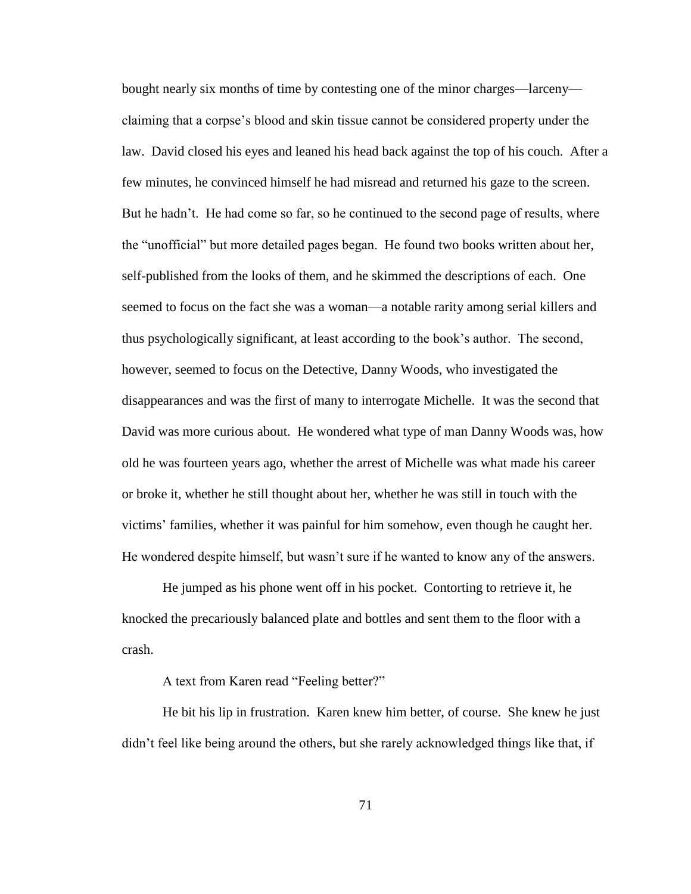bought nearly six months of time by contesting one of the minor charges—larceny—claiming that a corpse's blood and skin tissue cannot be considered property under the law. David closed his eyes and leaned his head back against the top of his couch. After a few minutes, he convinced himself he had misread and returned his gaze to the screen. But he hadn't. He had come so far, so he continued to the second page of results, where the "unofficial" but more detailed pages began. He found two books written about her, self-published from the looks of them, and he skimmed the descriptions of each. One seemed to focus on the fact she was a woman—a notable rarity among serial killers and thus psychologically significant, at least according to the book's author. The second, however, seemed to focus on the Detective, Danny Woods, who investigated the disappearances and was the first of many to interrogate Michelle. It was the second that David was more curious about. He wondered what type of man Danny Woods was, how old he was fourteen years ago, whether the arrest of Michelle was what made his career or broke it, whether he still thought about her, whether he was still in touch with the victims' families, whether it was painful for him somehow, even though he caught her. He wondered despite himself, but wasn't sure if he wanted to know any of the answers.

He jumped as his phone went off in his pocket. Contorting to retrieve it, he knocked the precariously balanced plate and bottles and sent them to the floor with a crash.

A text from Karen read "Feeling better?"

He bit his lip in frustration. Karen knew him better, of course. She knew he just didn't feel like being around the others, but she rarely acknowledged things like that, if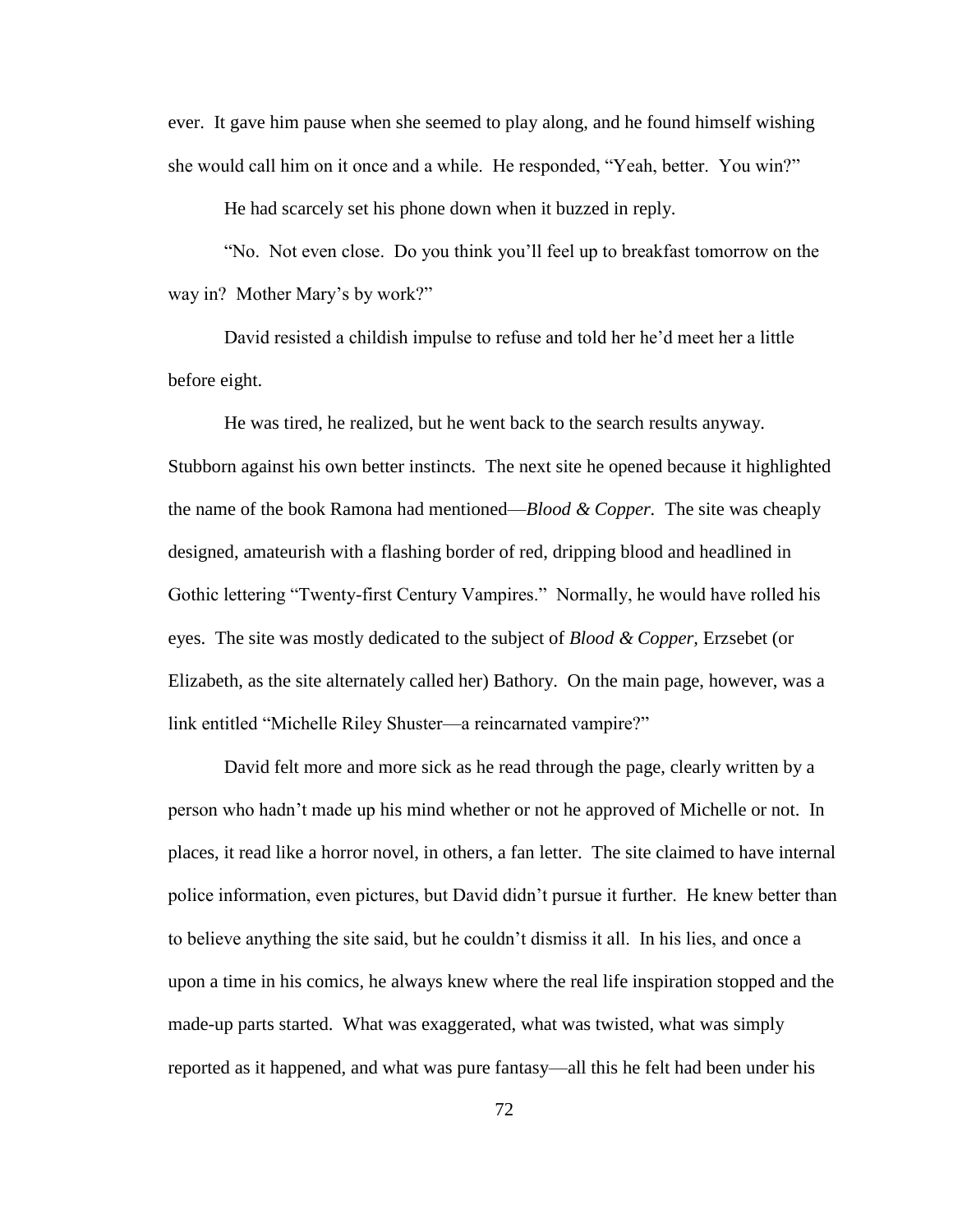ever. It gave him pause when she seemed to play along, and he found himself wishing she would call him on it once and a while. He responded, "Yeah, better. You win?"

He had scarcely set his phone down when it buzzed in reply.

"No. Not even close. Do you think you'll feel up to breakfast tomorrow on the way in? Mother Mary's by work?"

David resisted a childish impulse to refuse and told her he'd meet her a little before eight.

He was tired, he realized, but he went back to the search results anyway. Stubborn against his own better instincts. The next site he opened because it highlighted the name of the book Ramona had mentioned—*Blood & Copper.* The site was cheaply designed, amateurish with a flashing border of red, dripping blood and headlined in Gothic lettering "Twenty-first Century Vampires." Normally, he would have rolled his eyes. The site was mostly dedicated to the subject of *Blood & Copper,* Erzsebet (or Elizabeth, as the site alternately called her) Bathory. On the main page, however, was a link entitled "Michelle Riley Shuster—a reincarnated vampire?"

David felt more and more sick as he read through the page, clearly written by a person who hadn't made up his mind whether or not he approved of Michelle or not. In places, it read like a horror novel, in others, a fan letter. The site claimed to have internal police information, even pictures, but David didn't pursue it further. He knew better than to believe anything the site said, but he couldn't dismiss it all. In his lies, and once a upon a time in his comics, he always knew where the real life inspiration stopped and the made-up parts started. What was exaggerated, what was twisted, what was simply reported as it happened, and what was pure fantasy—all this he felt had been under his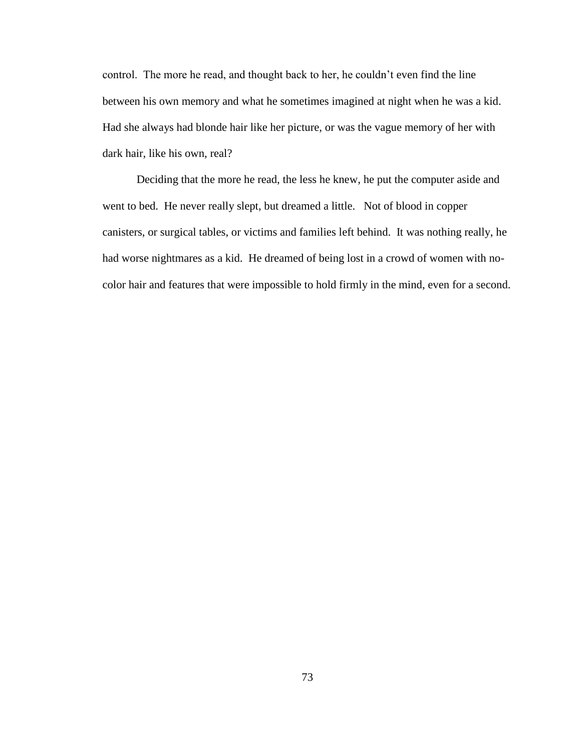control. The more he read, and thought back to her, he couldn't even find the line between his own memory and what he sometimes imagined at night when he was a kid. Had she always had blonde hair like her picture, or was the vague memory of her with dark hair, like his own, real?

Deciding that the more he read, the less he knew, he put the computer aside and went to bed. He never really slept, but dreamed a little. Not of blood in copper canisters, or surgical tables, or victims and families left behind. It was nothing really, he had worse nightmares as a kid. He dreamed of being lost in a crowd of women with no-color hair and features that were impossible to hold firmly in the mind, even for a second.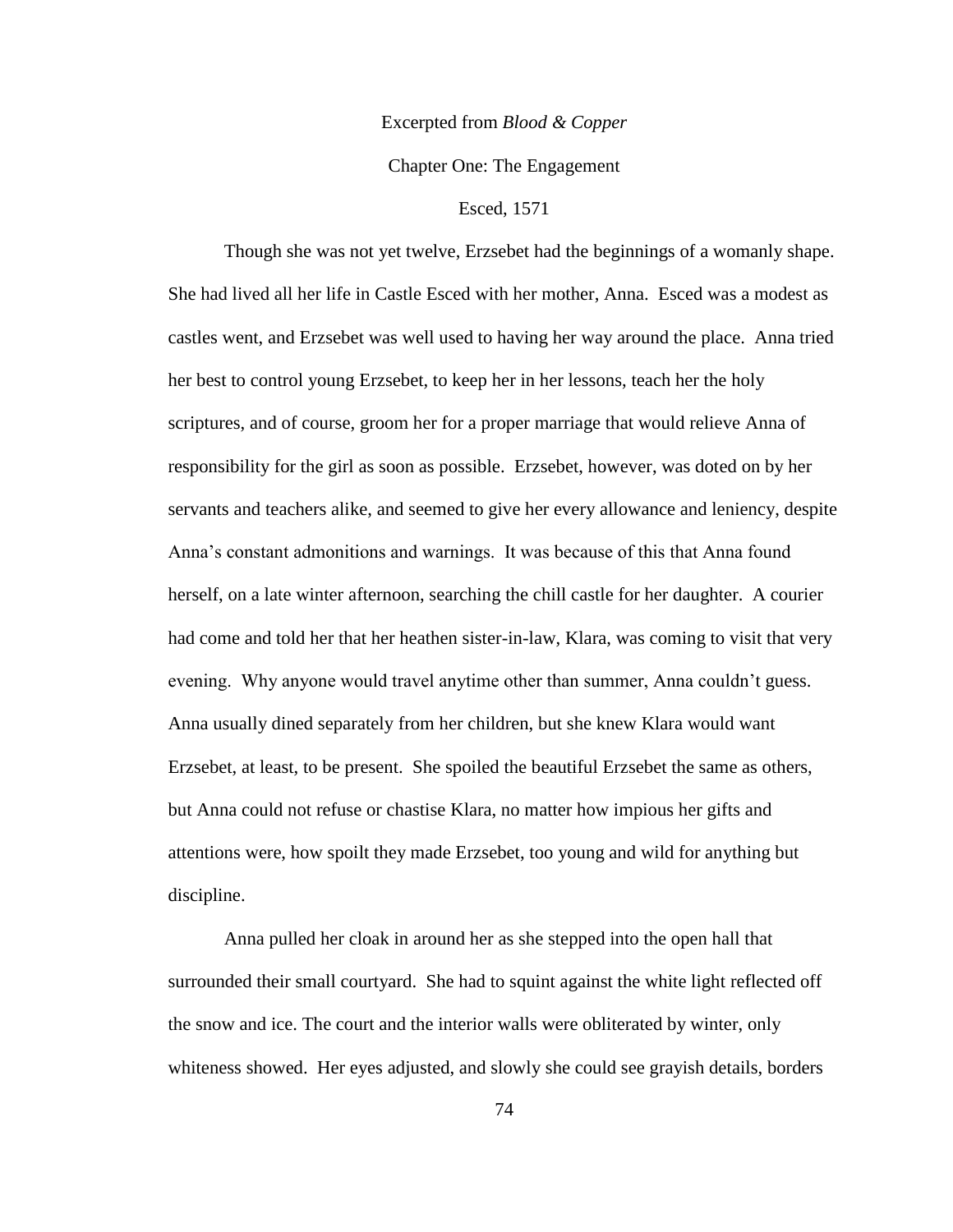Excerpted from *Blood & Copper*

Chapter One: The Engagement

Esced, 1571

Though she was not yet twelve, Erzsebet had the beginnings of a womanly shape. She had lived all her life in Castle Esced with her mother, Anna. Esced was a modest as castles went, and Erzsebet was well used to having her way around the place. Anna tried her best to control young Erzsebet, to keep her in her lessons, teach her the holy scriptures, and of course, groom her for a proper marriage that would relieve Anna of responsibility for the girl as soon as possible. Erzsebet, however, was doted on by her servants and teachers alike, and seemed to give her every allowance and leniency, despite Anna's constant admonitions and warnings. It was because of this that Anna found herself, on a late winter afternoon, searching the chill castle for her daughter. A courier had come and told her that her heathen sister-in-law, Klara, was coming to visit that very evening. Why anyone would travel anytime other than summer, Anna couldn't guess. Anna usually dined separately from her children, but she knew Klara would want Erzsebet, at least, to be present. She spoiled the beautiful Erzsebet the same as others, but Anna could not refuse or chastise Klara, no matter how impious her gifts and attentions were, how spoilt they made Erzsebet, too young and wild for anything but discipline.

Anna pulled her cloak in around her as she stepped into the open hall that surrounded their small courtyard. She had to squint against the white light reflected off the snow and ice. The court and the interior walls were obliterated by winter, only whiteness showed. Her eyes adjusted, and slowly she could see grayish details, borders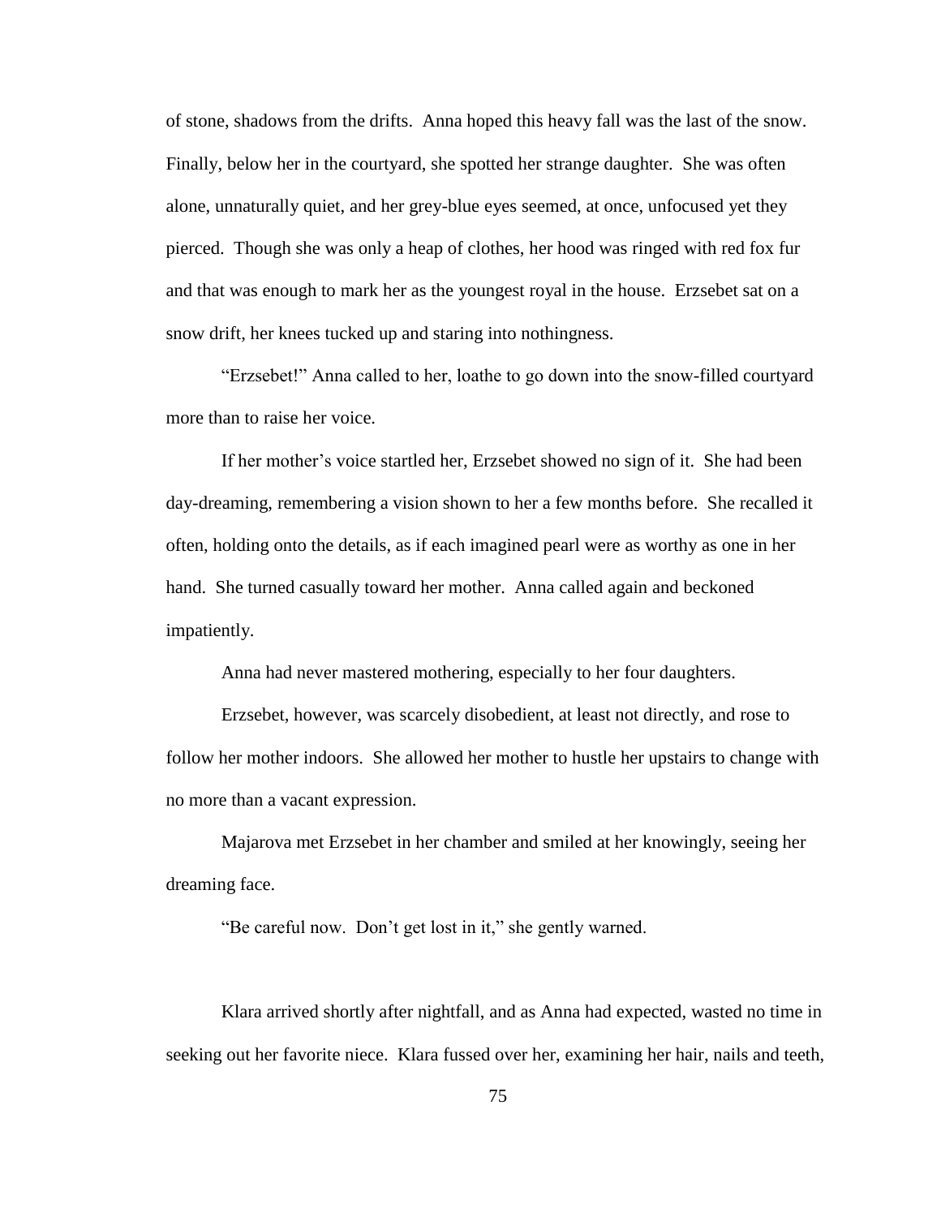of stone, shadows from the drifts. Anna hoped this heavy fall was the last of the snow. Finally, below her in the courtyard, she spotted her strange daughter. She was often alone, unnaturally quiet, and her grey-blue eyes seemed, at once, unfocused yet they pierced. Though she was only a heap of clothes, her hood was ringed with red fox fur and that was enough to mark her as the youngest royal in the house. Erzsebet sat on a snow drift, her knees tucked up and staring into nothingness.

"Erzsebet!" Anna called to her, loathe to go down into the snow-filled courtyard more than to raise her voice.

If her mother's voice startled her, Erzsebet showed no sign of it. She had been day-dreaming, remembering a vision shown to her a few months before. She recalled it often, holding onto the details, as if each imagined pearl were as worthy as one in her hand. She turned casually toward her mother. Anna called again and beckoned impatiently.

Anna had never mastered mothering, especially to her four daughters.

Erzsebet, however, was scarcely disobedient, at least not directly, and rose to follow her mother indoors. She allowed her mother to hustle her upstairs to change with no more than a vacant expression.

Majarova met Erzsebet in her chamber and smiled at her knowingly, seeing her dreaming face.

"Be careful now. Don't get lost in it," she gently warned.

Klara arrived shortly after nightfall, and as Anna had expected, wasted no time in seeking out her favorite niece. Klara fussed over her, examining her hair, nails and teeth,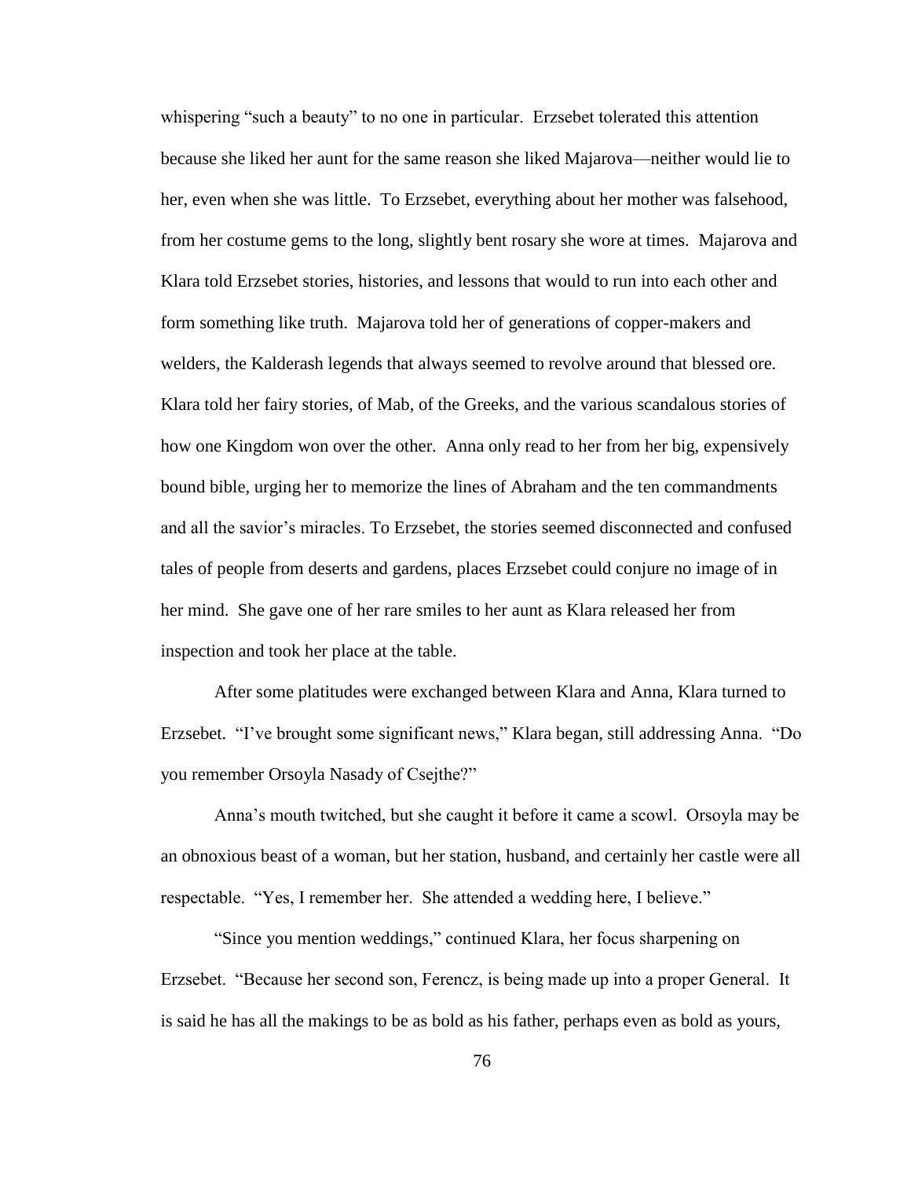whispering "such a beauty" to no one in particular. Erzsebet tolerated this attention because she liked her aunt for the same reason she liked Majarova—neither would lie to her, even when she was little. To Erzsebet, everything about her mother was falsehood, from her costume gems to the long, slightly bent rosary she wore at times. Majarova and Klara told Erzsebet stories, histories, and lessons that would to run into each other and form something like truth. Majarova told her of generations of copper-makers and welders, the Kalderash legends that always seemed to revolve around that blessed ore. Klara told her fairy stories, of Mab, of the Greeks, and the various scandalous stories of how one Kingdom won over the other. Anna only read to her from her big, expensively bound bible, urging her to memorize the lines of Abraham and the ten commandments and all the savior's miracles. To Erzsebet, the stories seemed disconnected and confused tales of people from deserts and gardens, places Erzsebet could conjure no image of in her mind. She gave one of her rare smiles to her aunt as Klara released her from inspection and took her place at the table.

After some platitudes were exchanged between Klara and Anna, Klara turned to Erzsebet. "I've brought some significant news," Klara began, still addressing Anna. "Do you remember Orsoyla Nasady of Csejthe?"

Anna's mouth twitched, but she caught it before it came a scowl. Orsoyla may be an obnoxious beast of a woman, but her station, husband, and certainly her castle were all respectable. "Yes, I remember her. She attended a wedding here, I believe."

"Since you mention weddings," continued Klara, her focus sharpening on Erzsebet. "Because her second son, Ferencz, is being made up into a proper General. It is said he has all the makings to be as bold as his father, perhaps even as bold as yours,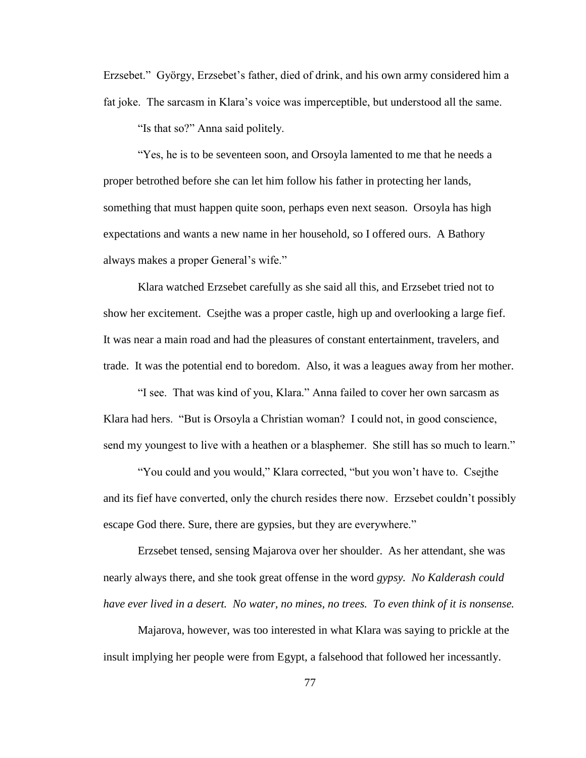Erzsebet." György, Erzsebet's father, died of drink, and his own army considered him a fat joke. The sarcasm in Klara's voice was imperceptible, but understood all the same.

"Is that so?" Anna said politely.

"Yes, he is to be seventeen soon, and Orsoyla lamented to me that he needs a proper betrothed before she can let him follow his father in protecting her lands, something that must happen quite soon, perhaps even next season. Orsoyla has high expectations and wants a new name in her household, so I offered ours. A Bathory always makes a proper General's wife."

Klara watched Erzsebet carefully as she said all this, and Erzsebet tried not to show her excitement. Csejthe was a proper castle, high up and overlooking a large fief. It was near a main road and had the pleasures of constant entertainment, travelers, and trade. It was the potential end to boredom. Also, it was a leagues away from her mother.

"I see. That was kind of you, Klara." Anna failed to cover her own sarcasm as Klara had hers. "But is Orsoyla a Christian woman? I could not, in good conscience, send my youngest to live with a heathen or a blasphemer. She still has so much to learn."

"You could and you would," Klara corrected, "but you won't have to. Csejthe and its fief have converted, only the church resides there now. Erzsebet couldn't possibly escape God there. Sure, there are gypsies, but they are everywhere."

Erzsebet tensed, sensing Majarova over her shoulder. As her attendant, she was nearly always there, and she took great offense in the word *gypsy*. *No Kalderash could have ever lived in a desert. No water, no mines, no trees. To even think of it is nonsense.*

Majarova, however, was too interested in what Klara was saying to prickle at the insult implying her people were from Egypt, a falsehood that followed her incessantly.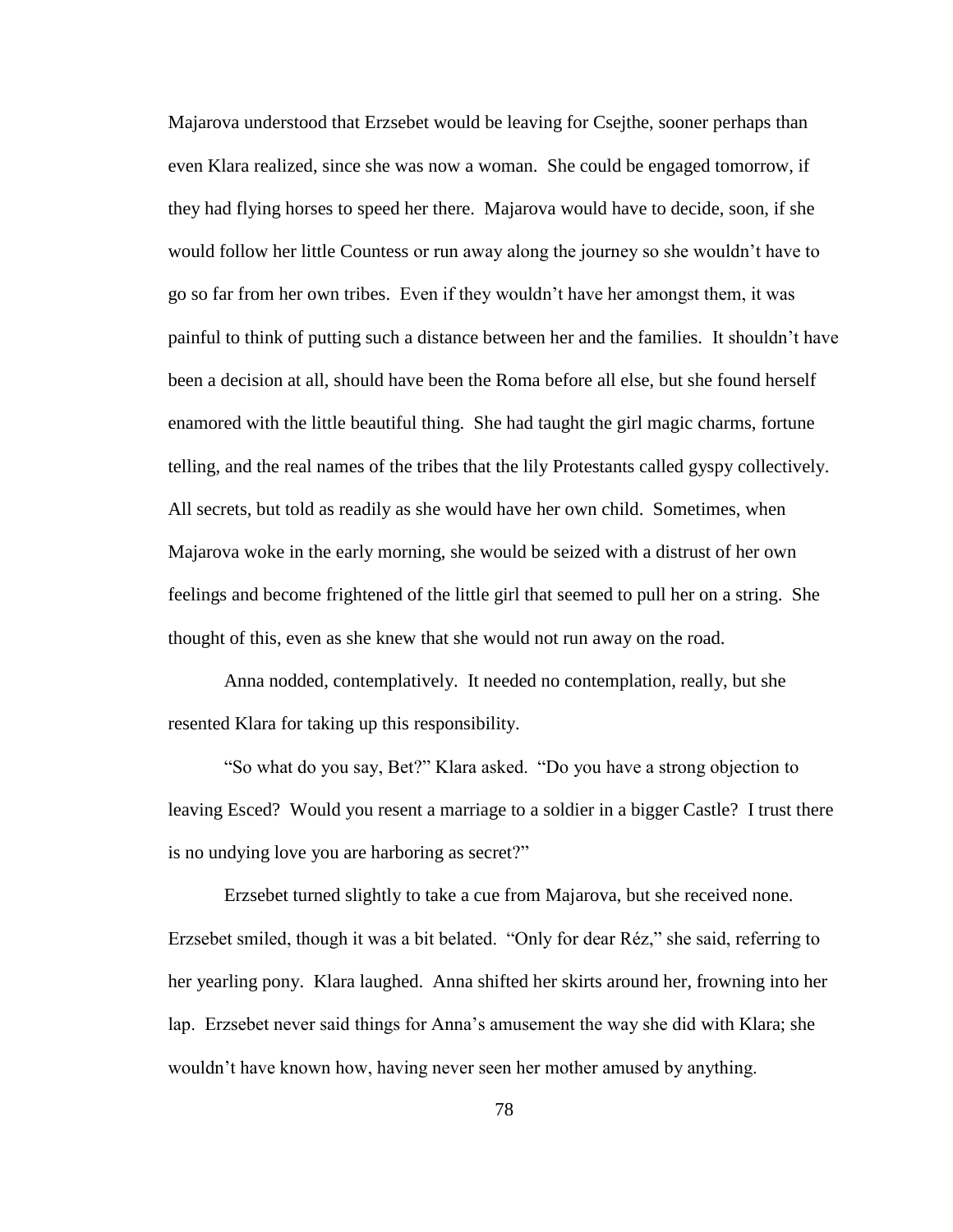Majarova understood that Erzsebet would be leaving for Csejthe, sooner perhaps than even Klara realized, since she was now a woman. She could be engaged tomorrow, if they had flying horses to speed her there. Majarova would have to decide, soon, if she would follow her little Countess or run away along the journey so she wouldn't have to go so far from her own tribes. Even if they wouldn't have her amongst them, it was painful to think of putting such a distance between her and the families. It shouldn't have been a decision at all, should have been the Roma before all else, but she found herself enamored with the little beautiful thing. She had taught the girl magic charms, fortune telling, and the real names of the tribes that the lily Protestants called gyspy collectively. All secrets, but told as readily as she would have her own child. Sometimes, when Majarova woke in the early morning, she would be seized with a distrust of her own feelings and become frightened of the little girl that seemed to pull her on a string. She thought of this, even as she knew that she would not run away on the road.

Anna nodded, contemplatively. It needed no contemplation, really, but she resented Klara for taking up this responsibility.

"So what do you say, Bet?" Klara asked. "Do you have a strong objection to leaving Esced? Would you resent a marriage to a soldier in a bigger Castle? I trust there is no undying love you are harboring as secret?"

Erzsebet turned slightly to take a cue from Majarova, but she received none. Erzsebet smiled, though it was a bit belated. "Only for dear Réz," she said, referring to her yearling pony. Klara laughed. Anna shifted her skirts around her, frowning into her lap. Erzsebet never said things for Anna's amusement the way she did with Klara; she wouldn't have known how, having never seen her mother amused by anything.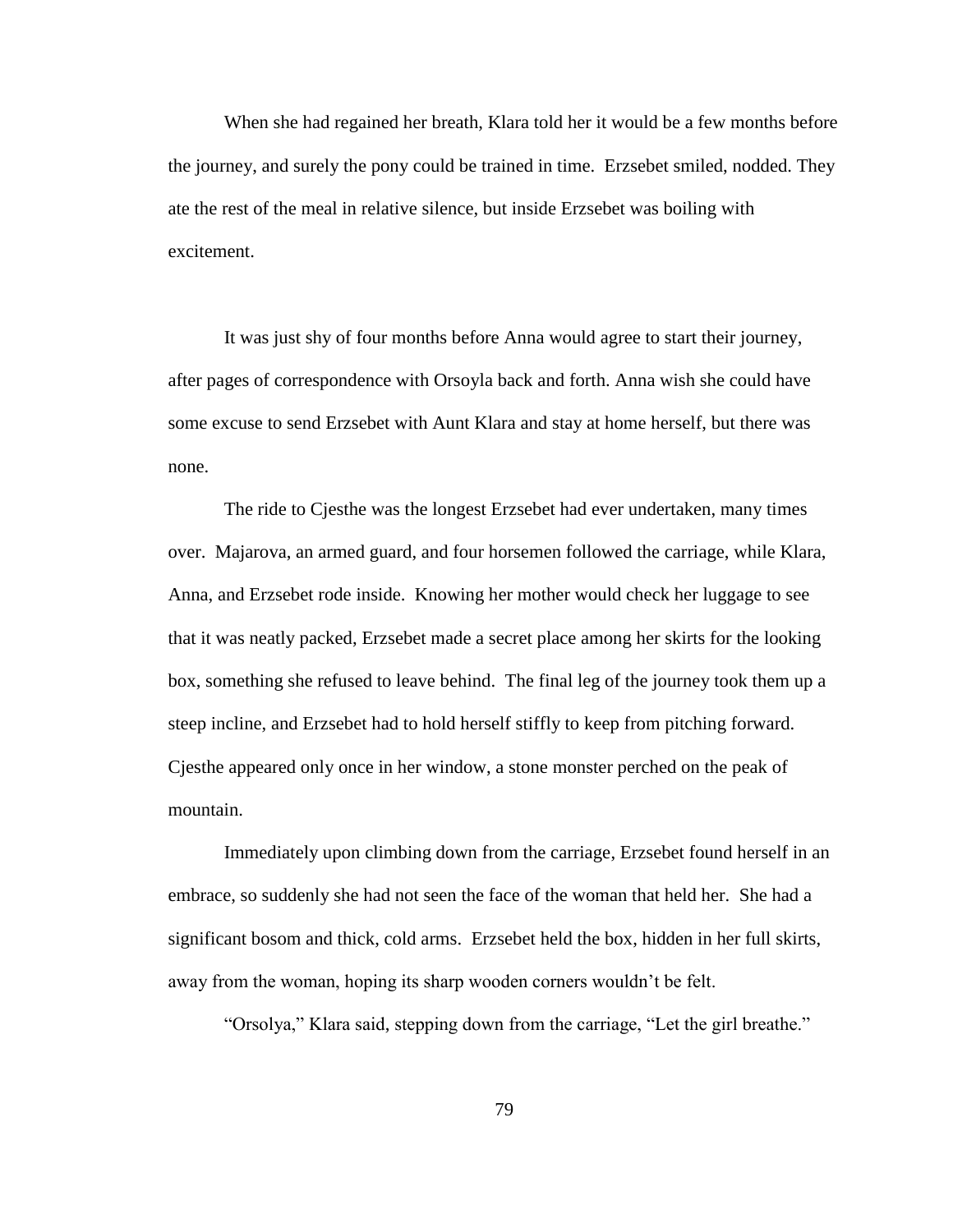When she had regained her breath, Klara told her it would be a few months before the journey, and surely the pony could be trained in time. Erzsebet smiled, nodded. They ate the rest of the meal in relative silence, but inside Erzsebet was boiling with excitement.

It was just shy of four months before Anna would agree to start their journey, after pages of correspondence with Orsoyla back and forth. Anna wish she could have some excuse to send Erzsebet with Aunt Klara and stay at home herself, but there was none.

The ride to Cjesthe was the longest Erzsebet had ever undertaken, many times over. Majarova, an armed guard, and four horsemen followed the carriage, while Klara, Anna, and Erzsebet rode inside. Knowing her mother would check her luggage to see that it was neatly packed, Erzsebet made a secret place among her skirts for the looking box, something she refused to leave behind. The final leg of the journey took them up a steep incline, and Erzsebet had to hold herself stiffly to keep from pitching forward. Cjesthe appeared only once in her window, a stone monster perched on the peak of mountain.

Immediately upon climbing down from the carriage, Erzsebet found herself in an embrace, so suddenly she had not seen the face of the woman that held her. She had a significant bosom and thick, cold arms. Erzsebet held the box, hidden in her full skirts, away from the woman, hoping its sharp wooden corners wouldn't be felt.

"Orsolya," Klara said, stepping down from the carriage, "Let the girl breathe."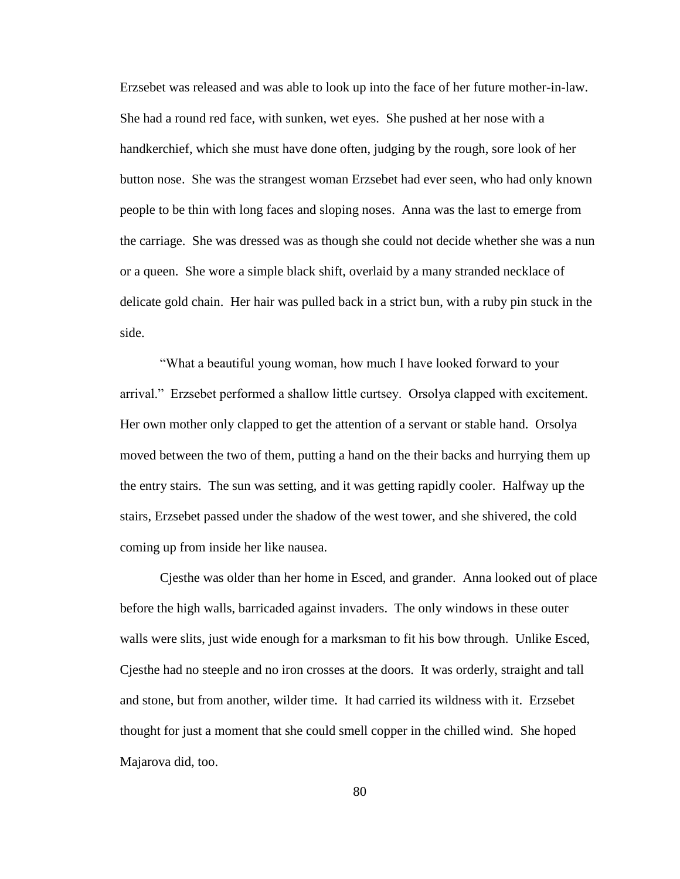Erzsebet was released and was able to look up into the face of her future mother-in-law. She had a round red face, with sunken, wet eyes. She pushed at her nose with a handkerchief, which she must have done often, judging by the rough, sore look of her button nose. She was the strangest woman Erzsebet had ever seen, who had only known people to be thin with long faces and sloping noses. Anna was the last to emerge from the carriage. She was dressed was as though she could not decide whether she was a nun or a queen. She wore a simple black shift, overlaid by a many stranded necklace of delicate gold chain. Her hair was pulled back in a strict bun, with a ruby pin stuck in the side.

"What a beautiful young woman, how much I have looked forward to your arrival." Erzsebet performed a shallow little curtsey. Orsolya clapped with excitement. Her own mother only clapped to get the attention of a servant or stable hand. Orsolya moved between the two of them, putting a hand on the their backs and hurrying them up the entry stairs. The sun was setting, and it was getting rapidly cooler. Halfway up the stairs, Erzsebet passed under the shadow of the west tower, and she shivered, the cold coming up from inside her like nausea.

Cjesthe was older than her home in Esced, and grander. Anna looked out of place before the high walls, barricaded against invaders. The only windows in these outer walls were slits, just wide enough for a marksman to fit his bow through. Unlike Esced, Cjesthe had no steeple and no iron crosses at the doors. It was orderly, straight and tall and stone, but from another, wilder time. It had carried its wildness with it. Erzsebet thought for just a moment that she could smell copper in the chilled wind. She hoped Majarova did, too.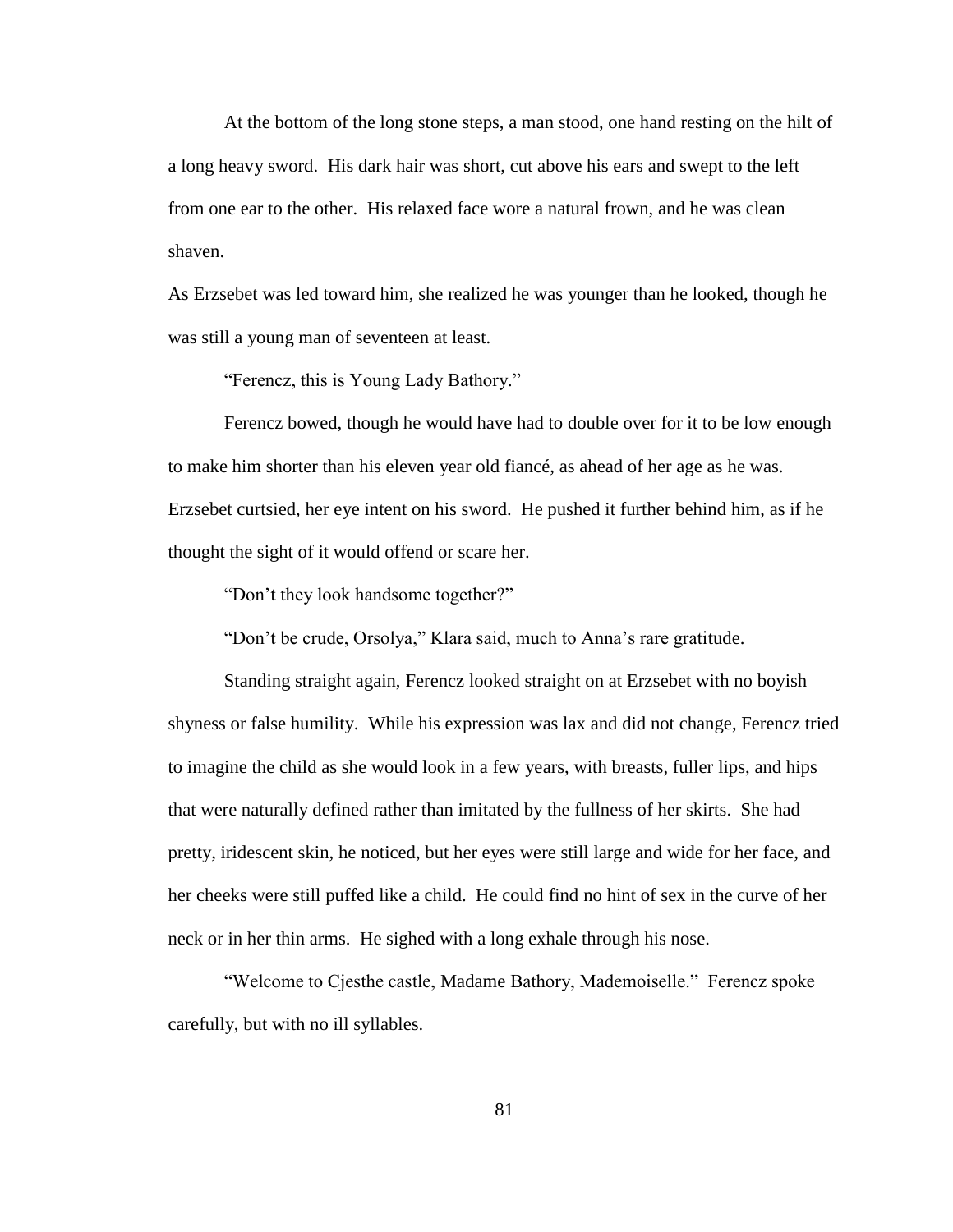At the bottom of the long stone steps, a man stood, one hand resting on the hilt of a long heavy sword. His dark hair was short, cut above his ears and swept to the left from one ear to the other. His relaxed face wore a natural frown, and he was clean shaven.

As Erzsebet was led toward him, she realized he was younger than he looked, though he was still a young man of seventeen at least.

"Ferencz, this is Young Lady Bathory."

Ferencz bowed, though he would have had to double over for it to be low enough to make him shorter than his eleven year old fiancé, as ahead of her age as he was. Erzsebet curtsied, her eye intent on his sword. He pushed it further behind him, as if he thought the sight of it would offend or scare her.

"Don't they look handsome together?"

"Don't be crude, Orsolya," Klara said, much to Anna's rare gratitude.

Standing straight again, Ferencz looked straight on at Erzsebet with no boyish shyness or false humility. While his expression was lax and did not change, Ferencz tried to imagine the child as she would look in a few years, with breasts, fuller lips, and hips that were naturally defined rather than imitated by the fullness of her skirts. She had pretty, iridescent skin, he noticed, but her eyes were still large and wide for her face, and her cheeks were still puffed like a child. He could find no hint of sex in the curve of her neck or in her thin arms. He sighed with a long exhale through his nose.

"Welcome to Cjesthe castle, Madame Bathory, Mademoiselle." Ferencz spoke carefully, but with no ill syllables.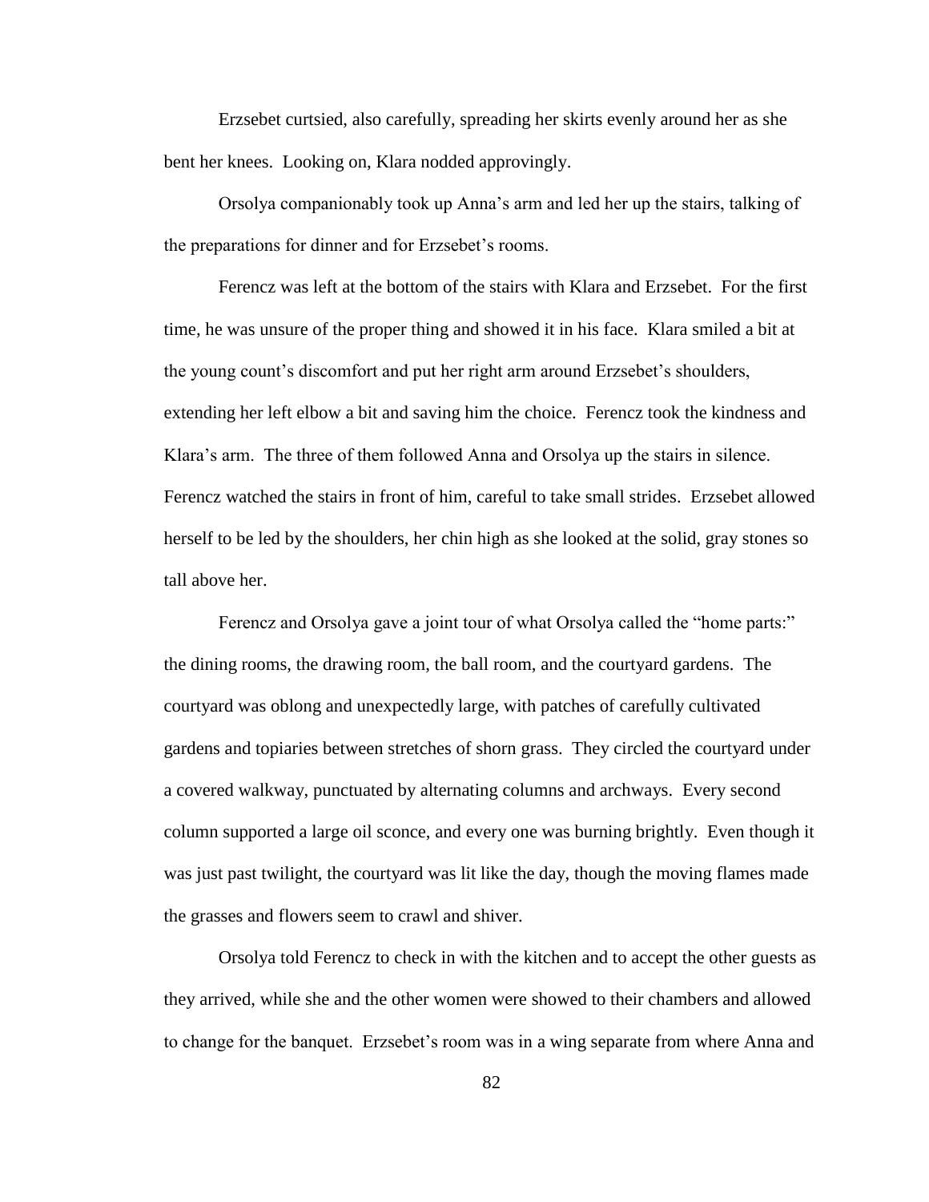Erzsebet curtsied, also carefully, spreading her skirts evenly around her as she bent her knees. Looking on, Klara nodded approvingly.

Orsolya companionably took up Anna's arm and led her up the stairs, talking of the preparations for dinner and for Erzsebet's rooms.

Ferencz was left at the bottom of the stairs with Klara and Erzsebet. For the first time, he was unsure of the proper thing and showed it in his face. Klara smiled a bit at the young count's discomfort and put her right arm around Erzsebet's shoulders, extending her left elbow a bit and saving him the choice. Ferencz took the kindness and Klara's arm. The three of them followed Anna and Orsolya up the stairs in silence. Ferencz watched the stairs in front of him, careful to take small strides. Erzsebet allowed herself to be led by the shoulders, her chin high as she looked at the solid, gray stones so tall above her.

Ferencz and Orsolya gave a joint tour of what Orsolya called the "home parts:" the dining rooms, the drawing room, the ball room, and the courtyard gardens. The courtyard was oblong and unexpectedly large, with patches of carefully cultivated gardens and topiaries between stretches of shorn grass. They circled the courtyard under a covered walkway, punctuated by alternating columns and archways. Every second column supported a large oil sconce, and every one was burning brightly. Even though it was just past twilight, the courtyard was lit like the day, though the moving flames made the grasses and flowers seem to crawl and shiver.

Orsolya told Ferencz to check in with the kitchen and to accept the other guests as they arrived, while she and the other women were showed to their chambers and allowed to change for the banquet. Erzsebet's room was in a wing separate from where Anna and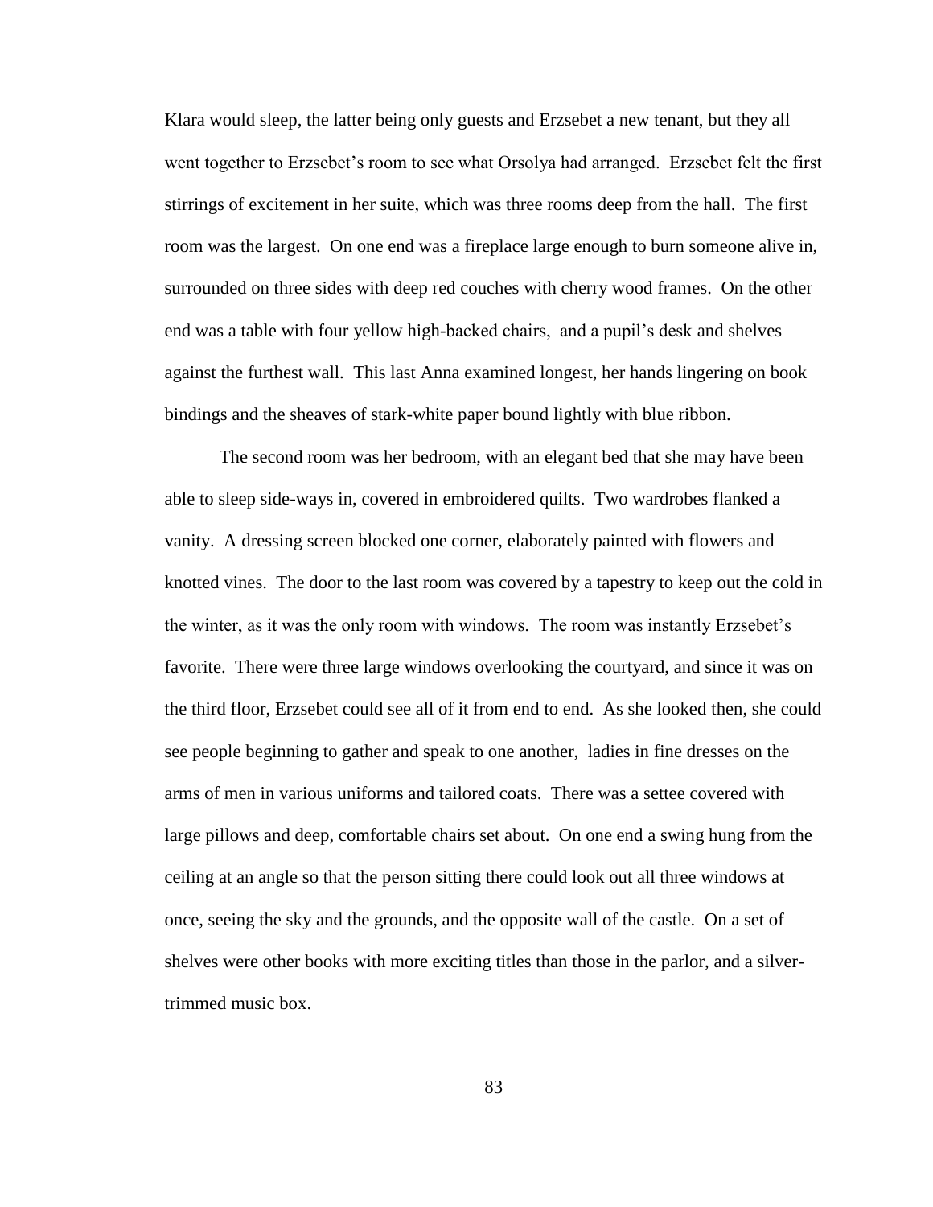Klara would sleep, the latter being only guests and Erzsebet a new tenant, but they all went together to Erzsebet's room to see what Orsolya had arranged. Erzsebet felt the first stirrings of excitement in her suite, which was three rooms deep from the hall. The first room was the largest. On one end was a fireplace large enough to burn someone alive in, surrounded on three sides with deep red couches with cherry wood frames. On the other end was a table with four yellow high-backed chairs, and a pupil's desk and shelves against the furthest wall. This last Anna examined longest, her hands lingering on book bindings and the sheaves of stark-white paper bound lightly with blue ribbon.

The second room was her bedroom, with an elegant bed that she may have been able to sleep side-ways in, covered in embroidered quilts. Two wardrobes flanked a vanity. A dressing screen blocked one corner, elaborately painted with flowers and knotted vines. The door to the last room was covered by a tapestry to keep out the cold in the winter, as it was the only room with windows. The room was instantly Erzsebet's favorite. There were three large windows overlooking the courtyard, and since it was on the third floor, Erzsebet could see all of it from end to end. As she looked then, she could see people beginning to gather and speak to one another, ladies in fine dresses on the arms of men in various uniforms and tailored coats. There was a settee covered with large pillows and deep, comfortable chairs set about. On one end a swing hung from the ceiling at an angle so that the person sitting there could look out all three windows at once, seeing the sky and the grounds, and the opposite wall of the castle. On a set of shelves were other books with more exciting titles than those in the parlor, and a silver-trimmed music box.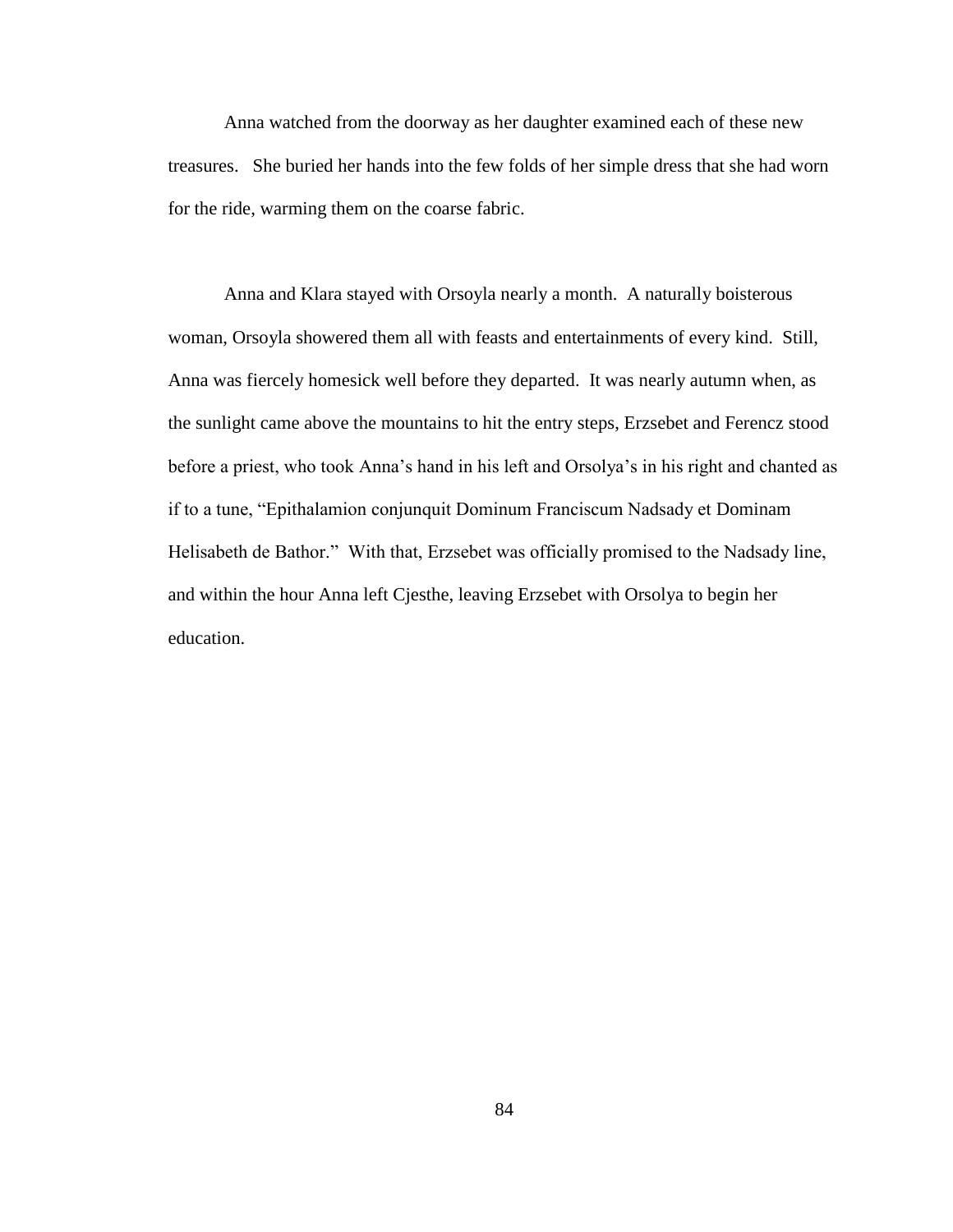Anna watched from the doorway as her daughter examined each of these new treasures. She buried her hands into the few folds of her simple dress that she had worn for the ride, warming them on the coarse fabric.

Anna and Klara stayed with Orsoyla nearly a month. A naturally boisterous woman, Orsoyla showered them all with feasts and entertainments of every kind. Still, Anna was fiercely homesick well before they departed. It was nearly autumn when, as the sunlight came above the mountains to hit the entry steps, Erzsebet and Ferencz stood before a priest, who took Anna's hand in his left and Orsolya's in his right and chanted as if to a tune, "Epithalamion conjunquit Dominum Franciscum Nadsady et Dominam Helisabeth de Bathor." With that, Erzsebet was officially promised to the Nadsady line, and within the hour Anna left Cjesthe, leaving Erzsebet with Orsolya to begin her education.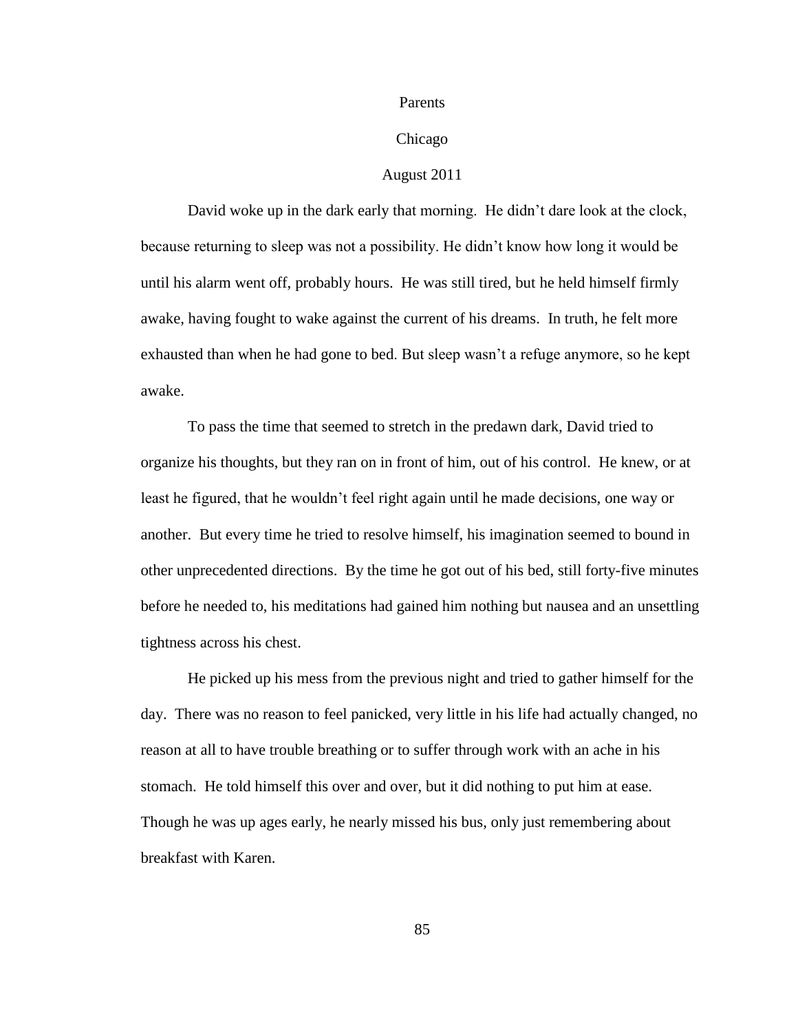# Parents

## Chicago

### August 2011

David woke up in the dark early that morning. He didn't dare look at the clock, because returning to sleep was not a possibility. He didn't know how long it would be until his alarm went off, probably hours. He was still tired, but he held himself firmly awake, having fought to wake against the current of his dreams. In truth, he felt more exhausted than when he had gone to bed. But sleep wasn't a refuge anymore, so he kept awake.

To pass the time that seemed to stretch in the predawn dark, David tried to organize his thoughts, but they ran on in front of him, out of his control. He knew, or at least he figured, that he wouldn't feel right again until he made decisions, one way or another. But every time he tried to resolve himself, his imagination seemed to bound in other unprecedented directions. By the time he got out of his bed, still forty-five minutes before he needed to, his meditations had gained him nothing but nausea and an unsettling tightness across his chest.

He picked up his mess from the previous night and tried to gather himself for the day. There was no reason to feel panicked, very little in his life had actually changed, no reason at all to have trouble breathing or to suffer through work with an ache in his stomach. He told himself this over and over, but it did nothing to put him at ease. Though he was up ages early, he nearly missed his bus, only just remembering about breakfast with Karen.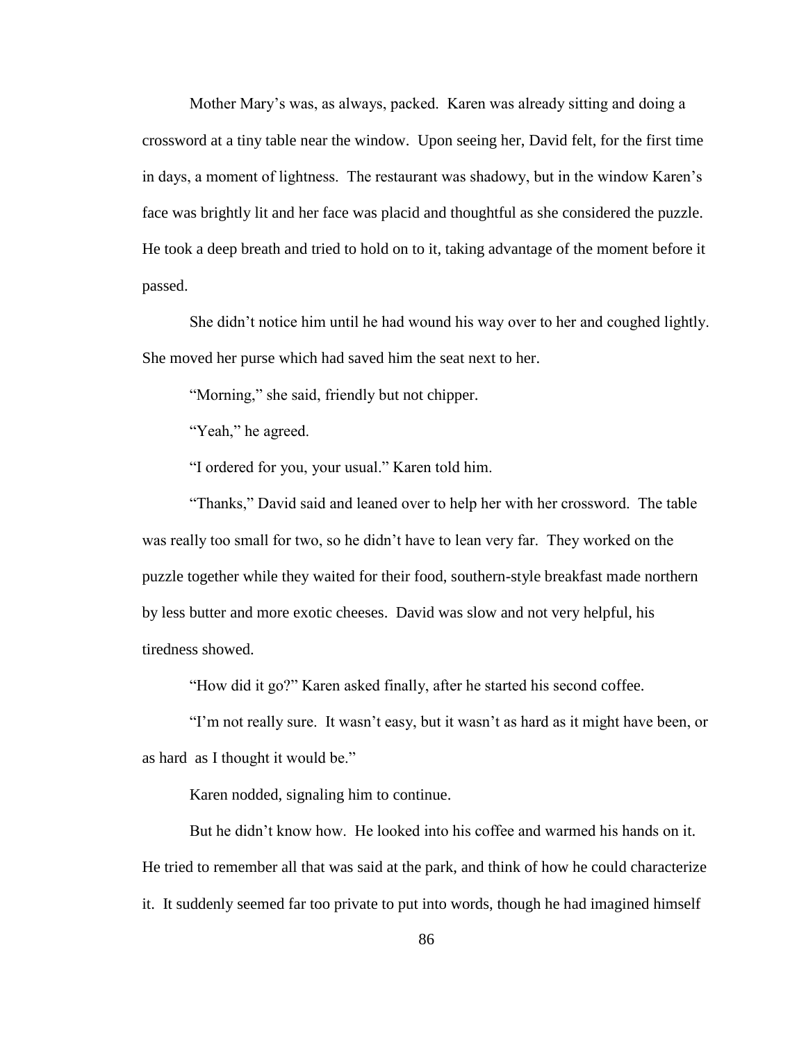Mother Mary's was, as always, packed. Karen was already sitting and doing a crossword at a tiny table near the window. Upon seeing her, David felt, for the first time in days, a moment of lightness. The restaurant was shadowy, but in the window Karen's face was brightly lit and her face was placid and thoughtful as she considered the puzzle. He took a deep breath and tried to hold on to it, taking advantage of the moment before it passed.

She didn't notice him until he had wound his way over to her and coughed lightly. She moved her purse which had saved him the seat next to her.

"Morning," she said, friendly but not chipper.

"Yeah," he agreed.

"I ordered for you, your usual." Karen told him.

"Thanks," David said and leaned over to help her with her crossword. The table was really too small for two, so he didn't have to lean very far. They worked on the puzzle together while they waited for their food, southern-style breakfast made northern by less butter and more exotic cheeses. David was slow and not very helpful, his tiredness showed.

"How did it go?" Karen asked finally, after he started his second coffee.

"I'm not really sure. It wasn't easy, but it wasn't as hard as it might have been, or as hard as I thought it would be."

Karen nodded, signaling him to continue.

But he didn't know how. He looked into his coffee and warmed his hands on it. He tried to remember all that was said at the park, and think of how he could characterize it. It suddenly seemed far too private to put into words, though he had imagined himself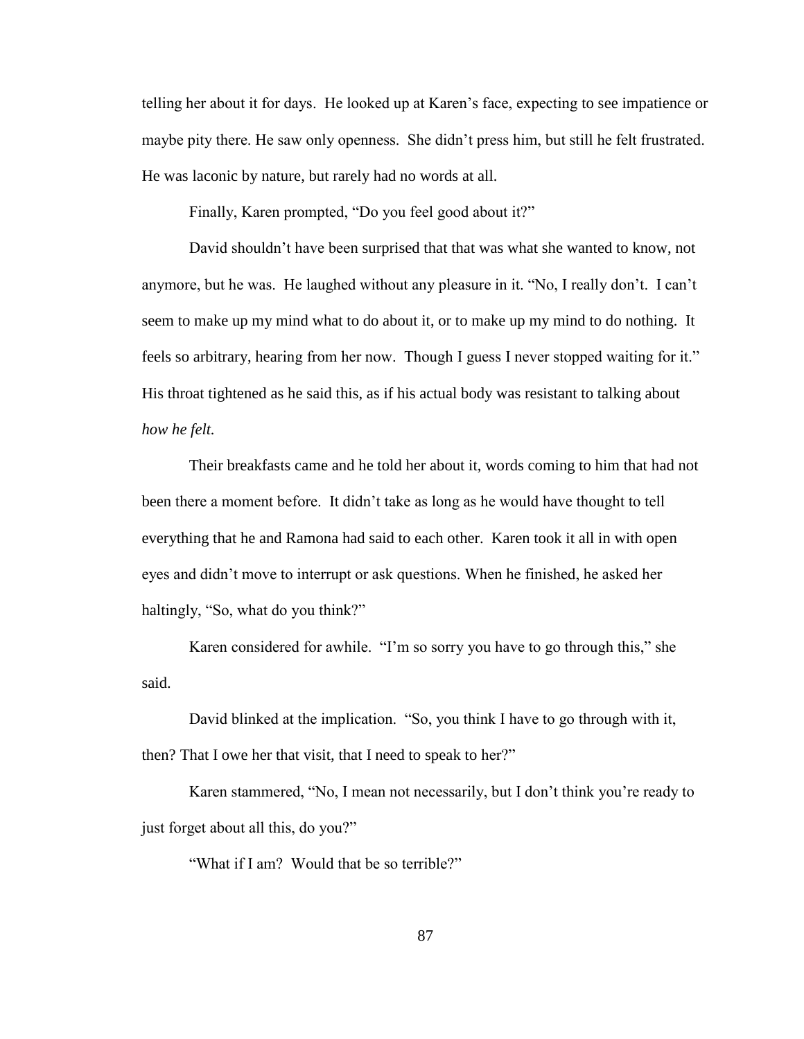telling her about it for days. He looked up at Karen's face, expecting to see impatience or maybe pity there. He saw only openness. She didn't press him, but still he felt frustrated. He was laconic by nature, but rarely had no words at all.

Finally, Karen prompted, "Do you feel good about it?"

David shouldn't have been surprised that that was what she wanted to know, not anymore, but he was. He laughed without any pleasure in it. "No, I really don't. I can't seem to make up my mind what to do about it, or to make up my mind to do nothing. It feels so arbitrary, hearing from her now. Though I guess I never stopped waiting for it." His throat tightened as he said this, as if his actual body was resistant to talking about *how he felt.*

Their breakfasts came and he told her about it, words coming to him that had not been there a moment before. It didn't take as long as he would have thought to tell everything that he and Ramona had said to each other. Karen took it all in with open eyes and didn't move to interrupt or ask questions. When he finished, he asked her haltingly, "So, what do you think?"

Karen considered for awhile. "I'm so sorry you have to go through this," she said.

David blinked at the implication. "So, you think I have to go through with it, then? That I owe her that visit, that I need to speak to her?"

Karen stammered, "No, I mean not necessarily, but I don't think you're ready to just forget about all this, do you?"

"What if I am? Would that be so terrible?"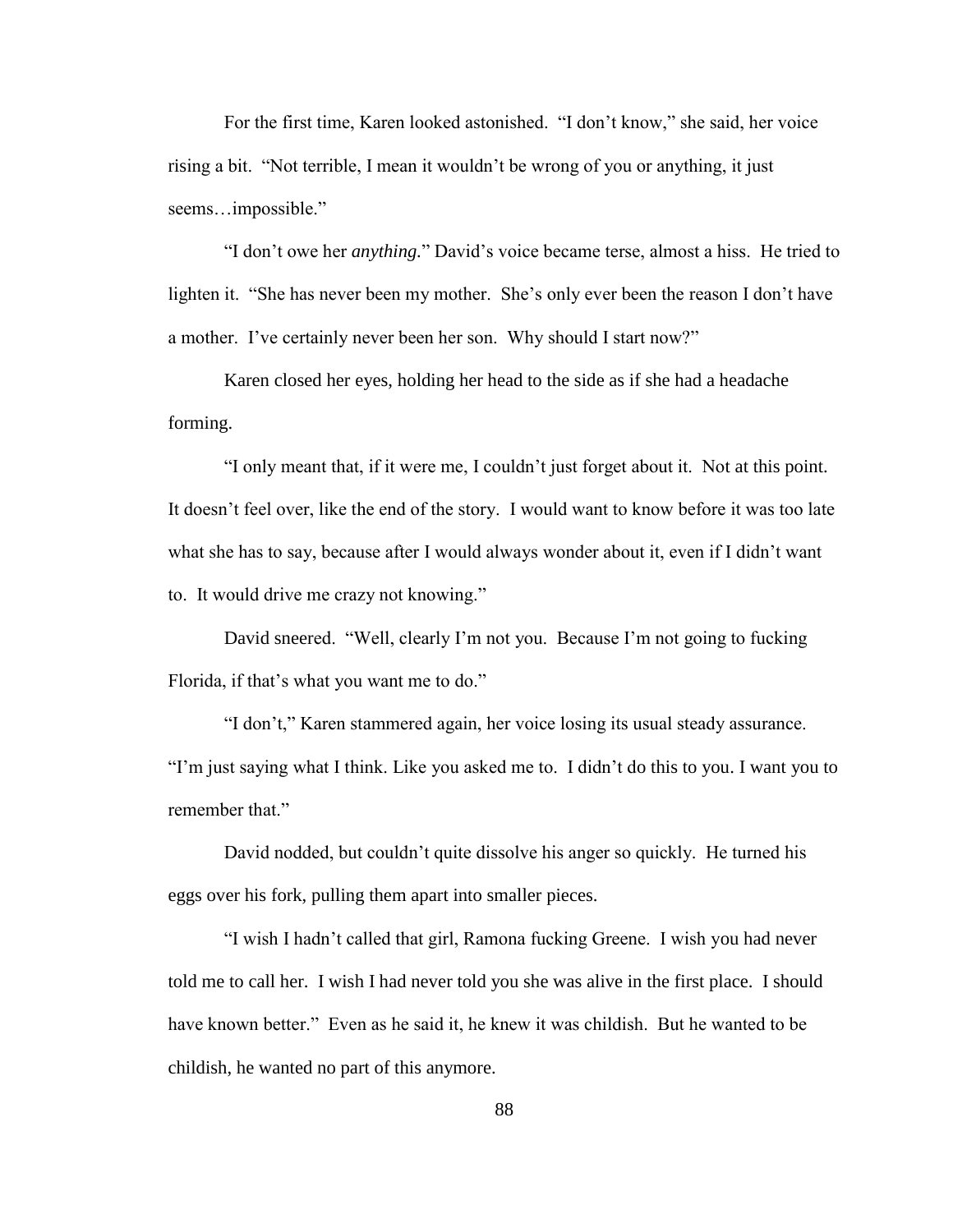For the first time, Karen looked astonished. "I don't know," she said, her voice rising a bit. "Not terrible, I mean it wouldn't be wrong of you or anything, it just seems…impossible."

"I don't owe her *anything.*" David's voice became terse, almost a hiss. He tried to lighten it. "She has never been my mother. She's only ever been the reason I don't have a mother. I've certainly never been her son. Why should I start now?"

Karen closed her eyes, holding her head to the side as if she had a headache forming.

"I only meant that, if it were me, I couldn't just forget about it. Not at this point. It doesn't feel over, like the end of the story. I would want to know before it was too late what she has to say, because after I would always wonder about it, even if I didn't want to. It would drive me crazy not knowing."

David sneered. "Well, clearly I'm not you. Because I'm not going to fucking Florida, if that's what you want me to do."

"I don't," Karen stammered again, her voice losing its usual steady assurance. "I'm just saying what I think. Like you asked me to. I didn't do this to you. I want you to remember that."

David nodded, but couldn't quite dissolve his anger so quickly. He turned his eggs over his fork, pulling them apart into smaller pieces.

"I wish I hadn't called that girl, Ramona fucking Greene. I wish you had never told me to call her. I wish I had never told you she was alive in the first place. I should have known better." Even as he said it, he knew it was childish. But he wanted to be childish, he wanted no part of this anymore.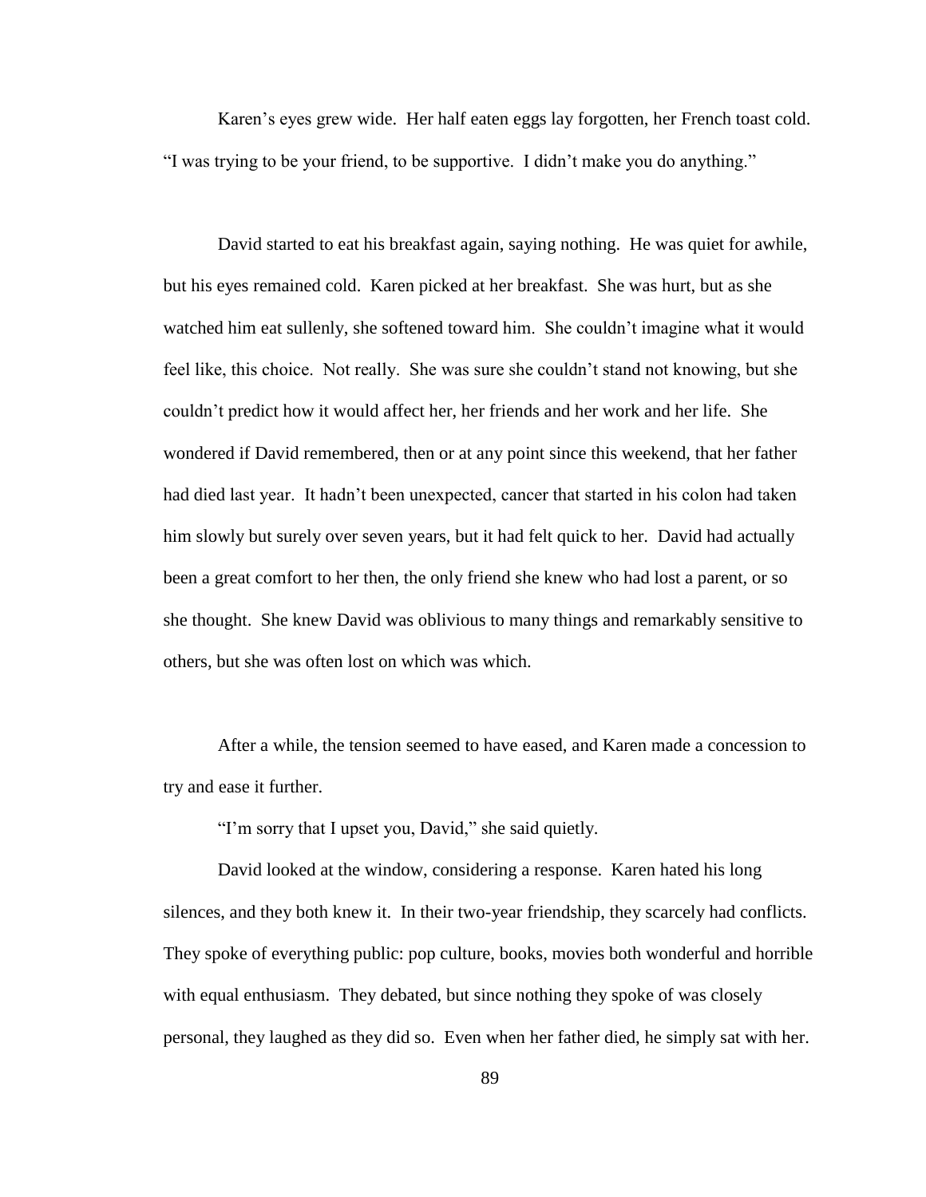Karen's eyes grew wide. Her half eaten eggs lay forgotten, her French toast cold. "I was trying to be your friend, to be supportive. I didn't make you do anything."

David started to eat his breakfast again, saying nothing. He was quiet for awhile, but his eyes remained cold. Karen picked at her breakfast. She was hurt, but as she watched him eat sullenly, she softened toward him. She couldn't imagine what it would feel like, this choice. Not really. She was sure she couldn't stand not knowing, but she couldn't predict how it would affect her, her friends and her work and her life. She wondered if David remembered, then or at any point since this weekend, that her father had died last year. It hadn't been unexpected, cancer that started in his colon had taken him slowly but surely over seven years, but it had felt quick to her. David had actually been a great comfort to her then, the only friend she knew who had lost a parent, or so she thought. She knew David was oblivious to many things and remarkably sensitive to others, but she was often lost on which was which.

After a while, the tension seemed to have eased, and Karen made a concession to try and ease it further.

"I'm sorry that I upset you, David," she said quietly.

David looked at the window, considering a response. Karen hated his long silences, and they both knew it. In their two-year friendship, they scarcely had conflicts. They spoke of everything public: pop culture, books, movies both wonderful and horrible with equal enthusiasm. They debated, but since nothing they spoke of was closely personal, they laughed as they did so. Even when her father died, he simply sat with her.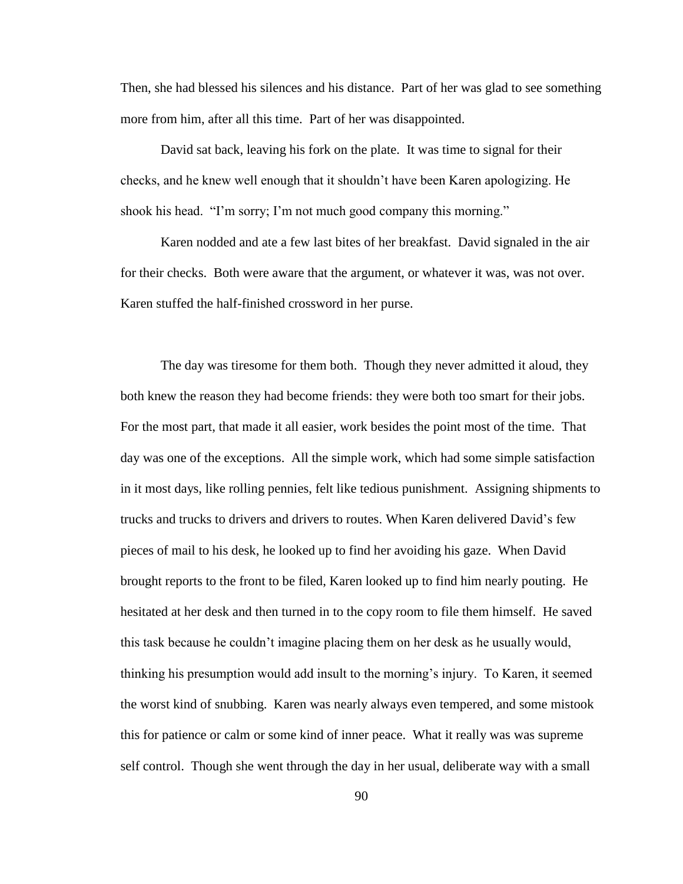Then, she had blessed his silences and his distance. Part of her was glad to see something more from him, after all this time. Part of her was disappointed.

David sat back, leaving his fork on the plate. It was time to signal for their checks, and he knew well enough that it shouldn't have been Karen apologizing. He shook his head. "I'm sorry; I'm not much good company this morning."

Karen nodded and ate a few last bites of her breakfast. David signaled in the air for their checks. Both were aware that the argument, or whatever it was, was not over. Karen stuffed the half-finished crossword in her purse.

The day was tiresome for them both. Though they never admitted it aloud, they both knew the reason they had become friends: they were both too smart for their jobs. For the most part, that made it all easier, work besides the point most of the time. That day was one of the exceptions. All the simple work, which had some simple satisfaction in it most days, like rolling pennies, felt like tedious punishment. Assigning shipments to trucks and trucks to drivers and drivers to routes. When Karen delivered David's few pieces of mail to his desk, he looked up to find her avoiding his gaze. When David brought reports to the front to be filed, Karen looked up to find him nearly pouting. He hesitated at her desk and then turned in to the copy room to file them himself. He saved this task because he couldn't imagine placing them on her desk as he usually would, thinking his presumption would add insult to the morning's injury. To Karen, it seemed the worst kind of snubbing. Karen was nearly always even tempered, and some mistook this for patience or calm or some kind of inner peace. What it really was was supreme self control. Though she went through the day in her usual, deliberate way with a small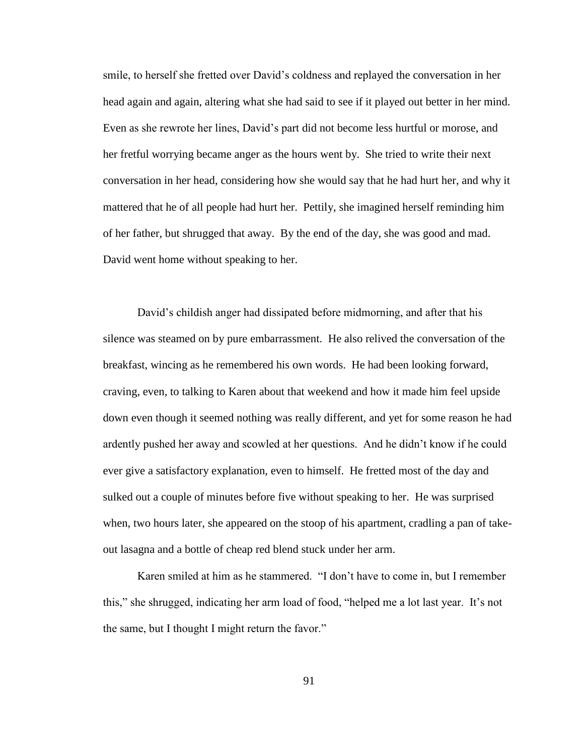smile, to herself she fretted over David's coldness and replayed the conversation in her head again and again, altering what she had said to see if it played out better in her mind. Even as she rewrote her lines, David's part did not become less hurtful or morose, and her fretful worrying became anger as the hours went by. She tried to write their next conversation in her head, considering how she would say that he had hurt her, and why it mattered that he of all people had hurt her. Pettily, she imagined herself reminding him of her father, but shrugged that away. By the end of the day, she was good and mad. David went home without speaking to her.

David's childish anger had dissipated before midmorning, and after that his silence was steamed on by pure embarrassment. He also relived the conversation of the breakfast, wincing as he remembered his own words. He had been looking forward, craving, even, to talking to Karen about that weekend and how it made him feel upside down even though it seemed nothing was really different, and yet for some reason he had ardently pushed her away and scowled at her questions. And he didn't know if he could ever give a satisfactory explanation, even to himself. He fretted most of the day and sulked out a couple of minutes before five without speaking to her. He was surprised when, two hours later, she appeared on the stoop of his apartment, cradling a pan of take-out lasagna and a bottle of cheap red blend stuck under her arm.

Karen smiled at him as he stammered. "I don't have to come in, but I remember this," she shrugged, indicating her arm load of food, "helped me a lot last year. It's not the same, but I thought I might return the favor."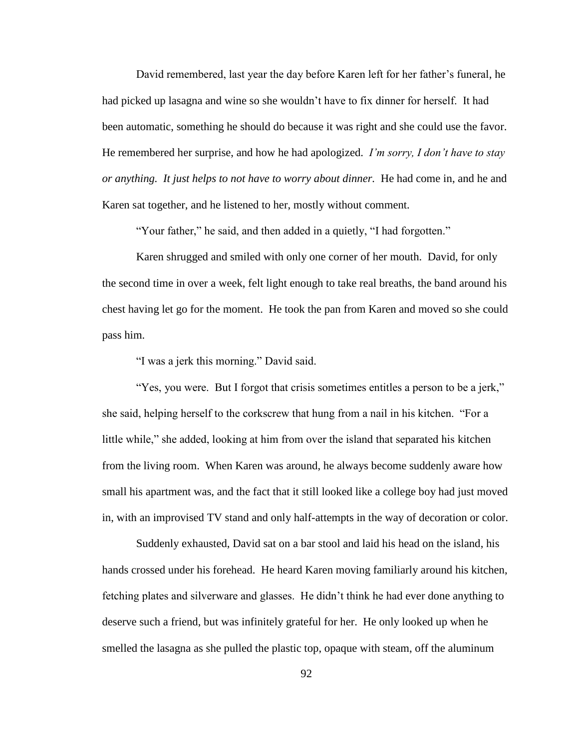David remembered, last year the day before Karen left for her father's funeral, he had picked up lasagna and wine so she wouldn't have to fix dinner for herself. It had been automatic, something he should do because it was right and she could use the favor. He remembered her surprise, and how he had apologized. *I'm sorry, I don't have to stay or anything. It just helps to not have to worry about dinner.* He had come in, and he and Karen sat together, and he listened to her, mostly without comment.

"Your father," he said, and then added in a quietly, "I had forgotten."

Karen shrugged and smiled with only one corner of her mouth. David, for only the second time in over a week, felt light enough to take real breaths, the band around his chest having let go for the moment. He took the pan from Karen and moved so she could pass him.

"I was a jerk this morning." David said.

"Yes, you were. But I forgot that crisis sometimes entitles a person to be a jerk," she said, helping herself to the corkscrew that hung from a nail in his kitchen. "For a little while," she added, looking at him from over the island that separated his kitchen from the living room. When Karen was around, he always become suddenly aware how small his apartment was, and the fact that it still looked like a college boy had just moved in, with an improvised TV stand and only half-attempts in the way of decoration or color.

Suddenly exhausted, David sat on a bar stool and laid his head on the island, his hands crossed under his forehead. He heard Karen moving familiarly around his kitchen, fetching plates and silverware and glasses. He didn't think he had ever done anything to deserve such a friend, but was infinitely grateful for her. He only looked up when he smelled the lasagna as she pulled the plastic top, opaque with steam, off the aluminum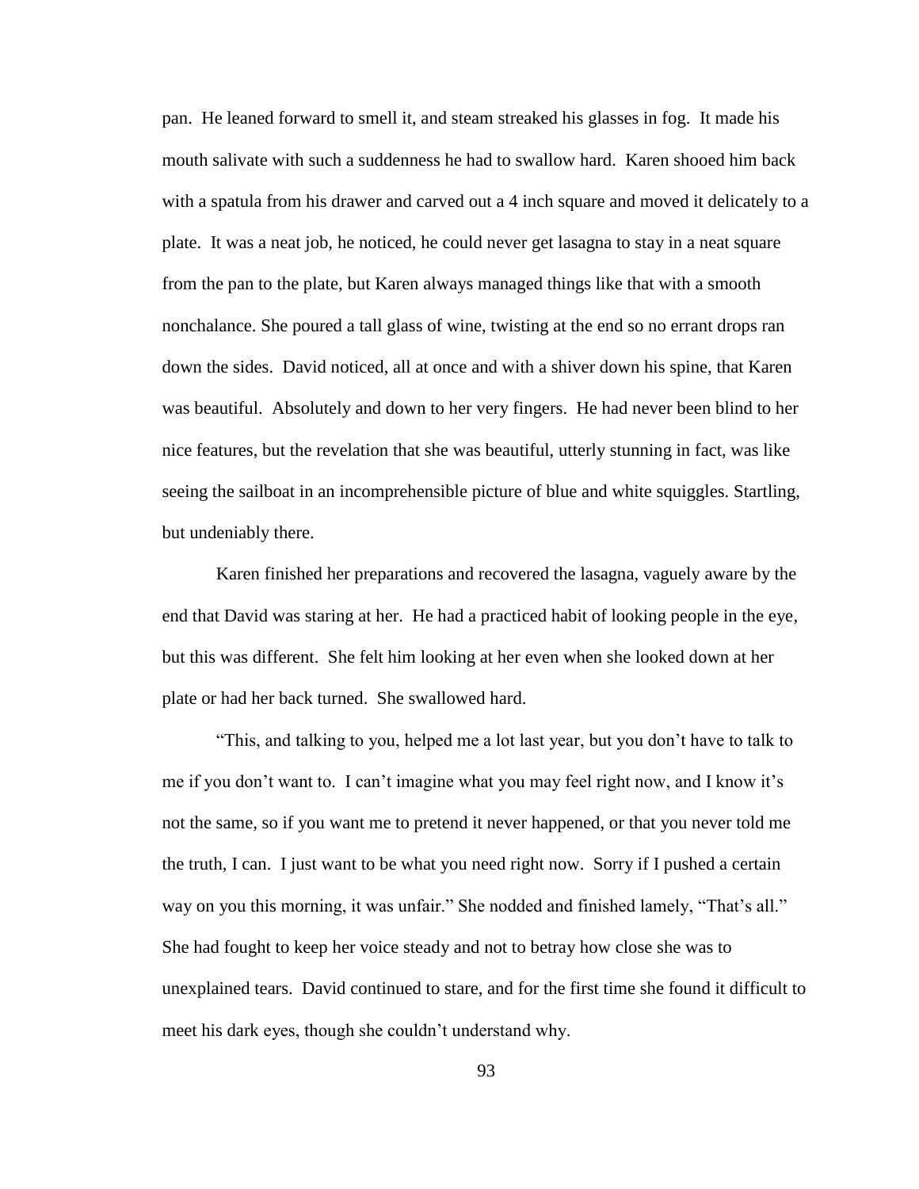pan. He leaned forward to smell it, and steam streaked his glasses in fog. It made his mouth salivate with such a suddenness he had to swallow hard. Karen shooed him back with a spatula from his drawer and carved out a 4 inch square and moved it delicately to a plate. It was a neat job, he noticed, he could never get lasagna to stay in a neat square from the pan to the plate, but Karen always managed things like that with a smooth nonchalance. She poured a tall glass of wine, twisting at the end so no errant drops ran down the sides. David noticed, all at once and with a shiver down his spine, that Karen was beautiful. Absolutely and down to her very fingers. He had never been blind to her nice features, but the revelation that she was beautiful, utterly stunning in fact, was like seeing the sailboat in an incomprehensible picture of blue and white squiggles. Startling, but undeniably there.

Karen finished her preparations and recovered the lasagna, vaguely aware by the end that David was staring at her. He had a practiced habit of looking people in the eye, but this was different. She felt him looking at her even when she looked down at her plate or had her back turned. She swallowed hard.

"This, and talking to you, helped me a lot last year, but you don't have to talk to me if you don't want to. I can't imagine what you may feel right now, and I know it's not the same, so if you want me to pretend it never happened, or that you never told me the truth, I can. I just want to be what you need right now. Sorry if I pushed a certain way on you this morning, it was unfair." She nodded and finished lamely, "That's all." She had fought to keep her voice steady and not to betray how close she was to unexplained tears. David continued to stare, and for the first time she found it difficult to meet his dark eyes, though she couldn't understand why.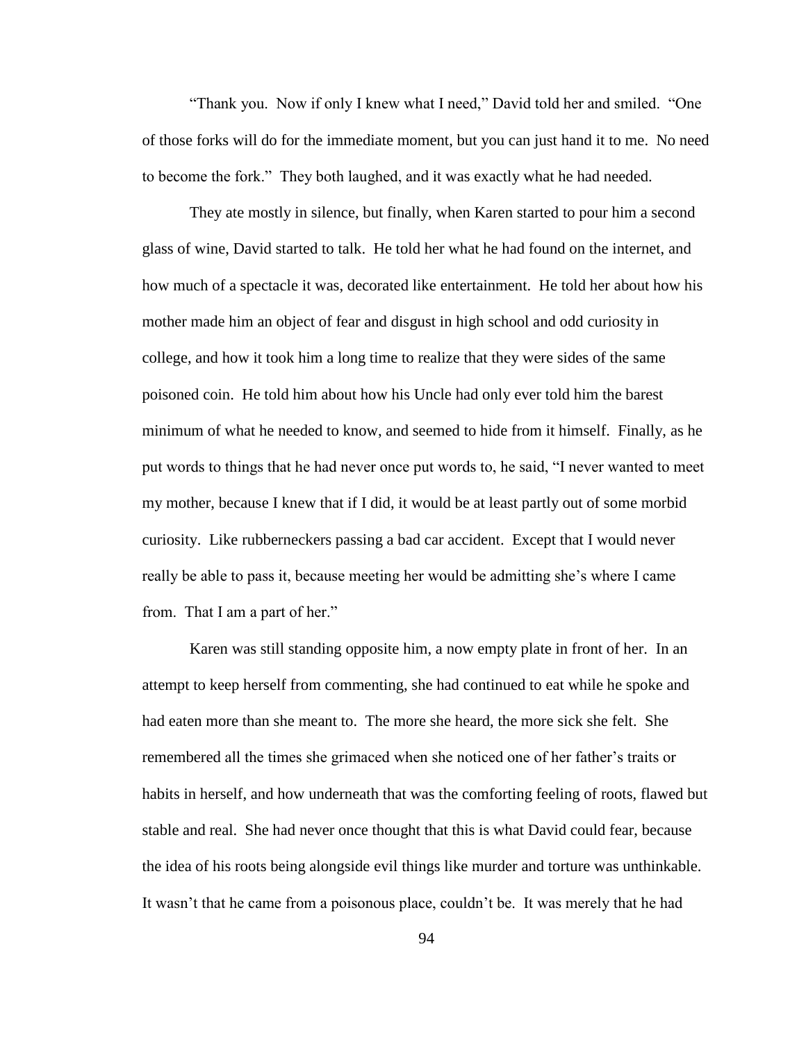"Thank you. Now if only I knew what I need," David told her and smiled. "One of those forks will do for the immediate moment, but you can just hand it to me. No need to become the fork." They both laughed, and it was exactly what he had needed.

They ate mostly in silence, but finally, when Karen started to pour him a second glass of wine, David started to talk. He told her what he had found on the internet, and how much of a spectacle it was, decorated like entertainment. He told her about how his mother made him an object of fear and disgust in high school and odd curiosity in college, and how it took him a long time to realize that they were sides of the same poisoned coin. He told him about how his Uncle had only ever told him the barest minimum of what he needed to know, and seemed to hide from it himself. Finally, as he put words to things that he had never once put words to, he said, "I never wanted to meet my mother, because I knew that if I did, it would be at least partly out of some morbid curiosity. Like rubberneckers passing a bad car accident. Except that I would never really be able to pass it, because meeting her would be admitting she's where I came from. That I am a part of her."

Karen was still standing opposite him, a now empty plate in front of her. In an attempt to keep herself from commenting, she had continued to eat while he spoke and had eaten more than she meant to. The more she heard, the more sick she felt. She remembered all the times she grimaced when she noticed one of her father's traits or habits in herself, and how underneath that was the comforting feeling of roots, flawed but stable and real. She had never once thought that this is what David could fear, because the idea of his roots being alongside evil things like murder and torture was unthinkable. It wasn't that he came from a poisonous place, couldn't be. It was merely that he had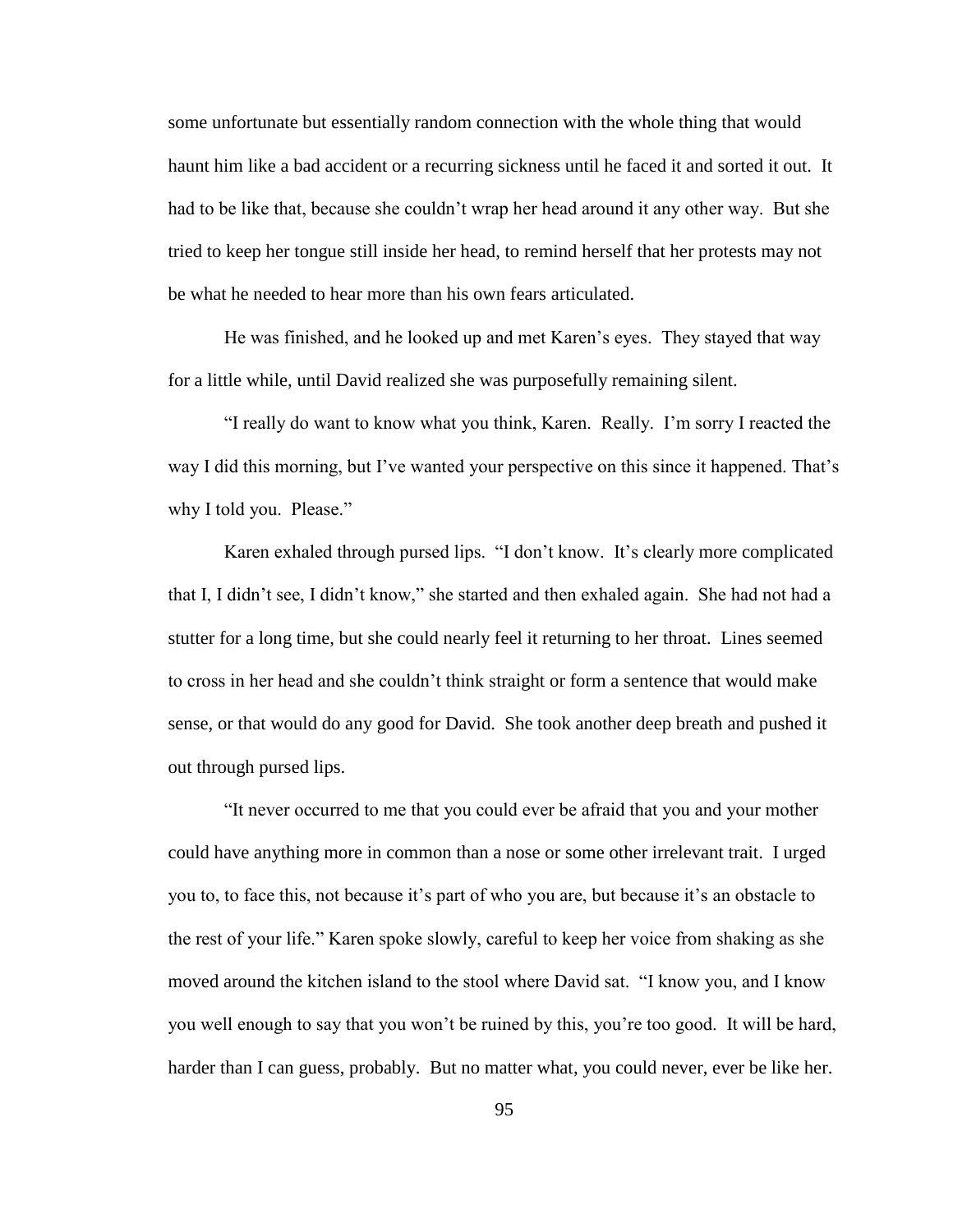some unfortunate but essentially random connection with the whole thing that would haunt him like a bad accident or a recurring sickness until he faced it and sorted it out. It had to be like that, because she couldn't wrap her head around it any other way. But she tried to keep her tongue still inside her head, to remind herself that her protests may not be what he needed to hear more than his own fears articulated.

He was finished, and he looked up and met Karen's eyes. They stayed that way for a little while, until David realized she was purposefully remaining silent.

"I really do want to know what you think, Karen. Really. I'm sorry I reacted the way I did this morning, but I've wanted your perspective on this since it happened. That's why I told you. Please."

Karen exhaled through pursed lips. "I don't know. It's clearly more complicated that I, I didn't see, I didn't know," she started and then exhaled again. She had not had a stutter for a long time, but she could nearly feel it returning to her throat. Lines seemed to cross in her head and she couldn't think straight or form a sentence that would make sense, or that would do any good for David. She took another deep breath and pushed it out through pursed lips.

"It never occurred to me that you could ever be afraid that you and your mother could have anything more in common than a nose or some other irrelevant trait. I urged you to, to face this, not because it's part of who you are, but because it's an obstacle to the rest of your life." Karen spoke slowly, careful to keep her voice from shaking as she moved around the kitchen island to the stool where David sat. "I know you, and I know you well enough to say that you won't be ruined by this, you're too good. It will be hard, harder than I can guess, probably. But no matter what, you could never, ever be like her.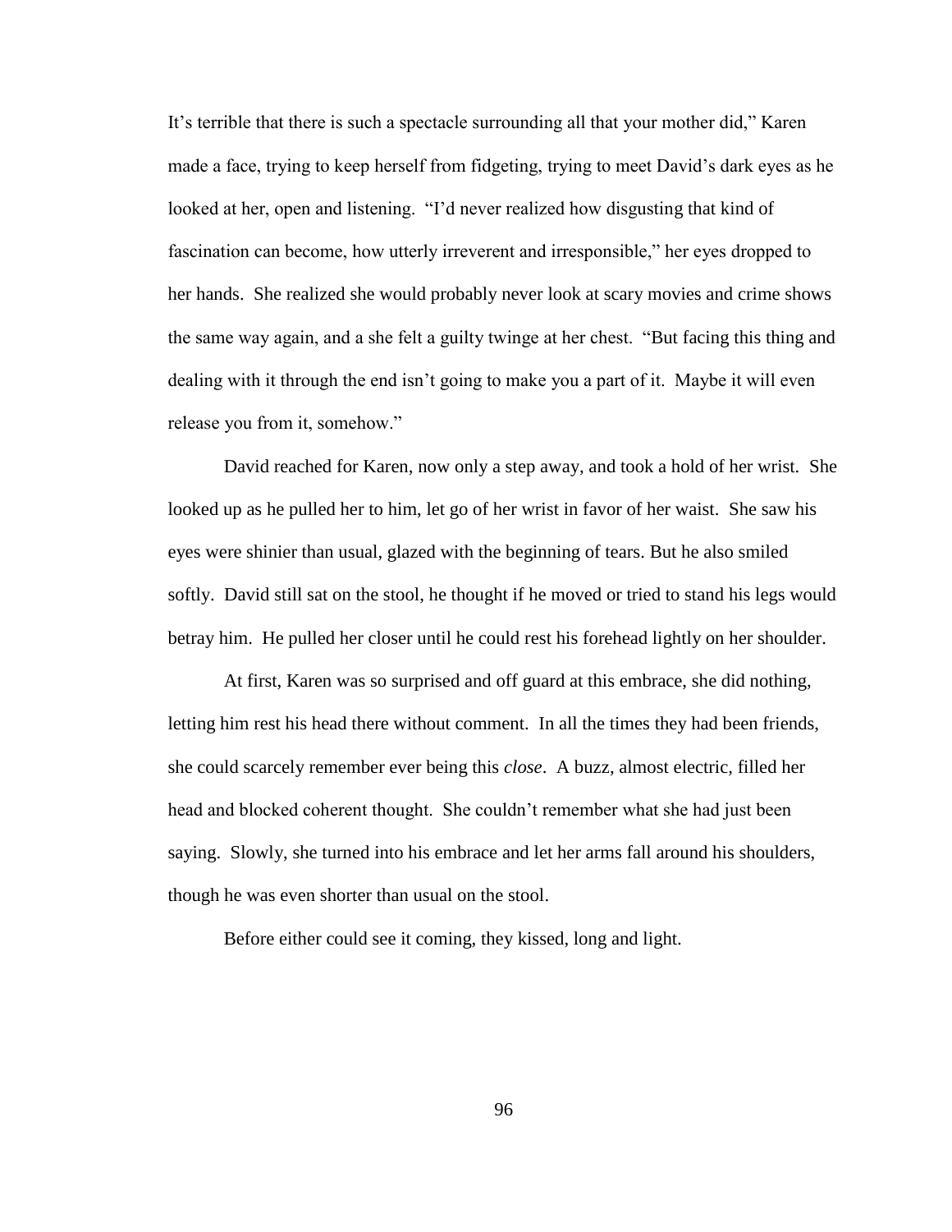It's terrible that there is such a spectacle surrounding all that your mother did," Karen made a face, trying to keep herself from fidgeting, trying to meet David's dark eyes as he looked at her, open and listening. "I'd never realized how disgusting that kind of fascination can become, how utterly irreverent and irresponsible," her eyes dropped to her hands. She realized she would probably never look at scary movies and crime shows the same way again, and a she felt a guilty twinge at her chest. "But facing this thing and dealing with it through the end isn't going to make you a part of it. Maybe it will even release you from it, somehow."

David reached for Karen, now only a step away, and took a hold of her wrist. She looked up as he pulled her to him, let go of her wrist in favor of her waist. She saw his eyes were shinier than usual, glazed with the beginning of tears. But he also smiled softly. David still sat on the stool, he thought if he moved or tried to stand his legs would betray him. He pulled her closer until he could rest his forehead lightly on her shoulder.

At first, Karen was so surprised and off guard at this embrace, she did nothing, letting him rest his head there without comment. In all the times they had been friends, she could scarcely remember ever being this *close*. A buzz, almost electric, filled her head and blocked coherent thought. She couldn't remember what she had just been saying. Slowly, she turned into his embrace and let her arms fall around his shoulders, though he was even shorter than usual on the stool.

Before either could see it coming, they kissed, long and light.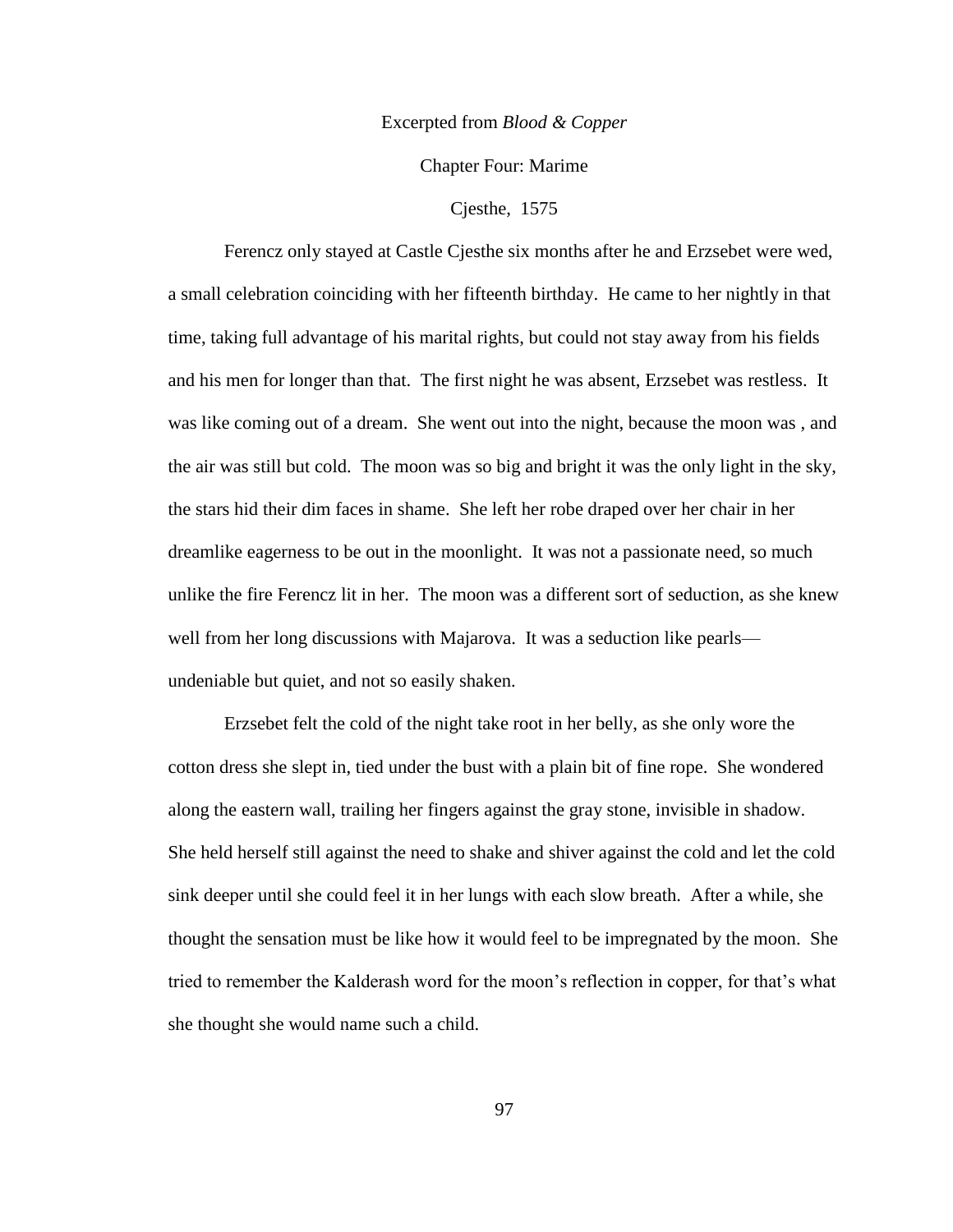Excerpted from *Blood & Copper*

Chapter Four: Marime

Cjesthe, 1575

Ferencz only stayed at Castle Cjesthe six months after he and Erzsebet were wed, a small celebration coinciding with her fifteenth birthday. He came to her nightly in that time, taking full advantage of his marital rights, but could not stay away from his fields and his men for longer than that. The first night he was absent, Erzsebet was restless. It was like coming out of a dream. She went out into the night, because the moon was , and the air was still but cold. The moon was so big and bright it was the only light in the sky, the stars hid their dim faces in shame. She left her robe draped over her chair in her dreamlike eagerness to be out in the moonlight. It was not a passionate need, so much unlike the fire Ferencz lit in her. The moon was a different sort of seduction, as she knew well from her long discussions with Majarova. It was a seduction like pearls—undeniable but quiet, and not so easily shaken.

Erzsebet felt the cold of the night take root in her belly, as she only wore the cotton dress she slept in, tied under the bust with a plain bit of fine rope. She wondered along the eastern wall, trailing her fingers against the gray stone, invisible in shadow. She held herself still against the need to shake and shiver against the cold and let the cold sink deeper until she could feel it in her lungs with each slow breath. After a while, she thought the sensation must be like how it would feel to be impregnated by the moon. She tried to remember the Kalderash word for the moon's reflection in copper, for that's what she thought she would name such a child.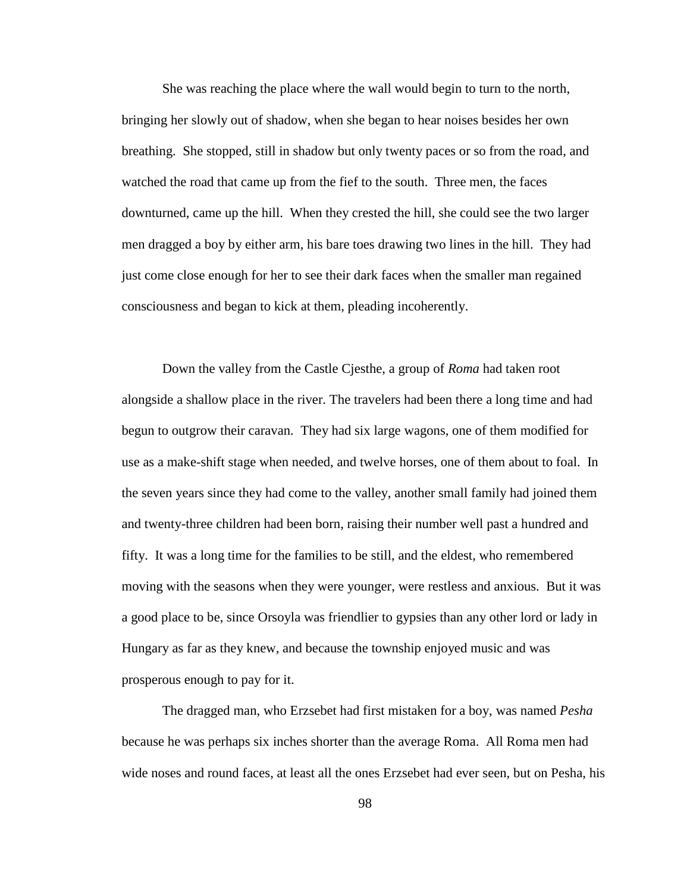She was reaching the place where the wall would begin to turn to the north, bringing her slowly out of shadow, when she began to hear noises besides her own breathing. She stopped, still in shadow but only twenty paces or so from the road, and watched the road that came up from the fief to the south. Three men, the faces downturned, came up the hill. When they crested the hill, she could see the two larger men dragged a boy by either arm, his bare toes drawing two lines in the hill. They had just come close enough for her to see their dark faces when the smaller man regained consciousness and began to kick at them, pleading incoherently.

Down the valley from the Castle Cjesthe, a group of *Roma* had taken root alongside a shallow place in the river. The travelers had been there a long time and had begun to outgrow their caravan. They had six large wagons, one of them modified for use as a make-shift stage when needed, and twelve horses, one of them about to foal. In the seven years since they had come to the valley, another small family had joined them and twenty-three children had been born, raising their number well past a hundred and fifty. It was a long time for the families to be still, and the eldest, who remembered moving with the seasons when they were younger, were restless and anxious. But it was a good place to be, since Orsoyla was friendlier to gypsies than any other lord or lady in Hungary as far as they knew, and because the township enjoyed music and was prosperous enough to pay for it.

The dragged man, who Erzsebet had first mistaken for a boy, was named *Pesha* because he was perhaps six inches shorter than the average Roma. All Roma men had wide noses and round faces, at least all the ones Erzsebet had ever seen, but on Pesha, his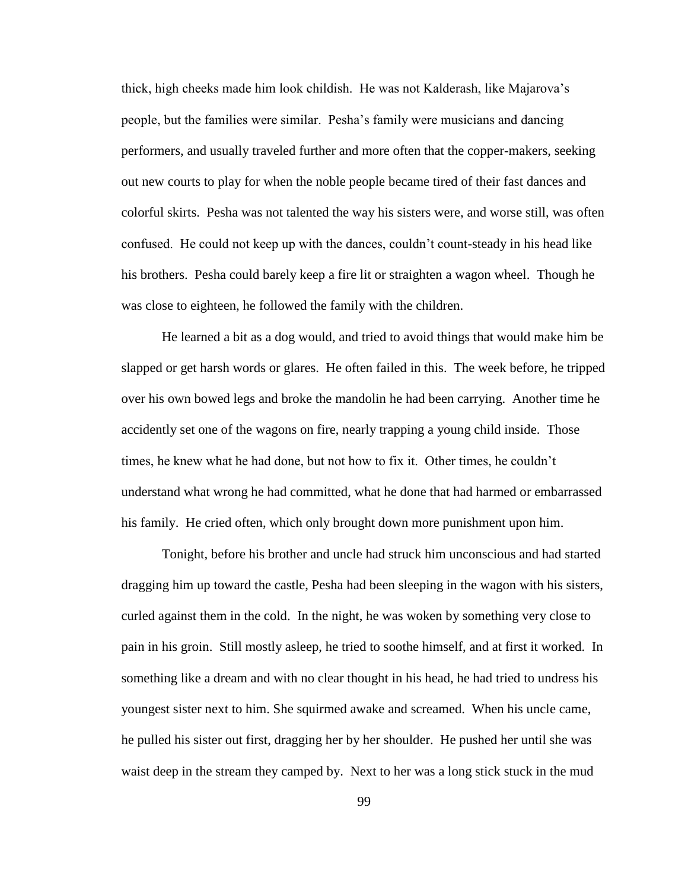thick, high cheeks made him look childish. He was not Kalderash, like Majarova's people, but the families were similar. Pesha's family were musicians and dancing performers, and usually traveled further and more often that the copper-makers, seeking out new courts to play for when the noble people became tired of their fast dances and colorful skirts. Pesha was not talented the way his sisters were, and worse still, was often confused. He could not keep up with the dances, couldn't count-steady in his head like his brothers. Pesha could barely keep a fire lit or straighten a wagon wheel. Though he was close to eighteen, he followed the family with the children.

He learned a bit as a dog would, and tried to avoid things that would make him be slapped or get harsh words or glares. He often failed in this. The week before, he tripped over his own bowed legs and broke the mandolin he had been carrying. Another time he accidently set one of the wagons on fire, nearly trapping a young child inside. Those times, he knew what he had done, but not how to fix it. Other times, he couldn't understand what wrong he had committed, what he done that had harmed or embarrassed his family. He cried often, which only brought down more punishment upon him.

Tonight, before his brother and uncle had struck him unconscious and had started dragging him up toward the castle, Pesha had been sleeping in the wagon with his sisters, curled against them in the cold. In the night, he was woken by something very close to pain in his groin. Still mostly asleep, he tried to soothe himself, and at first it worked. In something like a dream and with no clear thought in his head, he had tried to undress his youngest sister next to him. She squirmed awake and screamed. When his uncle came, he pulled his sister out first, dragging her by her shoulder. He pushed her until she was waist deep in the stream they camped by. Next to her was a long stick stuck in the mud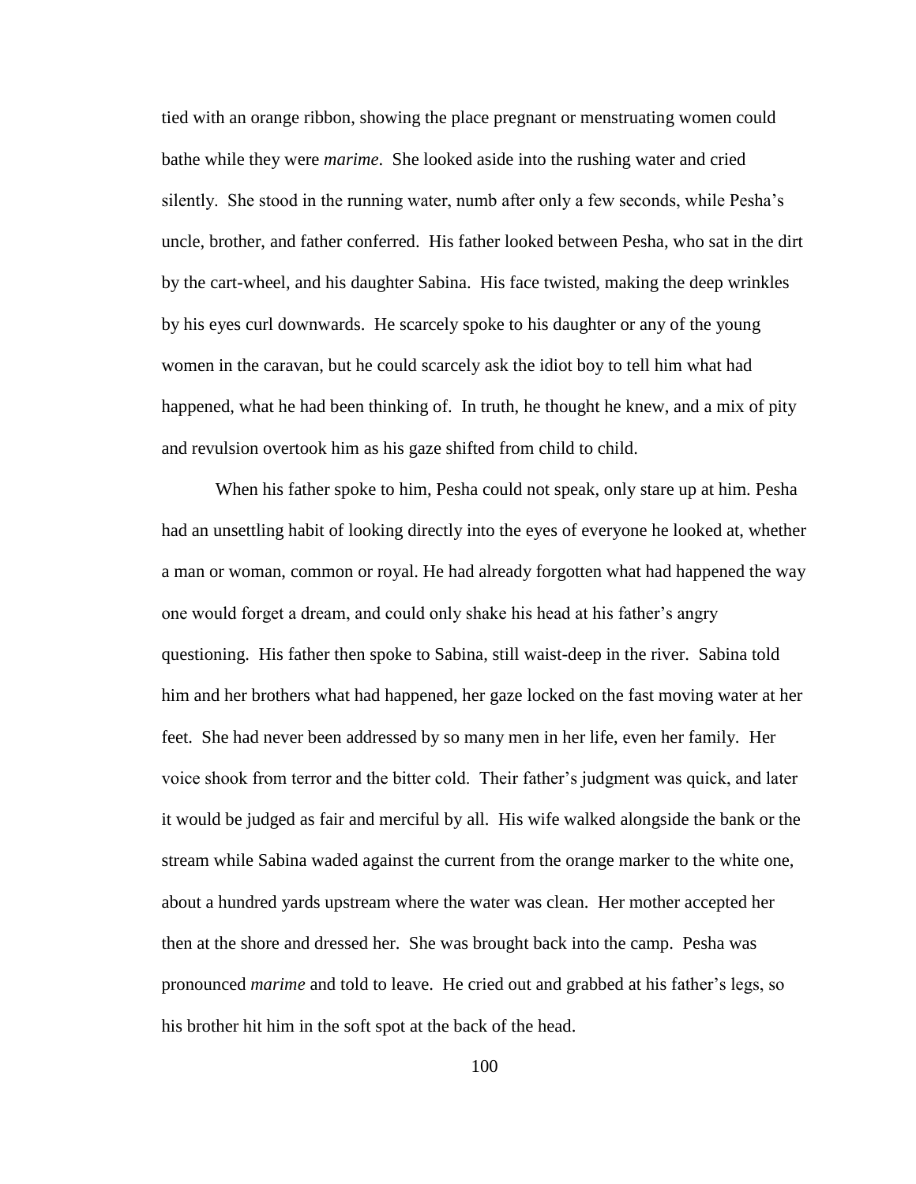tied with an orange ribbon, showing the place pregnant or menstruating women could bathe while they were *marime*. She looked aside into the rushing water and cried silently. She stood in the running water, numb after only a few seconds, while Pesha's uncle, brother, and father conferred. His father looked between Pesha, who sat in the dirt by the cart-wheel, and his daughter Sabina. His face twisted, making the deep wrinkles by his eyes curl downwards. He scarcely spoke to his daughter or any of the young women in the caravan, but he could scarcely ask the idiot boy to tell him what had happened, what he had been thinking of. In truth, he thought he knew, and a mix of pity and revulsion overtook him as his gaze shifted from child to child.

When his father spoke to him, Pesha could not speak, only stare up at him. Pesha had an unsettling habit of looking directly into the eyes of everyone he looked at, whether a man or woman, common or royal. He had already forgotten what had happened the way one would forget a dream, and could only shake his head at his father's angry questioning. His father then spoke to Sabina, still waist-deep in the river. Sabina told him and her brothers what had happened, her gaze locked on the fast moving water at her feet. She had never been addressed by so many men in her life, even her family. Her voice shook from terror and the bitter cold. Their father's judgment was quick, and later it would be judged as fair and merciful by all. His wife walked alongside the bank or the stream while Sabina waded against the current from the orange marker to the white one, about a hundred yards upstream where the water was clean. Her mother accepted her then at the shore and dressed her. She was brought back into the camp. Pesha was pronounced *marime* and told to leave. He cried out and grabbed at his father's legs, so his brother hit him in the soft spot at the back of the head.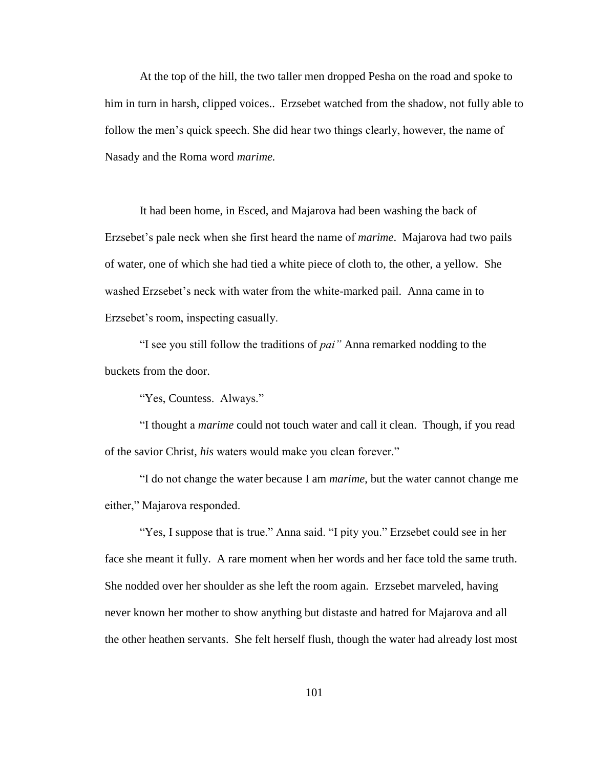At the top of the hill, the two taller men dropped Pesha on the road and spoke to him in turn in harsh, clipped voices.. Erzsebet watched from the shadow, not fully able to follow the men's quick speech. She did hear two things clearly, however, the name of Nasady and the Roma word *marime.*

It had been home, in Esced, and Majarova had been washing the back of Erzsebet's pale neck when she first heard the name of *marime*. Majarova had two pails of water, one of which she had tied a white piece of cloth to, the other, a yellow. She washed Erzsebet's neck with water from the white-marked pail. Anna came in to Erzsebet's room, inspecting casually.

"I see you still follow the traditions of *pai"* Anna remarked nodding to the buckets from the door.

"Yes, Countess. Always."

"I thought a *marime* could not touch water and call it clean. Though, if you read of the savior Christ, *his* waters would make you clean forever."

"I do not change the water because I am *marime*, but the water cannot change me either," Majarova responded.

"Yes, I suppose that is true." Anna said. "I pity you." Erzsebet could see in her face she meant it fully. A rare moment when her words and her face told the same truth. She nodded over her shoulder as she left the room again. Erzsebet marveled, having never known her mother to show anything but distaste and hatred for Majarova and all the other heathen servants. She felt herself flush, though the water had already lost most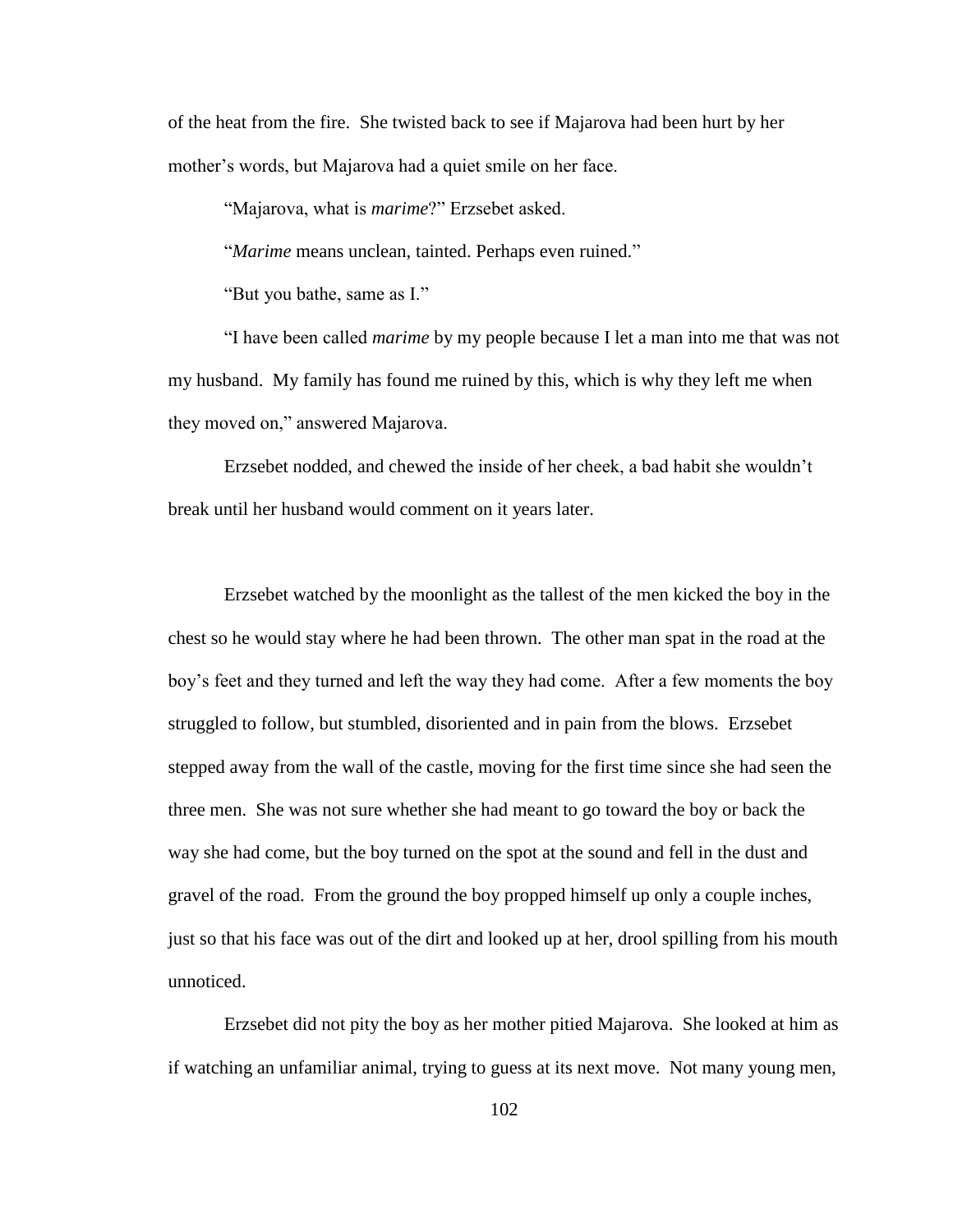of the heat from the fire. She twisted back to see if Majarova had been hurt by her mother's words, but Majarova had a quiet smile on her face.

"Majarova, what is *marime*?" Erzsebet asked.

"*Marime* means unclean, tainted. Perhaps even ruined."

"But you bathe, same as I."

"I have been called *marime* by my people because I let a man into me that was not my husband. My family has found me ruined by this, which is why they left me when they moved on," answered Majarova.

Erzsebet nodded, and chewed the inside of her cheek, a bad habit she wouldn't break until her husband would comment on it years later.

Erzsebet watched by the moonlight as the tallest of the men kicked the boy in the chest so he would stay where he had been thrown. The other man spat in the road at the boy's feet and they turned and left the way they had come. After a few moments the boy struggled to follow, but stumbled, disoriented and in pain from the blows. Erzsebet stepped away from the wall of the castle, moving for the first time since she had seen the three men. She was not sure whether she had meant to go toward the boy or back the way she had come, but the boy turned on the spot at the sound and fell in the dust and gravel of the road. From the ground the boy propped himself up only a couple inches, just so that his face was out of the dirt and looked up at her, drool spilling from his mouth unnoticed.

Erzsebet did not pity the boy as her mother pitied Majarova. She looked at him as if watching an unfamiliar animal, trying to guess at its next move. Not many young men,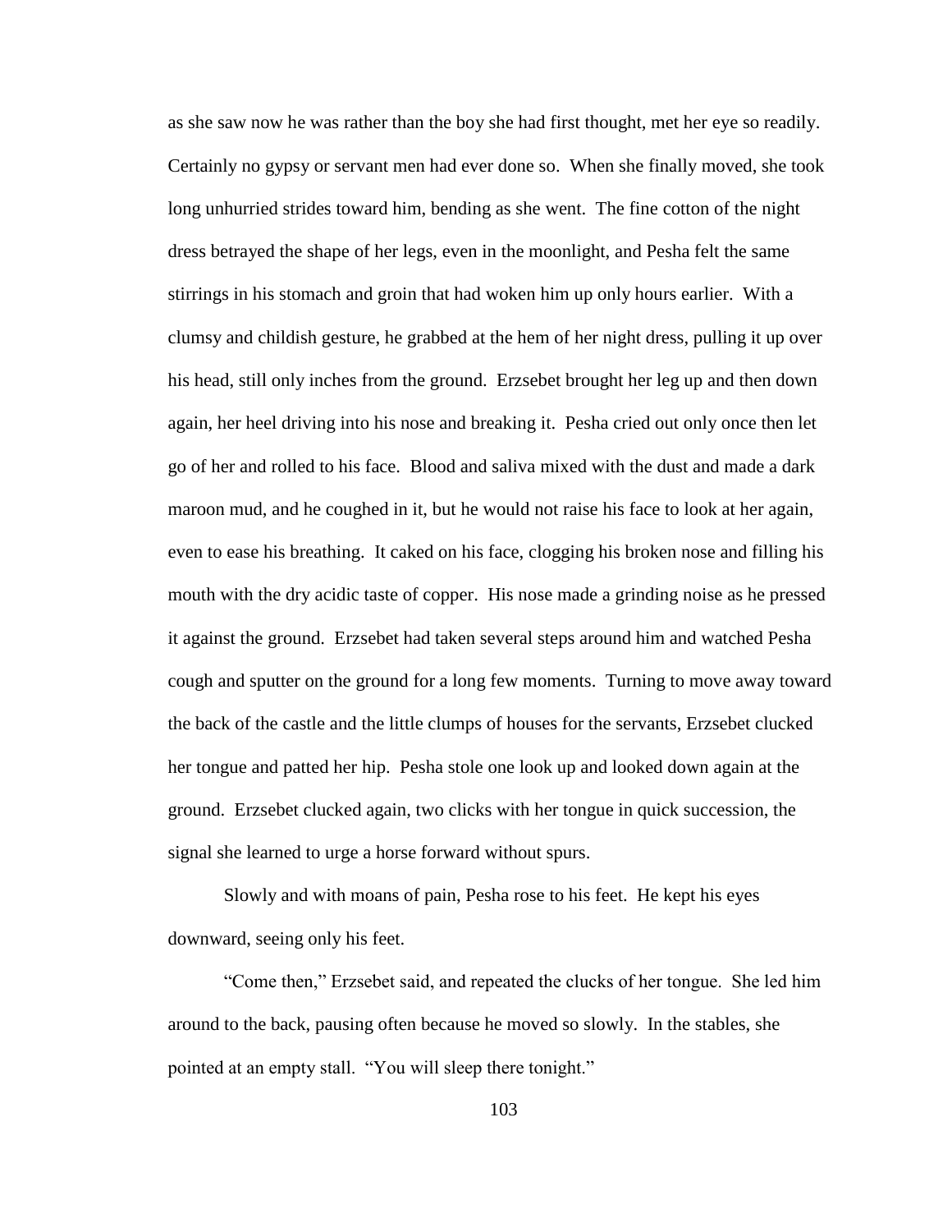as she saw now he was rather than the boy she had first thought, met her eye so readily. Certainly no gypsy or servant men had ever done so. When she finally moved, she took long unhurried strides toward him, bending as she went. The fine cotton of the night dress betrayed the shape of her legs, even in the moonlight, and Pesha felt the same stirrings in his stomach and groin that had woken him up only hours earlier. With a clumsy and childish gesture, he grabbed at the hem of her night dress, pulling it up over his head, still only inches from the ground. Erzsebet brought her leg up and then down again, her heel driving into his nose and breaking it. Pesha cried out only once then let go of her and rolled to his face. Blood and saliva mixed with the dust and made a dark maroon mud, and he coughed in it, but he would not raise his face to look at her again, even to ease his breathing. It caked on his face, clogging his broken nose and filling his mouth with the dry acidic taste of copper. His nose made a grinding noise as he pressed it against the ground. Erzsebet had taken several steps around him and watched Pesha cough and sputter on the ground for a long few moments. Turning to move away toward the back of the castle and the little clumps of houses for the servants, Erzsebet clucked her tongue and patted her hip. Pesha stole one look up and looked down again at the ground. Erzsebet clucked again, two clicks with her tongue in quick succession, the signal she learned to urge a horse forward without spurs.

Slowly and with moans of pain, Pesha rose to his feet. He kept his eyes downward, seeing only his feet.

"Come then," Erzsebet said, and repeated the clucks of her tongue. She led him around to the back, pausing often because he moved so slowly. In the stables, she pointed at an empty stall. "You will sleep there tonight."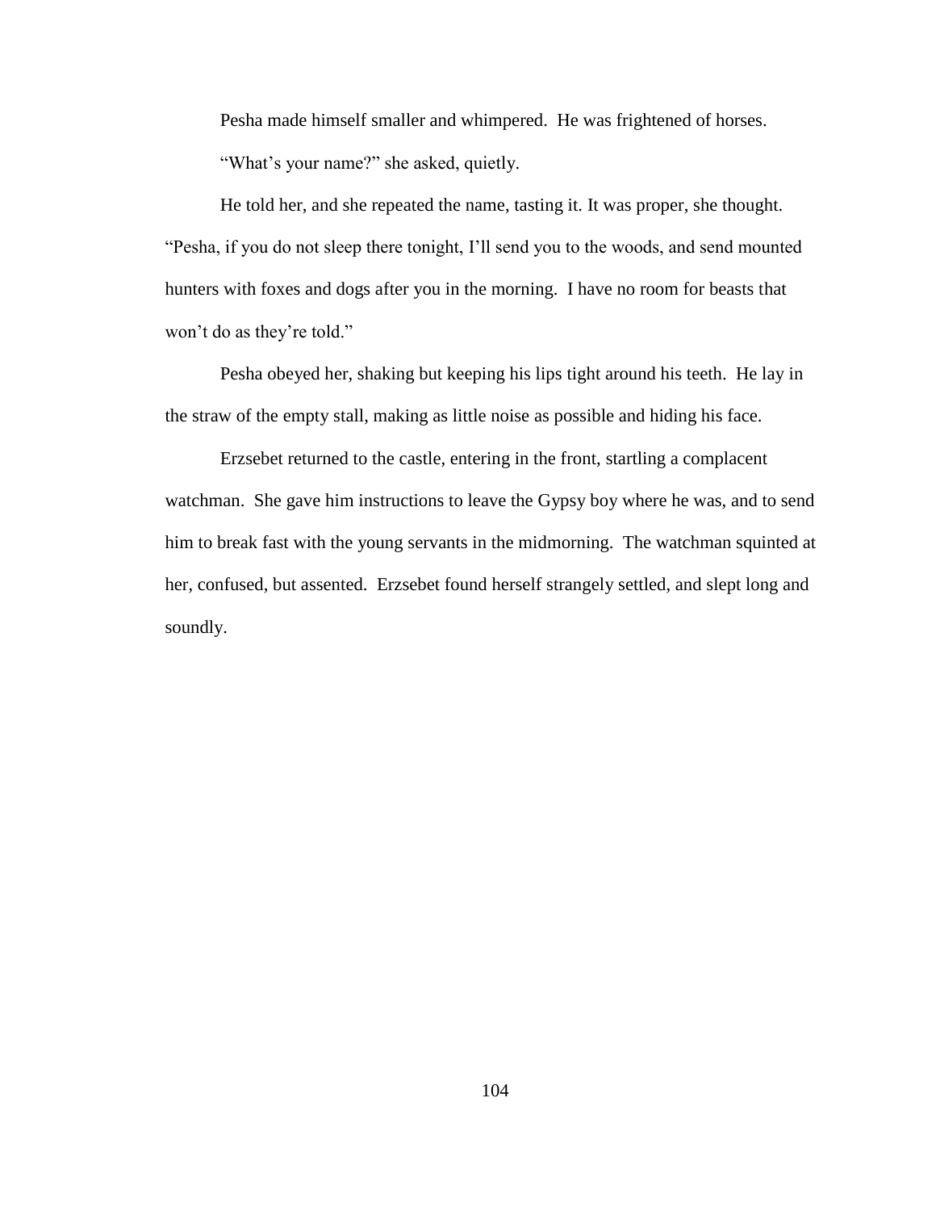Pesha made himself smaller and whimpered. He was frightened of horses.

"What's your name?" she asked, quietly.

He told her, and she repeated the name, tasting it. It was proper, she thought. "Pesha, if you do not sleep there tonight, I'll send you to the woods, and send mounted hunters with foxes and dogs after you in the morning. I have no room for beasts that won't do as they're told."

Pesha obeyed her, shaking but keeping his lips tight around his teeth. He lay in the straw of the empty stall, making as little noise as possible and hiding his face.

Erzsebet returned to the castle, entering in the front, startling a complacent watchman. She gave him instructions to leave the Gypsy boy where he was, and to send him to break fast with the young servants in the midmorning. The watchman squinted at her, confused, but assented. Erzsebet found herself strangely settled, and slept long and soundly.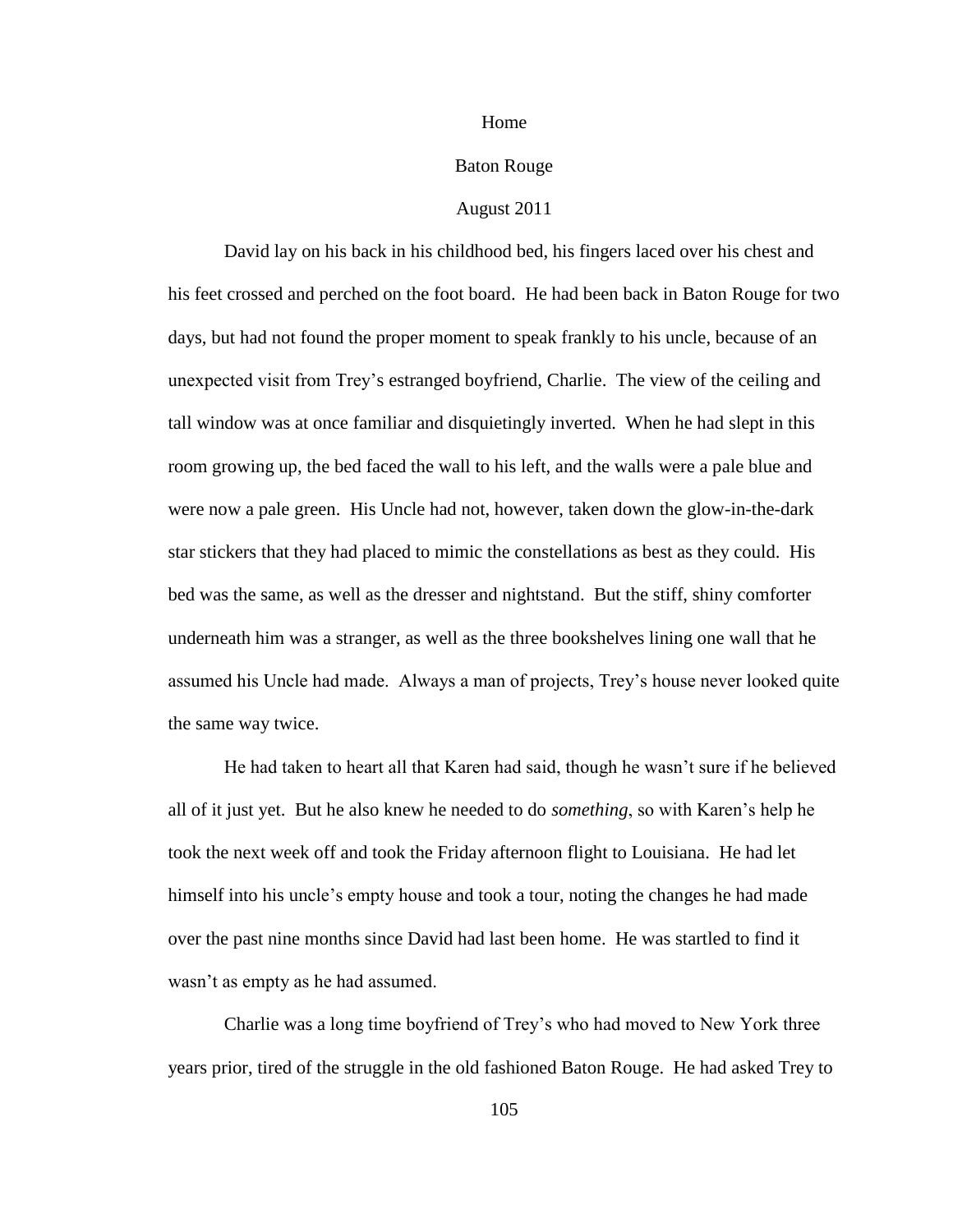Home

Baton Rouge

August 2011

David lay on his back in his childhood bed, his fingers laced over his chest and his feet crossed and perched on the foot board. He had been back in Baton Rouge for two days, but had not found the proper moment to speak frankly to his uncle, because of an unexpected visit from Trey's estranged boyfriend, Charlie. The view of the ceiling and tall window was at once familiar and disquietingly inverted. When he had slept in this room growing up, the bed faced the wall to his left, and the walls were a pale blue and were now a pale green. His Uncle had not, however, taken down the glow-in-the-dark star stickers that they had placed to mimic the constellations as best as they could. His bed was the same, as well as the dresser and nightstand. But the stiff, shiny comforter underneath him was a stranger, as well as the three bookshelves lining one wall that he assumed his Uncle had made. Always a man of projects, Trey's house never looked quite the same way twice.

He had taken to heart all that Karen had said, though he wasn't sure if he believed all of it just yet. But he also knew he needed to do *something*, so with Karen's help he took the next week off and took the Friday afternoon flight to Louisiana. He had let himself into his uncle's empty house and took a tour, noting the changes he had made over the past nine months since David had last been home. He was startled to find it wasn't as empty as he had assumed.

Charlie was a long time boyfriend of Trey's who had moved to New York three years prior, tired of the struggle in the old fashioned Baton Rouge. He had asked Trey to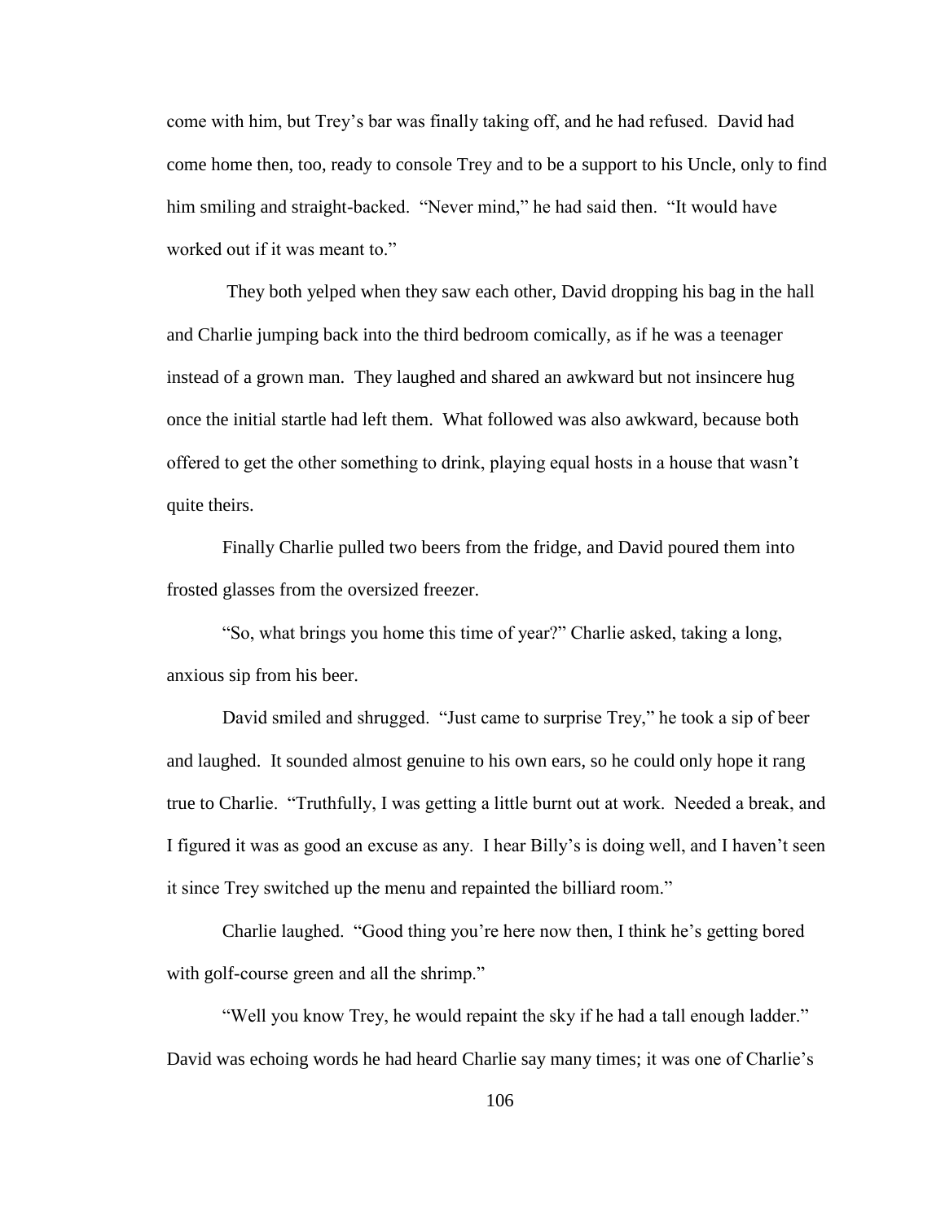come with him, but Trey's bar was finally taking off, and he had refused. David had come home then, too, ready to console Trey and to be a support to his Uncle, only to find him smiling and straight-backed. "Never mind," he had said then. "It would have worked out if it was meant to."

They both yelped when they saw each other, David dropping his bag in the hall and Charlie jumping back into the third bedroom comically, as if he was a teenager instead of a grown man. They laughed and shared an awkward but not insincere hug once the initial startle had left them. What followed was also awkward, because both offered to get the other something to drink, playing equal hosts in a house that wasn't quite theirs.

Finally Charlie pulled two beers from the fridge, and David poured them into frosted glasses from the oversized freezer.

"So, what brings you home this time of year?" Charlie asked, taking a long, anxious sip from his beer.

David smiled and shrugged. "Just came to surprise Trey," he took a sip of beer and laughed. It sounded almost genuine to his own ears, so he could only hope it rang true to Charlie. "Truthfully, I was getting a little burnt out at work. Needed a break, and I figured it was as good an excuse as any. I hear Billy's is doing well, and I haven't seen it since Trey switched up the menu and repainted the billiard room."

Charlie laughed. "Good thing you're here now then, I think he's getting bored with golf-course green and all the shrimp."

"Well you know Trey, he would repaint the sky if he had a tall enough ladder." David was echoing words he had heard Charlie say many times; it was one of Charlie's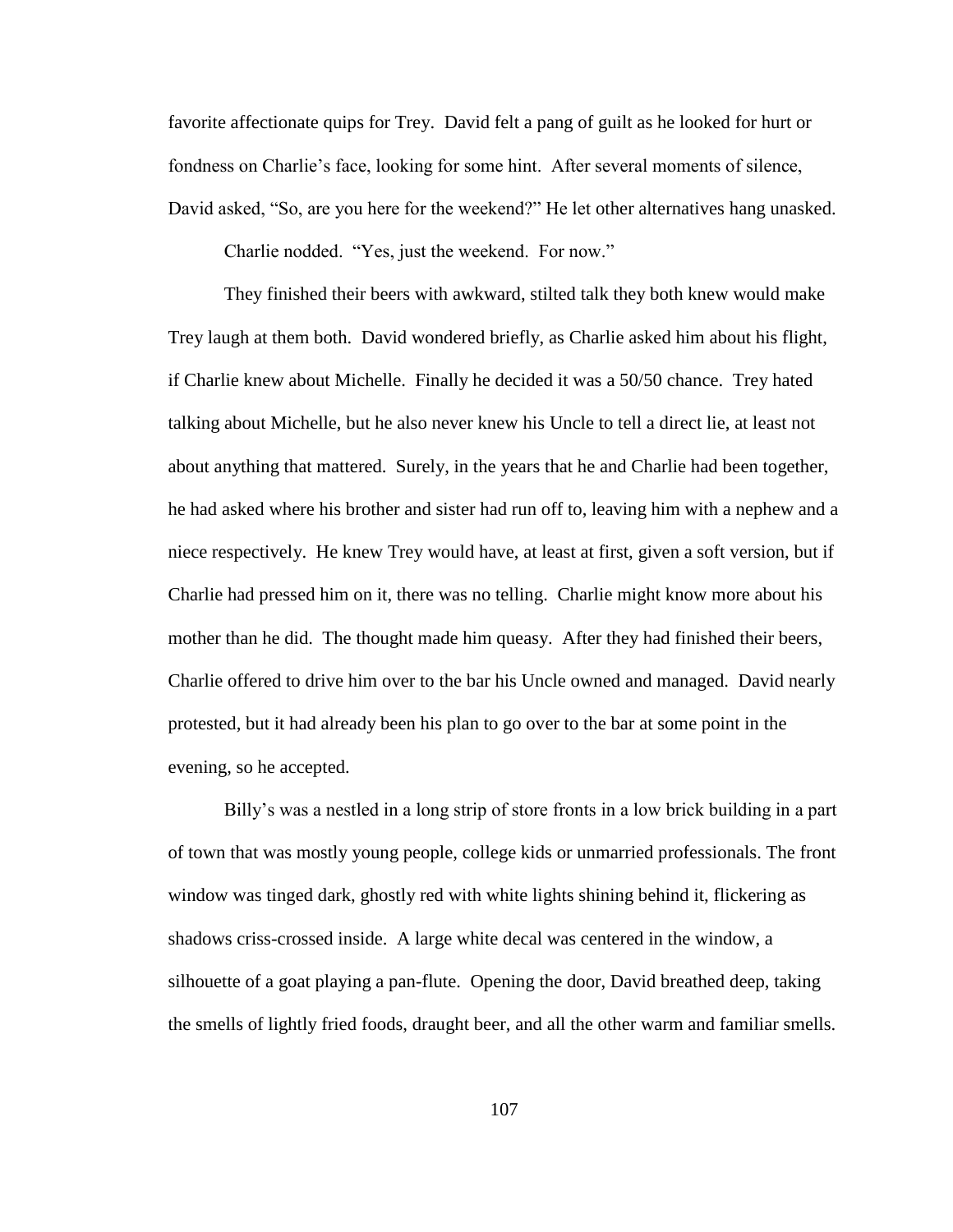favorite affectionate quips for Trey. David felt a pang of guilt as he looked for hurt or fondness on Charlie's face, looking for some hint. After several moments of silence, David asked, "So, are you here for the weekend?" He let other alternatives hang unasked.

Charlie nodded. "Yes, just the weekend. For now."

They finished their beers with awkward, stilted talk they both knew would make Trey laugh at them both. David wondered briefly, as Charlie asked him about his flight, if Charlie knew about Michelle. Finally he decided it was a 50/50 chance. Trey hated talking about Michelle, but he also never knew his Uncle to tell a direct lie, at least not about anything that mattered. Surely, in the years that he and Charlie had been together, he had asked where his brother and sister had run off to, leaving him with a nephew and a niece respectively. He knew Trey would have, at least at first, given a soft version, but if Charlie had pressed him on it, there was no telling. Charlie might know more about his mother than he did. The thought made him queasy. After they had finished their beers, Charlie offered to drive him over to the bar his Uncle owned and managed. David nearly protested, but it had already been his plan to go over to the bar at some point in the evening, so he accepted.

Billy's was a nestled in a long strip of store fronts in a low brick building in a part of town that was mostly young people, college kids or unmarried professionals. The front window was tinged dark, ghostly red with white lights shining behind it, flickering as shadows criss-crossed inside. A large white decal was centered in the window, a silhouette of a goat playing a pan-flute. Opening the door, David breathed deep, taking the smells of lightly fried foods, draught beer, and all the other warm and familiar smells.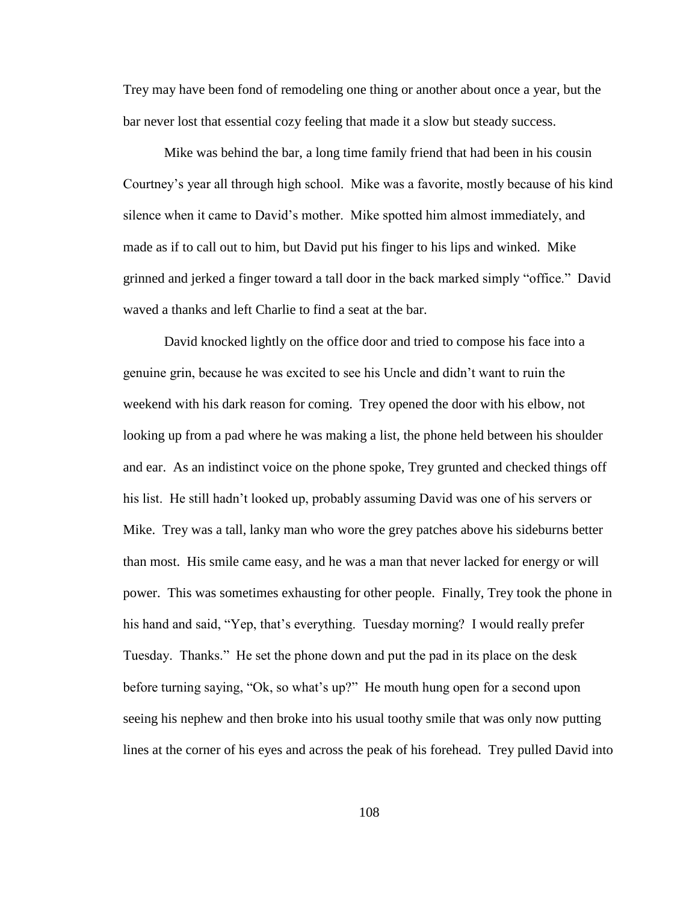Trey may have been fond of remodeling one thing or another about once a year, but the bar never lost that essential cozy feeling that made it a slow but steady success.

Mike was behind the bar, a long time family friend that had been in his cousin Courtney's year all through high school. Mike was a favorite, mostly because of his kind silence when it came to David's mother. Mike spotted him almost immediately, and made as if to call out to him, but David put his finger to his lips and winked. Mike grinned and jerked a finger toward a tall door in the back marked simply "office." David waved a thanks and left Charlie to find a seat at the bar.

David knocked lightly on the office door and tried to compose his face into a genuine grin, because he was excited to see his Uncle and didn't want to ruin the weekend with his dark reason for coming. Trey opened the door with his elbow, not looking up from a pad where he was making a list, the phone held between his shoulder and ear. As an indistinct voice on the phone spoke, Trey grunted and checked things off his list. He still hadn't looked up, probably assuming David was one of his servers or Mike. Trey was a tall, lanky man who wore the grey patches above his sideburns better than most. His smile came easy, and he was a man that never lacked for energy or will power. This was sometimes exhausting for other people. Finally, Trey took the phone in his hand and said, "Yep, that's everything. Tuesday morning? I would really prefer Tuesday. Thanks." He set the phone down and put the pad in its place on the desk before turning saying, "Ok, so what's up?" He mouth hung open for a second upon seeing his nephew and then broke into his usual toothy smile that was only now putting lines at the corner of his eyes and across the peak of his forehead. Trey pulled David into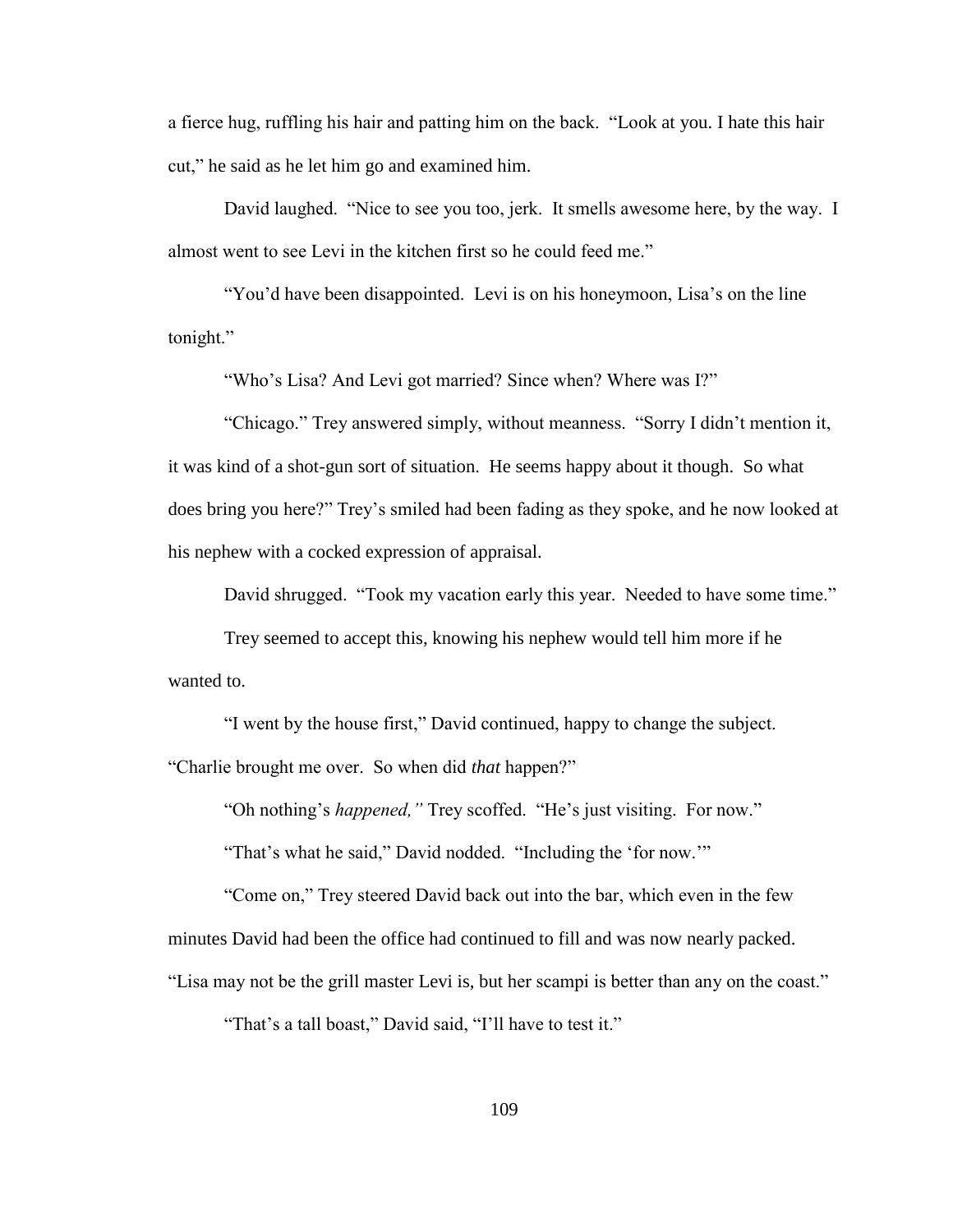a fierce hug, ruffling his hair and patting him on the back. "Look at you. I hate this hair cut," he said as he let him go and examined him.

David laughed. "Nice to see you too, jerk. It smells awesome here, by the way. I almost went to see Levi in the kitchen first so he could feed me."

"You'd have been disappointed. Levi is on his honeymoon, Lisa's on the line tonight."

"Who's Lisa? And Levi got married? Since when? Where was I?"

"Chicago." Trey answered simply, without meanness. "Sorry I didn't mention it, it was kind of a shot-gun sort of situation. He seems happy about it though. So what does bring you here?" Trey's smiled had been fading as they spoke, and he now looked at his nephew with a cocked expression of appraisal.

David shrugged. "Took my vacation early this year. Needed to have some time."

Trey seemed to accept this, knowing his nephew would tell him more if he wanted to.

"I went by the house first," David continued, happy to change the subject. "Charlie brought me over. So when did *that* happen?"

"Oh nothing's *happened,"* Trey scoffed. "He's just visiting. For now."

"That's what he said," David nodded. "Including the 'for now.'"

"Come on," Trey steered David back out into the bar, which even in the few minutes David had been the office had continued to fill and was now nearly packed. "Lisa may not be the grill master Levi is, but her scampi is better than any on the coast."

"That's a tall boast," David said, "I'll have to test it."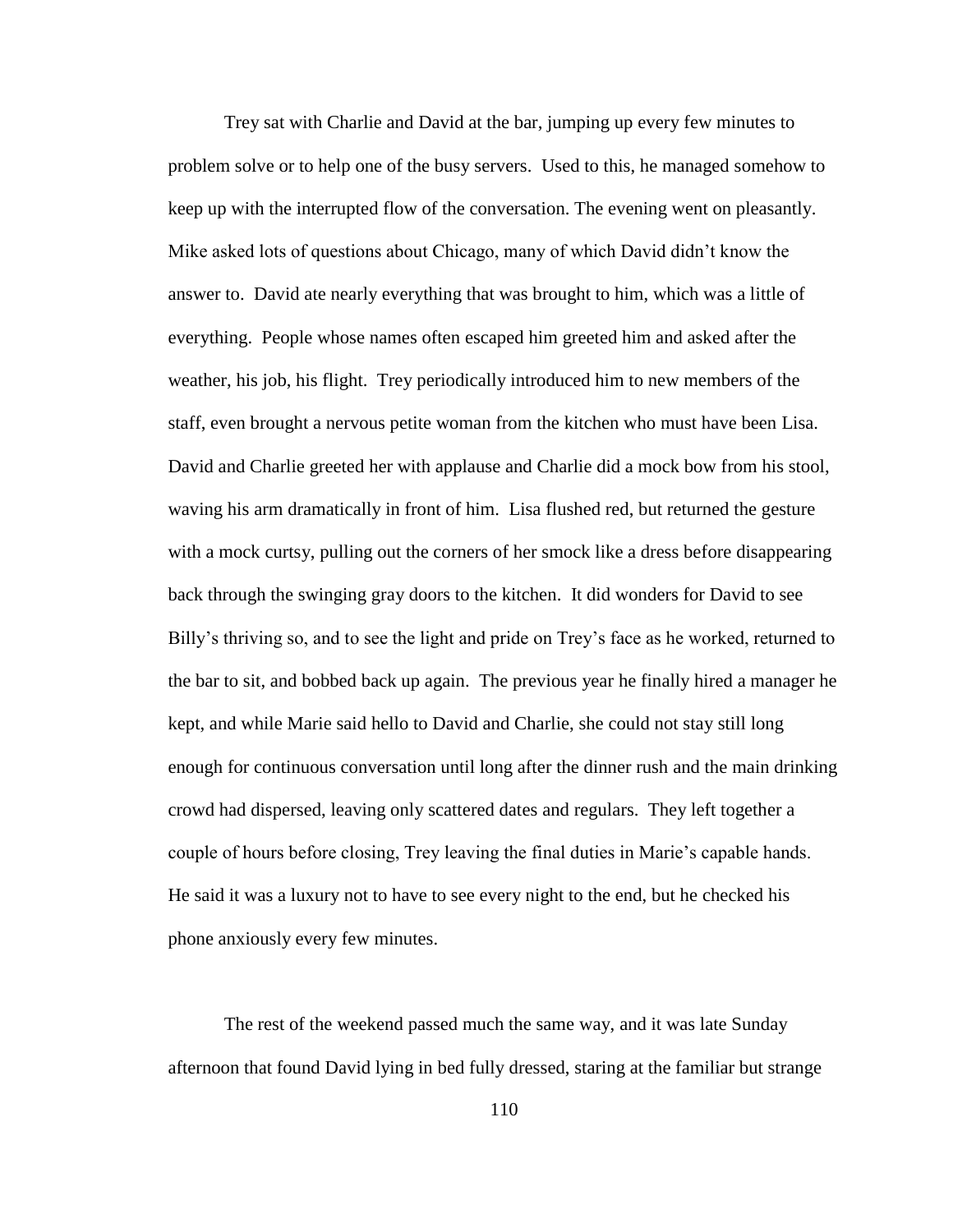Trey sat with Charlie and David at the bar, jumping up every few minutes to problem solve or to help one of the busy servers. Used to this, he managed somehow to keep up with the interrupted flow of the conversation. The evening went on pleasantly. Mike asked lots of questions about Chicago, many of which David didn't know the answer to. David ate nearly everything that was brought to him, which was a little of everything. People whose names often escaped him greeted him and asked after the weather, his job, his flight. Trey periodically introduced him to new members of the staff, even brought a nervous petite woman from the kitchen who must have been Lisa. David and Charlie greeted her with applause and Charlie did a mock bow from his stool, waving his arm dramatically in front of him. Lisa flushed red, but returned the gesture with a mock curtsy, pulling out the corners of her smock like a dress before disappearing back through the swinging gray doors to the kitchen. It did wonders for David to see Billy's thriving so, and to see the light and pride on Trey's face as he worked, returned to the bar to sit, and bobbed back up again. The previous year he finally hired a manager he kept, and while Marie said hello to David and Charlie, she could not stay still long enough for continuous conversation until long after the dinner rush and the main drinking crowd had dispersed, leaving only scattered dates and regulars. They left together a couple of hours before closing, Trey leaving the final duties in Marie's capable hands. He said it was a luxury not to have to see every night to the end, but he checked his phone anxiously every few minutes.

The rest of the weekend passed much the same way, and it was late Sunday afternoon that found David lying in bed fully dressed, staring at the familiar but strange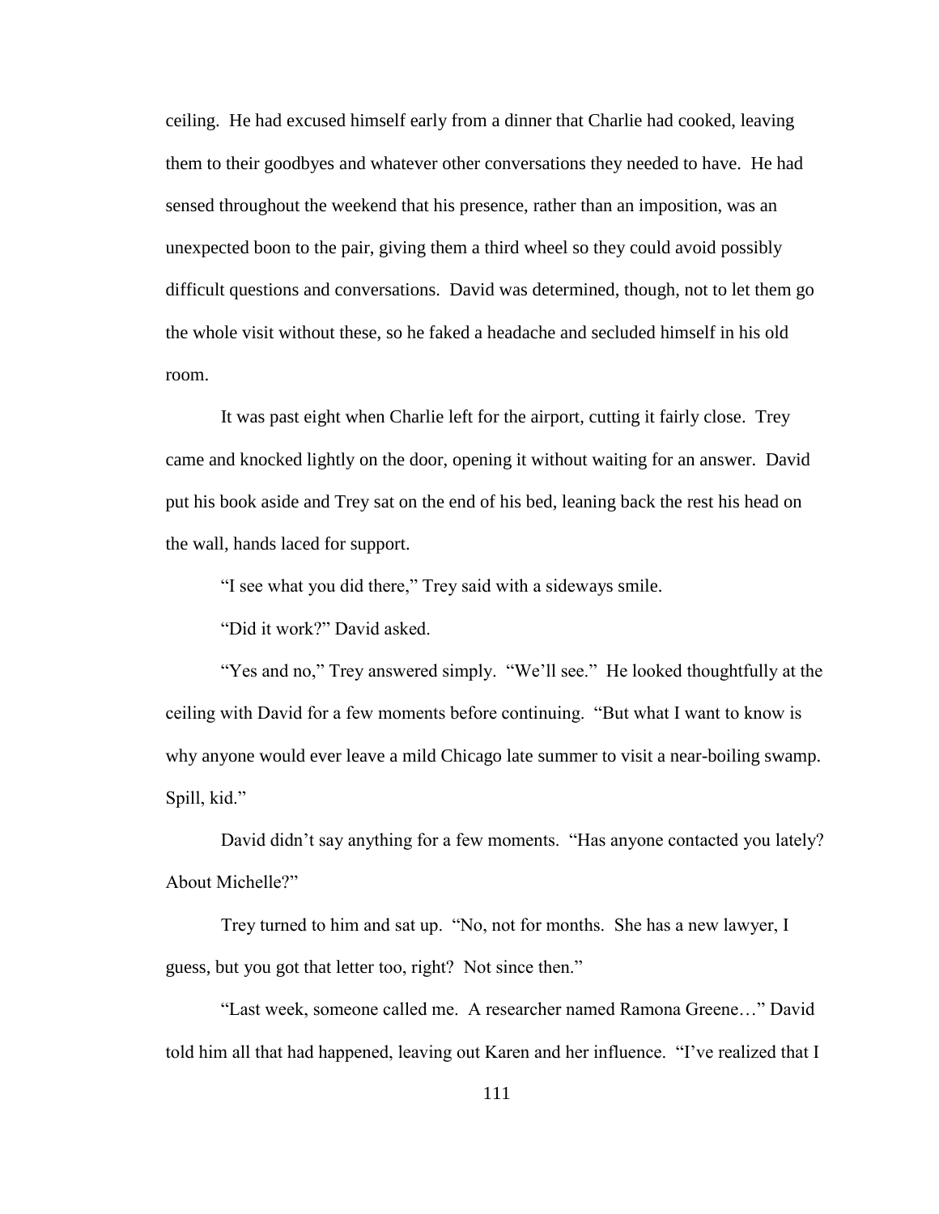ceiling. He had excused himself early from a dinner that Charlie had cooked, leaving them to their goodbyes and whatever other conversations they needed to have. He had sensed throughout the weekend that his presence, rather than an imposition, was an unexpected boon to the pair, giving them a third wheel so they could avoid possibly difficult questions and conversations. David was determined, though, not to let them go the whole visit without these, so he faked a headache and secluded himself in his old room.

It was past eight when Charlie left for the airport, cutting it fairly close. Trey came and knocked lightly on the door, opening it without waiting for an answer. David put his book aside and Trey sat on the end of his bed, leaning back the rest his head on the wall, hands laced for support.

"I see what you did there," Trey said with a sideways smile.

"Did it work?" David asked.

"Yes and no," Trey answered simply. "We'll see." He looked thoughtfully at the ceiling with David for a few moments before continuing. "But what I want to know is why anyone would ever leave a mild Chicago late summer to visit a near-boiling swamp. Spill, kid."

David didn't say anything for a few moments. "Has anyone contacted you lately? About Michelle?"

Trey turned to him and sat up. "No, not for months. She has a new lawyer, I guess, but you got that letter too, right? Not since then."

"Last week, someone called me. A researcher named Ramona Greene…" David told him all that had happened, leaving out Karen and her influence. "I've realized that I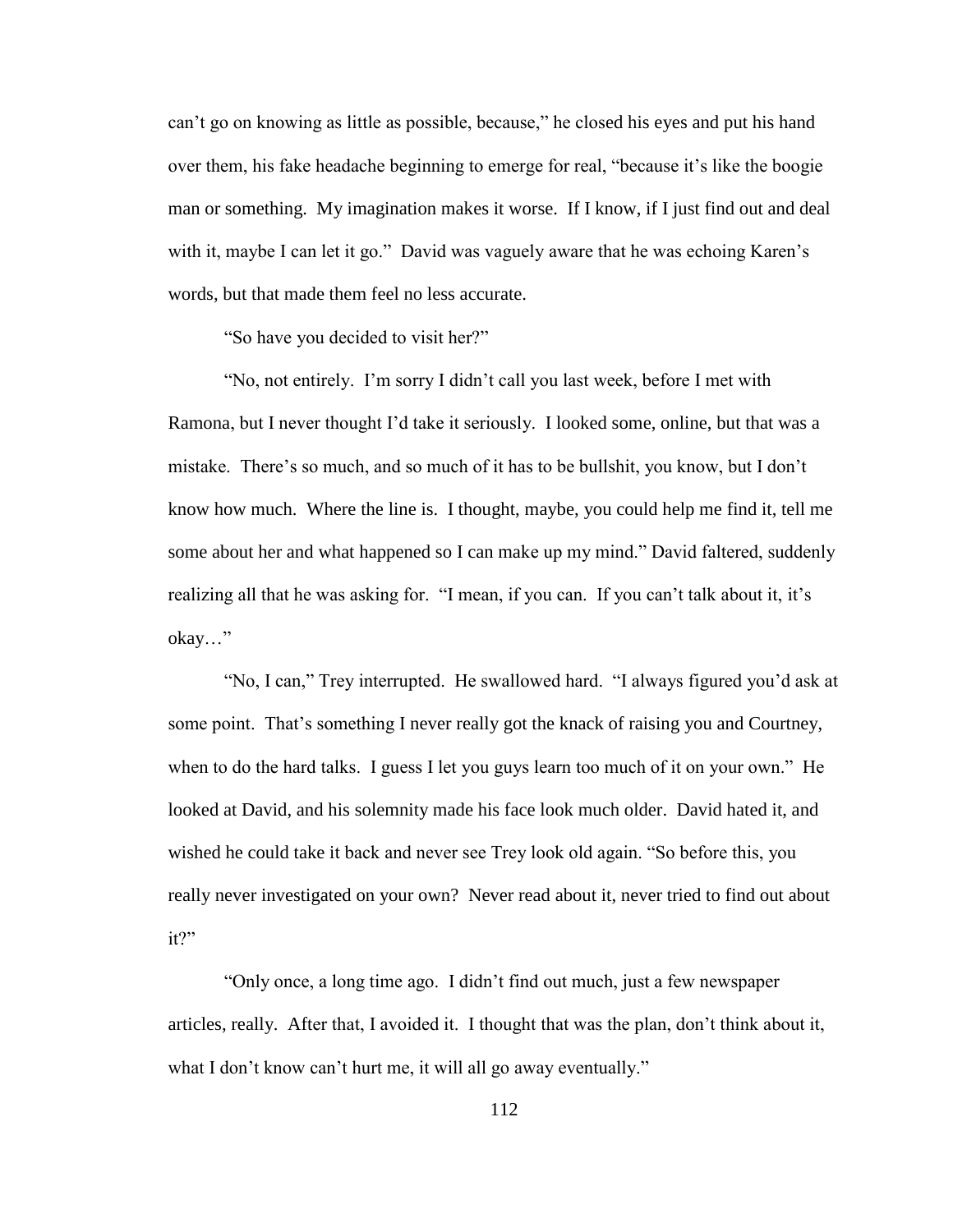can't go on knowing as little as possible, because," he closed his eyes and put his hand over them, his fake headache beginning to emerge for real, "because it's like the boogie man or something. My imagination makes it worse. If I know, if I just find out and deal with it, maybe I can let it go." David was vaguely aware that he was echoing Karen's words, but that made them feel no less accurate.

"So have you decided to visit her?"

"No, not entirely. I'm sorry I didn't call you last week, before I met with Ramona, but I never thought I'd take it seriously. I looked some, online, but that was a mistake. There's so much, and so much of it has to be bullshit, you know, but I don't know how much. Where the line is. I thought, maybe, you could help me find it, tell me some about her and what happened so I can make up my mind." David faltered, suddenly realizing all that he was asking for. "I mean, if you can. If you can't talk about it, it's okay…"

"No, I can," Trey interrupted. He swallowed hard. "I always figured you'd ask at some point. That's something I never really got the knack of raising you and Courtney, when to do the hard talks. I guess I let you guys learn too much of it on your own." He looked at David, and his solemnity made his face look much older. David hated it, and wished he could take it back and never see Trey look old again. "So before this, you really never investigated on your own? Never read about it, never tried to find out about it?"

"Only once, a long time ago. I didn't find out much, just a few newspaper articles, really. After that, I avoided it. I thought that was the plan, don't think about it, what I don't know can't hurt me, it will all go away eventually."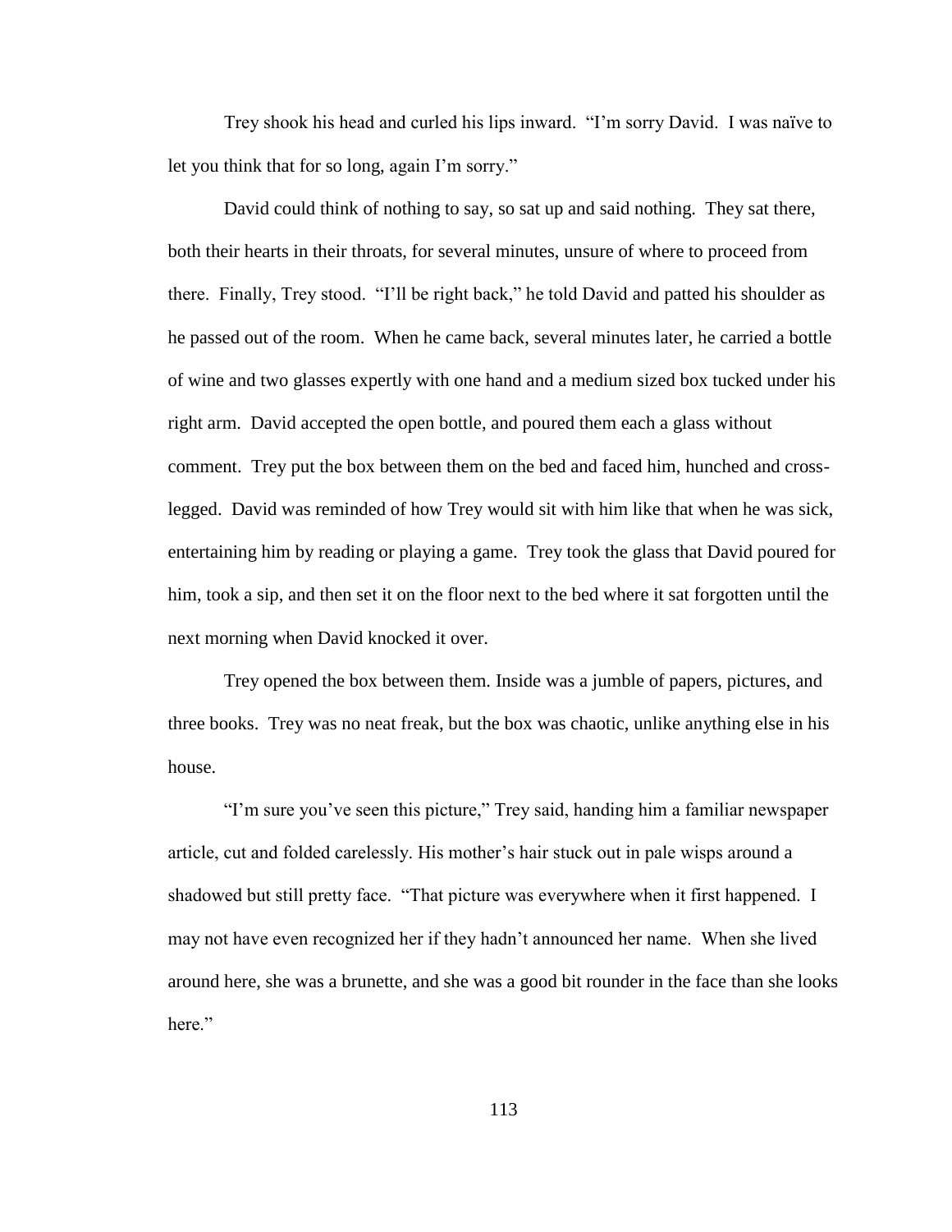Trey shook his head and curled his lips inward. "I'm sorry David. I was naïve to let you think that for so long, again I'm sorry."

David could think of nothing to say, so sat up and said nothing. They sat there, both their hearts in their throats, for several minutes, unsure of where to proceed from there. Finally, Trey stood. "I'll be right back," he told David and patted his shoulder as he passed out of the room. When he came back, several minutes later, he carried a bottle of wine and two glasses expertly with one hand and a medium sized box tucked under his right arm. David accepted the open bottle, and poured them each a glass without comment. Trey put the box between them on the bed and faced him, hunched and cross-legged. David was reminded of how Trey would sit with him like that when he was sick, entertaining him by reading or playing a game. Trey took the glass that David poured for him, took a sip, and then set it on the floor next to the bed where it sat forgotten until the next morning when David knocked it over.

Trey opened the box between them. Inside was a jumble of papers, pictures, and three books. Trey was no neat freak, but the box was chaotic, unlike anything else in his house.

"I'm sure you've seen this picture," Trey said, handing him a familiar newspaper article, cut and folded carelessly. His mother's hair stuck out in pale wisps around a shadowed but still pretty face. "That picture was everywhere when it first happened. I may not have even recognized her if they hadn't announced her name. When she lived around here, she was a brunette, and she was a good bit rounder in the face than she looks here."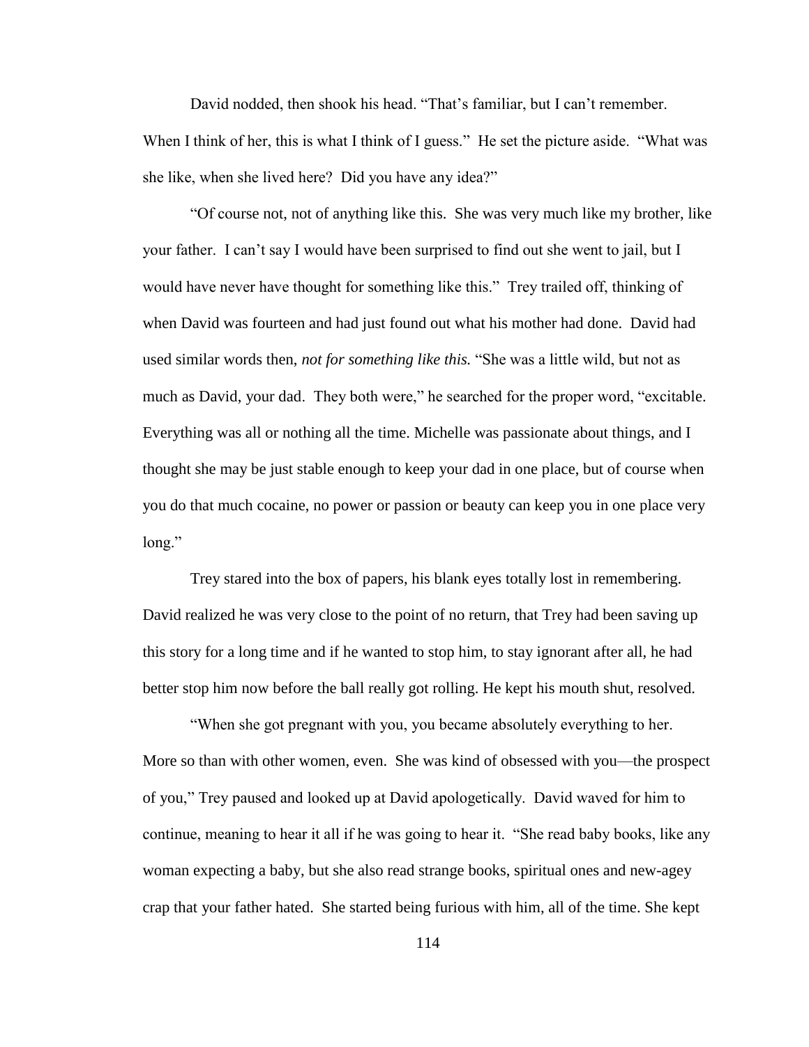David nodded, then shook his head. “That’s familiar, but I can’t remember. When I think of her, this is what I think of I guess.” He set the picture aside. “What was she like, when she lived here? Did you have any idea?”

“Of course not, not of anything like this. She was very much like my brother, like your father. I can’t say I would have been surprised to find out she went to jail, but I would have never have thought for something like this.” Trey trailed off, thinking of when David was fourteen and had just found out what his mother had done. David had used similar words then, *not for something like this.* “She was a little wild, but not as much as David, your dad. They both were,” he searched for the proper word, “excitable. Everything was all or nothing all the time. Michelle was passionate about things, and I thought she may be just stable enough to keep your dad in one place, but of course when you do that much cocaine, no power or passion or beauty can keep you in one place very long.”

Trey stared into the box of papers, his blank eyes totally lost in remembering. David realized he was very close to the point of no return, that Trey had been saving up this story for a long time and if he wanted to stop him, to stay ignorant after all, he had better stop him now before the ball really got rolling. He kept his mouth shut, resolved.

“When she got pregnant with you, you became absolutely everything to her. More so than with other women, even. She was kind of obsessed with you—the prospect of you,” Trey paused and looked up at David apologetically. David waved for him to continue, meaning to hear it all if he was going to hear it. “She read baby books, like any woman expecting a baby, but she also read strange books, spiritual ones and new-agey crap that your father hated. She started being furious with him, all of the time. She kept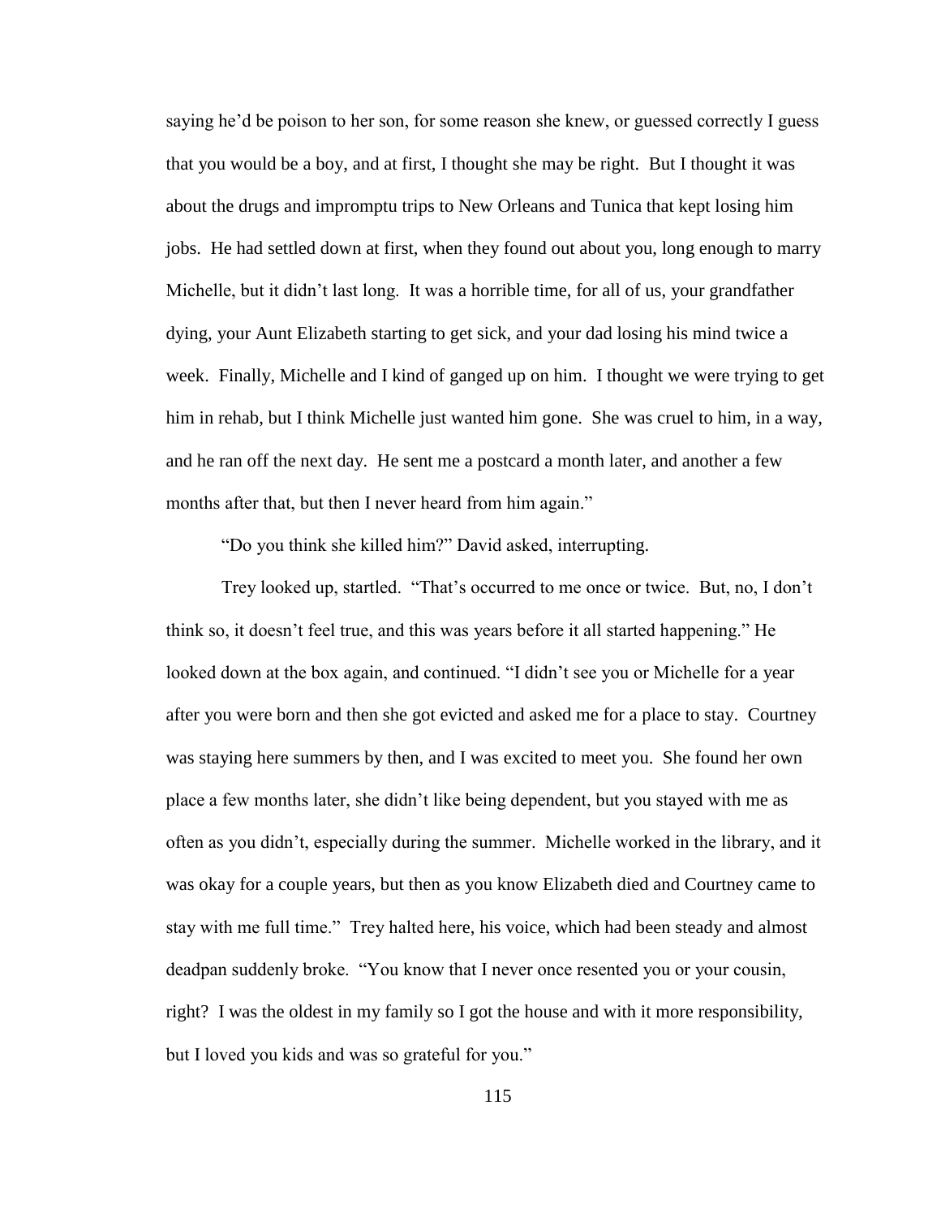saying he'd be poison to her son, for some reason she knew, or guessed correctly I guess that you would be a boy, and at first, I thought she may be right. But I thought it was about the drugs and impromptu trips to New Orleans and Tunica that kept losing him jobs. He had settled down at first, when they found out about you, long enough to marry Michelle, but it didn't last long. It was a horrible time, for all of us, your grandfather dying, your Aunt Elizabeth starting to get sick, and your dad losing his mind twice a week. Finally, Michelle and I kind of ganged up on him. I thought we were trying to get him in rehab, but I think Michelle just wanted him gone. She was cruel to him, in a way, and he ran off the next day. He sent me a postcard a month later, and another a few months after that, but then I never heard from him again."

"Do you think she killed him?" David asked, interrupting.

Trey looked up, startled. "That's occurred to me once or twice. But, no, I don't think so, it doesn't feel true, and this was years before it all started happening." He looked down at the box again, and continued. "I didn't see you or Michelle for a year after you were born and then she got evicted and asked me for a place to stay. Courtney was staying here summers by then, and I was excited to meet you. She found her own place a few months later, she didn't like being dependent, but you stayed with me as often as you didn't, especially during the summer. Michelle worked in the library, and it was okay for a couple years, but then as you know Elizabeth died and Courtney came to stay with me full time." Trey halted here, his voice, which had been steady and almost deadpan suddenly broke. "You know that I never once resented you or your cousin, right? I was the oldest in my family so I got the house and with it more responsibility, but I loved you kids and was so grateful for you."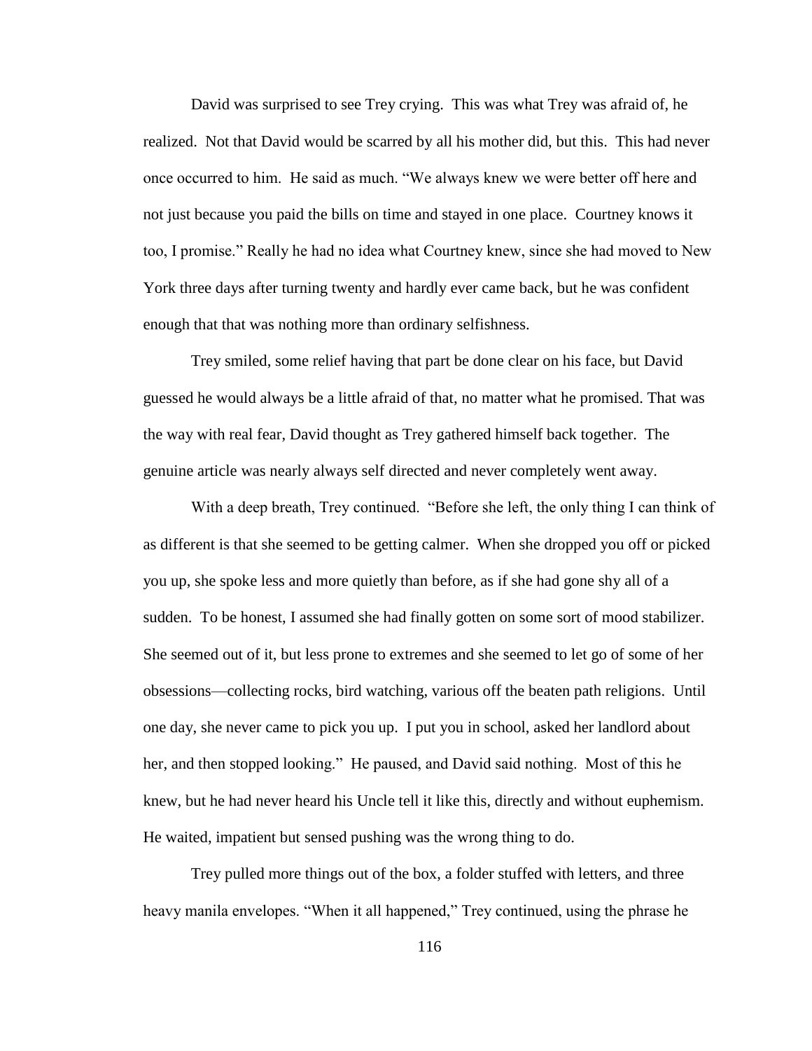David was surprised to see Trey crying. This was what Trey was afraid of, he realized. Not that David would be scarred by all his mother did, but this. This had never once occurred to him. He said as much. "We always knew we were better off here and not just because you paid the bills on time and stayed in one place. Courtney knows it too, I promise." Really he had no idea what Courtney knew, since she had moved to New York three days after turning twenty and hardly ever came back, but he was confident enough that that was nothing more than ordinary selfishness.

Trey smiled, some relief having that part be done clear on his face, but David guessed he would always be a little afraid of that, no matter what he promised. That was the way with real fear, David thought as Trey gathered himself back together. The genuine article was nearly always self directed and never completely went away.

With a deep breath, Trey continued. "Before she left, the only thing I can think of as different is that she seemed to be getting calmer. When she dropped you off or picked you up, she spoke less and more quietly than before, as if she had gone shy all of a sudden. To be honest, I assumed she had finally gotten on some sort of mood stabilizer. She seemed out of it, but less prone to extremes and she seemed to let go of some of her obsessions—collecting rocks, bird watching, various off the beaten path religions. Until one day, she never came to pick you up. I put you in school, asked her landlord about her, and then stopped looking." He paused, and David said nothing. Most of this he knew, but he had never heard his Uncle tell it like this, directly and without euphemism. He waited, impatient but sensed pushing was the wrong thing to do.

Trey pulled more things out of the box, a folder stuffed with letters, and three heavy manila envelopes. "When it all happened," Trey continued, using the phrase he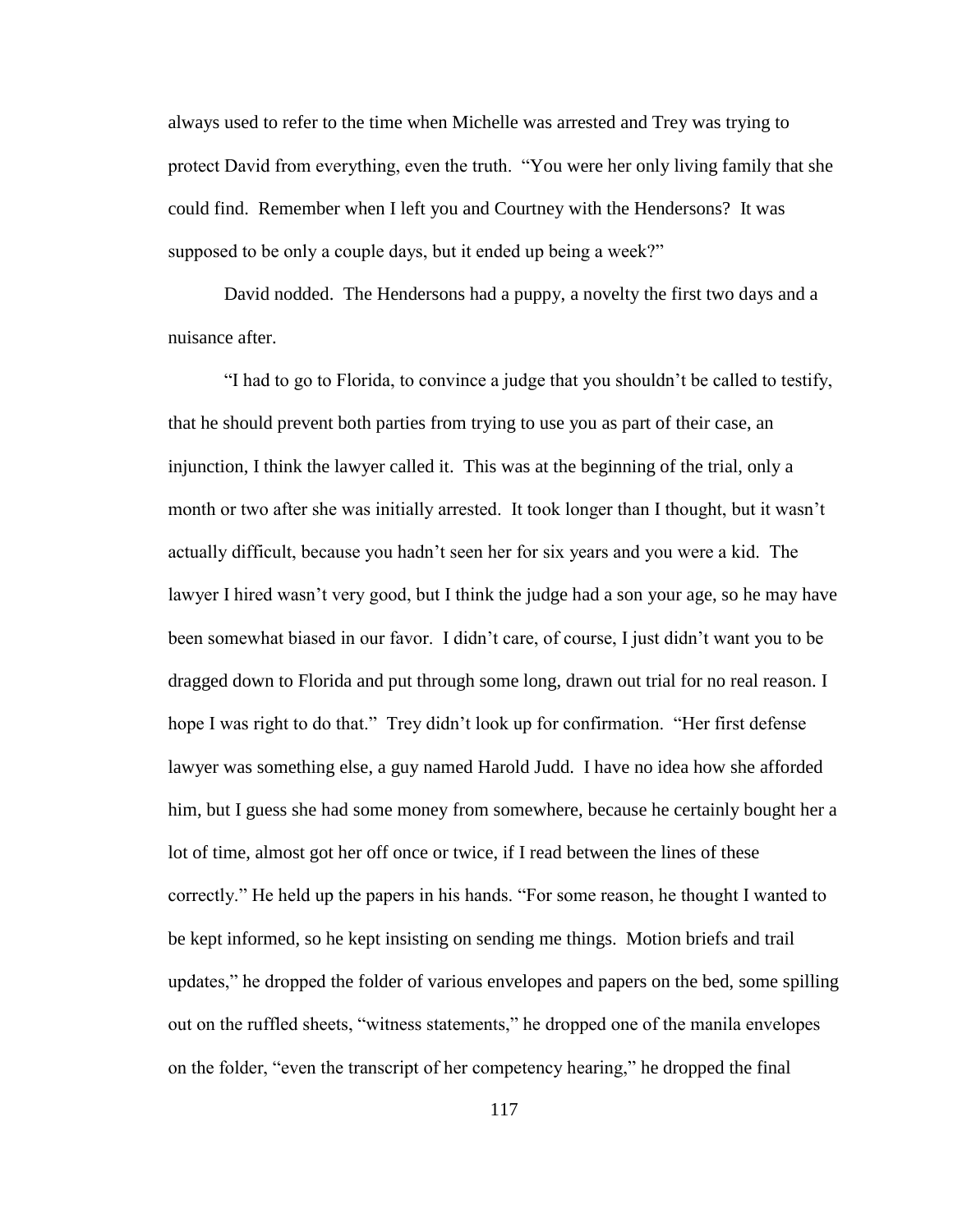always used to refer to the time when Michelle was arrested and Trey was trying to protect David from everything, even the truth. "You were her only living family that she could find. Remember when I left you and Courtney with the Hendersons? It was supposed to be only a couple days, but it ended up being a week?"

David nodded. The Hendersons had a puppy, a novelty the first two days and a nuisance after.

"I had to go to Florida, to convince a judge that you shouldn't be called to testify, that he should prevent both parties from trying to use you as part of their case, an injunction, I think the lawyer called it. This was at the beginning of the trial, only a month or two after she was initially arrested. It took longer than I thought, but it wasn't actually difficult, because you hadn't seen her for six years and you were a kid. The lawyer I hired wasn't very good, but I think the judge had a son your age, so he may have been somewhat biased in our favor. I didn't care, of course, I just didn't want you to be dragged down to Florida and put through some long, drawn out trial for no real reason. I hope I was right to do that." Trey didn't look up for confirmation. "Her first defense lawyer was something else, a guy named Harold Judd. I have no idea how she afforded him, but I guess she had some money from somewhere, because he certainly bought her a lot of time, almost got her off once or twice, if I read between the lines of these correctly." He held up the papers in his hands. "For some reason, he thought I wanted to be kept informed, so he kept insisting on sending me things. Motion briefs and trail updates," he dropped the folder of various envelopes and papers on the bed, some spilling out on the ruffled sheets, "witness statements," he dropped one of the manila envelopes on the folder, "even the transcript of her competency hearing," he dropped the final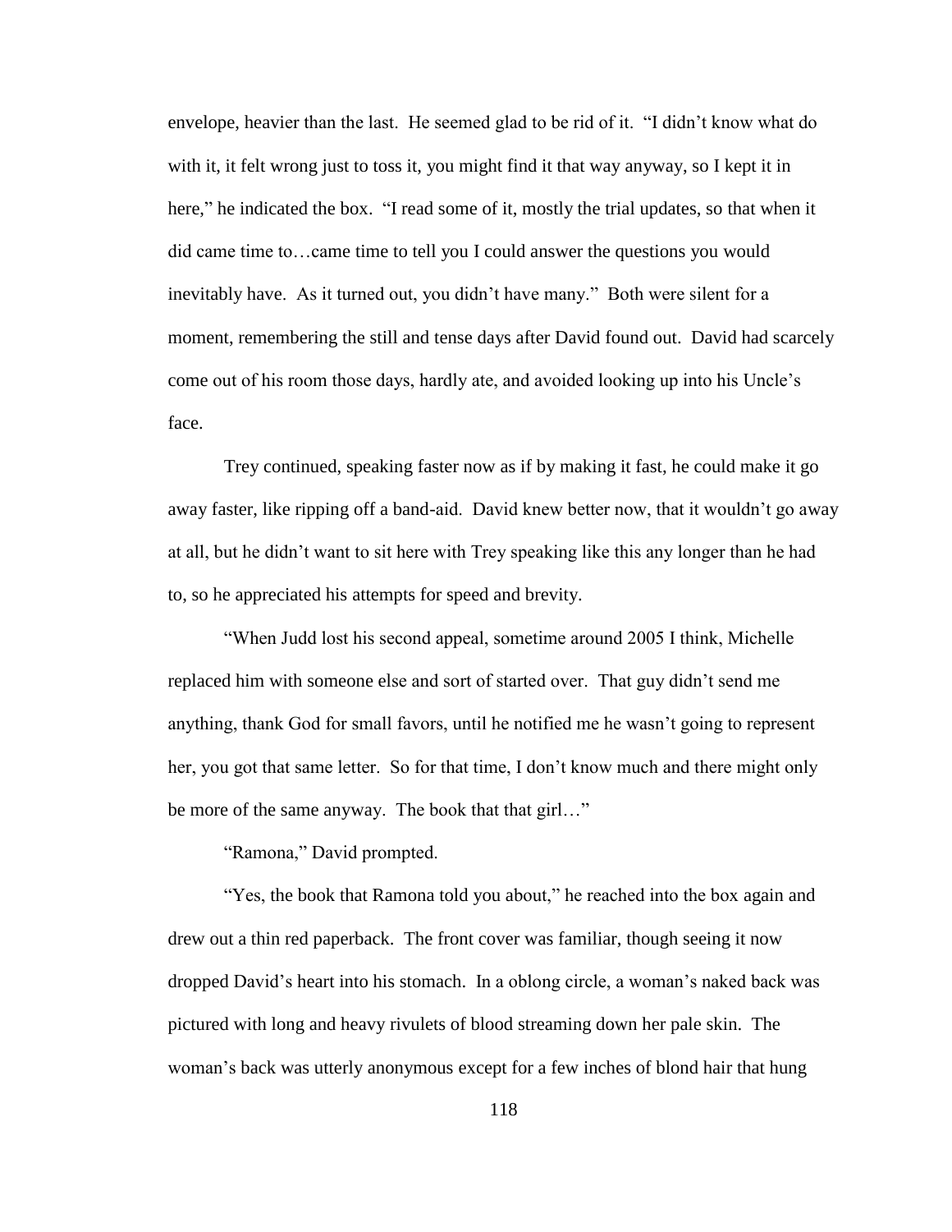envelope, heavier than the last. He seemed glad to be rid of it. "I didn't know what do with it, it felt wrong just to toss it, you might find it that way anyway, so I kept it in here," he indicated the box. "I read some of it, mostly the trial updates, so that when it did came time to…came time to tell you I could answer the questions you would inevitably have. As it turned out, you didn't have many." Both were silent for a moment, remembering the still and tense days after David found out. David had scarcely come out of his room those days, hardly ate, and avoided looking up into his Uncle's face.

Trey continued, speaking faster now as if by making it fast, he could make it go away faster, like ripping off a band-aid. David knew better now, that it wouldn't go away at all, but he didn't want to sit here with Trey speaking like this any longer than he had to, so he appreciated his attempts for speed and brevity.

"When Judd lost his second appeal, sometime around 2005 I think, Michelle replaced him with someone else and sort of started over. That guy didn't send me anything, thank God for small favors, until he notified me he wasn't going to represent her, you got that same letter. So for that time, I don't know much and there might only be more of the same anyway. The book that that girl…"

"Ramona," David prompted.

"Yes, the book that Ramona told you about," he reached into the box again and drew out a thin red paperback. The front cover was familiar, though seeing it now dropped David's heart into his stomach. In a oblong circle, a woman's naked back was pictured with long and heavy rivulets of blood streaming down her pale skin. The woman's back was utterly anonymous except for a few inches of blond hair that hung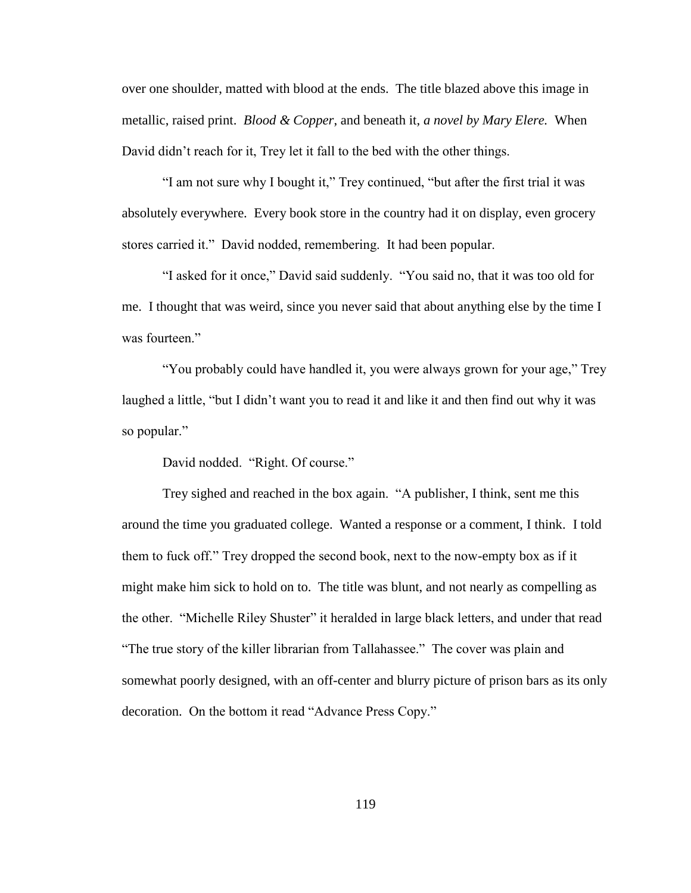over one shoulder, matted with blood at the ends. The title blazed above this image in metallic, raised print. *Blood & Copper*, and beneath it, *a novel by Mary Elere.* When David didn't reach for it, Trey let it fall to the bed with the other things.

"I am not sure why I bought it," Trey continued, "but after the first trial it was absolutely everywhere. Every book store in the country had it on display, even grocery stores carried it." David nodded, remembering. It had been popular.

"I asked for it once," David said suddenly. "You said no, that it was too old for me. I thought that was weird, since you never said that about anything else by the time I was fourteen."

"You probably could have handled it, you were always grown for your age," Trey laughed a little, "but I didn't want you to read it and like it and then find out why it was so popular."

David nodded. "Right. Of course."

Trey sighed and reached in the box again. "A publisher, I think, sent me this around the time you graduated college. Wanted a response or a comment, I think. I told them to fuck off." Trey dropped the second book, next to the now-empty box as if it might make him sick to hold on to. The title was blunt, and not nearly as compelling as the other. "Michelle Riley Shuster" it heralded in large black letters, and under that read "The true story of the killer librarian from Tallahassee." The cover was plain and somewhat poorly designed, with an off-center and blurry picture of prison bars as its only decoration. On the bottom it read "Advance Press Copy."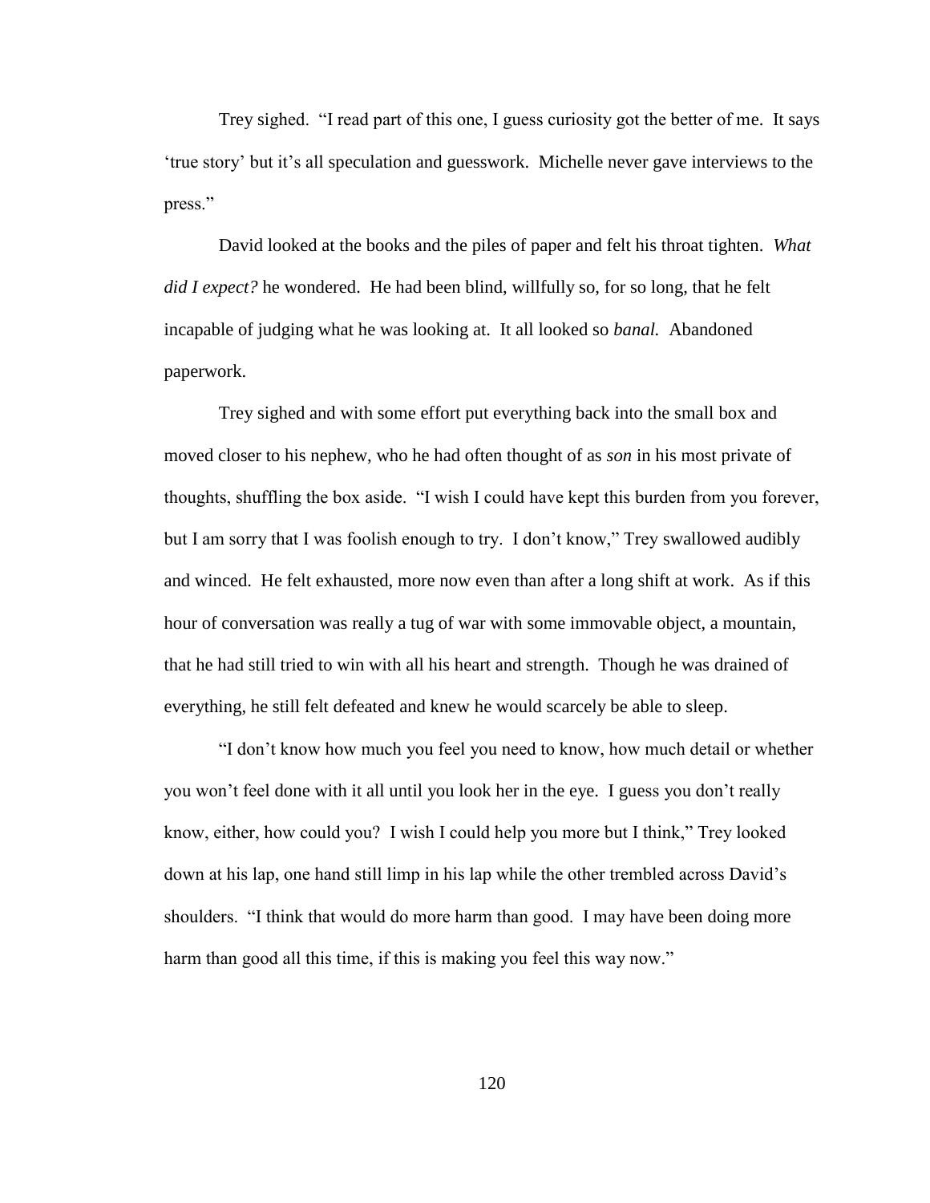Trey sighed. "I read part of this one, I guess curiosity got the better of me. It says 'true story' but it's all speculation and guesswork. Michelle never gave interviews to the press."

David looked at the books and the piles of paper and felt his throat tighten. *What did I expect?* he wondered. He had been blind, willfully so, for so long, that he felt incapable of judging what he was looking at. It all looked so *banal.* Abandoned paperwork.

Trey sighed and with some effort put everything back into the small box and moved closer to his nephew, who he had often thought of as *son* in his most private of thoughts, shuffling the box aside. "I wish I could have kept this burden from you forever, but I am sorry that I was foolish enough to try. I don't know," Trey swallowed audibly and winced. He felt exhausted, more now even than after a long shift at work. As if this hour of conversation was really a tug of war with some immovable object, a mountain, that he had still tried to win with all his heart and strength. Though he was drained of everything, he still felt defeated and knew he would scarcely be able to sleep.

"I don't know how much you feel you need to know, how much detail or whether you won't feel done with it all until you look her in the eye. I guess you don't really know, either, how could you? I wish I could help you more but I think," Trey looked down at his lap, one hand still limp in his lap while the other trembled across David's shoulders. "I think that would do more harm than good. I may have been doing more harm than good all this time, if this is making you feel this way now."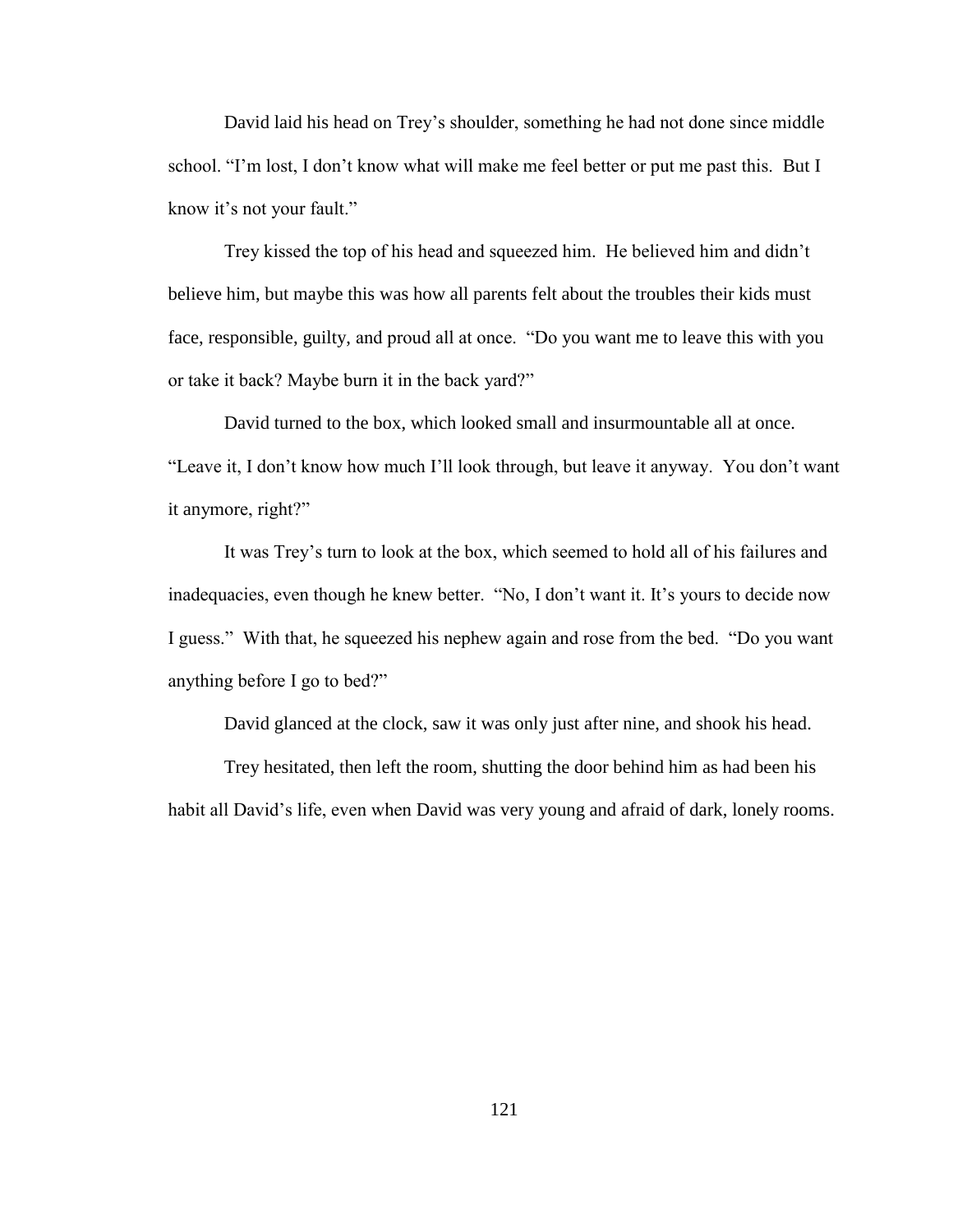David laid his head on Trey's shoulder, something he had not done since middle school. "I'm lost, I don't know what will make me feel better or put me past this. But I know it's not your fault."

Trey kissed the top of his head and squeezed him. He believed him and didn't believe him, but maybe this was how all parents felt about the troubles their kids must face, responsible, guilty, and proud all at once. "Do you want me to leave this with you or take it back? Maybe burn it in the back yard?"

David turned to the box, which looked small and insurmountable all at once. "Leave it, I don't know how much I'll look through, but leave it anyway. You don't want it anymore, right?"

It was Trey's turn to look at the box, which seemed to hold all of his failures and inadequacies, even though he knew better. "No, I don't want it. It's yours to decide now I guess." With that, he squeezed his nephew again and rose from the bed. "Do you want anything before I go to bed?"

David glanced at the clock, saw it was only just after nine, and shook his head.

Trey hesitated, then left the room, shutting the door behind him as had been his habit all David's life, even when David was very young and afraid of dark, lonely rooms.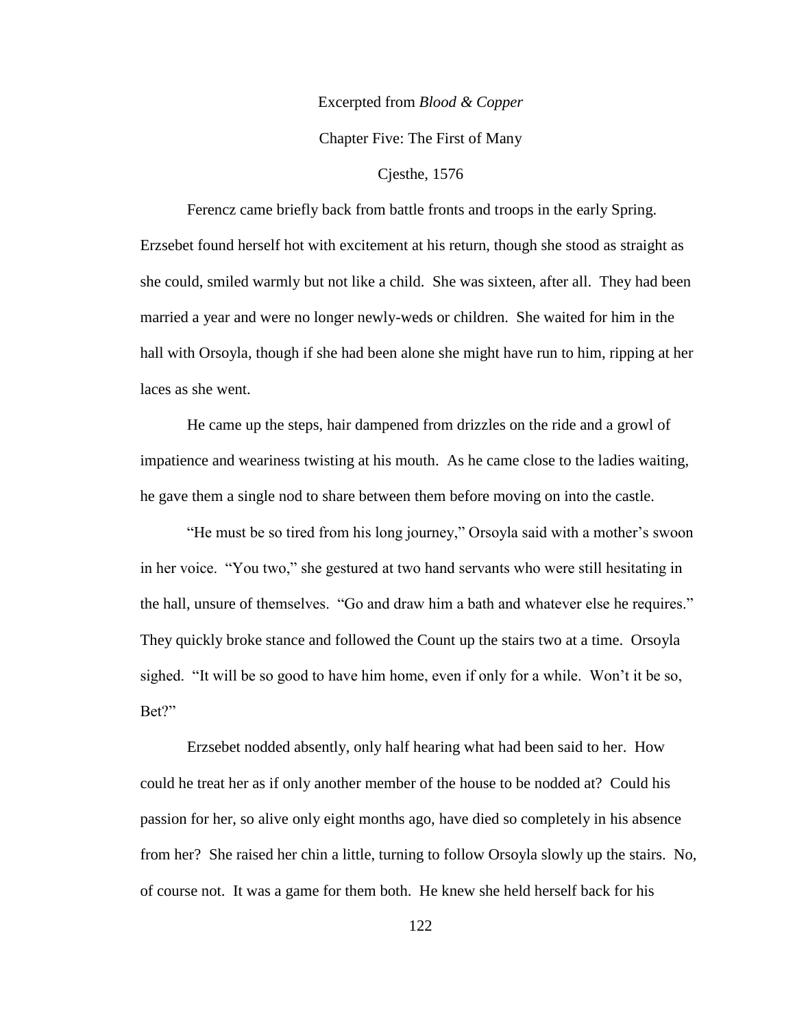Excerpted from *Blood & Copper*

Chapter Five: The First of Many

Cjesthe, 1576

Ferencz came briefly back from battle fronts and troops in the early Spring. Erzsebet found herself hot with excitement at his return, though she stood as straight as she could, smiled warmly but not like a child. She was sixteen, after all. They had been married a year and were no longer newly-weds or children. She waited for him in the hall with Orsoyla, though if she had been alone she might have run to him, ripping at her laces as she went.

He came up the steps, hair dampened from drizzles on the ride and a growl of impatience and weariness twisting at his mouth. As he came close to the ladies waiting, he gave them a single nod to share between them before moving on into the castle.

"He must be so tired from his long journey," Orsoyla said with a mother's swoon in her voice. "You two," she gestured at two hand servants who were still hesitating in the hall, unsure of themselves. "Go and draw him a bath and whatever else he requires." They quickly broke stance and followed the Count up the stairs two at a time. Orsoyla sighed. "It will be so good to have him home, even if only for a while. Won't it be so, Bet?"

Erzsebet nodded absently, only half hearing what had been said to her. How could he treat her as if only another member of the house to be nodded at? Could his passion for her, so alive only eight months ago, have died so completely in his absence from her? She raised her chin a little, turning to follow Orsoyla slowly up the stairs. No, of course not. It was a game for them both. He knew she held herself back for his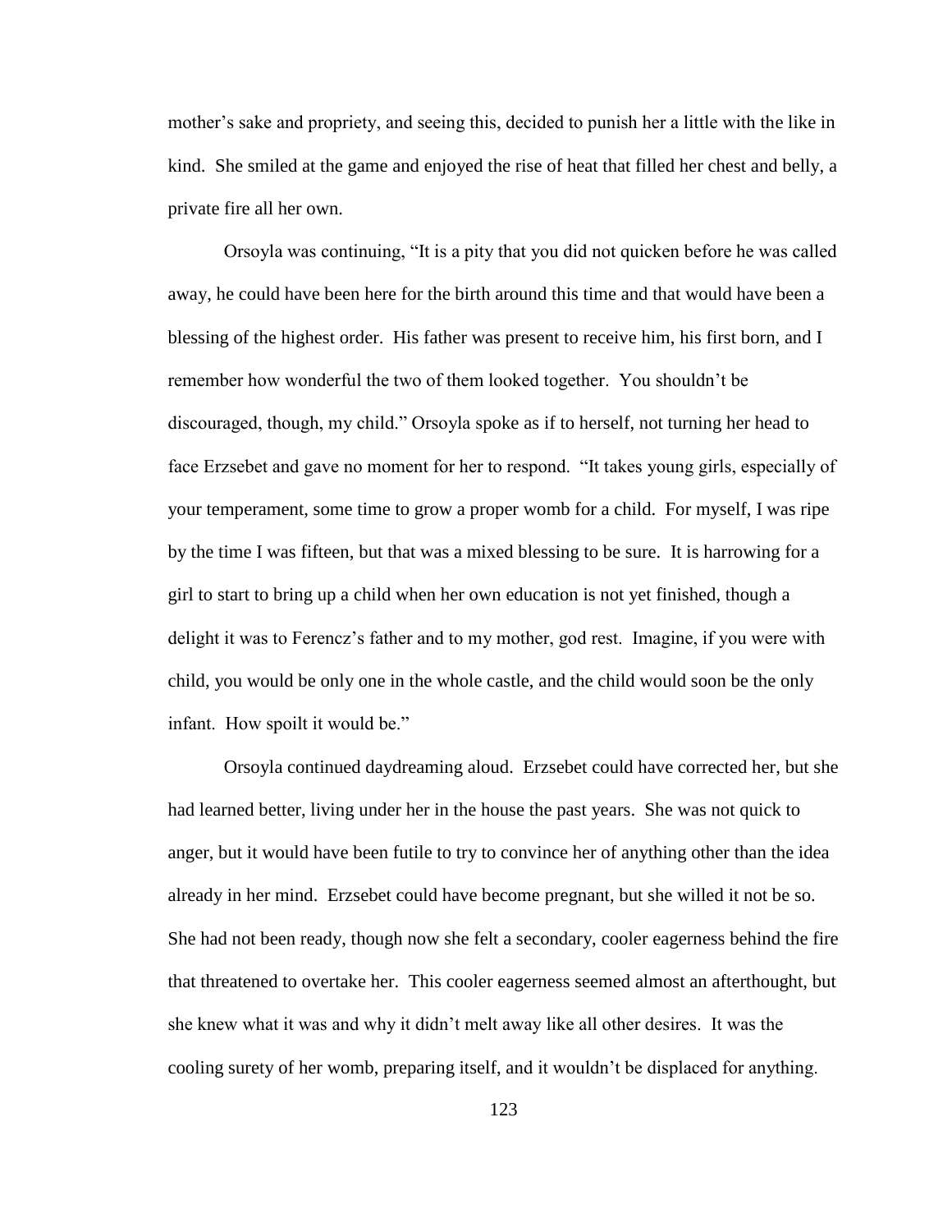mother's sake and propriety, and seeing this, decided to punish her a little with the like in kind. She smiled at the game and enjoyed the rise of heat that filled her chest and belly, a private fire all her own.

Orsoyla was continuing, "It is a pity that you did not quicken before he was called away, he could have been here for the birth around this time and that would have been a blessing of the highest order. His father was present to receive him, his first born, and I remember how wonderful the two of them looked together. You shouldn't be discouraged, though, my child." Orsoyla spoke as if to herself, not turning her head to face Erzsebet and gave no moment for her to respond. "It takes young girls, especially of your temperament, some time to grow a proper womb for a child. For myself, I was ripe by the time I was fifteen, but that was a mixed blessing to be sure. It is harrowing for a girl to start to bring up a child when her own education is not yet finished, though a delight it was to Ferencz's father and to my mother, god rest. Imagine, if you were with child, you would be only one in the whole castle, and the child would soon be the only infant. How spoilt it would be."

Orsoyla continued daydreaming aloud. Erzsebet could have corrected her, but she had learned better, living under her in the house the past years. She was not quick to anger, but it would have been futile to try to convince her of anything other than the idea already in her mind. Erzsebet could have become pregnant, but she willed it not be so. She had not been ready, though now she felt a secondary, cooler eagerness behind the fire that threatened to overtake her. This cooler eagerness seemed almost an afterthought, but she knew what it was and why it didn't melt away like all other desires. It was the cooling surety of her womb, preparing itself, and it wouldn't be displaced for anything.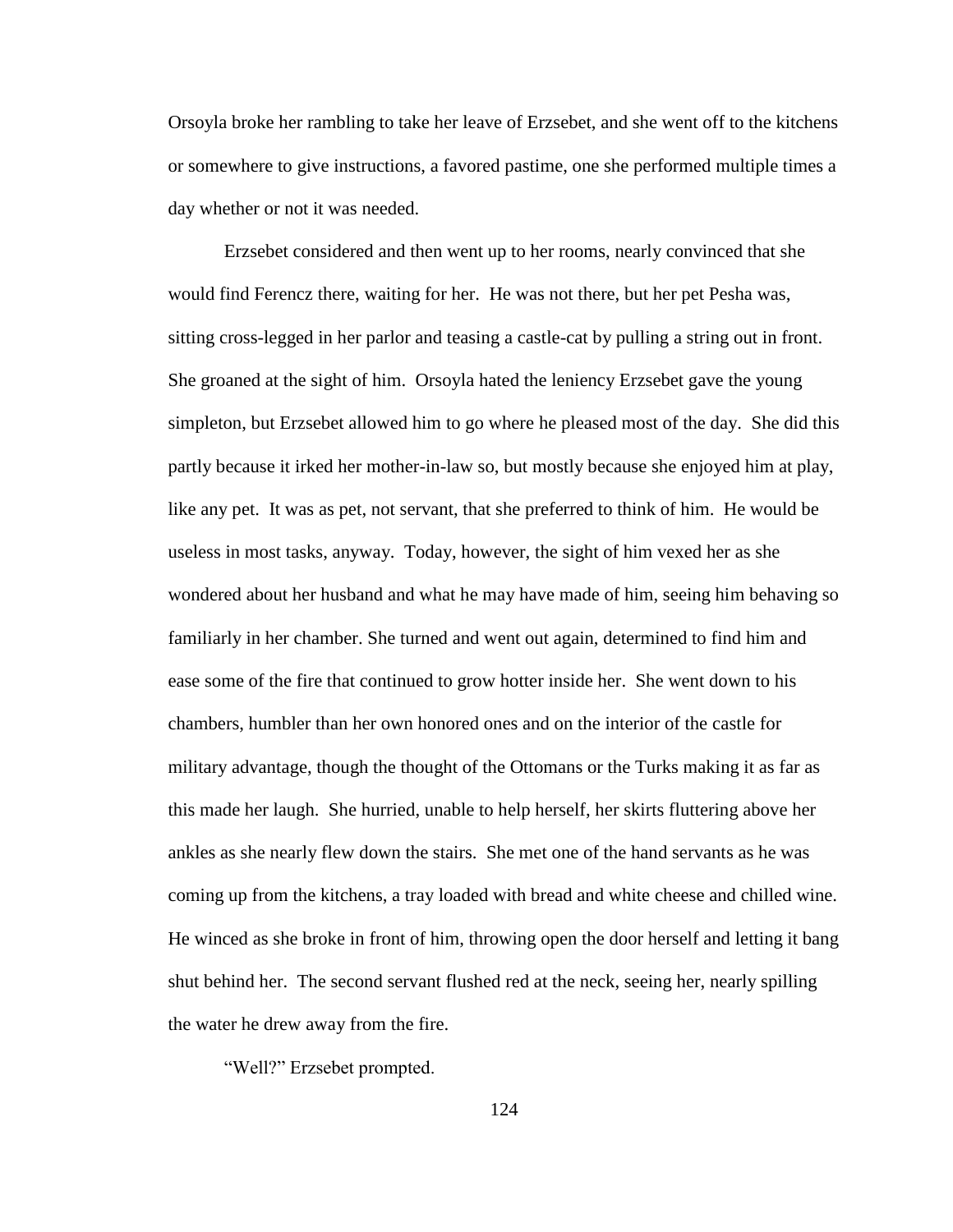Orsoyla broke her rambling to take her leave of Erzsebet, and she went off to the kitchens or somewhere to give instructions, a favored pastime, one she performed multiple times a day whether or not it was needed.

Erzsebet considered and then went up to her rooms, nearly convinced that she would find Ferencz there, waiting for her. He was not there, but her pet Pesha was, sitting cross-legged in her parlor and teasing a castle-cat by pulling a string out in front. She groaned at the sight of him. Orsoyla hated the leniency Erzsebet gave the young simpleton, but Erzsebet allowed him to go where he pleased most of the day. She did this partly because it irked her mother-in-law so, but mostly because she enjoyed him at play, like any pet. It was as pet, not servant, that she preferred to think of him. He would be useless in most tasks, anyway. Today, however, the sight of him vexed her as she wondered about her husband and what he may have made of him, seeing him behaving so familiarly in her chamber. She turned and went out again, determined to find him and ease some of the fire that continued to grow hotter inside her. She went down to his chambers, humbler than her own honored ones and on the interior of the castle for military advantage, though the thought of the Ottomans or the Turks making it as far as this made her laugh. She hurried, unable to help herself, her skirts fluttering above her ankles as she nearly flew down the stairs. She met one of the hand servants as he was coming up from the kitchens, a tray loaded with bread and white cheese and chilled wine. He winced as she broke in front of him, throwing open the door herself and letting it bang shut behind her. The second servant flushed red at the neck, seeing her, nearly spilling the water he drew away from the fire.

"Well?" Erzsebet prompted.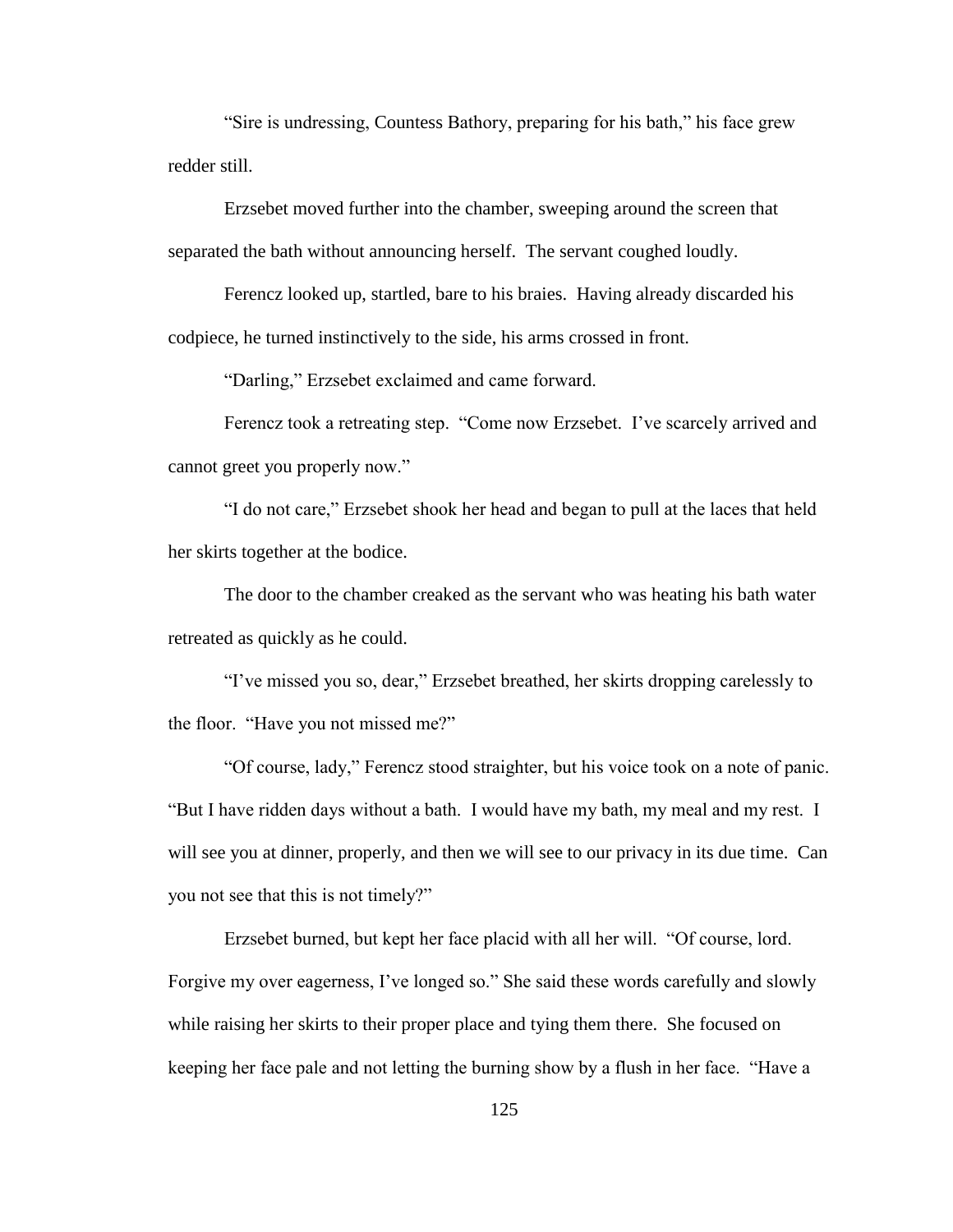"Sire is undressing, Countess Bathory, preparing for his bath," his face grew redder still.

Erzsebet moved further into the chamber, sweeping around the screen that separated the bath without announcing herself. The servant coughed loudly.

Ferencz looked up, startled, bare to his braies. Having already discarded his codpiece, he turned instinctively to the side, his arms crossed in front.

"Darling," Erzsebet exclaimed and came forward.

Ferencz took a retreating step. "Come now Erzsebet. I've scarcely arrived and cannot greet you properly now."

"I do not care," Erzsebet shook her head and began to pull at the laces that held her skirts together at the bodice.

The door to the chamber creaked as the servant who was heating his bath water retreated as quickly as he could.

"I've missed you so, dear," Erzsebet breathed, her skirts dropping carelessly to the floor. "Have you not missed me?"

"Of course, lady," Ferencz stood straighter, but his voice took on a note of panic. "But I have ridden days without a bath. I would have my bath, my meal and my rest. I will see you at dinner, properly, and then we will see to our privacy in its due time. Can you not see that this is not timely?"

Erzsebet burned, but kept her face placid with all her will. "Of course, lord. Forgive my over eagerness, I've longed so." She said these words carefully and slowly while raising her skirts to their proper place and tying them there. She focused on keeping her face pale and not letting the burning show by a flush in her face. "Have a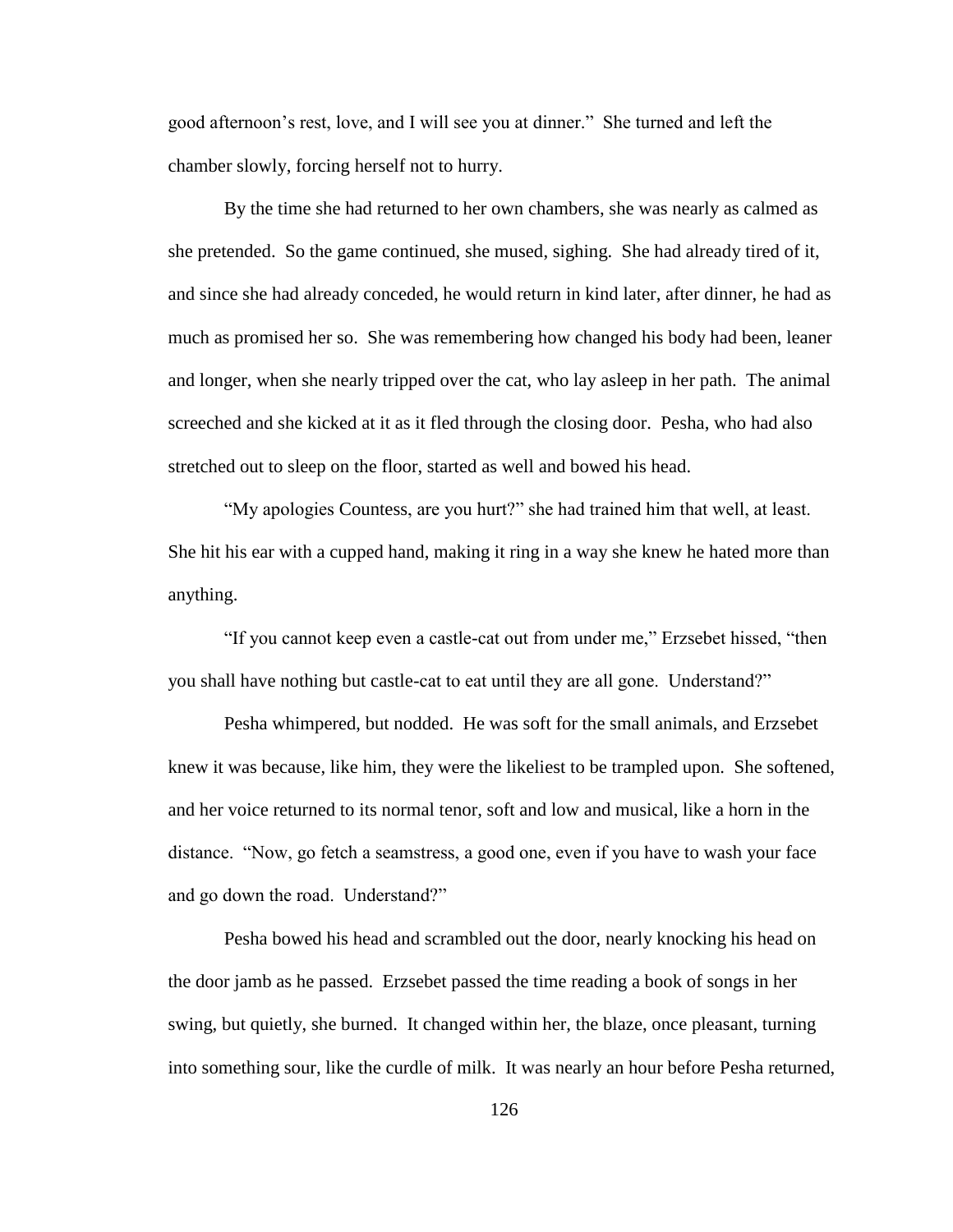good afternoon's rest, love, and I will see you at dinner." She turned and left the chamber slowly, forcing herself not to hurry.

By the time she had returned to her own chambers, she was nearly as calmed as she pretended. So the game continued, she mused, sighing. She had already tired of it, and since she had already conceded, he would return in kind later, after dinner, he had as much as promised her so. She was remembering how changed his body had been, leaner and longer, when she nearly tripped over the cat, who lay asleep in her path. The animal screeched and she kicked at it as it fled through the closing door. Pesha, who had also stretched out to sleep on the floor, started as well and bowed his head.

"My apologies Countess, are you hurt?" she had trained him that well, at least. She hit his ear with a cupped hand, making it ring in a way she knew he hated more than anything.

"If you cannot keep even a castle-cat out from under me," Erzsebet hissed, "then you shall have nothing but castle-cat to eat until they are all gone. Understand?"

Pesha whimpered, but nodded. He was soft for the small animals, and Erzsebet knew it was because, like him, they were the likeliest to be trampled upon. She softened, and her voice returned to its normal tenor, soft and low and musical, like a horn in the distance. "Now, go fetch a seamstress, a good one, even if you have to wash your face and go down the road. Understand?"

Pesha bowed his head and scrambled out the door, nearly knocking his head on the door jamb as he passed. Erzsebet passed the time reading a book of songs in her swing, but quietly, she burned. It changed within her, the blaze, once pleasant, turning into something sour, like the curdle of milk. It was nearly an hour before Pesha returned,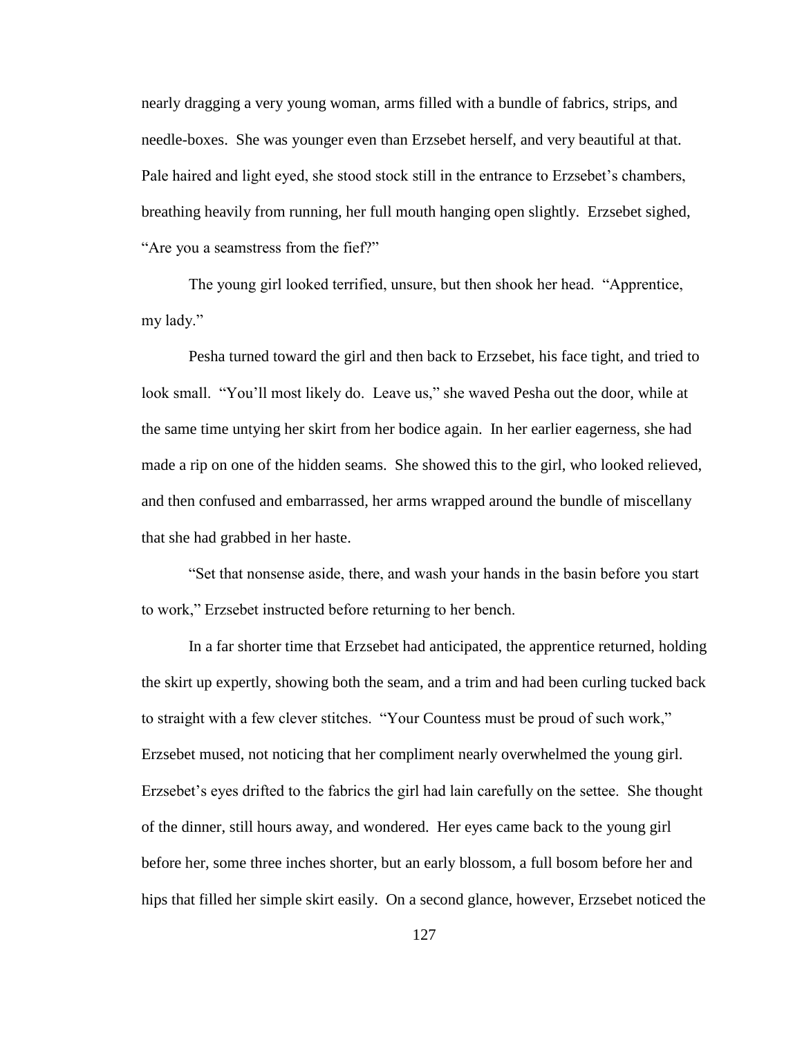nearly dragging a very young woman, arms filled with a bundle of fabrics, strips, and needle-boxes. She was younger even than Erzsebet herself, and very beautiful at that. Pale haired and light eyed, she stood stock still in the entrance to Erzsebet's chambers, breathing heavily from running, her full mouth hanging open slightly. Erzsebet sighed, "Are you a seamstress from the fief?"

The young girl looked terrified, unsure, but then shook her head. "Apprentice, my lady."

Pesha turned toward the girl and then back to Erzsebet, his face tight, and tried to look small. "You'll most likely do. Leave us," she waved Pesha out the door, while at the same time untying her skirt from her bodice again. In her earlier eagerness, she had made a rip on one of the hidden seams. She showed this to the girl, who looked relieved, and then confused and embarrassed, her arms wrapped around the bundle of miscellany that she had grabbed in her haste.

"Set that nonsense aside, there, and wash your hands in the basin before you start to work," Erzsebet instructed before returning to her bench.

In a far shorter time that Erzsebet had anticipated, the apprentice returned, holding the skirt up expertly, showing both the seam, and a trim and had been curling tucked back to straight with a few clever stitches. "Your Countess must be proud of such work," Erzsebet mused, not noticing that her compliment nearly overwhelmed the young girl. Erzsebet's eyes drifted to the fabrics the girl had lain carefully on the settee. She thought of the dinner, still hours away, and wondered. Her eyes came back to the young girl before her, some three inches shorter, but an early blossom, a full bosom before her and hips that filled her simple skirt easily. On a second glance, however, Erzsebet noticed the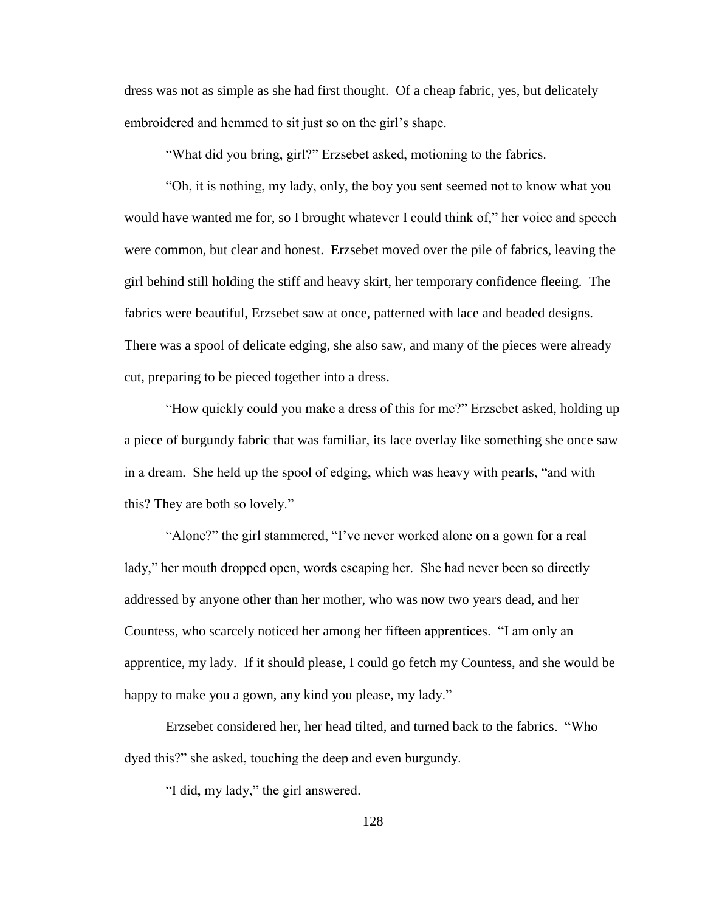dress was not as simple as she had first thought. Of a cheap fabric, yes, but delicately embroidered and hemmed to sit just so on the girl's shape.

"What did you bring, girl?" Erzsebet asked, motioning to the fabrics.

"Oh, it is nothing, my lady, only, the boy you sent seemed not to know what you would have wanted me for, so I brought whatever I could think of," her voice and speech were common, but clear and honest. Erzsebet moved over the pile of fabrics, leaving the girl behind still holding the stiff and heavy skirt, her temporary confidence fleeing. The fabrics were beautiful, Erzsebet saw at once, patterned with lace and beaded designs. There was a spool of delicate edging, she also saw, and many of the pieces were already cut, preparing to be pieced together into a dress.

"How quickly could you make a dress of this for me?" Erzsebet asked, holding up a piece of burgundy fabric that was familiar, its lace overlay like something she once saw in a dream. She held up the spool of edging, which was heavy with pearls, "and with this? They are both so lovely."

"Alone?" the girl stammered, "I've never worked alone on a gown for a real lady," her mouth dropped open, words escaping her. She had never been so directly addressed by anyone other than her mother, who was now two years dead, and her Countess, who scarcely noticed her among her fifteen apprentices. "I am only an apprentice, my lady. If it should please, I could go fetch my Countess, and she would be happy to make you a gown, any kind you please, my lady."

Erzsebet considered her, her head tilted, and turned back to the fabrics. "Who dyed this?" she asked, touching the deep and even burgundy.

"I did, my lady," the girl answered.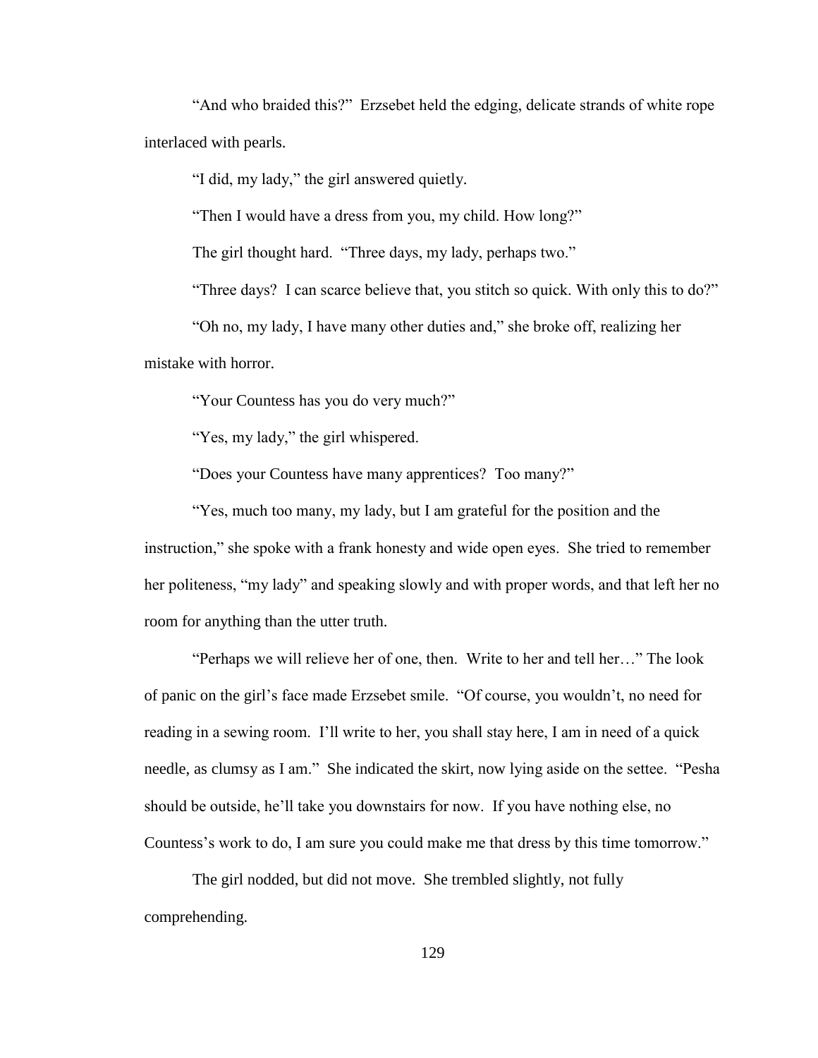"And who braided this?" Erzsebet held the edging, delicate strands of white rope interlaced with pearls.

"I did, my lady," the girl answered quietly.

"Then I would have a dress from you, my child. How long?"

The girl thought hard. "Three days, my lady, perhaps two."

"Three days? I can scarce believe that, you stitch so quick. With only this to do?"

"Oh no, my lady, I have many other duties and," she broke off, realizing her mistake with horror.

"Your Countess has you do very much?"

"Yes, my lady," the girl whispered.

"Does your Countess have many apprentices? Too many?"

"Yes, much too many, my lady, but I am grateful for the position and the instruction," she spoke with a frank honesty and wide open eyes. She tried to remember her politeness, "my lady" and speaking slowly and with proper words, and that left her no room for anything than the utter truth.

"Perhaps we will relieve her of one, then. Write to her and tell her…" The look of panic on the girl's face made Erzsebet smile. "Of course, you wouldn't, no need for reading in a sewing room. I'll write to her, you shall stay here, I am in need of a quick needle, as clumsy as I am." She indicated the skirt, now lying aside on the settee. "Pesha should be outside, he'll take you downstairs for now. If you have nothing else, no Countess's work to do, I am sure you could make me that dress by this time tomorrow."

The girl nodded, but did not move. She trembled slightly, not fully comprehending.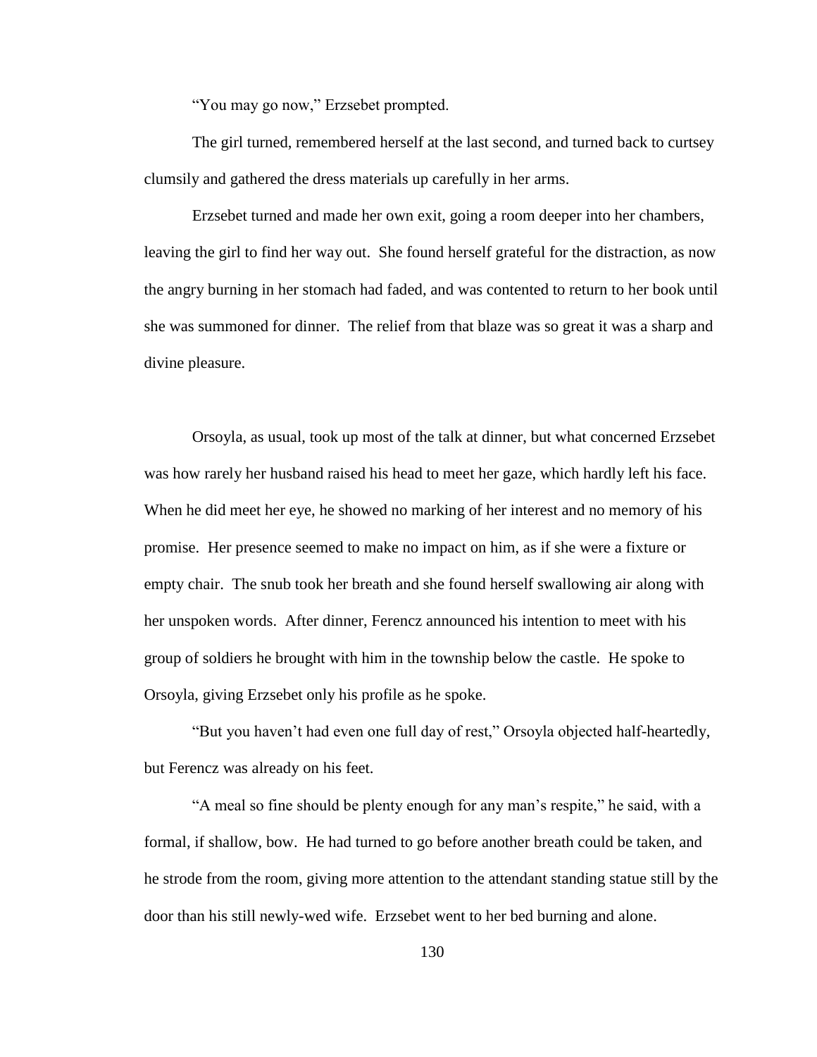"You may go now," Erzsebet prompted.

The girl turned, remembered herself at the last second, and turned back to curtsey clumsily and gathered the dress materials up carefully in her arms.

Erzsebet turned and made her own exit, going a room deeper into her chambers, leaving the girl to find her way out. She found herself grateful for the distraction, as now the angry burning in her stomach had faded, and was contented to return to her book until she was summoned for dinner. The relief from that blaze was so great it was a sharp and divine pleasure.

Orsoyla, as usual, took up most of the talk at dinner, but what concerned Erzsebet was how rarely her husband raised his head to meet her gaze, which hardly left his face. When he did meet her eye, he showed no marking of her interest and no memory of his promise. Her presence seemed to make no impact on him, as if she were a fixture or empty chair. The snub took her breath and she found herself swallowing air along with her unspoken words. After dinner, Ferencz announced his intention to meet with his group of soldiers he brought with him in the township below the castle. He spoke to Orsoyla, giving Erzsebet only his profile as he spoke.

"But you haven't had even one full day of rest," Orsoyla objected half-heartedly, but Ferencz was already on his feet.

"A meal so fine should be plenty enough for any man's respite," he said, with a formal, if shallow, bow. He had turned to go before another breath could be taken, and he strode from the room, giving more attention to the attendant standing statue still by the door than his still newly-wed wife. Erzsebet went to her bed burning and alone.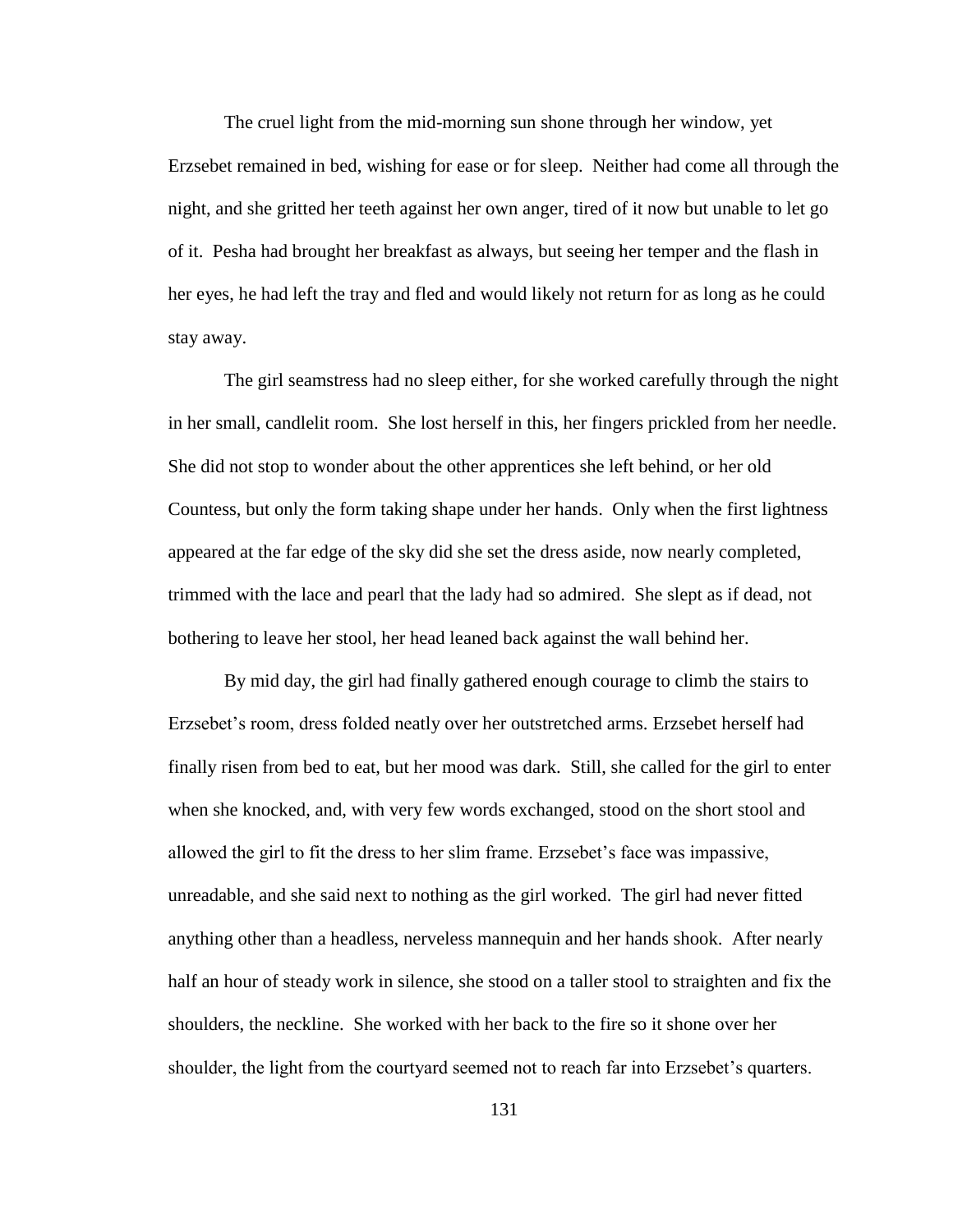The cruel light from the mid-morning sun shone through her window, yet Erzsebet remained in bed, wishing for ease or for sleep. Neither had come all through the night, and she gritted her teeth against her own anger, tired of it now but unable to let go of it. Pesha had brought her breakfast as always, but seeing her temper and the flash in her eyes, he had left the tray and fled and would likely not return for as long as he could stay away.

The girl seamstress had no sleep either, for she worked carefully through the night in her small, candlelit room. She lost herself in this, her fingers prickled from her needle. She did not stop to wonder about the other apprentices she left behind, or her old Countess, but only the form taking shape under her hands. Only when the first lightness appeared at the far edge of the sky did she set the dress aside, now nearly completed, trimmed with the lace and pearl that the lady had so admired. She slept as if dead, not bothering to leave her stool, her head leaned back against the wall behind her.

By mid day, the girl had finally gathered enough courage to climb the stairs to Erzsebet's room, dress folded neatly over her outstretched arms. Erzsebet herself had finally risen from bed to eat, but her mood was dark. Still, she called for the girl to enter when she knocked, and, with very few words exchanged, stood on the short stool and allowed the girl to fit the dress to her slim frame. Erzsebet's face was impassive, unreadable, and she said next to nothing as the girl worked. The girl had never fitted anything other than a headless, nerveless mannequin and her hands shook. After nearly half an hour of steady work in silence, she stood on a taller stool to straighten and fix the shoulders, the neckline. She worked with her back to the fire so it shone over her shoulder, the light from the courtyard seemed not to reach far into Erzsebet's quarters.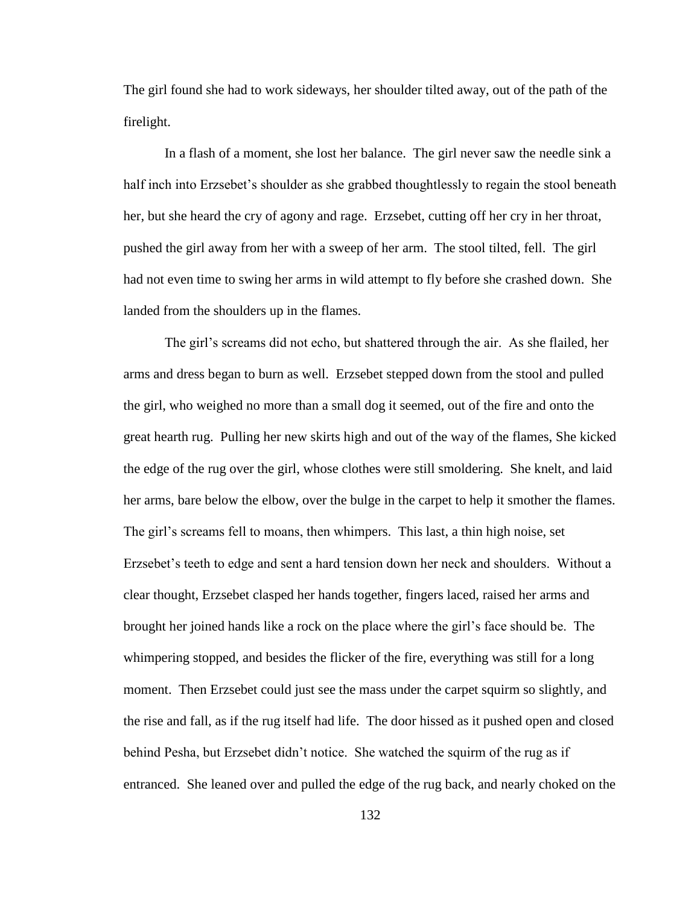The girl found she had to work sideways, her shoulder tilted away, out of the path of the firelight.

In a flash of a moment, she lost her balance. The girl never saw the needle sink a half inch into Erzsebet's shoulder as she grabbed thoughtlessly to regain the stool beneath her, but she heard the cry of agony and rage. Erzsebet, cutting off her cry in her throat, pushed the girl away from her with a sweep of her arm. The stool tilted, fell. The girl had not even time to swing her arms in wild attempt to fly before she crashed down. She landed from the shoulders up in the flames.

The girl's screams did not echo, but shattered through the air. As she flailed, her arms and dress began to burn as well. Erzsebet stepped down from the stool and pulled the girl, who weighed no more than a small dog it seemed, out of the fire and onto the great hearth rug. Pulling her new skirts high and out of the way of the flames, She kicked the edge of the rug over the girl, whose clothes were still smoldering. She knelt, and laid her arms, bare below the elbow, over the bulge in the carpet to help it smother the flames. The girl's screams fell to moans, then whimpers. This last, a thin high noise, set Erzsebet's teeth to edge and sent a hard tension down her neck and shoulders. Without a clear thought, Erzsebet clasped her hands together, fingers laced, raised her arms and brought her joined hands like a rock on the place where the girl's face should be. The whimpering stopped, and besides the flicker of the fire, everything was still for a long moment. Then Erzsebet could just see the mass under the carpet squirm so slightly, and the rise and fall, as if the rug itself had life. The door hissed as it pushed open and closed behind Pesha, but Erzsebet didn't notice. She watched the squirm of the rug as if entranced. She leaned over and pulled the edge of the rug back, and nearly choked on the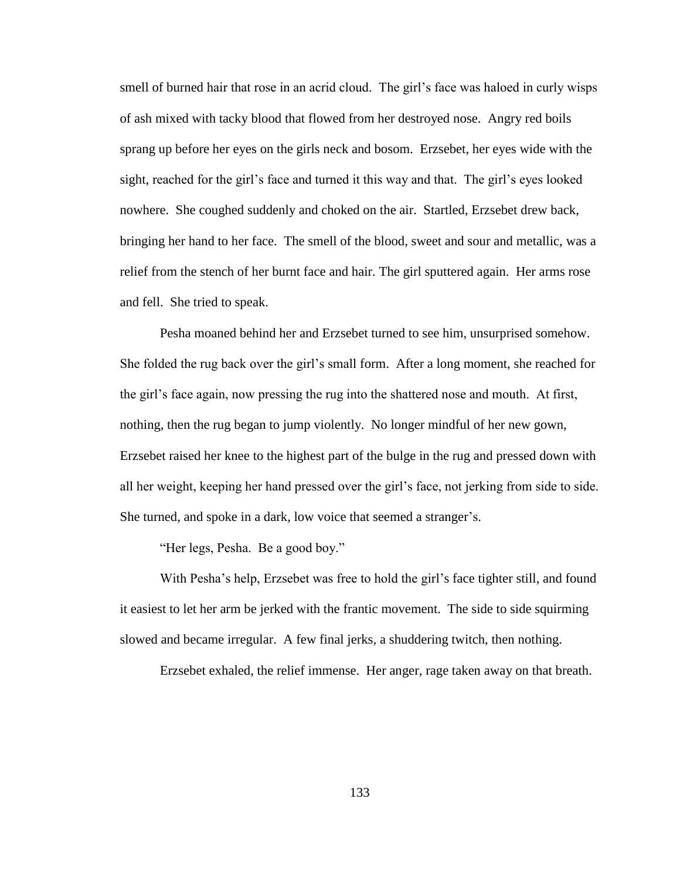smell of burned hair that rose in an acrid cloud. The girl's face was haloed in curly wisps of ash mixed with tacky blood that flowed from her destroyed nose. Angry red boils sprang up before her eyes on the girls neck and bosom. Erzsebet, her eyes wide with the sight, reached for the girl's face and turned it this way and that. The girl's eyes looked nowhere. She coughed suddenly and choked on the air. Startled, Erzsebet drew back, bringing her hand to her face. The smell of the blood, sweet and sour and metallic, was a relief from the stench of her burnt face and hair. The girl sputtered again. Her arms rose and fell. She tried to speak.

Pesha moaned behind her and Erzsebet turned to see him, unsurprised somehow. She folded the rug back over the girl's small form. After a long moment, she reached for the girl's face again, now pressing the rug into the shattered nose and mouth. At first, nothing, then the rug began to jump violently. No longer mindful of her new gown, Erzsebet raised her knee to the highest part of the bulge in the rug and pressed down with all her weight, keeping her hand pressed over the girl's face, not jerking from side to side. She turned, and spoke in a dark, low voice that seemed a stranger's.

"Her legs, Pesha. Be a good boy."

With Pesha's help, Erzsebet was free to hold the girl's face tighter still, and found it easiest to let her arm be jerked with the frantic movement. The side to side squirming slowed and became irregular. A few final jerks, a shuddering twitch, then nothing.

Erzsebet exhaled, the relief immense. Her anger, rage taken away on that breath.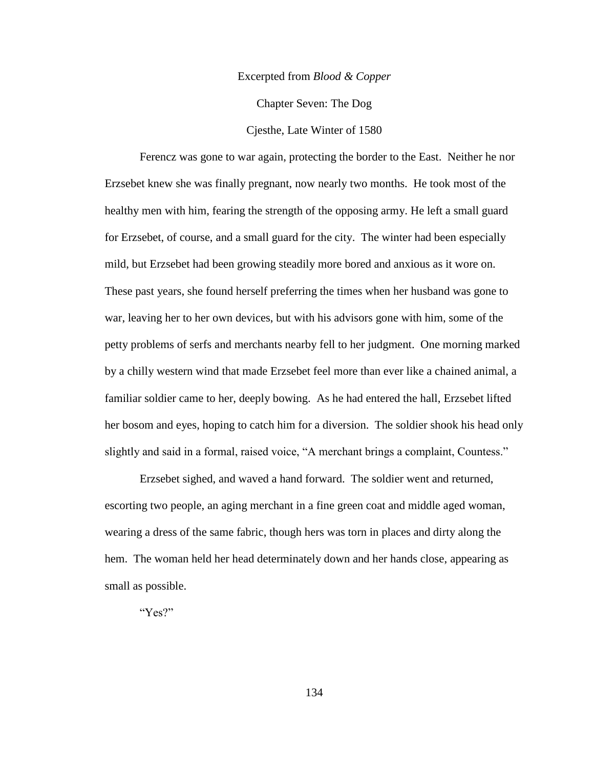Excerpted from *Blood & Copper*

Chapter Seven: The Dog

Cjesthe, Late Winter of 1580

Ferencz was gone to war again, protecting the border to the East. Neither he nor Erzsebet knew she was finally pregnant, now nearly two months. He took most of the healthy men with him, fearing the strength of the opposing army. He left a small guard for Erzsebet, of course, and a small guard for the city. The winter had been especially mild, but Erzsebet had been growing steadily more bored and anxious as it wore on. These past years, she found herself preferring the times when her husband was gone to war, leaving her to her own devices, but with his advisors gone with him, some of the petty problems of serfs and merchants nearby fell to her judgment. One morning marked by a chilly western wind that made Erzsebet feel more than ever like a chained animal, a familiar soldier came to her, deeply bowing. As he had entered the hall, Erzsebet lifted her bosom and eyes, hoping to catch him for a diversion. The soldier shook his head only slightly and said in a formal, raised voice, "A merchant brings a complaint, Countess."

Erzsebet sighed, and waved a hand forward. The soldier went and returned, escorting two people, an aging merchant in a fine green coat and middle aged woman, wearing a dress of the same fabric, though hers was torn in places and dirty along the hem. The woman held her head determinately down and her hands close, appearing as small as possible.

"Yes?"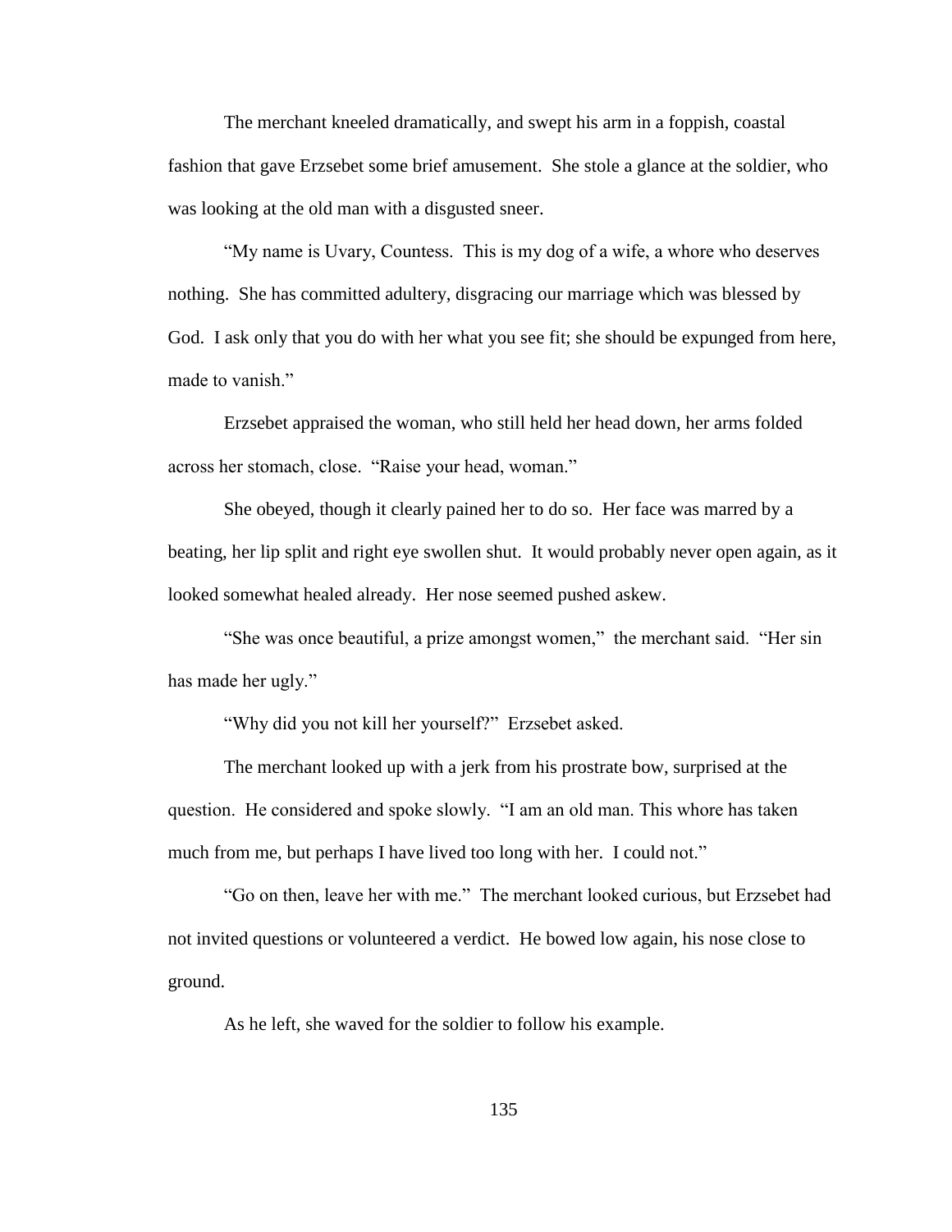The merchant kneeled dramatically, and swept his arm in a foppish, coastal fashion that gave Erzsebet some brief amusement. She stole a glance at the soldier, who was looking at the old man with a disgusted sneer.

"My name is Uvary, Countess. This is my dog of a wife, a whore who deserves nothing. She has committed adultery, disgracing our marriage which was blessed by God. I ask only that you do with her what you see fit; she should be expunged from here, made to vanish."

Erzsebet appraised the woman, who still held her head down, her arms folded across her stomach, close. "Raise your head, woman."

She obeyed, though it clearly pained her to do so. Her face was marred by a beating, her lip split and right eye swollen shut. It would probably never open again, as it looked somewhat healed already. Her nose seemed pushed askew.

"She was once beautiful, a prize amongst women," the merchant said. "Her sin has made her ugly."

"Why did you not kill her yourself?" Erzsebet asked.

The merchant looked up with a jerk from his prostrate bow, surprised at the question. He considered and spoke slowly. "I am an old man. This whore has taken much from me, but perhaps I have lived too long with her. I could not."

"Go on then, leave her with me." The merchant looked curious, but Erzsebet had not invited questions or volunteered a verdict. He bowed low again, his nose close to ground.

As he left, she waved for the soldier to follow his example.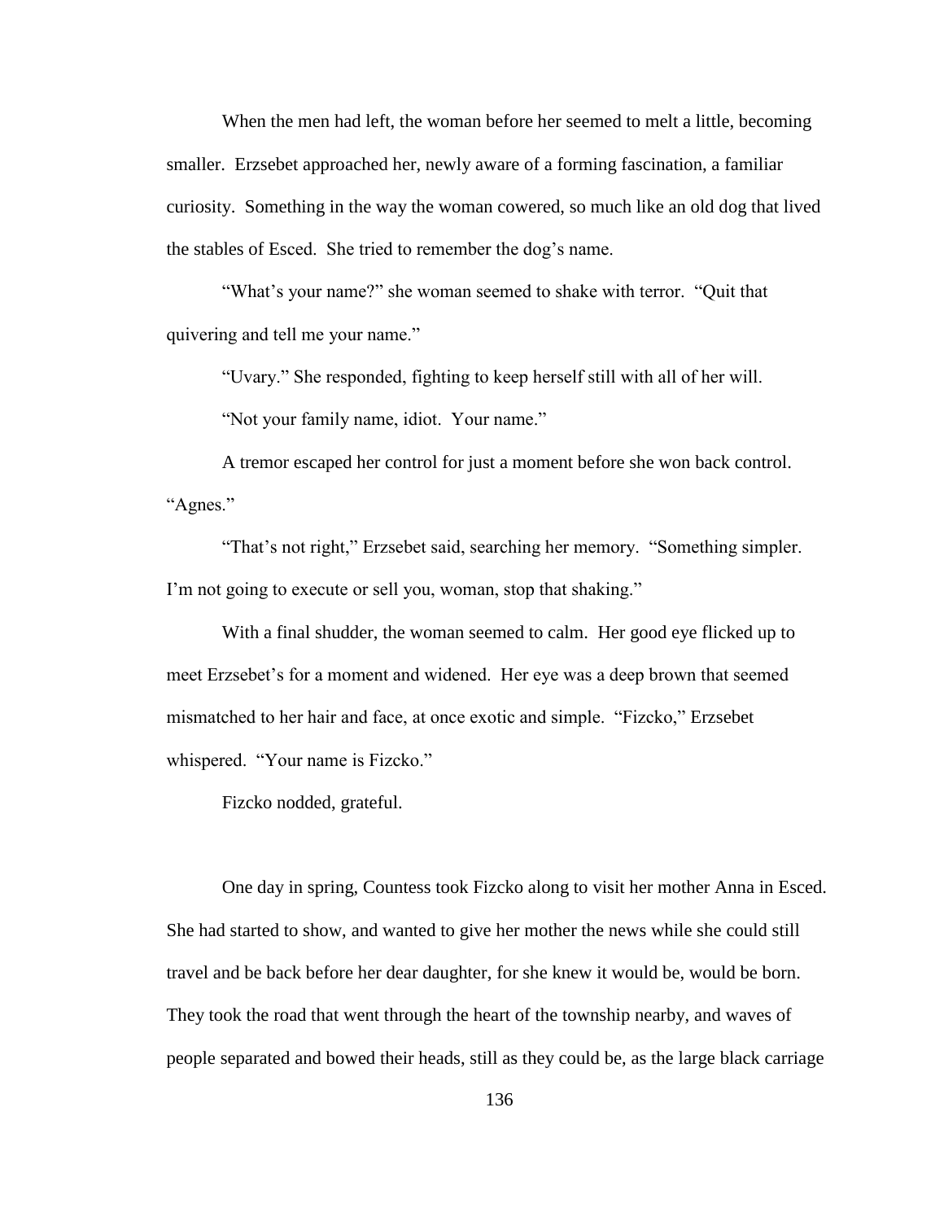When the men had left, the woman before her seemed to melt a little, becoming smaller. Erzsebet approached her, newly aware of a forming fascination, a familiar curiosity. Something in the way the woman cowered, so much like an old dog that lived the stables of Esced. She tried to remember the dog's name.

"What's your name?" she woman seemed to shake with terror. "Quit that quivering and tell me your name."

"Uvary." She responded, fighting to keep herself still with all of her will.

"Not your family name, idiot. Your name."

A tremor escaped her control for just a moment before she won back control. "Agnes."

"That's not right," Erzsebet said, searching her memory. "Something simpler. I'm not going to execute or sell you, woman, stop that shaking."

With a final shudder, the woman seemed to calm. Her good eye flicked up to meet Erzsebet's for a moment and widened. Her eye was a deep brown that seemed mismatched to her hair and face, at once exotic and simple. "Fizcko," Erzsebet whispered. "Your name is Fizcko."

Fizcko nodded, grateful.

One day in spring, Countess took Fizcko along to visit her mother Anna in Esced. She had started to show, and wanted to give her mother the news while she could still travel and be back before her dear daughter, for she knew it would be, would be born. They took the road that went through the heart of the township nearby, and waves of people separated and bowed their heads, still as they could be, as the large black carriage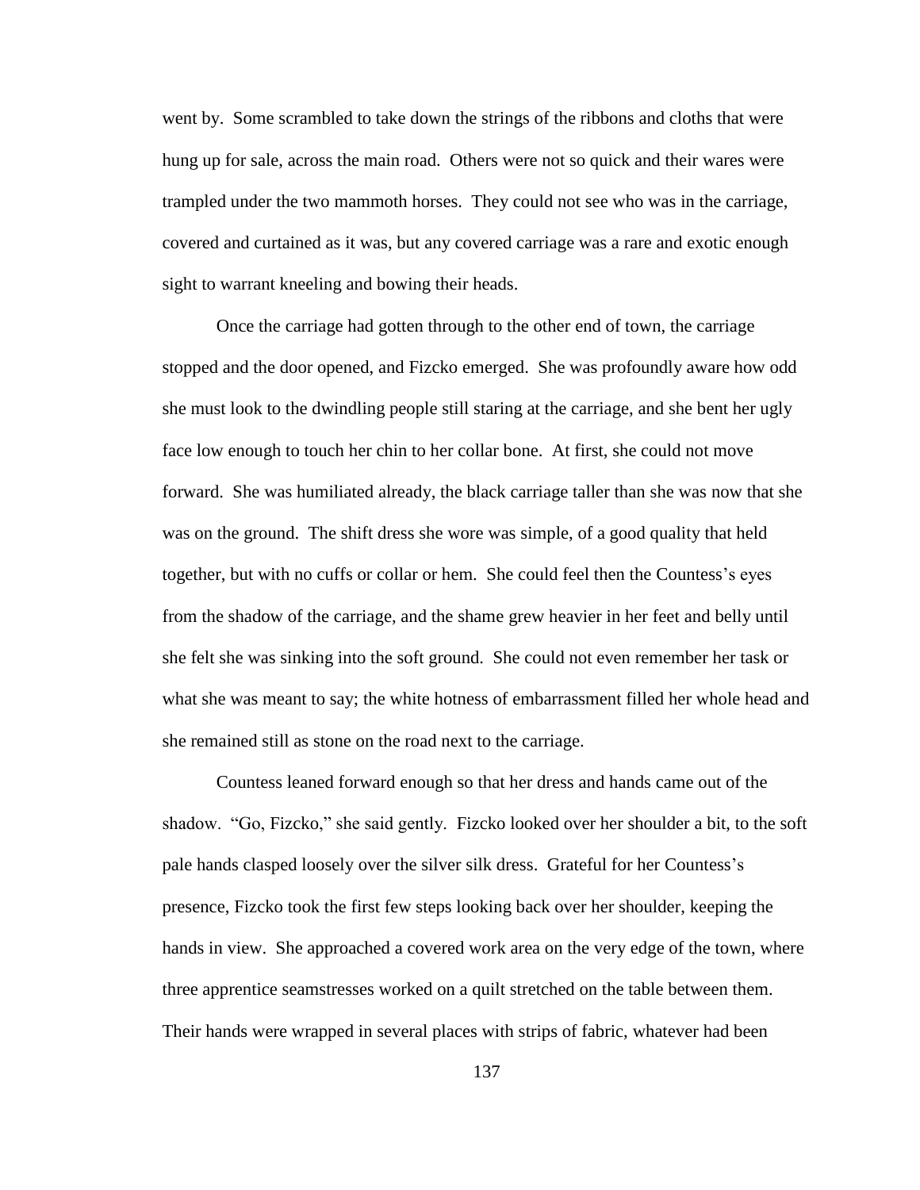went by. Some scrambled to take down the strings of the ribbons and cloths that were hung up for sale, across the main road. Others were not so quick and their wares were trampled under the two mammoth horses. They could not see who was in the carriage, covered and curtained as it was, but any covered carriage was a rare and exotic enough sight to warrant kneeling and bowing their heads.

Once the carriage had gotten through to the other end of town, the carriage stopped and the door opened, and Fizcko emerged. She was profoundly aware how odd she must look to the dwindling people still staring at the carriage, and she bent her ugly face low enough to touch her chin to her collar bone. At first, she could not move forward. She was humiliated already, the black carriage taller than she was now that she was on the ground. The shift dress she wore was simple, of a good quality that held together, but with no cuffs or collar or hem. She could feel then the Countess's eyes from the shadow of the carriage, and the shame grew heavier in her feet and belly until she felt she was sinking into the soft ground. She could not even remember her task or what she was meant to say; the white hotness of embarrassment filled her whole head and she remained still as stone on the road next to the carriage.

Countess leaned forward enough so that her dress and hands came out of the shadow. "Go, Fizcko," she said gently. Fizcko looked over her shoulder a bit, to the soft pale hands clasped loosely over the silver silk dress. Grateful for her Countess's presence, Fizcko took the first few steps looking back over her shoulder, keeping the hands in view. She approached a covered work area on the very edge of the town, where three apprentice seamstresses worked on a quilt stretched on the table between them. Their hands were wrapped in several places with strips of fabric, whatever had been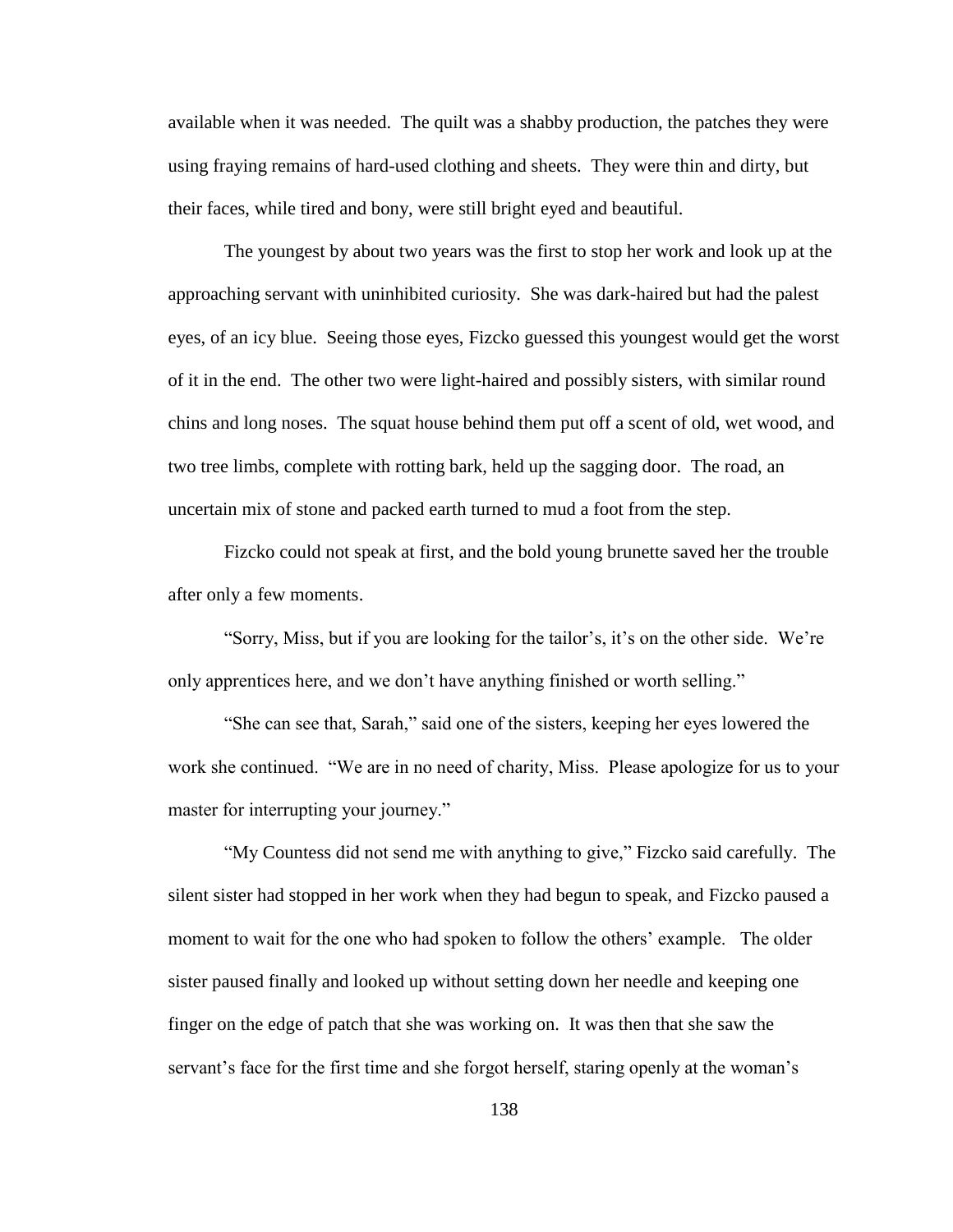available when it was needed. The quilt was a shabby production, the patches they were using fraying remains of hard-used clothing and sheets. They were thin and dirty, but their faces, while tired and bony, were still bright eyed and beautiful.

The youngest by about two years was the first to stop her work and look up at the approaching servant with uninhibited curiosity. She was dark-haired but had the palest eyes, of an icy blue. Seeing those eyes, Fizcko guessed this youngest would get the worst of it in the end. The other two were light-haired and possibly sisters, with similar round chins and long noses. The squat house behind them put off a scent of old, wet wood, and two tree limbs, complete with rotting bark, held up the sagging door. The road, an uncertain mix of stone and packed earth turned to mud a foot from the step.

Fizcko could not speak at first, and the bold young brunette saved her the trouble after only a few moments.

"Sorry, Miss, but if you are looking for the tailor's, it's on the other side. We're only apprentices here, and we don't have anything finished or worth selling."

"She can see that, Sarah," said one of the sisters, keeping her eyes lowered the work she continued. "We are in no need of charity, Miss. Please apologize for us to your master for interrupting your journey."

"My Countess did not send me with anything to give," Fizcko said carefully. The silent sister had stopped in her work when they had begun to speak, and Fizcko paused a moment to wait for the one who had spoken to follow the others' example. The older sister paused finally and looked up without setting down her needle and keeping one finger on the edge of patch that she was working on. It was then that she saw the servant's face for the first time and she forgot herself, staring openly at the woman's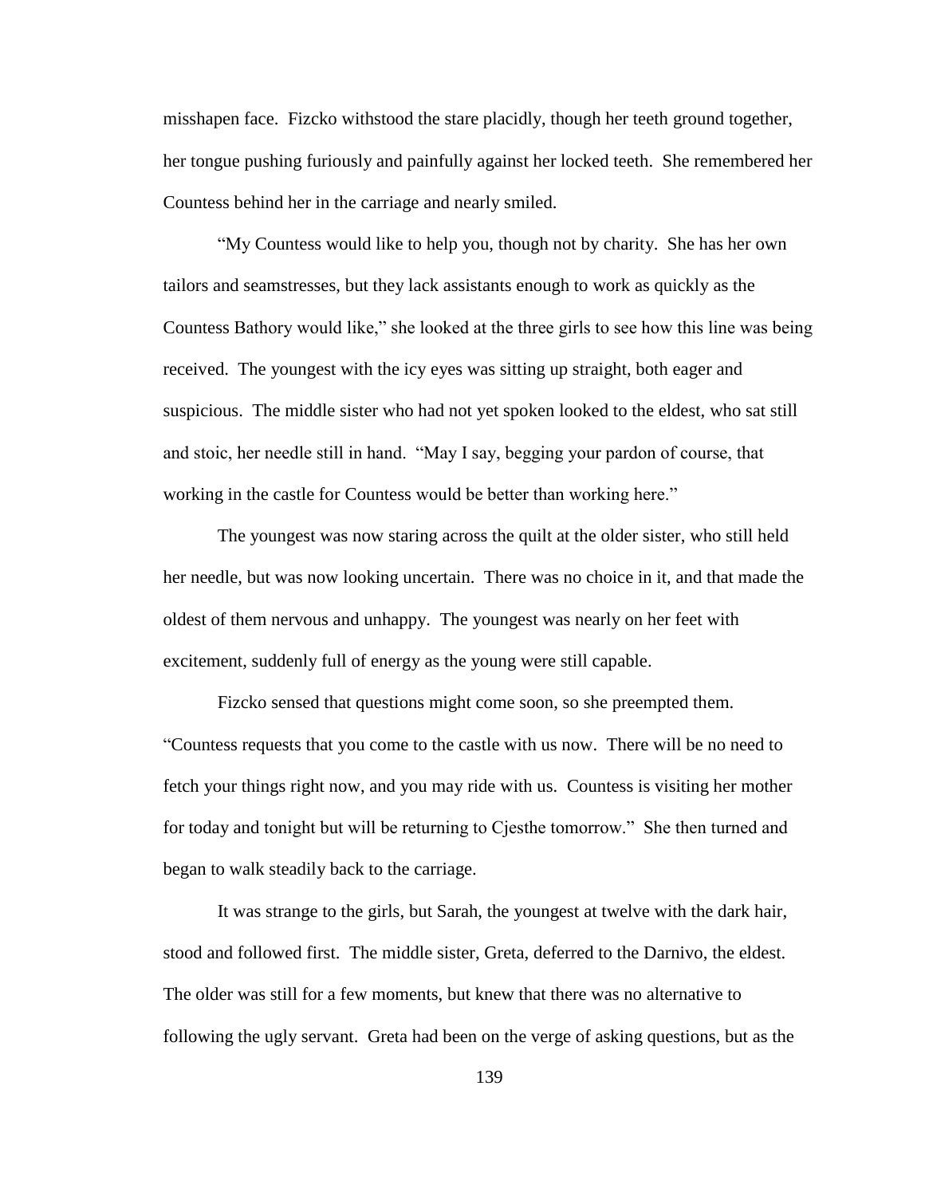misshapen face. Fizcko withstood the stare placidly, though her teeth ground together, her tongue pushing furiously and painfully against her locked teeth. She remembered her Countess behind her in the carriage and nearly smiled.

"My Countess would like to help you, though not by charity. She has her own tailors and seamstresses, but they lack assistants enough to work as quickly as the Countess Bathory would like," she looked at the three girls to see how this line was being received. The youngest with the icy eyes was sitting up straight, both eager and suspicious. The middle sister who had not yet spoken looked to the eldest, who sat still and stoic, her needle still in hand. "May I say, begging your pardon of course, that working in the castle for Countess would be better than working here."

The youngest was now staring across the quilt at the older sister, who still held her needle, but was now looking uncertain. There was no choice in it, and that made the oldest of them nervous and unhappy. The youngest was nearly on her feet with excitement, suddenly full of energy as the young were still capable.

Fizcko sensed that questions might come soon, so she preempted them. "Countess requests that you come to the castle with us now. There will be no need to fetch your things right now, and you may ride with us. Countess is visiting her mother for today and tonight but will be returning to Cjesthe tomorrow." She then turned and began to walk steadily back to the carriage.

It was strange to the girls, but Sarah, the youngest at twelve with the dark hair, stood and followed first. The middle sister, Greta, deferred to the Darnivo, the eldest. The older was still for a few moments, but knew that there was no alternative to following the ugly servant. Greta had been on the verge of asking questions, but as the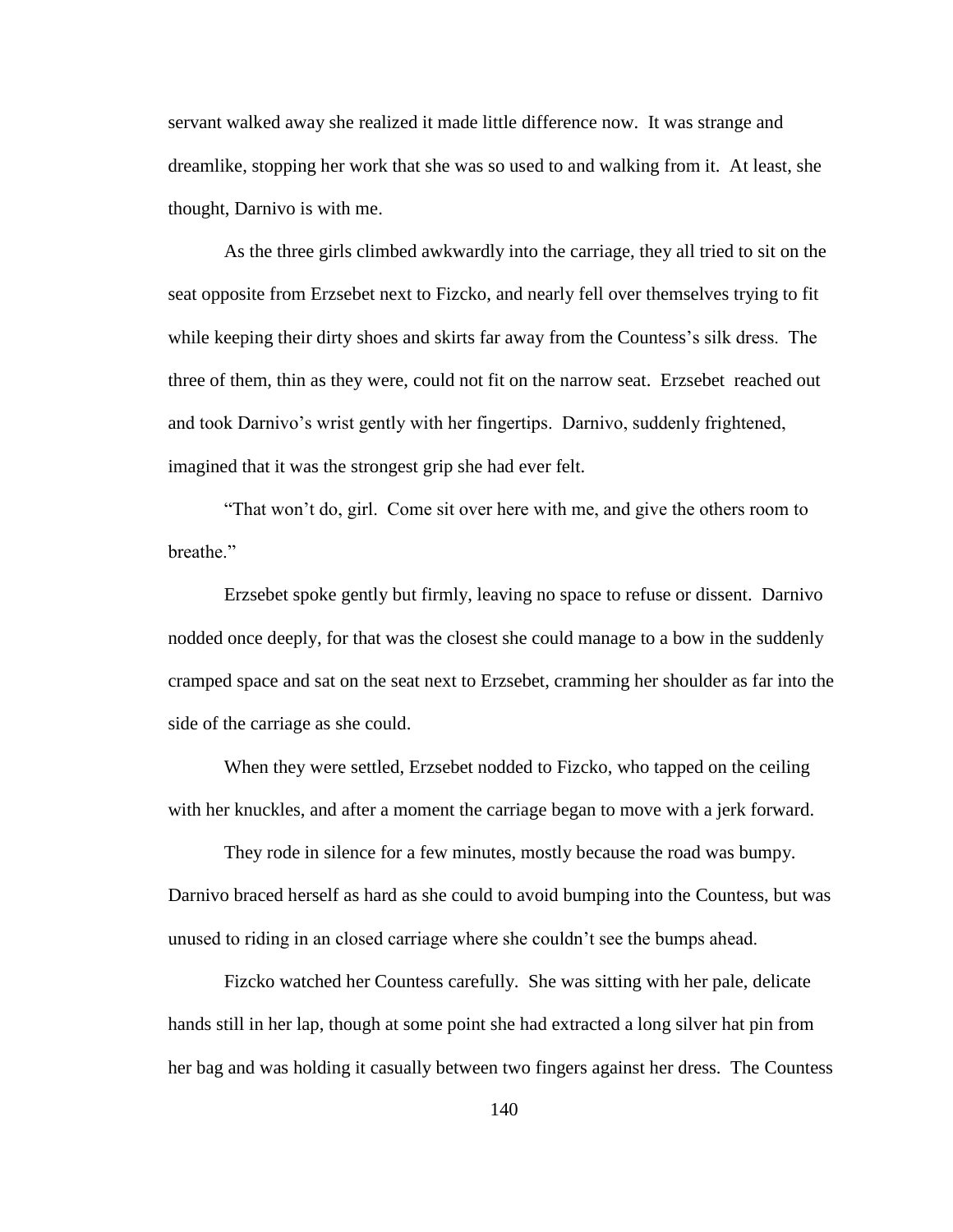servant walked away she realized it made little difference now. It was strange and dreamlike, stopping her work that she was so used to and walking from it. At least, she thought, Darnivo is with me.

As the three girls climbed awkwardly into the carriage, they all tried to sit on the seat opposite from Erzsebet next to Fizcko, and nearly fell over themselves trying to fit while keeping their dirty shoes and skirts far away from the Countess's silk dress. The three of them, thin as they were, could not fit on the narrow seat. Erzsebet reached out and took Darnivo's wrist gently with her fingertips. Darnivo, suddenly frightened, imagined that it was the strongest grip she had ever felt.

"That won't do, girl. Come sit over here with me, and give the others room to breathe."

Erzsebet spoke gently but firmly, leaving no space to refuse or dissent. Darnivo nodded once deeply, for that was the closest she could manage to a bow in the suddenly cramped space and sat on the seat next to Erzsebet, cramming her shoulder as far into the side of the carriage as she could.

When they were settled, Erzsebet nodded to Fizcko, who tapped on the ceiling with her knuckles, and after a moment the carriage began to move with a jerk forward.

They rode in silence for a few minutes, mostly because the road was bumpy. Darnivo braced herself as hard as she could to avoid bumping into the Countess, but was unused to riding in an closed carriage where she couldn't see the bumps ahead.

Fizcko watched her Countess carefully. She was sitting with her pale, delicate hands still in her lap, though at some point she had extracted a long silver hat pin from her bag and was holding it casually between two fingers against her dress. The Countess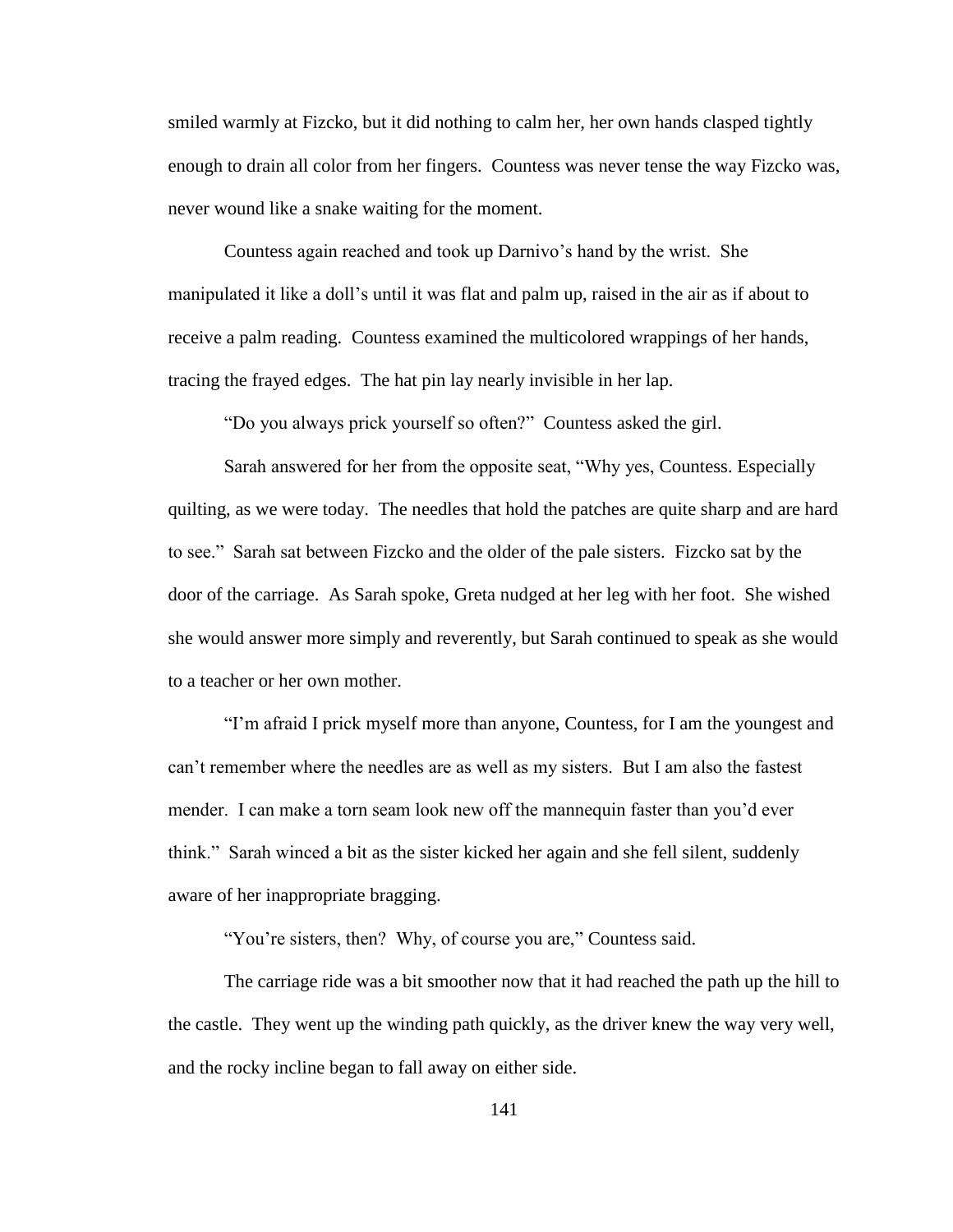smiled warmly at Fizcko, but it did nothing to calm her, her own hands clasped tightly enough to drain all color from her fingers. Countess was never tense the way Fizcko was, never wound like a snake waiting for the moment.

Countess again reached and took up Darnivo's hand by the wrist. She manipulated it like a doll's until it was flat and palm up, raised in the air as if about to receive a palm reading. Countess examined the multicolored wrappings of her hands, tracing the frayed edges. The hat pin lay nearly invisible in her lap.

"Do you always prick yourself so often?" Countess asked the girl.

Sarah answered for her from the opposite seat, "Why yes, Countess. Especially quilting, as we were today. The needles that hold the patches are quite sharp and are hard to see." Sarah sat between Fizcko and the older of the pale sisters. Fizcko sat by the door of the carriage. As Sarah spoke, Greta nudged at her leg with her foot. She wished she would answer more simply and reverently, but Sarah continued to speak as she would to a teacher or her own mother.

"I'm afraid I prick myself more than anyone, Countess, for I am the youngest and can't remember where the needles are as well as my sisters. But I am also the fastest mender. I can make a torn seam look new off the mannequin faster than you'd ever think." Sarah winced a bit as the sister kicked her again and she fell silent, suddenly aware of her inappropriate bragging.

"You're sisters, then? Why, of course you are," Countess said.

The carriage ride was a bit smoother now that it had reached the path up the hill to the castle. They went up the winding path quickly, as the driver knew the way very well, and the rocky incline began to fall away on either side.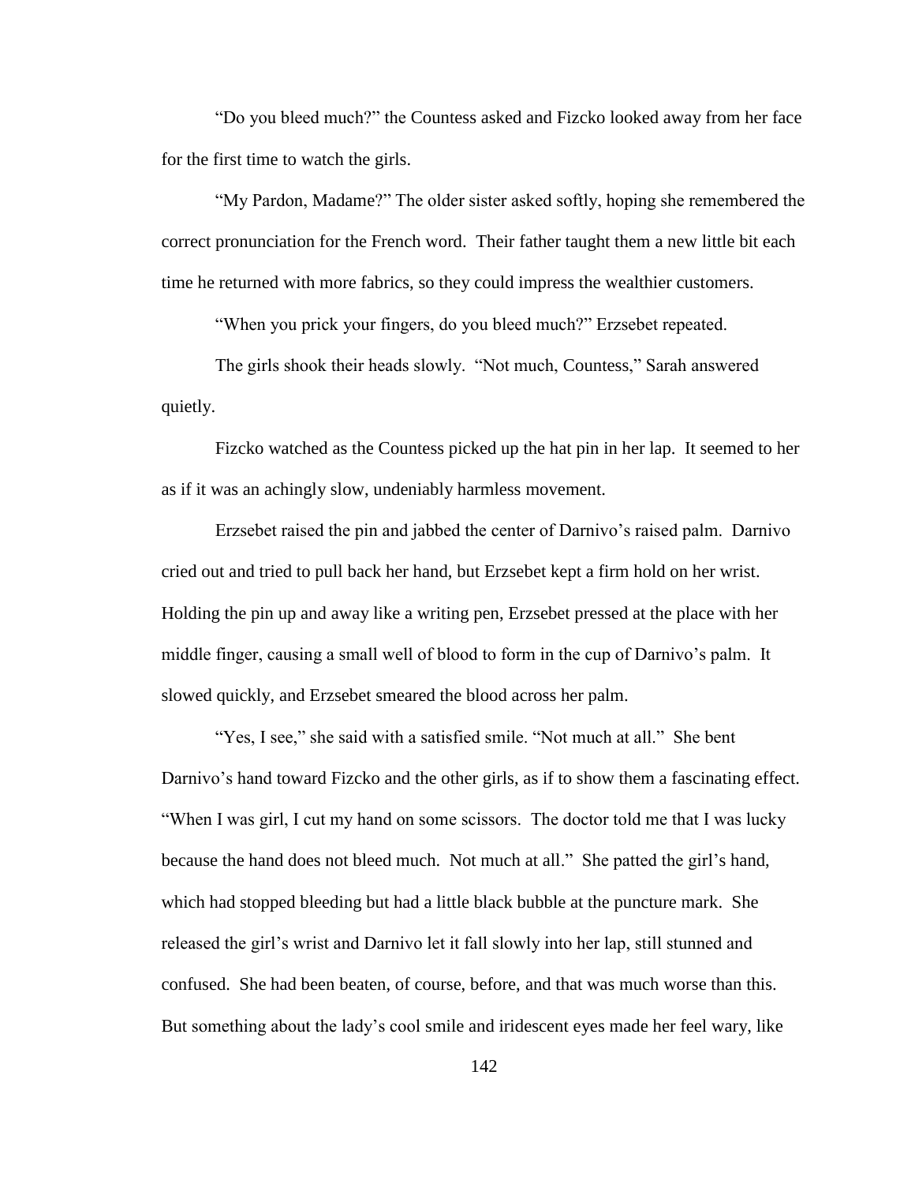"Do you bleed much?" the Countess asked and Fizcko looked away from her face for the first time to watch the girls.

"My Pardon, Madame?" The older sister asked softly, hoping she remembered the correct pronunciation for the French word. Their father taught them a new little bit each time he returned with more fabrics, so they could impress the wealthier customers.

"When you prick your fingers, do you bleed much?" Erzsebet repeated.

The girls shook their heads slowly. "Not much, Countess," Sarah answered quietly.

Fizcko watched as the Countess picked up the hat pin in her lap. It seemed to her as if it was an achingly slow, undeniably harmless movement.

Erzsebet raised the pin and jabbed the center of Darnivo's raised palm. Darnivo cried out and tried to pull back her hand, but Erzsebet kept a firm hold on her wrist. Holding the pin up and away like a writing pen, Erzsebet pressed at the place with her middle finger, causing a small well of blood to form in the cup of Darnivo's palm. It slowed quickly, and Erzsebet smeared the blood across her palm.

"Yes, I see," she said with a satisfied smile. "Not much at all." She bent Darnivo's hand toward Fizcko and the other girls, as if to show them a fascinating effect. "When I was girl, I cut my hand on some scissors. The doctor told me that I was lucky because the hand does not bleed much. Not much at all." She patted the girl's hand, which had stopped bleeding but had a little black bubble at the puncture mark. She released the girl's wrist and Darnivo let it fall slowly into her lap, still stunned and confused. She had been beaten, of course, before, and that was much worse than this. But something about the lady's cool smile and iridescent eyes made her feel wary, like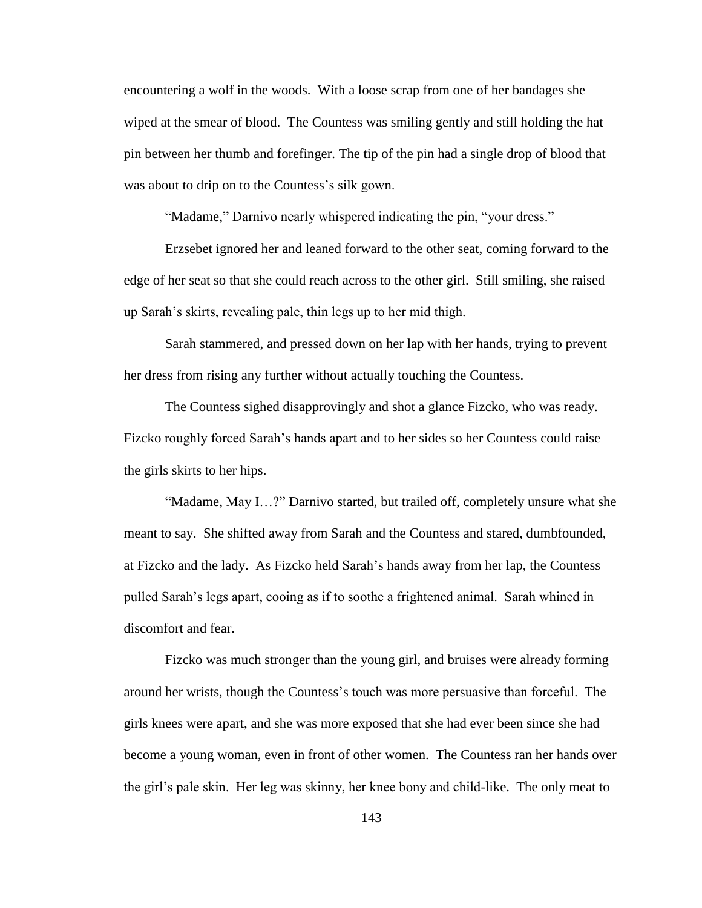encountering a wolf in the woods. With a loose scrap from one of her bandages she wiped at the smear of blood. The Countess was smiling gently and still holding the hat pin between her thumb and forefinger. The tip of the pin had a single drop of blood that was about to drip on to the Countess's silk gown.

"Madame," Darnivo nearly whispered indicating the pin, "your dress."

Erzsebet ignored her and leaned forward to the other seat, coming forward to the edge of her seat so that she could reach across to the other girl. Still smiling, she raised up Sarah's skirts, revealing pale, thin legs up to her mid thigh.

Sarah stammered, and pressed down on her lap with her hands, trying to prevent her dress from rising any further without actually touching the Countess.

The Countess sighed disapprovingly and shot a glance Fizcko, who was ready. Fizcko roughly forced Sarah's hands apart and to her sides so her Countess could raise the girls skirts to her hips.

"Madame, May I…?" Darnivo started, but trailed off, completely unsure what she meant to say. She shifted away from Sarah and the Countess and stared, dumbfounded, at Fizcko and the lady. As Fizcko held Sarah's hands away from her lap, the Countess pulled Sarah's legs apart, cooing as if to soothe a frightened animal. Sarah whined in discomfort and fear.

Fizcko was much stronger than the young girl, and bruises were already forming around her wrists, though the Countess's touch was more persuasive than forceful. The girls knees were apart, and she was more exposed that she had ever been since she had become a young woman, even in front of other women. The Countess ran her hands over the girl's pale skin. Her leg was skinny, her knee bony and child-like. The only meat to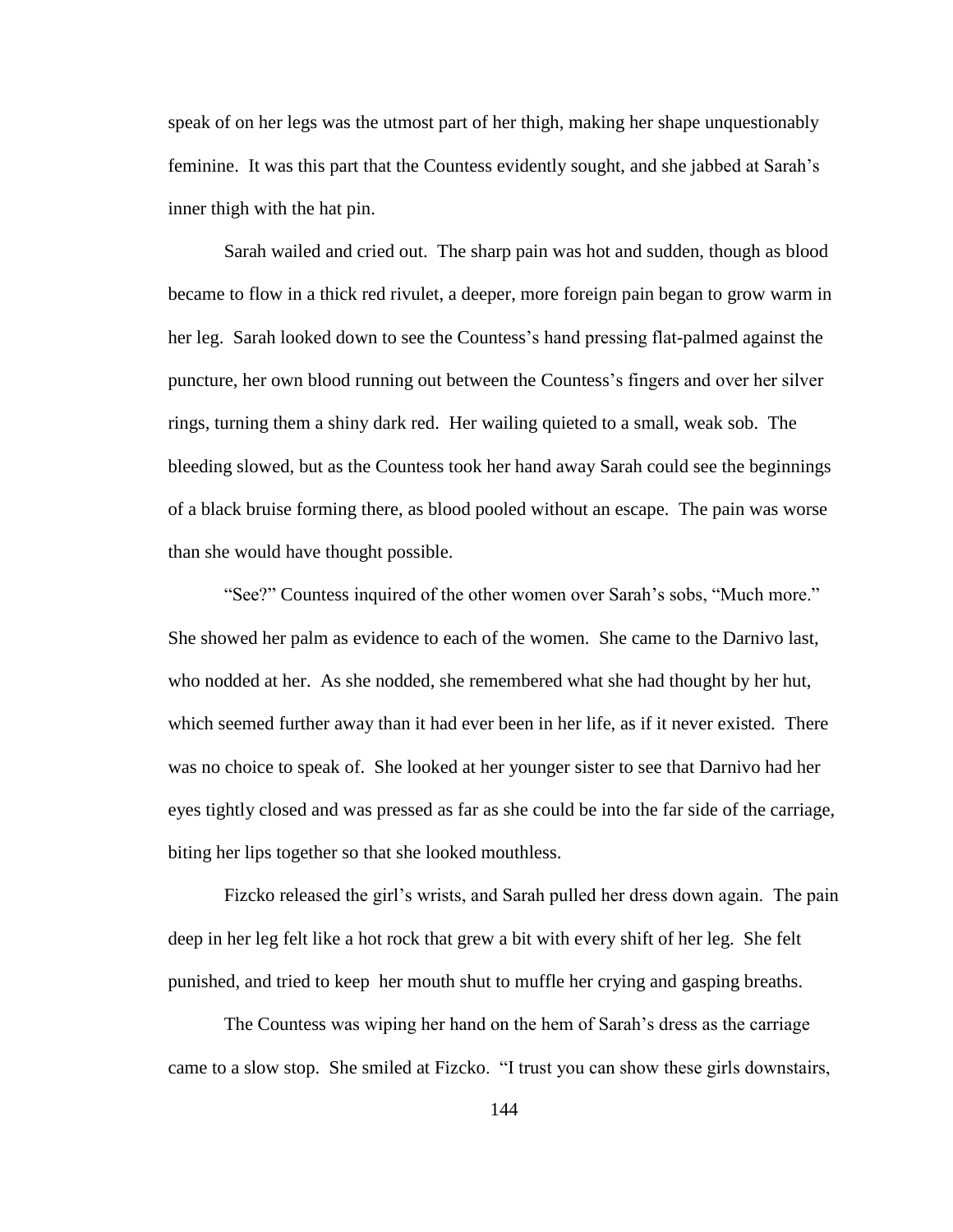speak of on her legs was the utmost part of her thigh, making her shape unquestionably feminine. It was this part that the Countess evidently sought, and she jabbed at Sarah's inner thigh with the hat pin.

Sarah wailed and cried out. The sharp pain was hot and sudden, though as blood became to flow in a thick red rivulet, a deeper, more foreign pain began to grow warm in her leg. Sarah looked down to see the Countess's hand pressing flat-palmed against the puncture, her own blood running out between the Countess's fingers and over her silver rings, turning them a shiny dark red. Her wailing quieted to a small, weak sob. The bleeding slowed, but as the Countess took her hand away Sarah could see the beginnings of a black bruise forming there, as blood pooled without an escape. The pain was worse than she would have thought possible.

"See?" Countess inquired of the other women over Sarah's sobs, "Much more." She showed her palm as evidence to each of the women. She came to the Darnivo last, who nodded at her. As she nodded, she remembered what she had thought by her hut, which seemed further away than it had ever been in her life, as if it never existed. There was no choice to speak of. She looked at her younger sister to see that Darnivo had her eyes tightly closed and was pressed as far as she could be into the far side of the carriage, biting her lips together so that she looked mouthless.

Fizcko released the girl's wrists, and Sarah pulled her dress down again. The pain deep in her leg felt like a hot rock that grew a bit with every shift of her leg. She felt punished, and tried to keep her mouth shut to muffle her crying and gasping breaths.

The Countess was wiping her hand on the hem of Sarah's dress as the carriage came to a slow stop. She smiled at Fizcko. "I trust you can show these girls downstairs,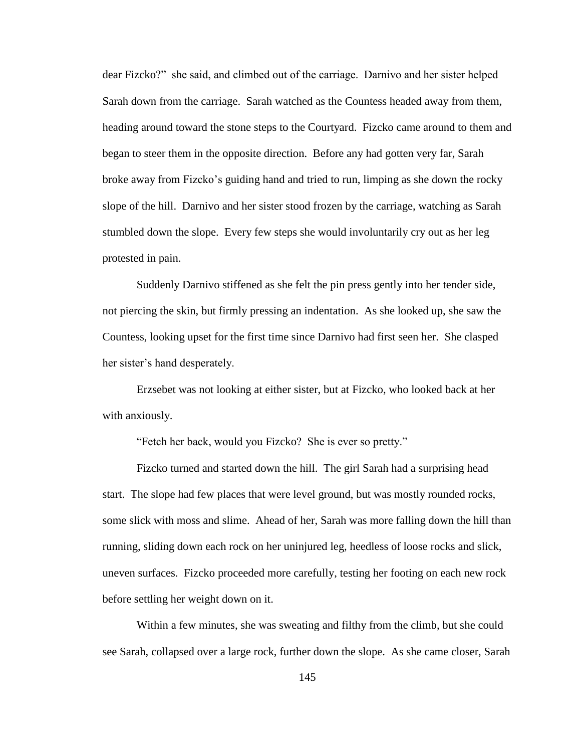dear Fizcko?" she said, and climbed out of the carriage. Darnivo and her sister helped Sarah down from the carriage. Sarah watched as the Countess headed away from them, heading around toward the stone steps to the Courtyard. Fizcko came around to them and began to steer them in the opposite direction. Before any had gotten very far, Sarah broke away from Fizcko's guiding hand and tried to run, limping as she down the rocky slope of the hill. Darnivo and her sister stood frozen by the carriage, watching as Sarah stumbled down the slope. Every few steps she would involuntarily cry out as her leg protested in pain.

Suddenly Darnivo stiffened as she felt the pin press gently into her tender side, not piercing the skin, but firmly pressing an indentation. As she looked up, she saw the Countess, looking upset for the first time since Darnivo had first seen her. She clasped her sister's hand desperately.

Erzsebet was not looking at either sister, but at Fizcko, who looked back at her with anxiously.

"Fetch her back, would you Fizcko? She is ever so pretty."

Fizcko turned and started down the hill. The girl Sarah had a surprising head start. The slope had few places that were level ground, but was mostly rounded rocks, some slick with moss and slime. Ahead of her, Sarah was more falling down the hill than running, sliding down each rock on her uninjured leg, heedless of loose rocks and slick, uneven surfaces. Fizcko proceeded more carefully, testing her footing on each new rock before settling her weight down on it.

Within a few minutes, she was sweating and filthy from the climb, but she could see Sarah, collapsed over a large rock, further down the slope. As she came closer, Sarah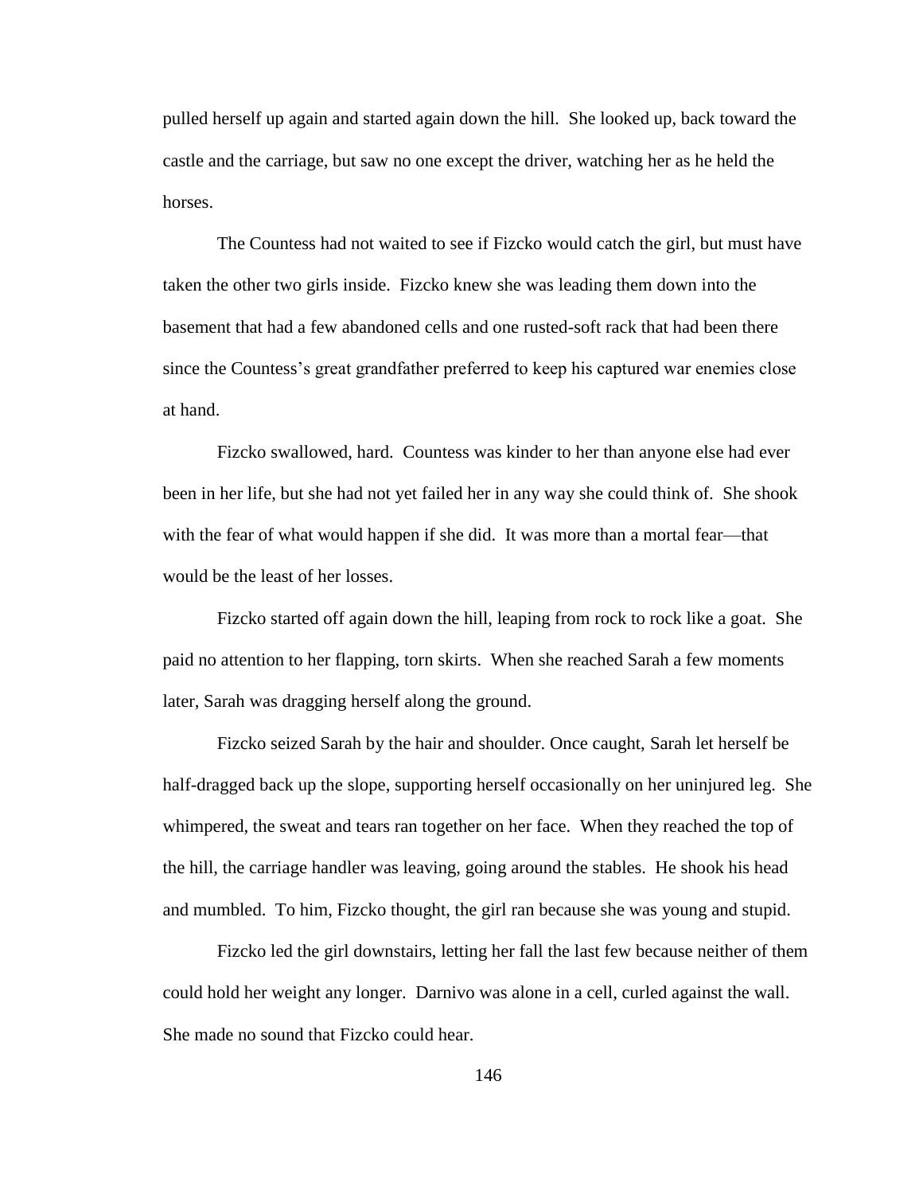pulled herself up again and started again down the hill. She looked up, back toward the castle and the carriage, but saw no one except the driver, watching her as he held the horses.

The Countess had not waited to see if Fizcko would catch the girl, but must have taken the other two girls inside. Fizcko knew she was leading them down into the basement that had a few abandoned cells and one rusted-soft rack that had been there since the Countess's great grandfather preferred to keep his captured war enemies close at hand.

Fizcko swallowed, hard. Countess was kinder to her than anyone else had ever been in her life, but she had not yet failed her in any way she could think of. She shook with the fear of what would happen if she did. It was more than a mortal fear—that would be the least of her losses.

Fizcko started off again down the hill, leaping from rock to rock like a goat. She paid no attention to her flapping, torn skirts. When she reached Sarah a few moments later, Sarah was dragging herself along the ground.

Fizcko seized Sarah by the hair and shoulder. Once caught, Sarah let herself be half-dragged back up the slope, supporting herself occasionally on her uninjured leg. She whimpered, the sweat and tears ran together on her face. When they reached the top of the hill, the carriage handler was leaving, going around the stables. He shook his head and mumbled. To him, Fizcko thought, the girl ran because she was young and stupid.

Fizcko led the girl downstairs, letting her fall the last few because neither of them could hold her weight any longer. Darnivo was alone in a cell, curled against the wall. She made no sound that Fizcko could hear.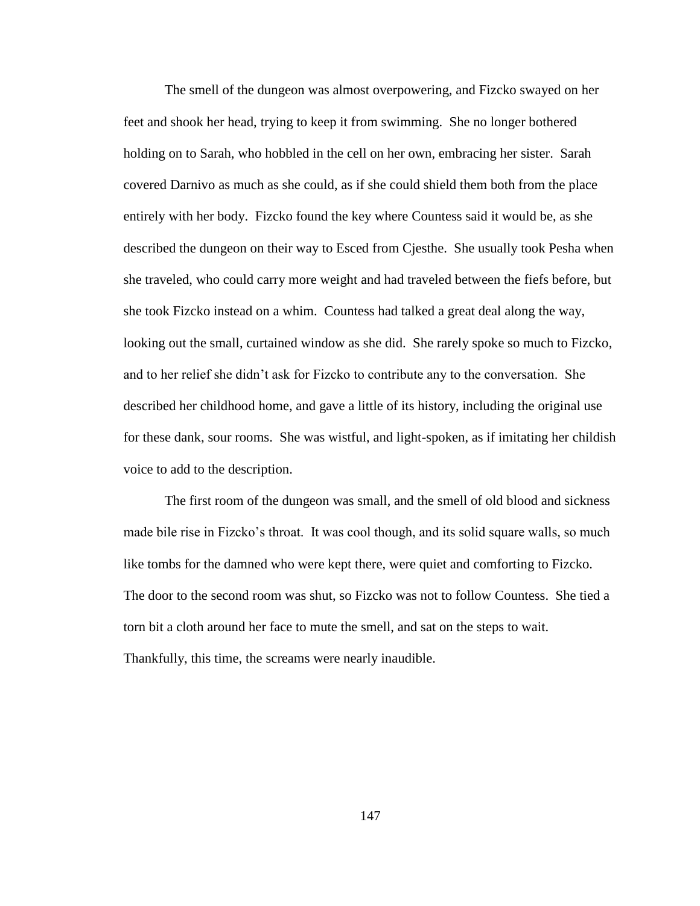The smell of the dungeon was almost overpowering, and Fizcko swayed on her feet and shook her head, trying to keep it from swimming. She no longer bothered holding on to Sarah, who hobbled in the cell on her own, embracing her sister. Sarah covered Darnivo as much as she could, as if she could shield them both from the place entirely with her body. Fizcko found the key where Countess said it would be, as she described the dungeon on their way to Esced from Cjesthe. She usually took Pesha when she traveled, who could carry more weight and had traveled between the fiefs before, but she took Fizcko instead on a whim. Countess had talked a great deal along the way, looking out the small, curtained window as she did. She rarely spoke so much to Fizcko, and to her relief she didn't ask for Fizcko to contribute any to the conversation. She described her childhood home, and gave a little of its history, including the original use for these dank, sour rooms. She was wistful, and light-spoken, as if imitating her childish voice to add to the description.

The first room of the dungeon was small, and the smell of old blood and sickness made bile rise in Fizcko's throat. It was cool though, and its solid square walls, so much like tombs for the damned who were kept there, were quiet and comforting to Fizcko. The door to the second room was shut, so Fizcko was not to follow Countess. She tied a torn bit a cloth around her face to mute the smell, and sat on the steps to wait. Thankfully, this time, the screams were nearly inaudible.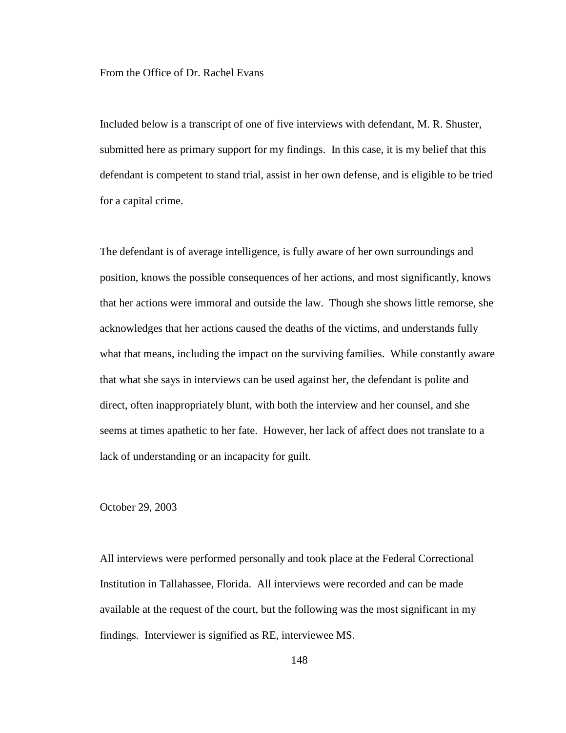From the Office of Dr. Rachel Evans

Included below is a transcript of one of five interviews with defendant, M. R. Shuster, submitted here as primary support for my findings. In this case, it is my belief that this defendant is competent to stand trial, assist in her own defense, and is eligible to be tried for a capital crime.

The defendant is of average intelligence, is fully aware of her own surroundings and position, knows the possible consequences of her actions, and most significantly, knows that her actions were immoral and outside the law. Though she shows little remorse, she acknowledges that her actions caused the deaths of the victims, and understands fully what that means, including the impact on the surviving families. While constantly aware that what she says in interviews can be used against her, the defendant is polite and direct, often inappropriately blunt, with both the interview and her counsel, and she seems at times apathetic to her fate. However, her lack of affect does not translate to a lack of understanding or an incapacity for guilt.

October 29, 2003

All interviews were performed personally and took place at the Federal Correctional Institution in Tallahassee, Florida. All interviews were recorded and can be made available at the request of the court, but the following was the most significant in my findings. Interviewer is signified as RE, interviewee MS.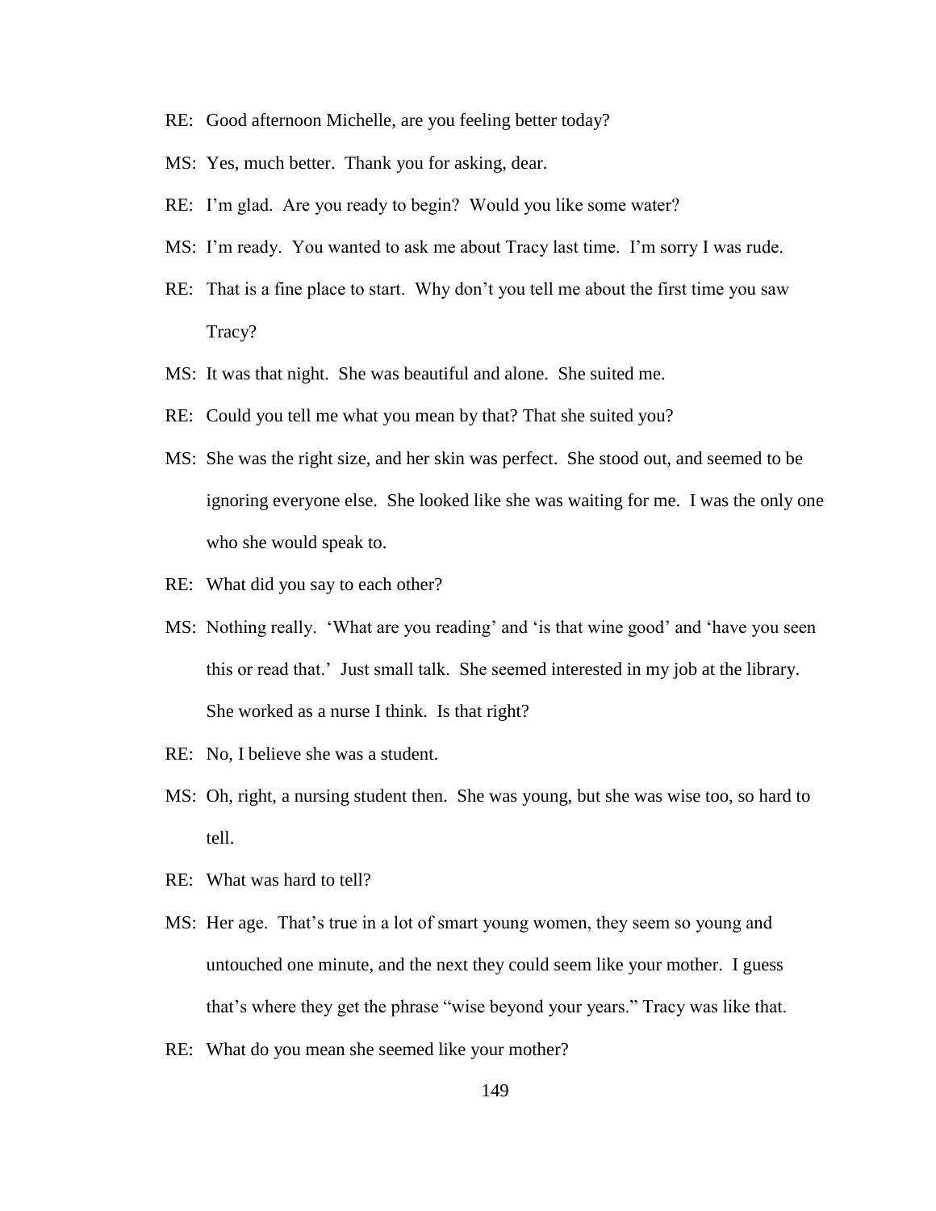RE: Good afternoon Michelle, are you feeling better today?

MS: Yes, much better. Thank you for asking, dear.

RE: I'm glad. Are you ready to begin? Would you like some water?

MS: I'm ready. You wanted to ask me about Tracy last time. I'm sorry I was rude.

RE: That is a fine place to start. Why don't you tell me about the first time you saw Tracy?

MS: It was that night. She was beautiful and alone. She suited me.

RE: Could you tell me what you mean by that? That she suited you?

MS: She was the right size, and her skin was perfect. She stood out, and seemed to be ignoring everyone else. She looked like she was waiting for me. I was the only one who she would speak to.

RE: What did you say to each other?

MS: Nothing really. 'What are you reading' and 'is that wine good' and 'have you seen this or read that.' Just small talk. She seemed interested in my job at the library. She worked as a nurse I think. Is that right?

RE: No, I believe she was a student.

MS: Oh, right, a nursing student then. She was young, but she was wise too, so hard to tell.

RE: What was hard to tell?

MS: Her age. That's true in a lot of smart young women, they seem so young and untouched one minute, and the next they could seem like your mother. I guess that's where they get the phrase "wise beyond your years." Tracy was like that.

RE: What do you mean she seemed like your mother?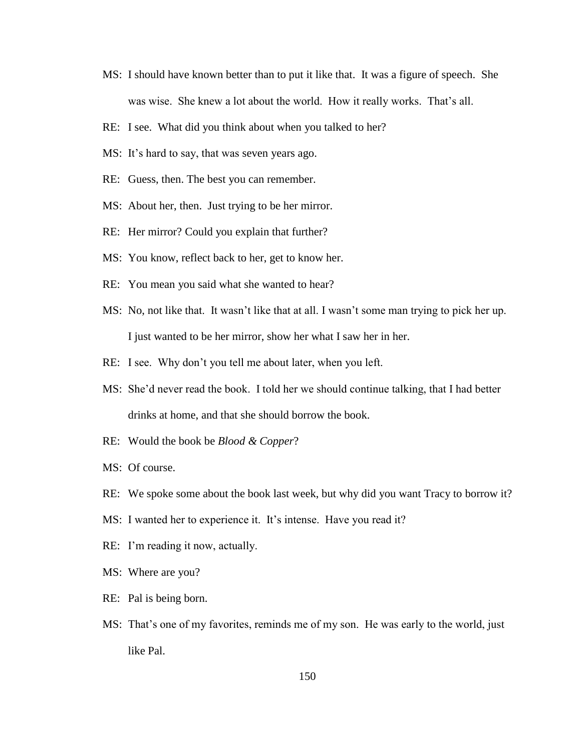MS: I should have known better than to put it like that. It was a figure of speech. She was wise. She knew a lot about the world. How it really works. That's all.

RE: I see. What did you think about when you talked to her?

MS: It's hard to say, that was seven years ago.

RE: Guess, then. The best you can remember.

MS: About her, then. Just trying to be her mirror.

RE: Her mirror? Could you explain that further?

MS: You know, reflect back to her, get to know her.

RE: You mean you said what she wanted to hear?

MS: No, not like that. It wasn't like that at all. I wasn't some man trying to pick her up. I just wanted to be her mirror, show her what I saw her in her.

RE: I see. Why don't you tell me about later, when you left.

MS: She'd never read the book. I told her we should continue talking, that I had better drinks at home, and that she should borrow the book.

RE: Would the book be *Blood & Copper*?

MS: Of course.

RE: We spoke some about the book last week, but why did you want Tracy to borrow it?

MS: I wanted her to experience it. It's intense. Have you read it?

RE: I'm reading it now, actually.

MS: Where are you?

RE: Pal is being born.

MS: That's one of my favorites, reminds me of my son. He was early to the world, just like Pal.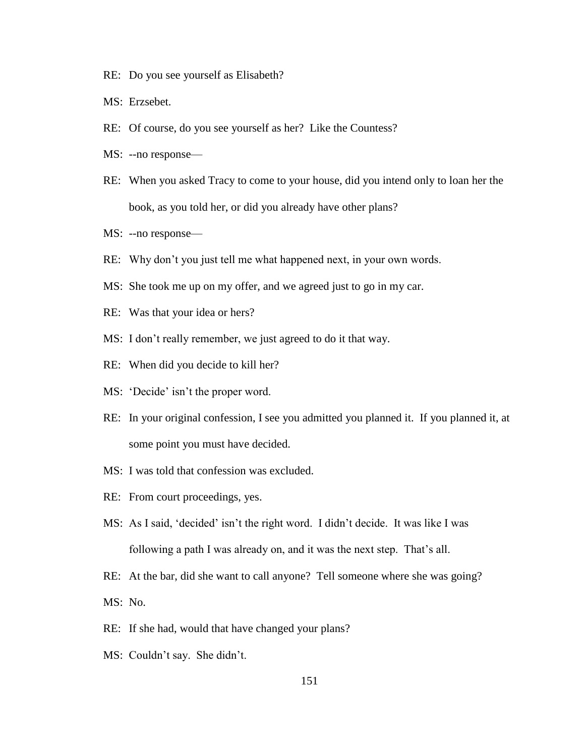RE: Do you see yourself as Elisabeth?

MS: Erzsebet.

RE: Of course, do you see yourself as her? Like the Countess?

MS: --no response—

RE: When you asked Tracy to come to your house, did you intend only to loan her the book, as you told her, or did you already have other plans?

MS: --no response—

RE: Why don't you just tell me what happened next, in your own words.

MS: She took me up on my offer, and we agreed just to go in my car.

RE: Was that your idea or hers?

MS: I don't really remember, we just agreed to do it that way.

RE: When did you decide to kill her?

MS: 'Decide' isn't the proper word.

RE: In your original confession, I see you admitted you planned it. If you planned it, at some point you must have decided.

MS: I was told that confession was excluded.

RE: From court proceedings, yes.

MS: As I said, 'decided' isn't the right word. I didn't decide. It was like I was following a path I was already on, and it was the next step. That's all.

RE: At the bar, did she want to call anyone? Tell someone where she was going?

MS: No.

RE: If she had, would that have changed your plans?

MS: Couldn't say. She didn't.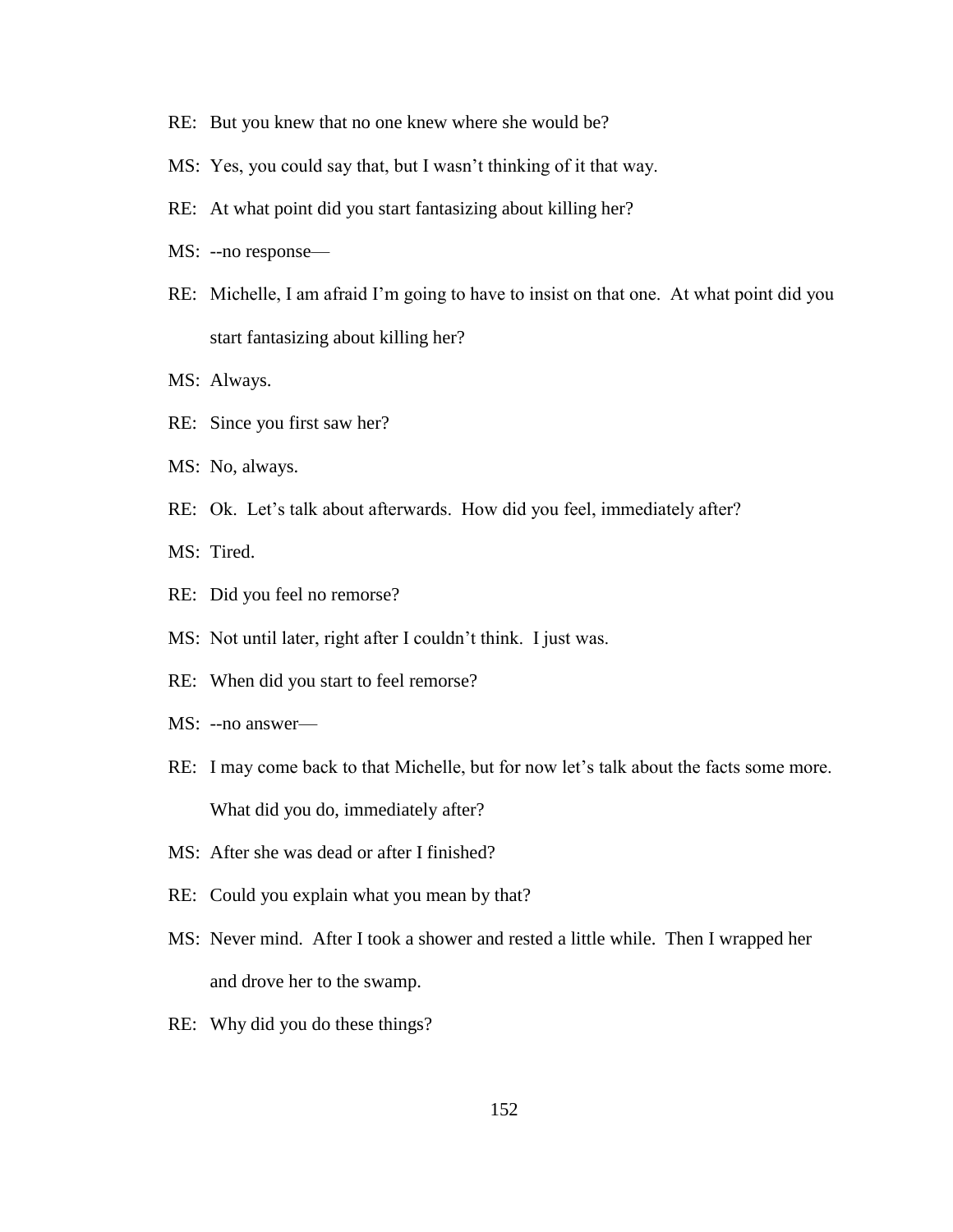RE: But you knew that no one knew where she would be?

MS: Yes, you could say that, but I wasn't thinking of it that way.

RE: At what point did you start fantasizing about killing her?

MS: --no response—

RE: Michelle, I am afraid I'm going to have to insist on that one. At what point did you start fantasizing about killing her?

MS: Always.

RE: Since you first saw her?

MS: No, always.

RE: Ok. Let's talk about afterwards. How did you feel, immediately after?

MS: Tired.

RE: Did you feel no remorse?

MS: Not until later, right after I couldn't think. I just was.

RE: When did you start to feel remorse?

MS: --no answer—

RE: I may come back to that Michelle, but for now let's talk about the facts some more. What did you do, immediately after?

MS: After she was dead or after I finished?

RE: Could you explain what you mean by that?

MS: Never mind. After I took a shower and rested a little while. Then I wrapped her and drove her to the swamp.

RE: Why did you do these things?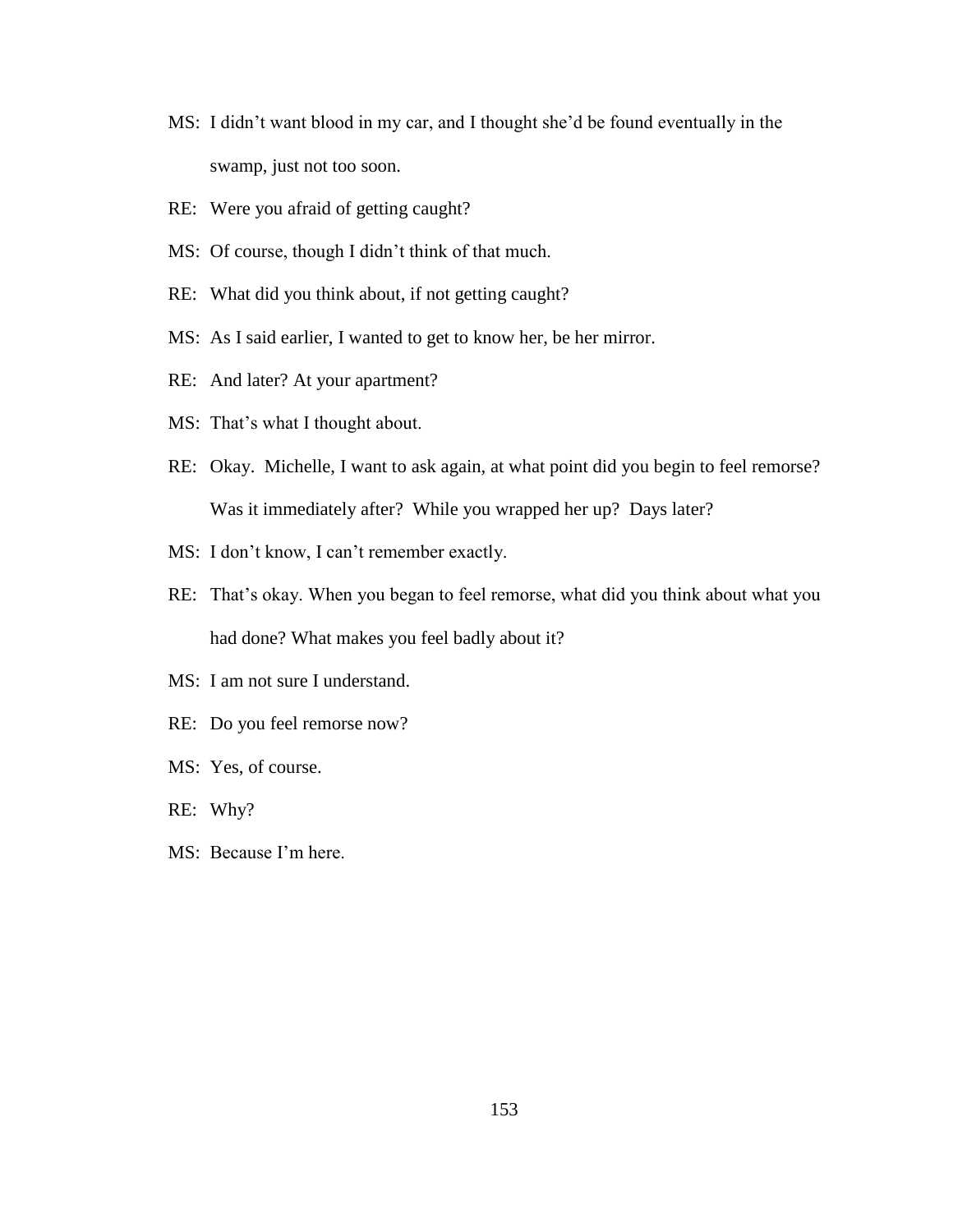MS: I didn't want blood in my car, and I thought she'd be found eventually in the swamp, just not too soon.

RE: Were you afraid of getting caught?

MS: Of course, though I didn't think of that much.

RE: What did you think about, if not getting caught?

MS: As I said earlier, I wanted to get to know her, be her mirror.

RE: And later? At your apartment?

MS: That's what I thought about.

RE: Okay. Michelle, I want to ask again, at what point did you begin to feel remorse? Was it immediately after? While you wrapped her up? Days later?

MS: I don't know, I can't remember exactly.

RE: That's okay. When you began to feel remorse, what did you think about what you had done? What makes you feel badly about it?

MS: I am not sure I understand.

RE: Do you feel remorse now?

MS: Yes, of course.

RE: Why?

MS: Because I'm here.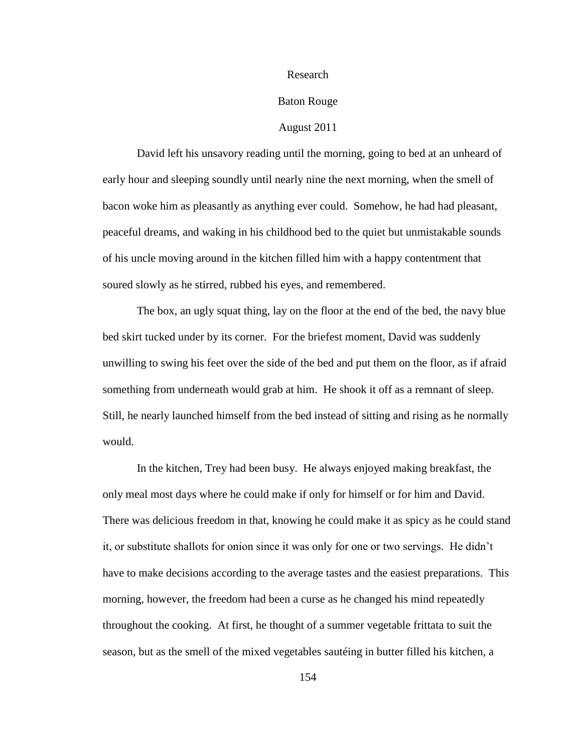Research

Baton Rouge

August 2011

David left his unsavory reading until the morning, going to bed at an unheard of early hour and sleeping soundly until nearly nine the next morning, when the smell of bacon woke him as pleasantly as anything ever could. Somehow, he had had pleasant, peaceful dreams, and waking in his childhood bed to the quiet but unmistakable sounds of his uncle moving around in the kitchen filled him with a happy contentment that soured slowly as he stirred, rubbed his eyes, and remembered.

The box, an ugly squat thing, lay on the floor at the end of the bed, the navy blue bed skirt tucked under by its corner. For the briefest moment, David was suddenly unwilling to swing his feet over the side of the bed and put them on the floor, as if afraid something from underneath would grab at him. He shook it off as a remnant of sleep. Still, he nearly launched himself from the bed instead of sitting and rising as he normally would.

In the kitchen, Trey had been busy. He always enjoyed making breakfast, the only meal most days where he could make if only for himself or for him and David. There was delicious freedom in that, knowing he could make it as spicy as he could stand it, or substitute shallots for onion since it was only for one or two servings. He didn't have to make decisions according to the average tastes and the easiest preparations. This morning, however, the freedom had been a curse as he changed his mind repeatedly throughout the cooking. At first, he thought of a summer vegetable frittata to suit the season, but as the smell of the mixed vegetables sautéing in butter filled his kitchen, a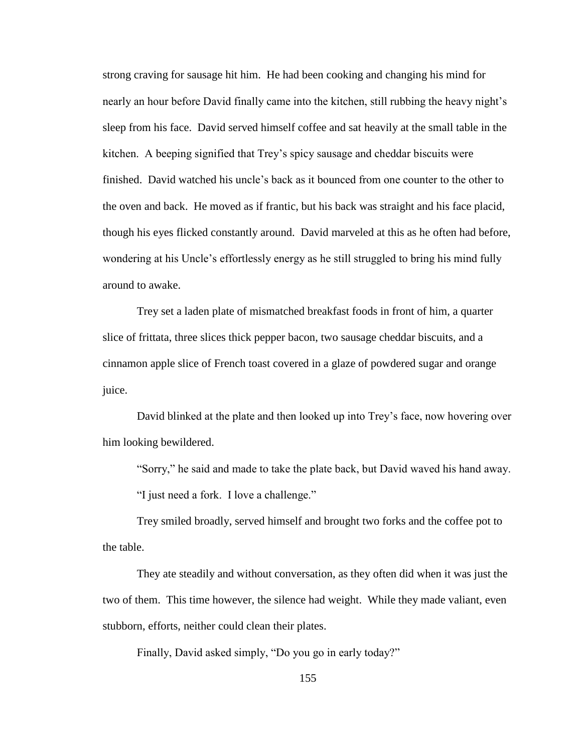strong craving for sausage hit him. He had been cooking and changing his mind for nearly an hour before David finally came into the kitchen, still rubbing the heavy night's sleep from his face. David served himself coffee and sat heavily at the small table in the kitchen. A beeping signified that Trey's spicy sausage and cheddar biscuits were finished. David watched his uncle's back as it bounced from one counter to the other to the oven and back. He moved as if frantic, but his back was straight and his face placid, though his eyes flicked constantly around. David marveled at this as he often had before, wondering at his Uncle's effortlessly energy as he still struggled to bring his mind fully around to awake.

Trey set a laden plate of mismatched breakfast foods in front of him, a quarter slice of frittata, three slices thick pepper bacon, two sausage cheddar biscuits, and a cinnamon apple slice of French toast covered in a glaze of powdered sugar and orange juice.

David blinked at the plate and then looked up into Trey's face, now hovering over him looking bewildered.

"Sorry," he said and made to take the plate back, but David waved his hand away.

"I just need a fork. I love a challenge."

Trey smiled broadly, served himself and brought two forks and the coffee pot to the table.

They ate steadily and without conversation, as they often did when it was just the two of them. This time however, the silence had weight. While they made valiant, even stubborn, efforts, neither could clean their plates.

Finally, David asked simply, "Do you go in early today?"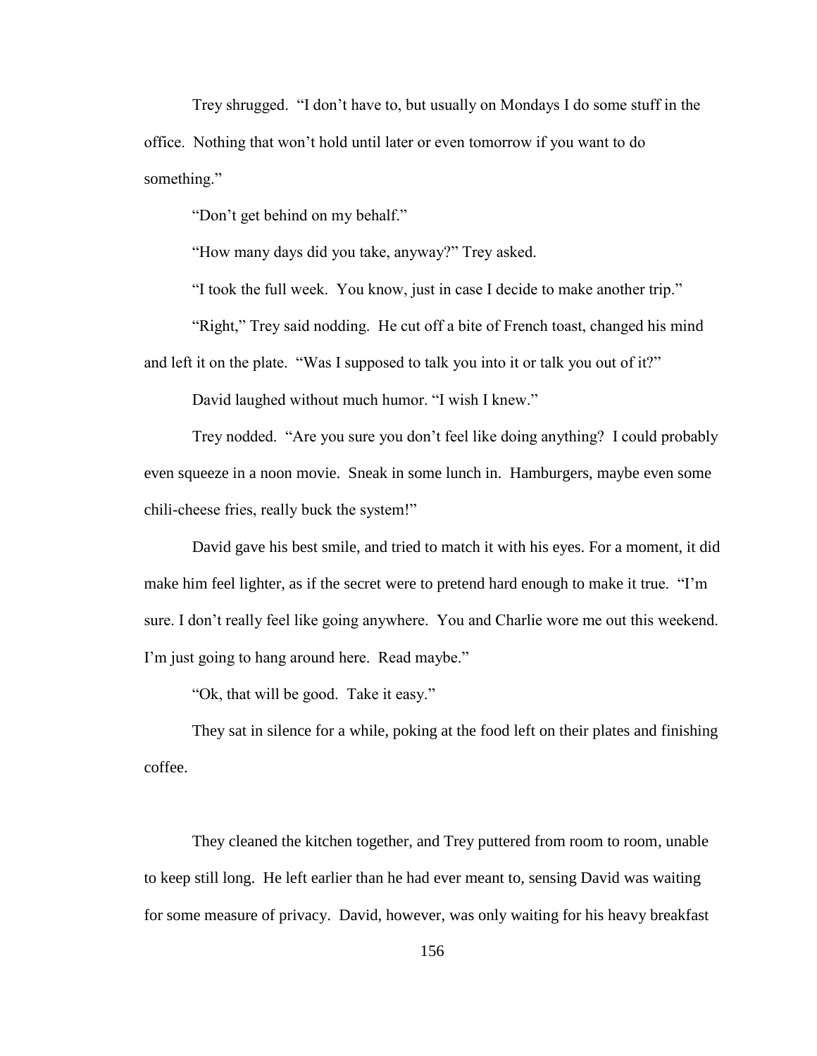Trey shrugged. "I don't have to, but usually on Mondays I do some stuff in the office. Nothing that won't hold until later or even tomorrow if you want to do something."

"Don't get behind on my behalf."

"How many days did you take, anyway?" Trey asked.

"I took the full week. You know, just in case I decide to make another trip."

"Right," Trey said nodding. He cut off a bite of French toast, changed his mind and left it on the plate. "Was I supposed to talk you into it or talk you out of it?"

David laughed without much humor. "I wish I knew."

Trey nodded. "Are you sure you don't feel like doing anything? I could probably even squeeze in a noon movie. Sneak in some lunch in. Hamburgers, maybe even some chili-cheese fries, really buck the system!"

David gave his best smile, and tried to match it with his eyes. For a moment, it did make him feel lighter, as if the secret were to pretend hard enough to make it true. "I'm sure. I don't really feel like going anywhere. You and Charlie wore me out this weekend. I'm just going to hang around here. Read maybe."

"Ok, that will be good. Take it easy."

They sat in silence for a while, poking at the food left on their plates and finishing coffee.

They cleaned the kitchen together, and Trey puttered from room to room, unable to keep still long. He left earlier than he had ever meant to, sensing David was waiting for some measure of privacy. David, however, was only waiting for his heavy breakfast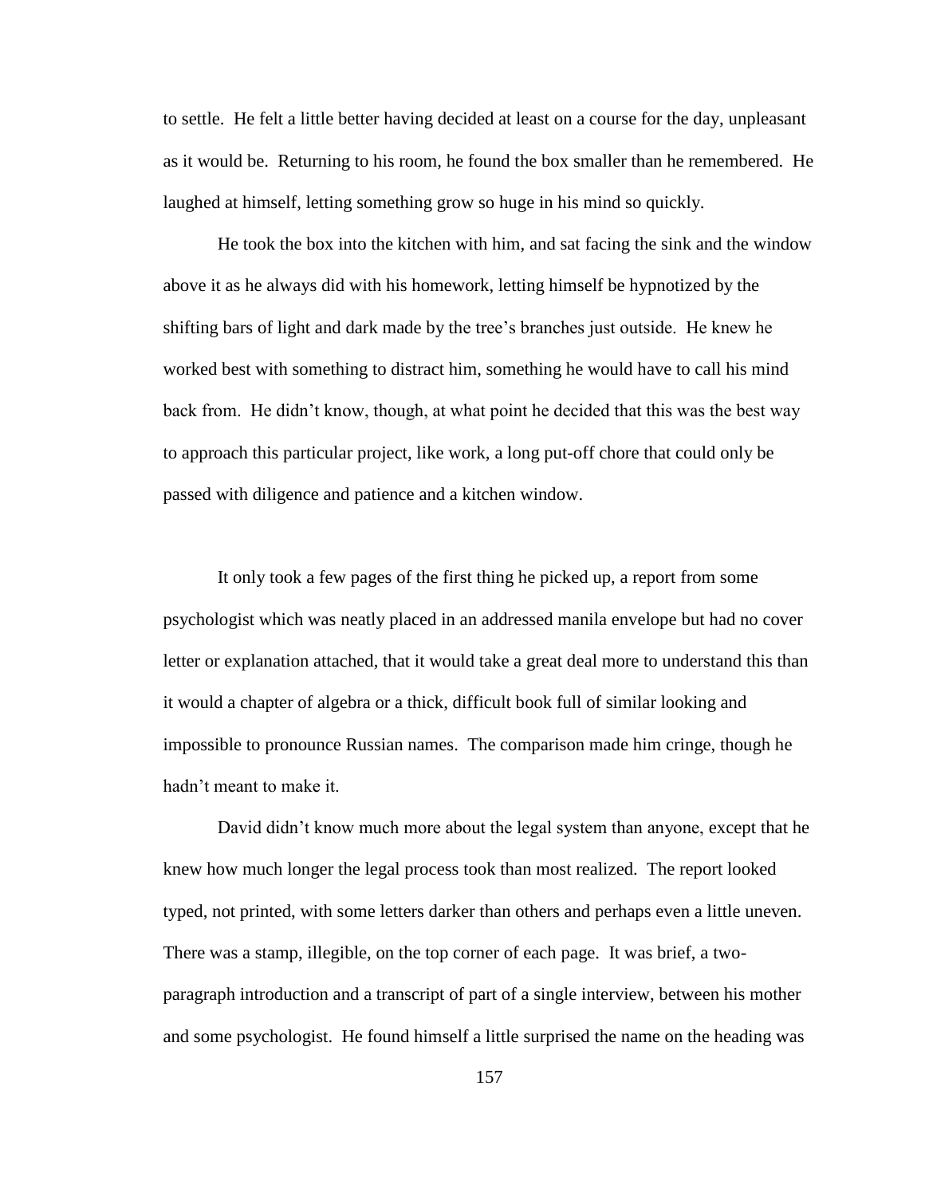to settle. He felt a little better having decided at least on a course for the day, unpleasant as it would be. Returning to his room, he found the box smaller than he remembered. He laughed at himself, letting something grow so huge in his mind so quickly.

He took the box into the kitchen with him, and sat facing the sink and the window above it as he always did with his homework, letting himself be hypnotized by the shifting bars of light and dark made by the tree's branches just outside. He knew he worked best with something to distract him, something he would have to call his mind back from. He didn't know, though, at what point he decided that this was the best way to approach this particular project, like work, a long put-off chore that could only be passed with diligence and patience and a kitchen window.

It only took a few pages of the first thing he picked up, a report from some psychologist which was neatly placed in an addressed manila envelope but had no cover letter or explanation attached, that it would take a great deal more to understand this than it would a chapter of algebra or a thick, difficult book full of similar looking and impossible to pronounce Russian names. The comparison made him cringe, though he hadn't meant to make it.

David didn't know much more about the legal system than anyone, except that he knew how much longer the legal process took than most realized. The report looked typed, not printed, with some letters darker than others and perhaps even a little uneven. There was a stamp, illegible, on the top corner of each page. It was brief, a two-paragraph introduction and a transcript of part of a single interview, between his mother and some psychologist. He found himself a little surprised the name on the heading was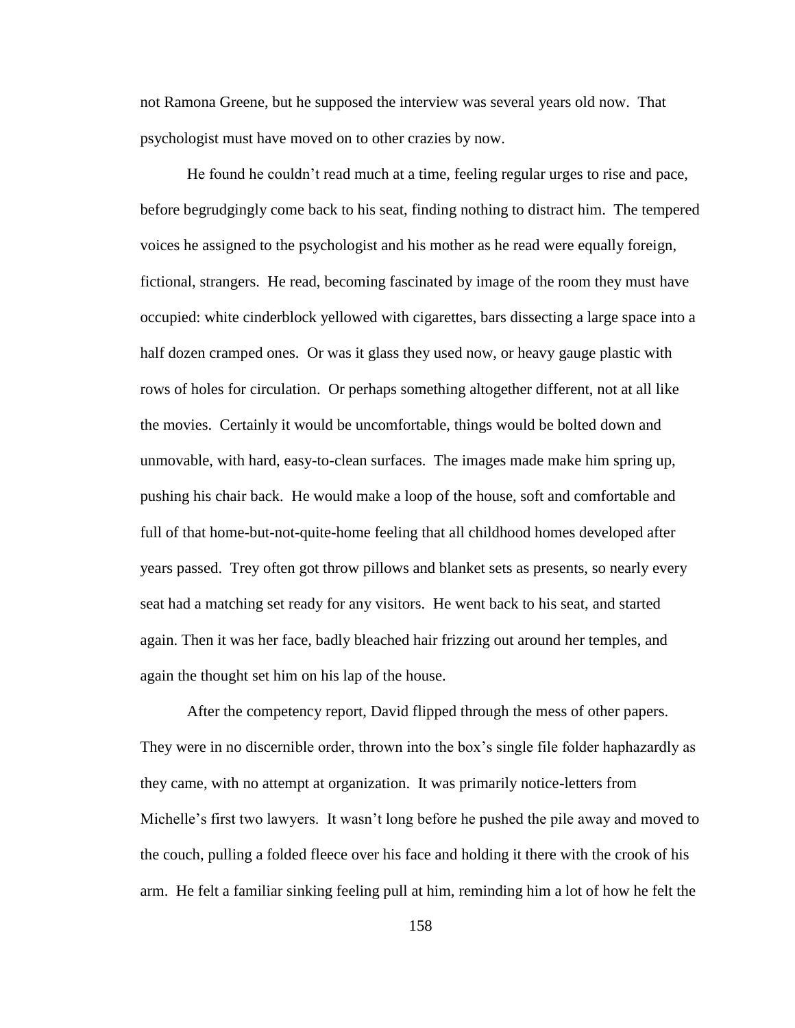not Ramona Greene, but he supposed the interview was several years old now. That psychologist must have moved on to other crazies by now.

He found he couldn't read much at a time, feeling regular urges to rise and pace, before begrudgingly come back to his seat, finding nothing to distract him. The tempered voices he assigned to the psychologist and his mother as he read were equally foreign, fictional, strangers. He read, becoming fascinated by image of the room they must have occupied: white cinderblock yellowed with cigarettes, bars dissecting a large space into a half dozen cramped ones. Or was it glass they used now, or heavy gauge plastic with rows of holes for circulation. Or perhaps something altogether different, not at all like the movies. Certainly it would be uncomfortable, things would be bolted down and unmovable, with hard, easy-to-clean surfaces. The images made make him spring up, pushing his chair back. He would make a loop of the house, soft and comfortable and full of that home-but-not-quite-home feeling that all childhood homes developed after years passed. Trey often got throw pillows and blanket sets as presents, so nearly every seat had a matching set ready for any visitors. He went back to his seat, and started again. Then it was her face, badly bleached hair frizzing out around her temples, and again the thought set him on his lap of the house.

After the competency report, David flipped through the mess of other papers. They were in no discernible order, thrown into the box's single file folder haphazardly as they came, with no attempt at organization. It was primarily notice-letters from Michelle's first two lawyers. It wasn't long before he pushed the pile away and moved to the couch, pulling a folded fleece over his face and holding it there with the crook of his arm. He felt a familiar sinking feeling pull at him, reminding him a lot of how he felt the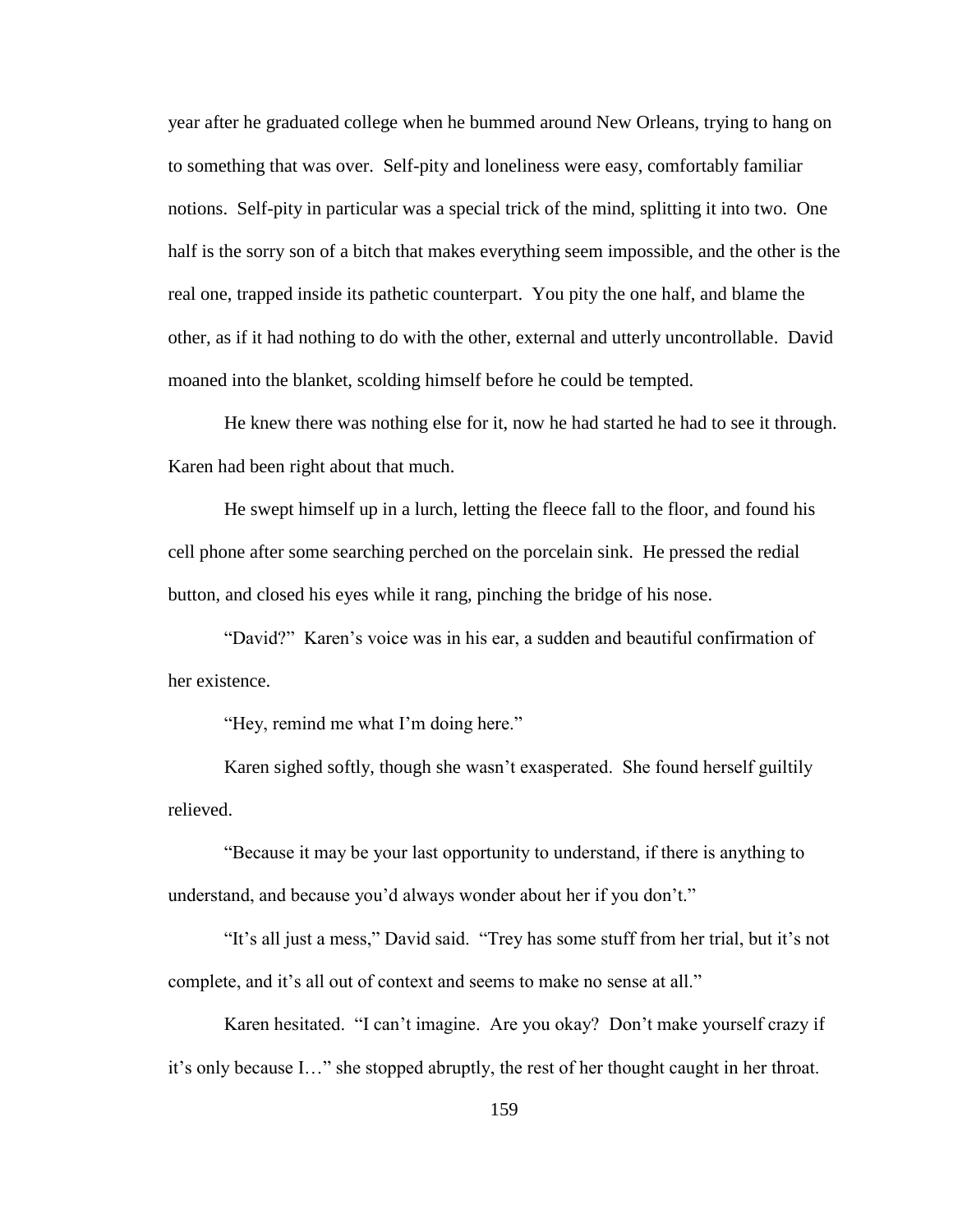year after he graduated college when he bummed around New Orleans, trying to hang on to something that was over. Self-pity and loneliness were easy, comfortably familiar notions. Self-pity in particular was a special trick of the mind, splitting it into two. One half is the sorry son of a bitch that makes everything seem impossible, and the other is the real one, trapped inside its pathetic counterpart. You pity the one half, and blame the other, as if it had nothing to do with the other, external and utterly uncontrollable. David moaned into the blanket, scolding himself before he could be tempted.

He knew there was nothing else for it, now he had started he had to see it through. Karen had been right about that much.

He swept himself up in a lurch, letting the fleece fall to the floor, and found his cell phone after some searching perched on the porcelain sink. He pressed the redial button, and closed his eyes while it rang, pinching the bridge of his nose.

"David?" Karen's voice was in his ear, a sudden and beautiful confirmation of her existence.

"Hey, remind me what I'm doing here."

Karen sighed softly, though she wasn't exasperated. She found herself guiltily relieved.

"Because it may be your last opportunity to understand, if there is anything to understand, and because you'd always wonder about her if you don't."

"It's all just a mess," David said. "Trey has some stuff from her trial, but it's not complete, and it's all out of context and seems to make no sense at all."

Karen hesitated. "I can't imagine. Are you okay? Don't make yourself crazy if it's only because I…" she stopped abruptly, the rest of her thought caught in her throat.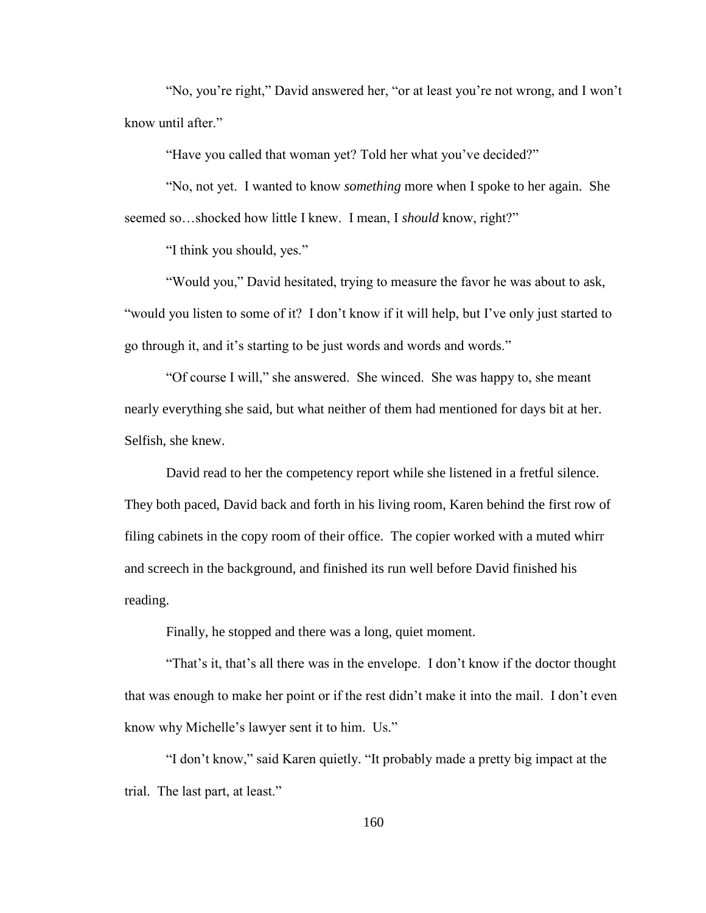"No, you're right," David answered her, "or at least you're not wrong, and I won't know until after."

"Have you called that woman yet? Told her what you've decided?"

"No, not yet.  I wanted to know *something* more when I spoke to her again.  She seemed so…shocked how little I knew.  I mean, I *should* know, right?"

"I think you should, yes."

"Would you," David hesitated, trying to measure the favor he was about to ask, "would you listen to some of it?  I don't know if it will help, but I've only just started to go through it, and it's starting to be just words and words and words."

"Of course I will," she answered.  She winced.  She was happy to, she meant nearly everything she said, but what neither of them had mentioned for days bit at her. Selfish, she knew.

David read to her the competency report while she listened in a fretful silence. They both paced, David back and forth in his living room, Karen behind the first row of filing cabinets in the copy room of their office.  The copier worked with a muted whirr and screech in the background, and finished its run well before David finished his reading.

Finally, he stopped and there was a long, quiet moment.

"That's it, that's all there was in the envelope.  I don't know if the doctor thought that was enough to make her point or if the rest didn't make it into the mail.  I don't even know why Michelle's lawyer sent it to him.  Us."

"I don't know," said Karen quietly. "It probably made a pretty big impact at the trial.  The last part, at least."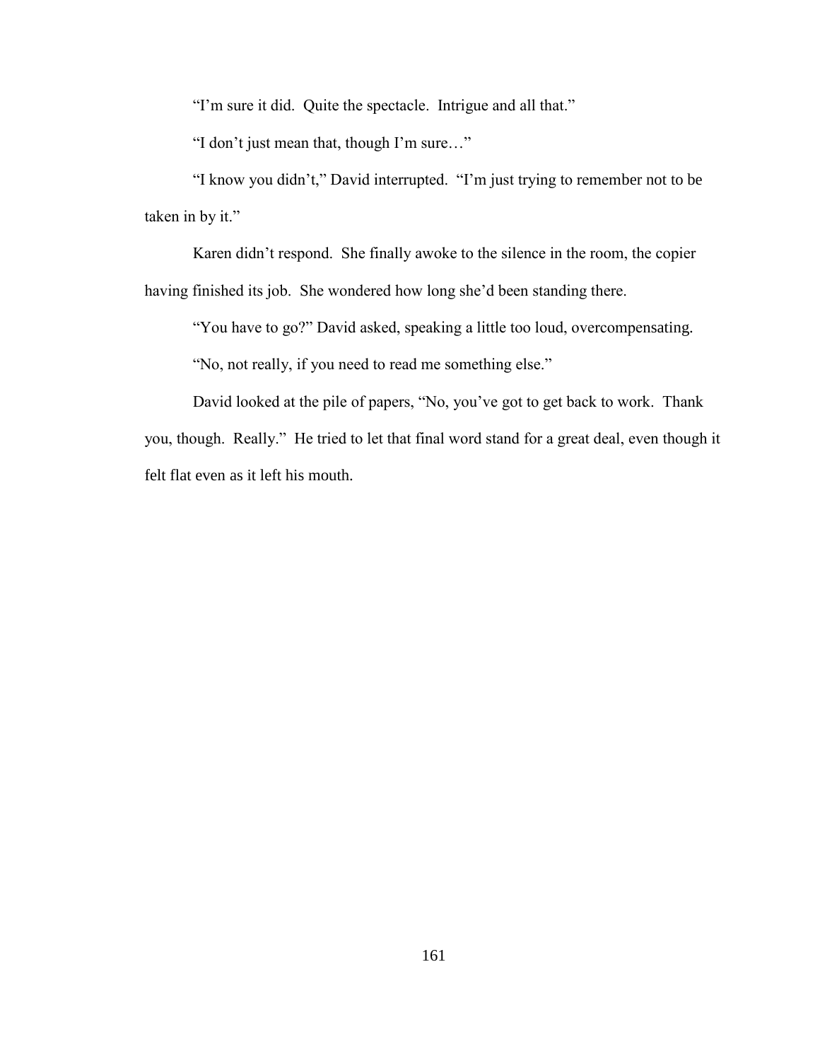"I'm sure it did. Quite the spectacle. Intrigue and all that."

"I don't just mean that, though I'm sure…"

"I know you didn't," David interrupted. "I'm just trying to remember not to be taken in by it."

Karen didn't respond. She finally awoke to the silence in the room, the copier having finished its job. She wondered how long she'd been standing there.

"You have to go?" David asked, speaking a little too loud, overcompensating.

"No, not really, if you need to read me something else."

David looked at the pile of papers, "No, you've got to get back to work. Thank you, though. Really." He tried to let that final word stand for a great deal, even though it felt flat even as it left his mouth.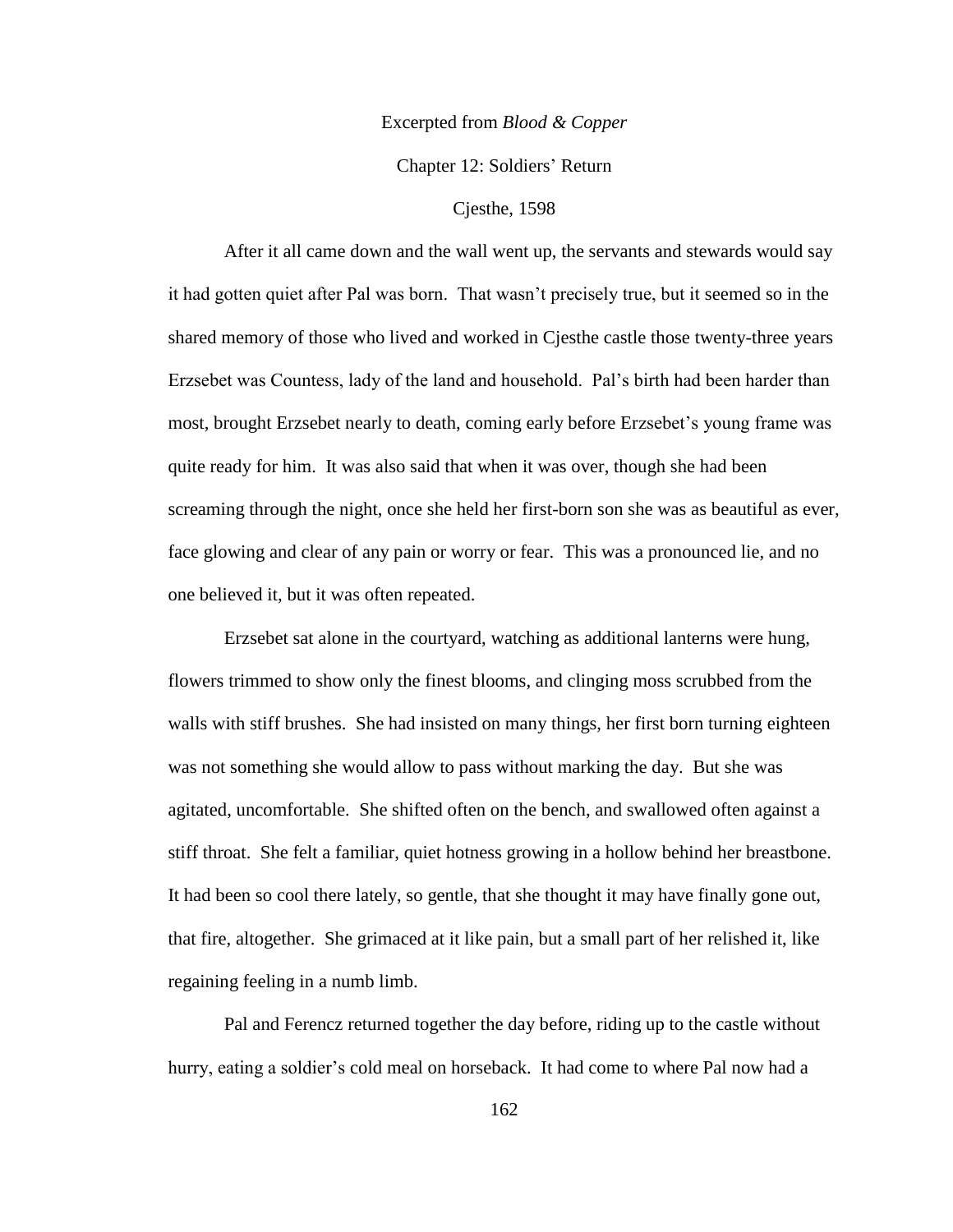Excerpted from *Blood & Copper*

Chapter 12: Soldiers' Return

Cjesthe, 1598

After it all came down and the wall went up, the servants and stewards would say it had gotten quiet after Pal was born. That wasn't precisely true, but it seemed so in the shared memory of those who lived and worked in Cjesthe castle those twenty-three years Erzsebet was Countess, lady of the land and household. Pal's birth had been harder than most, brought Erzsebet nearly to death, coming early before Erzsebet's young frame was quite ready for him. It was also said that when it was over, though she had been screaming through the night, once she held her first-born son she was as beautiful as ever, face glowing and clear of any pain or worry or fear. This was a pronounced lie, and no one believed it, but it was often repeated.

Erzsebet sat alone in the courtyard, watching as additional lanterns were hung, flowers trimmed to show only the finest blooms, and clinging moss scrubbed from the walls with stiff brushes. She had insisted on many things, her first born turning eighteen was not something she would allow to pass without marking the day. But she was agitated, uncomfortable. She shifted often on the bench, and swallowed often against a stiff throat. She felt a familiar, quiet hotness growing in a hollow behind her breastbone. It had been so cool there lately, so gentle, that she thought it may have finally gone out, that fire, altogether. She grimaced at it like pain, but a small part of her relished it, like regaining feeling in a numb limb.

Pal and Ferencz returned together the day before, riding up to the castle without hurry, eating a soldier's cold meal on horseback. It had come to where Pal now had a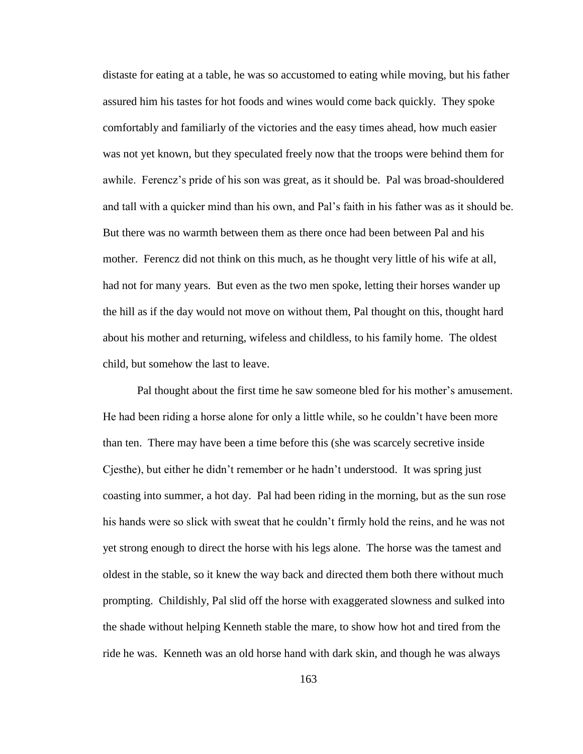distaste for eating at a table, he was so accustomed to eating while moving, but his father assured him his tastes for hot foods and wines would come back quickly. They spoke comfortably and familiarly of the victories and the easy times ahead, how much easier was not yet known, but they speculated freely now that the troops were behind them for awhile. Ferencz's pride of his son was great, as it should be. Pal was broad-shouldered and tall with a quicker mind than his own, and Pal's faith in his father was as it should be. But there was no warmth between them as there once had been between Pal and his mother. Ferencz did not think on this much, as he thought very little of his wife at all, had not for many years. But even as the two men spoke, letting their horses wander up the hill as if the day would not move on without them, Pal thought on this, thought hard about his mother and returning, wifeless and childless, to his family home. The oldest child, but somehow the last to leave.

Pal thought about the first time he saw someone bled for his mother's amusement. He had been riding a horse alone for only a little while, so he couldn't have been more than ten. There may have been a time before this (she was scarcely secretive inside Cjesthe), but either he didn't remember or he hadn't understood. It was spring just coasting into summer, a hot day. Pal had been riding in the morning, but as the sun rose his hands were so slick with sweat that he couldn't firmly hold the reins, and he was not yet strong enough to direct the horse with his legs alone. The horse was the tamest and oldest in the stable, so it knew the way back and directed them both there without much prompting. Childishly, Pal slid off the horse with exaggerated slowness and sulked into the shade without helping Kenneth stable the mare, to show how hot and tired from the ride he was. Kenneth was an old horse hand with dark skin, and though he was always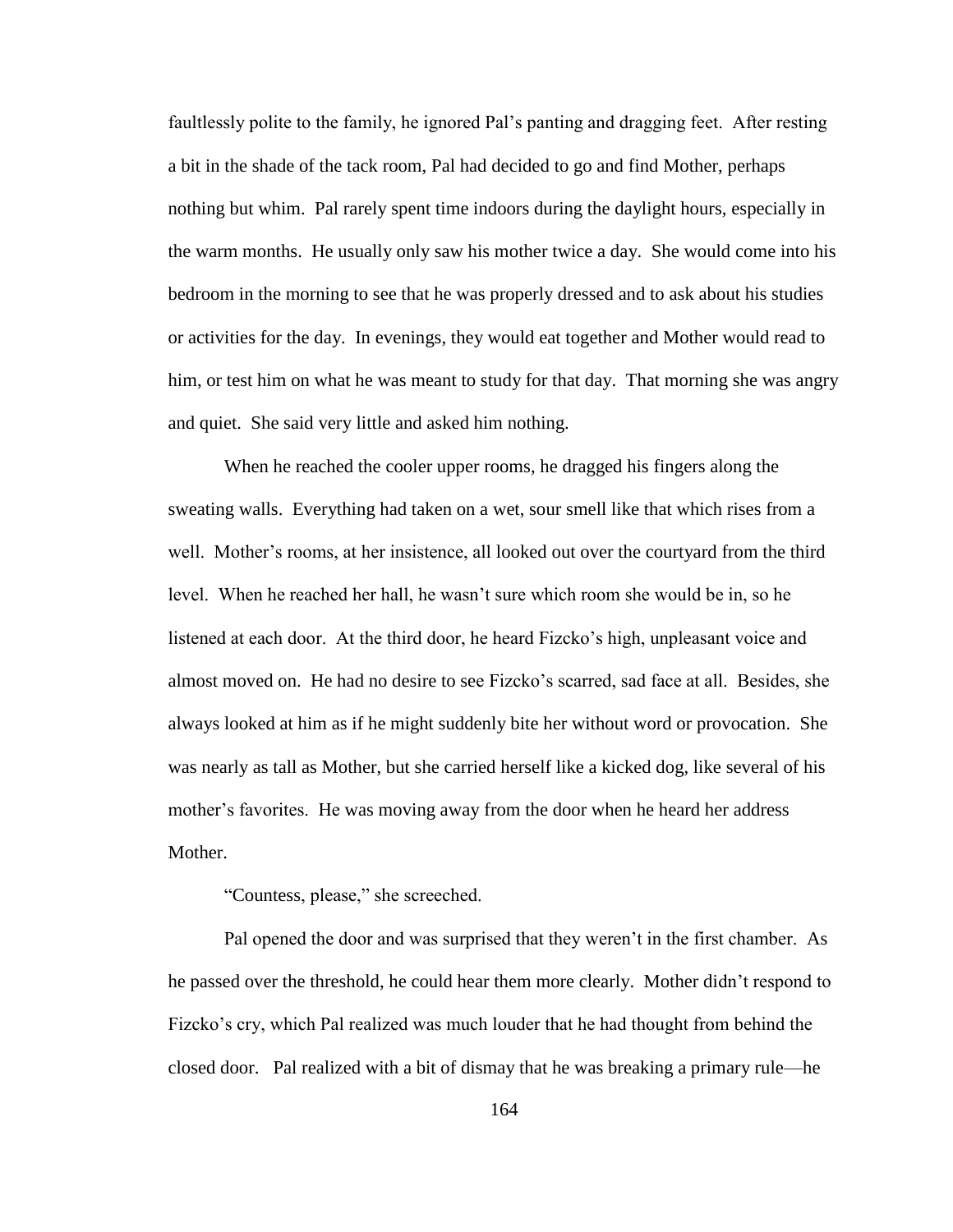faultlessly polite to the family, he ignored Pal's panting and dragging feet. After resting a bit in the shade of the tack room, Pal had decided to go and find Mother, perhaps nothing but whim. Pal rarely spent time indoors during the daylight hours, especially in the warm months. He usually only saw his mother twice a day. She would come into his bedroom in the morning to see that he was properly dressed and to ask about his studies or activities for the day. In evenings, they would eat together and Mother would read to him, or test him on what he was meant to study for that day. That morning she was angry and quiet. She said very little and asked him nothing.

When he reached the cooler upper rooms, he dragged his fingers along the sweating walls. Everything had taken on a wet, sour smell like that which rises from a well. Mother's rooms, at her insistence, all looked out over the courtyard from the third level. When he reached her hall, he wasn't sure which room she would be in, so he listened at each door. At the third door, he heard Fizcko's high, unpleasant voice and almost moved on. He had no desire to see Fizcko's scarred, sad face at all. Besides, she always looked at him as if he might suddenly bite her without word or provocation. She was nearly as tall as Mother, but she carried herself like a kicked dog, like several of his mother's favorites. He was moving away from the door when he heard her address Mother.

"Countess, please," she screeched.

Pal opened the door and was surprised that they weren't in the first chamber. As he passed over the threshold, he could hear them more clearly. Mother didn't respond to Fizcko's cry, which Pal realized was much louder that he had thought from behind the closed door. Pal realized with a bit of dismay that he was breaking a primary rule—he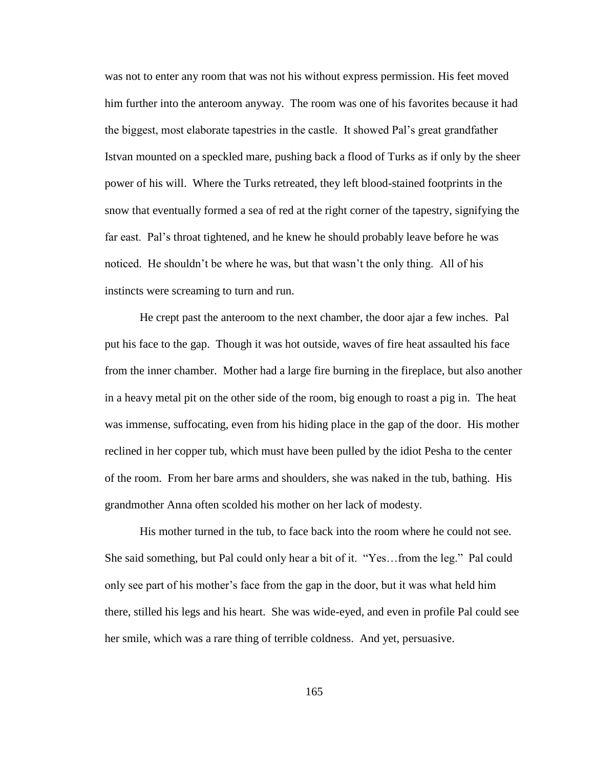was not to enter any room that was not his without express permission. His feet moved him further into the anteroom anyway. The room was one of his favorites because it had the biggest, most elaborate tapestries in the castle. It showed Pal's great grandfather Istvan mounted on a speckled mare, pushing back a flood of Turks as if only by the sheer power of his will. Where the Turks retreated, they left blood-stained footprints in the snow that eventually formed a sea of red at the right corner of the tapestry, signifying the far east. Pal's throat tightened, and he knew he should probably leave before he was noticed. He shouldn't be where he was, but that wasn't the only thing. All of his instincts were screaming to turn and run.

He crept past the anteroom to the next chamber, the door ajar a few inches. Pal put his face to the gap. Though it was hot outside, waves of fire heat assaulted his face from the inner chamber. Mother had a large fire burning in the fireplace, but also another in a heavy metal pit on the other side of the room, big enough to roast a pig in. The heat was immense, suffocating, even from his hiding place in the gap of the door. His mother reclined in her copper tub, which must have been pulled by the idiot Pesha to the center of the room. From her bare arms and shoulders, she was naked in the tub, bathing. His grandmother Anna often scolded his mother on her lack of modesty.

His mother turned in the tub, to face back into the room where he could not see. She said something, but Pal could only hear a bit of it. "Yes…from the leg." Pal could only see part of his mother's face from the gap in the door, but it was what held him there, stilled his legs and his heart. She was wide-eyed, and even in profile Pal could see her smile, which was a rare thing of terrible coldness. And yet, persuasive.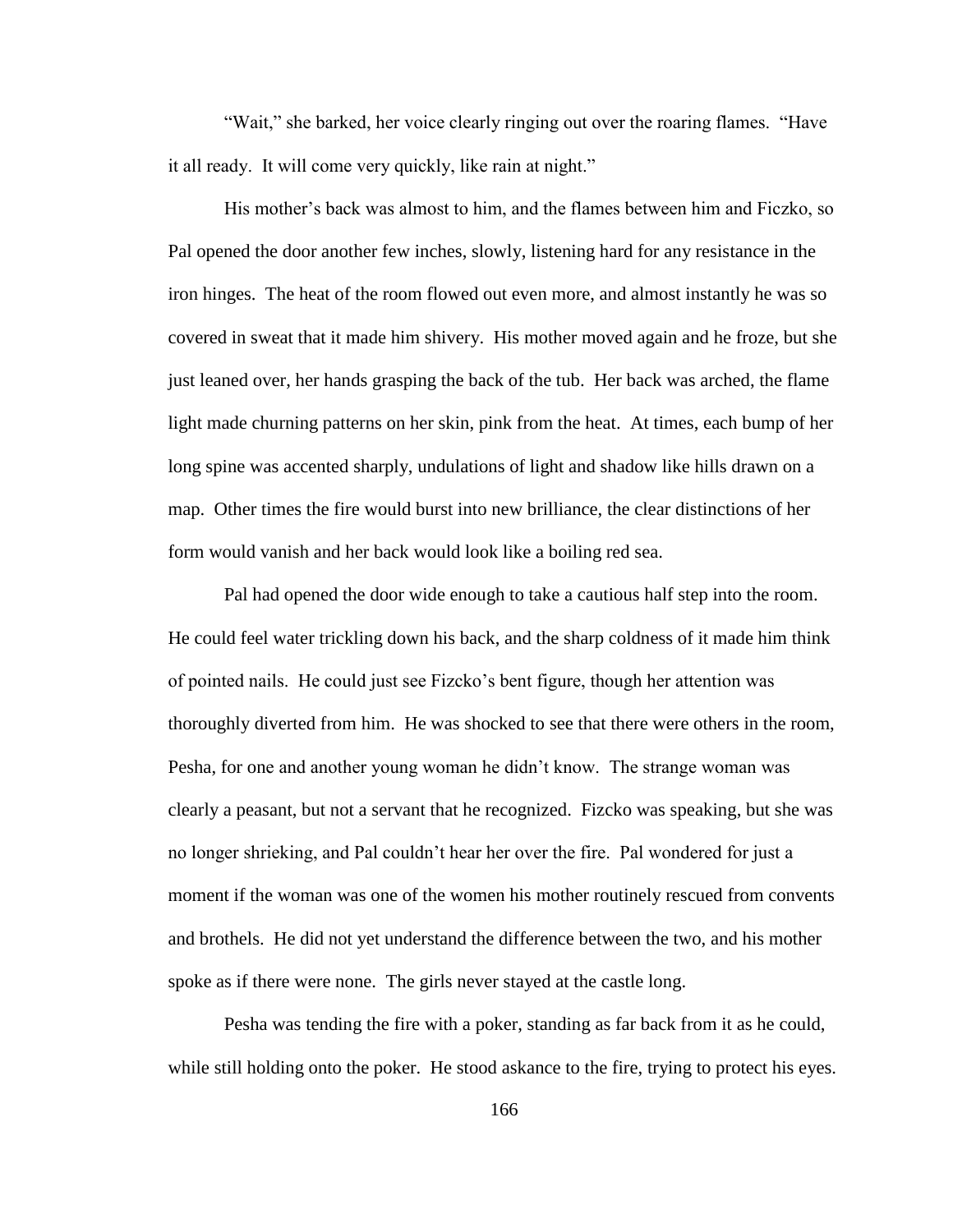“Wait,” she barked, her voice clearly ringing out over the roaring flames. “Have it all ready. It will come very quickly, like rain at night.”

His mother’s back was almost to him, and the flames between him and Ficzko, so Pal opened the door another few inches, slowly, listening hard for any resistance in the iron hinges. The heat of the room flowed out even more, and almost instantly he was so covered in sweat that it made him shivery. His mother moved again and he froze, but she just leaned over, her hands grasping the back of the tub. Her back was arched, the flame light made churning patterns on her skin, pink from the heat. At times, each bump of her long spine was accented sharply, undulations of light and shadow like hills drawn on a map. Other times the fire would burst into new brilliance, the clear distinctions of her form would vanish and her back would look like a boiling red sea.

Pal had opened the door wide enough to take a cautious half step into the room. He could feel water trickling down his back, and the sharp coldness of it made him think of pointed nails. He could just see Fizcko’s bent figure, though her attention was thoroughly diverted from him. He was shocked to see that there were others in the room, Pesha, for one and another young woman he didn’t know. The strange woman was clearly a peasant, but not a servant that he recognized. Fizcko was speaking, but she was no longer shrieking, and Pal couldn’t hear her over the fire. Pal wondered for just a moment if the woman was one of the women his mother routinely rescued from convents and brothels. He did not yet understand the difference between the two, and his mother spoke as if there were none. The girls never stayed at the castle long.

Pesha was tending the fire with a poker, standing as far back from it as he could, while still holding onto the poker. He stood askance to the fire, trying to protect his eyes.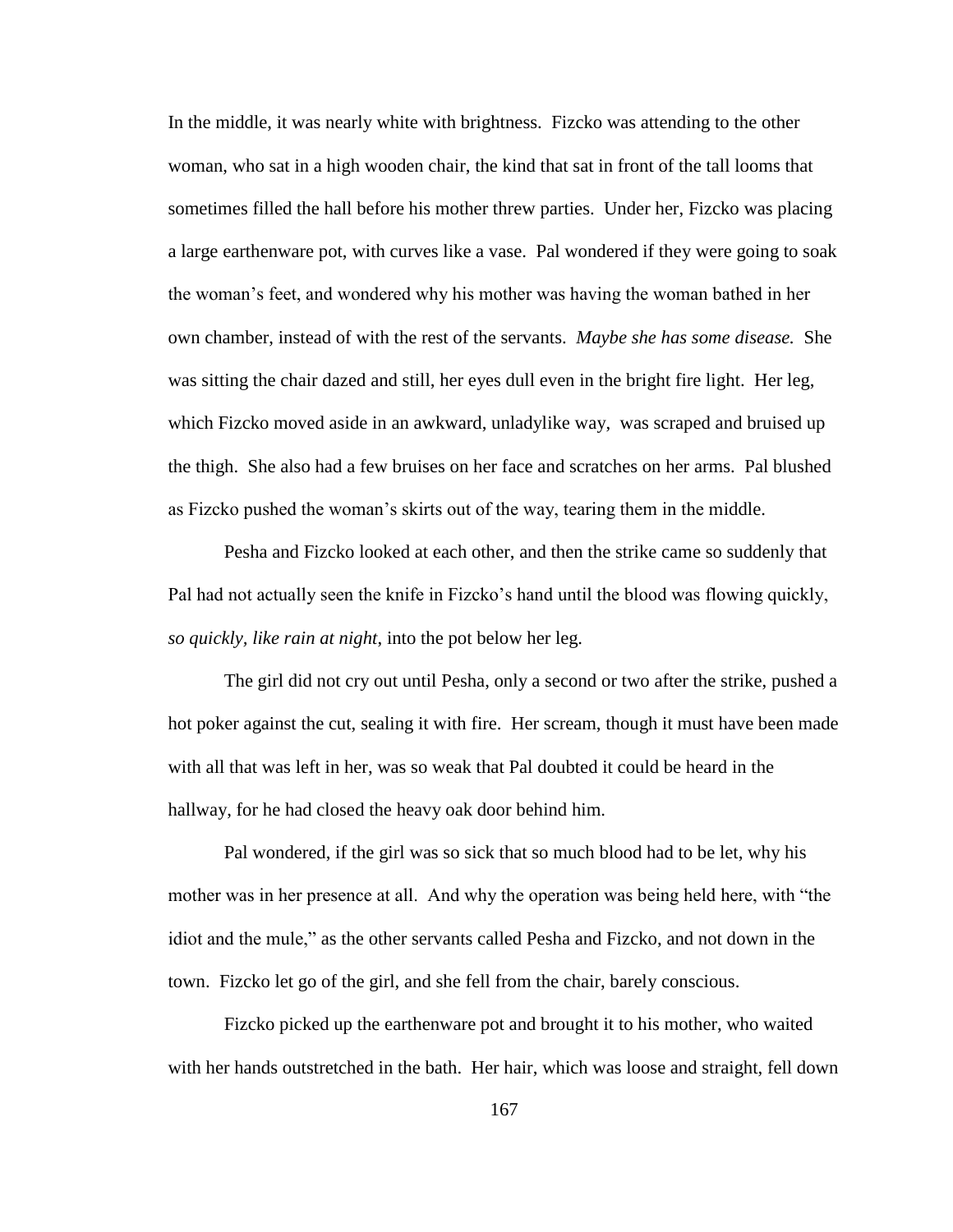In the middle, it was nearly white with brightness. Fizcko was attending to the other woman, who sat in a high wooden chair, the kind that sat in front of the tall looms that sometimes filled the hall before his mother threw parties. Under her, Fizcko was placing a large earthenware pot, with curves like a vase. Pal wondered if they were going to soak the woman's feet, and wondered why his mother was having the woman bathed in her own chamber, instead of with the rest of the servants. *Maybe she has some disease.* She was sitting the chair dazed and still, her eyes dull even in the bright fire light. Her leg, which Fizcko moved aside in an awkward, unladylike way, was scraped and bruised up the thigh. She also had a few bruises on her face and scratches on her arms. Pal blushed as Fizcko pushed the woman's skirts out of the way, tearing them in the middle.

Pesha and Fizcko looked at each other, and then the strike came so suddenly that Pal had not actually seen the knife in Fizcko's hand until the blood was flowing quickly, *so quickly, like rain at night,* into the pot below her leg.

The girl did not cry out until Pesha, only a second or two after the strike, pushed a hot poker against the cut, sealing it with fire. Her scream, though it must have been made with all that was left in her, was so weak that Pal doubted it could be heard in the hallway, for he had closed the heavy oak door behind him.

Pal wondered, if the girl was so sick that so much blood had to be let, why his mother was in her presence at all. And why the operation was being held here, with "the idiot and the mule," as the other servants called Pesha and Fizcko, and not down in the town. Fizcko let go of the girl, and she fell from the chair, barely conscious.

Fizcko picked up the earthenware pot and brought it to his mother, who waited with her hands outstretched in the bath. Her hair, which was loose and straight, fell down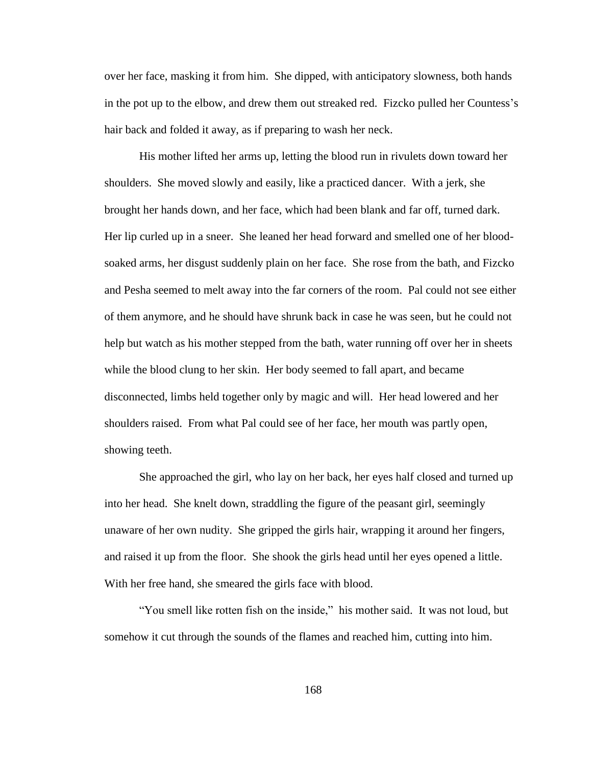over her face, masking it from him. She dipped, with anticipatory slowness, both hands in the pot up to the elbow, and drew them out streaked red. Fizcko pulled her Countess's hair back and folded it away, as if preparing to wash her neck.

His mother lifted her arms up, letting the blood run in rivulets down toward her shoulders. She moved slowly and easily, like a practiced dancer. With a jerk, she brought her hands down, and her face, which had been blank and far off, turned dark. Her lip curled up in a sneer. She leaned her head forward and smelled one of her blood-soaked arms, her disgust suddenly plain on her face. She rose from the bath, and Fizcko and Pesha seemed to melt away into the far corners of the room. Pal could not see either of them anymore, and he should have shrunk back in case he was seen, but he could not help but watch as his mother stepped from the bath, water running off over her in sheets while the blood clung to her skin. Her body seemed to fall apart, and became disconnected, limbs held together only by magic and will. Her head lowered and her shoulders raised. From what Pal could see of her face, her mouth was partly open, showing teeth.

She approached the girl, who lay on her back, her eyes half closed and turned up into her head. She knelt down, straddling the figure of the peasant girl, seemingly unaware of her own nudity. She gripped the girls hair, wrapping it around her fingers, and raised it up from the floor. She shook the girls head until her eyes opened a little. With her free hand, she smeared the girls face with blood.

"You smell like rotten fish on the inside," his mother said. It was not loud, but somehow it cut through the sounds of the flames and reached him, cutting into him.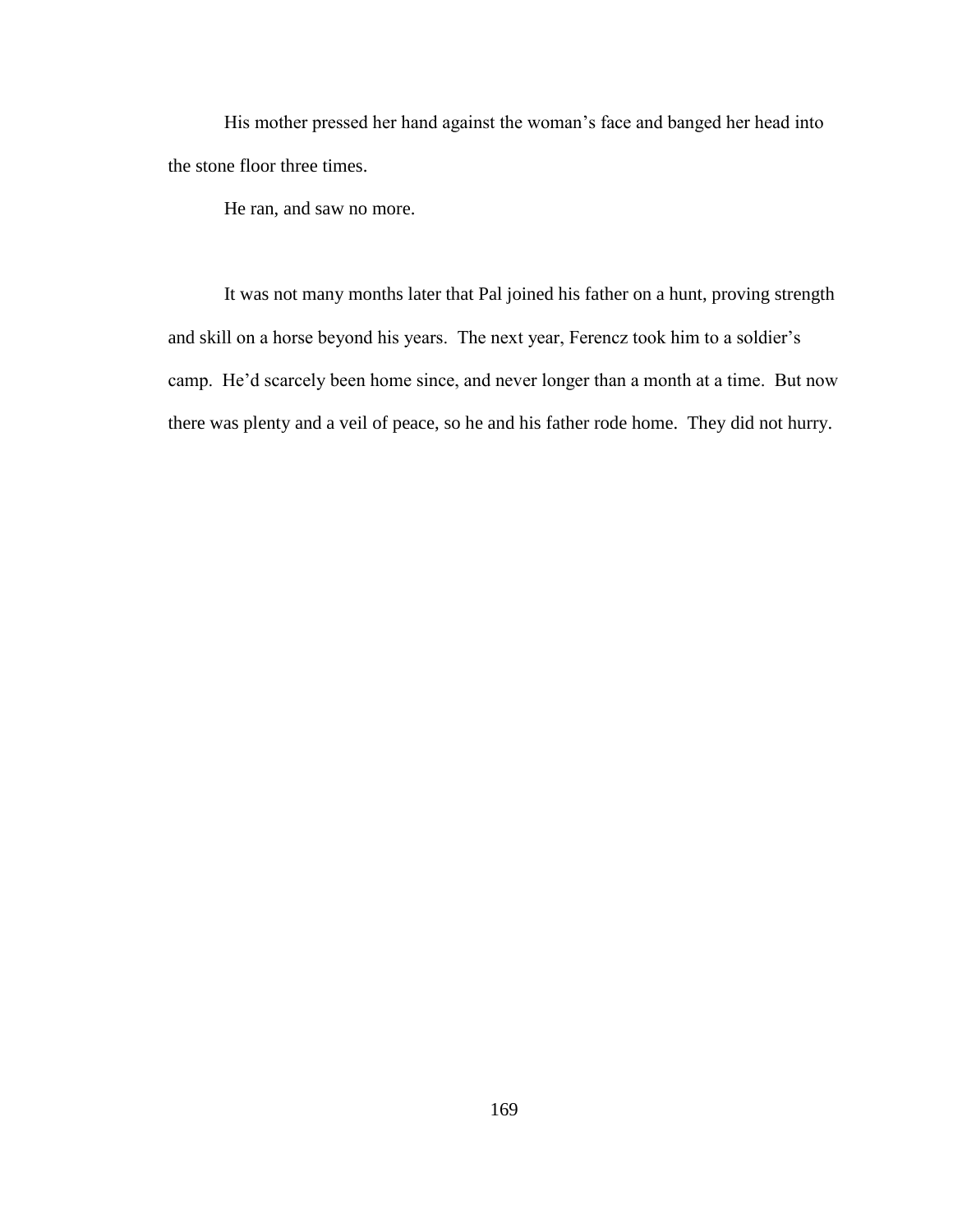His mother pressed her hand against the woman's face and banged her head into the stone floor three times.

He ran, and saw no more.

It was not many months later that Pal joined his father on a hunt, proving strength and skill on a horse beyond his years. The next year, Ferencz took him to a soldier's camp. He'd scarcely been home since, and never longer than a month at a time. But now there was plenty and a veil of peace, so he and his father rode home. They did not hurry.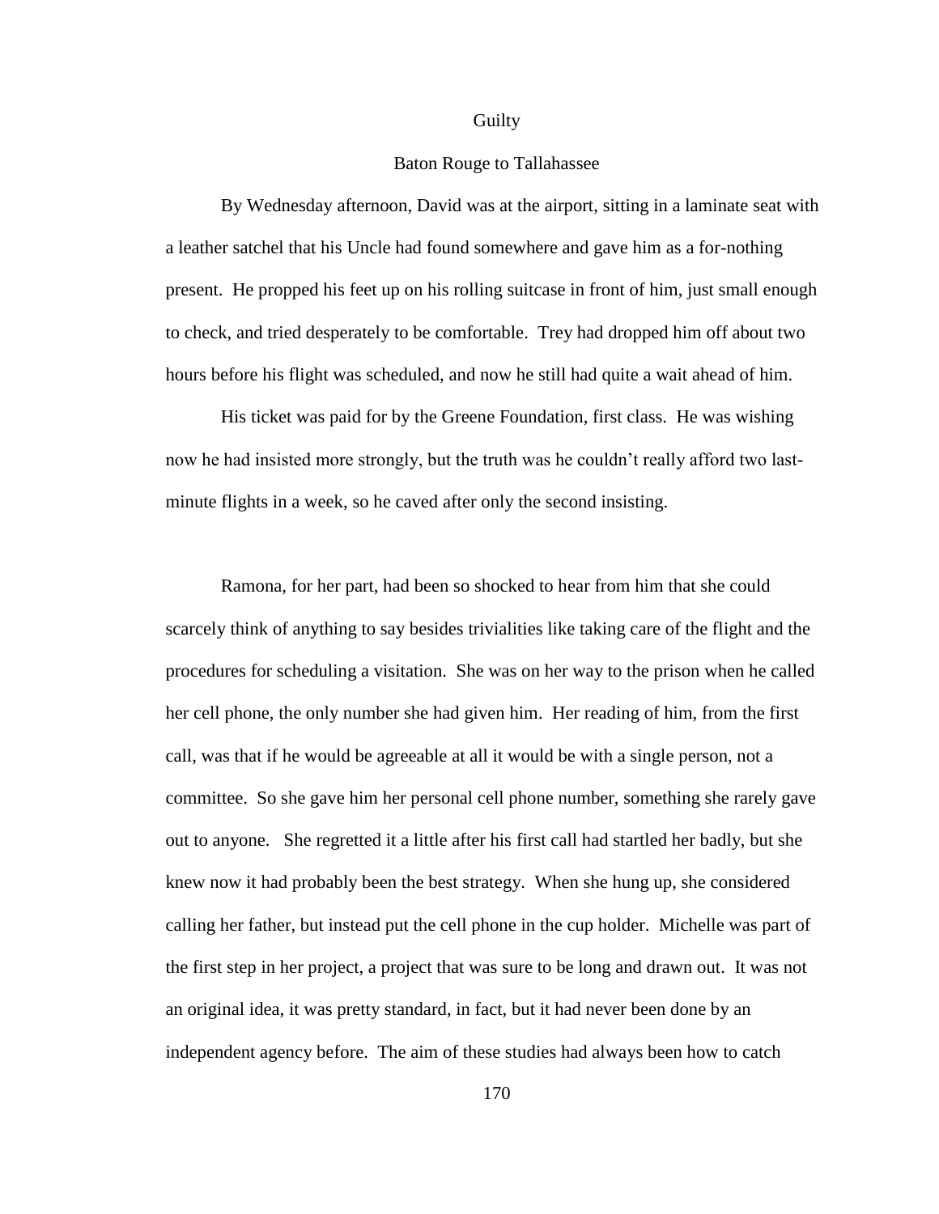## Guilty

### Baton Rouge to Tallahassee

By Wednesday afternoon, David was at the airport, sitting in a laminate seat with a leather satchel that his Uncle had found somewhere and gave him as a for-nothing present. He propped his feet up on his rolling suitcase in front of him, just small enough to check, and tried desperately to be comfortable. Trey had dropped him off about two hours before his flight was scheduled, and now he still had quite a wait ahead of him.

His ticket was paid for by the Greene Foundation, first class. He was wishing now he had insisted more strongly, but the truth was he couldn't really afford two last-minute flights in a week, so he caved after only the second insisting.

Ramona, for her part, had been so shocked to hear from him that she could scarcely think of anything to say besides trivialities like taking care of the flight and the procedures for scheduling a visitation. She was on her way to the prison when he called her cell phone, the only number she had given him. Her reading of him, from the first call, was that if he would be agreeable at all it would be with a single person, not a committee. So she gave him her personal cell phone number, something she rarely gave out to anyone. She regretted it a little after his first call had startled her badly, but she knew now it had probably been the best strategy. When she hung up, she considered calling her father, but instead put the cell phone in the cup holder. Michelle was part of the first step in her project, a project that was sure to be long and drawn out. It was not an original idea, it was pretty standard, in fact, but it had never been done by an independent agency before. The aim of these studies had always been how to catch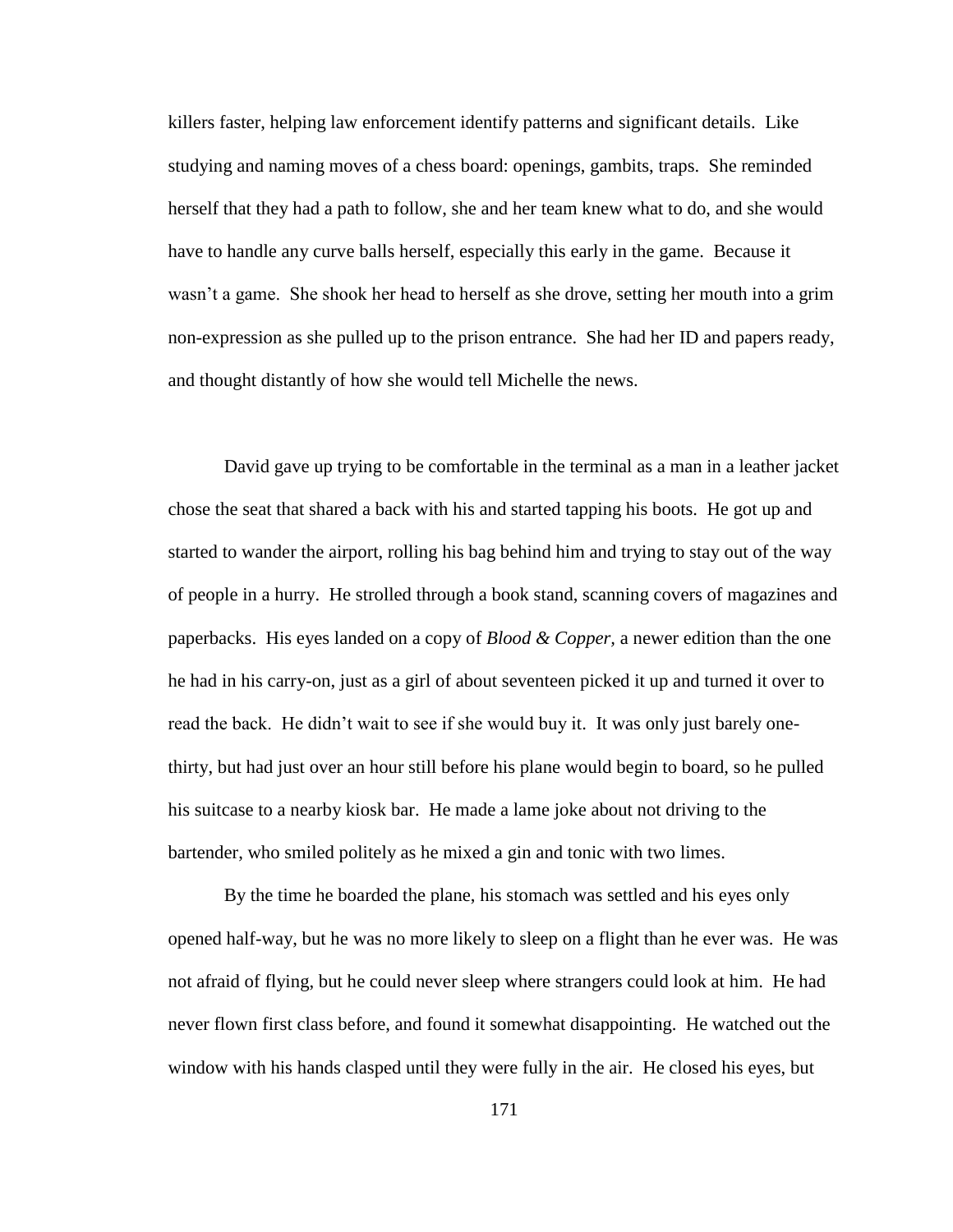killers faster, helping law enforcement identify patterns and significant details. Like studying and naming moves of a chess board: openings, gambits, traps. She reminded herself that they had a path to follow, she and her team knew what to do, and she would have to handle any curve balls herself, especially this early in the game. Because it wasn't a game. She shook her head to herself as she drove, setting her mouth into a grim non-expression as she pulled up to the prison entrance. She had her ID and papers ready, and thought distantly of how she would tell Michelle the news.

David gave up trying to be comfortable in the terminal as a man in a leather jacket chose the seat that shared a back with his and started tapping his boots. He got up and started to wander the airport, rolling his bag behind him and trying to stay out of the way of people in a hurry. He strolled through a book stand, scanning covers of magazines and paperbacks. His eyes landed on a copy of *Blood & Copper*, a newer edition than the one he had in his carry-on, just as a girl of about seventeen picked it up and turned it over to read the back. He didn't wait to see if she would buy it. It was only just barely one-thirty, but had just over an hour still before his plane would begin to board, so he pulled his suitcase to a nearby kiosk bar. He made a lame joke about not driving to the bartender, who smiled politely as he mixed a gin and tonic with two limes.

By the time he boarded the plane, his stomach was settled and his eyes only opened half-way, but he was no more likely to sleep on a flight than he ever was. He was not afraid of flying, but he could never sleep where strangers could look at him. He had never flown first class before, and found it somewhat disappointing. He watched out the window with his hands clasped until they were fully in the air. He closed his eyes, but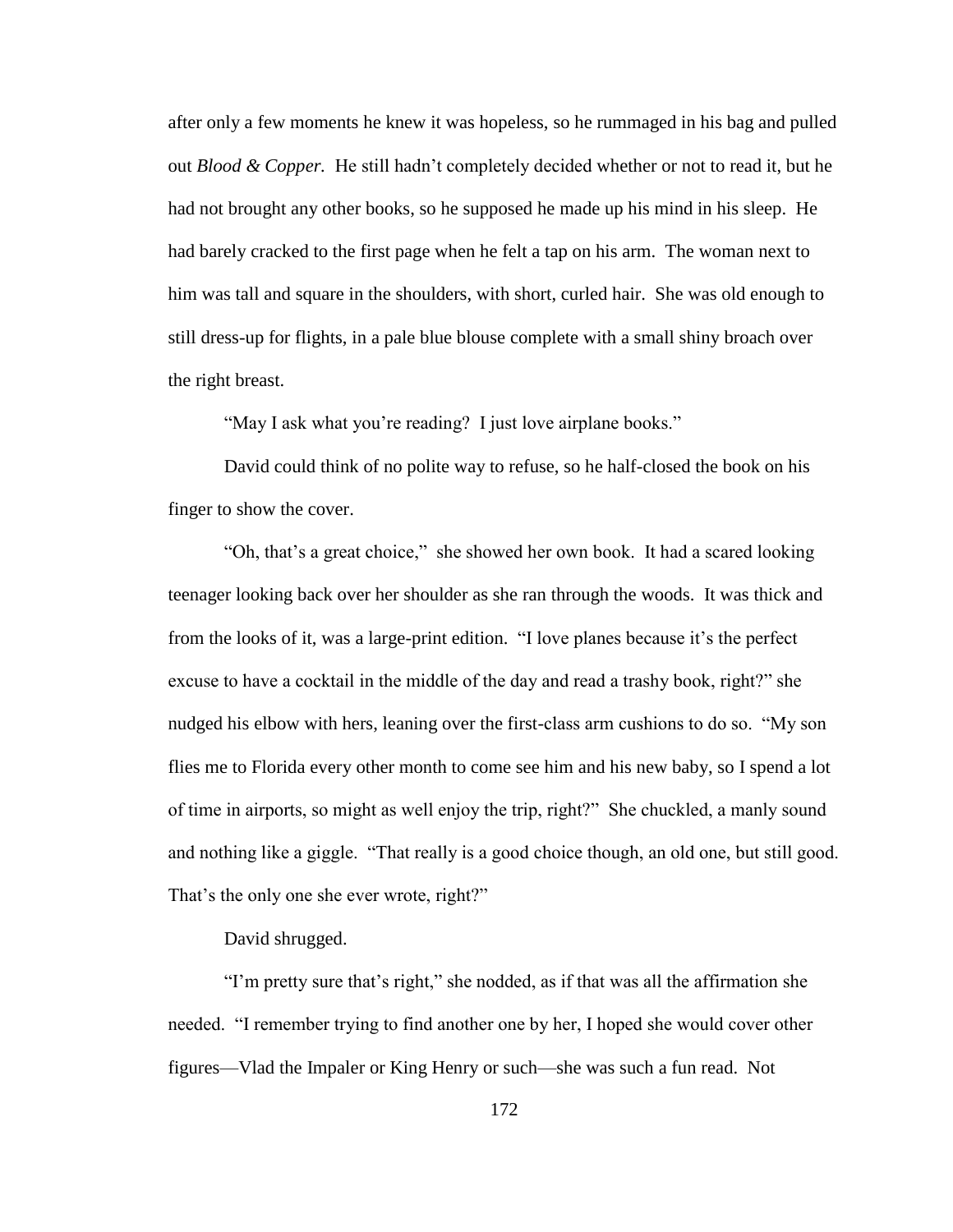after only a few moments he knew it was hopeless, so he rummaged in his bag and pulled out *Blood & Copper.* He still hadn't completely decided whether or not to read it, but he had not brought any other books, so he supposed he made up his mind in his sleep. He had barely cracked to the first page when he felt a tap on his arm. The woman next to him was tall and square in the shoulders, with short, curled hair. She was old enough to still dress-up for flights, in a pale blue blouse complete with a small shiny broach over the right breast.

"May I ask what you're reading? I just love airplane books."

David could think of no polite way to refuse, so he half-closed the book on his finger to show the cover.

"Oh, that's a great choice," she showed her own book. It had a scared looking teenager looking back over her shoulder as she ran through the woods. It was thick and from the looks of it, was a large-print edition. "I love planes because it's the perfect excuse to have a cocktail in the middle of the day and read a trashy book, right?" she nudged his elbow with hers, leaning over the first-class arm cushions to do so. "My son flies me to Florida every other month to come see him and his new baby, so I spend a lot of time in airports, so might as well enjoy the trip, right?" She chuckled, a manly sound and nothing like a giggle. "That really is a good choice though, an old one, but still good. That's the only one she ever wrote, right?"

David shrugged.

"I'm pretty sure that's right," she nodded, as if that was all the affirmation she needed. "I remember trying to find another one by her, I hoped she would cover other figures—Vlad the Impaler or King Henry or such—she was such a fun read. Not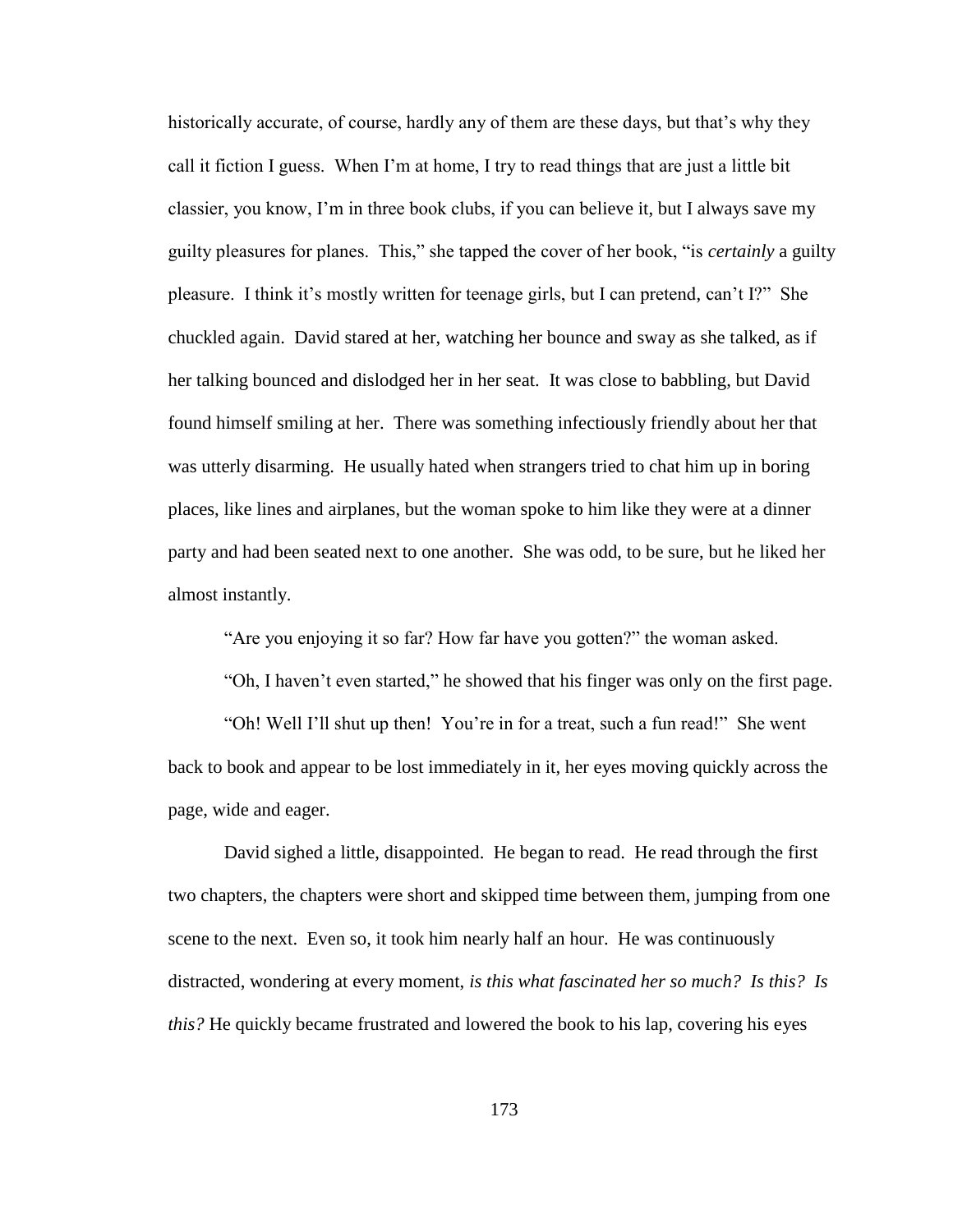historically accurate, of course, hardly any of them are these days, but that's why they call it fiction I guess. When I'm at home, I try to read things that are just a little bit classier, you know, I'm in three book clubs, if you can believe it, but I always save my guilty pleasures for planes. This," she tapped the cover of her book, "is *certainly* a guilty pleasure. I think it's mostly written for teenage girls, but I can pretend, can't I?" She chuckled again. David stared at her, watching her bounce and sway as she talked, as if her talking bounced and dislodged her in her seat. It was close to babbling, but David found himself smiling at her. There was something infectiously friendly about her that was utterly disarming. He usually hated when strangers tried to chat him up in boring places, like lines and airplanes, but the woman spoke to him like they were at a dinner party and had been seated next to one another. She was odd, to be sure, but he liked her almost instantly.

"Are you enjoying it so far? How far have you gotten?" the woman asked.

"Oh, I haven't even started," he showed that his finger was only on the first page.

"Oh! Well I'll shut up then! You're in for a treat, such a fun read!" She went back to book and appear to be lost immediately in it, her eyes moving quickly across the page, wide and eager.

David sighed a little, disappointed. He began to read. He read through the first two chapters, the chapters were short and skipped time between them, jumping from one scene to the next. Even so, it took him nearly half an hour. He was continuously distracted, wondering at every moment, *is this what fascinated her so much? Is this? Is this?* He quickly became frustrated and lowered the book to his lap, covering his eyes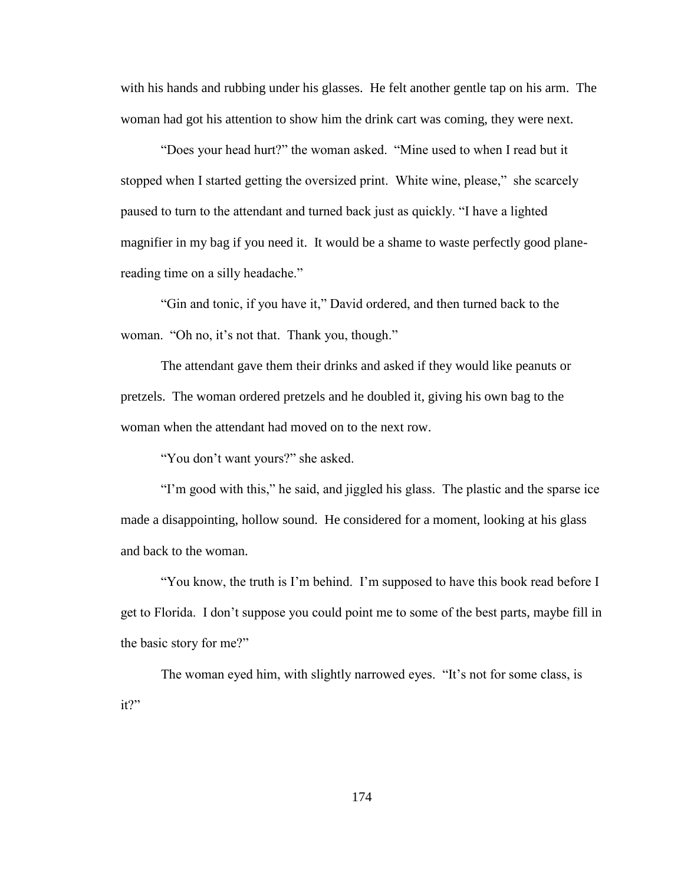with his hands and rubbing under his glasses. He felt another gentle tap on his arm. The woman had got his attention to show him the drink cart was coming, they were next.

"Does your head hurt?" the woman asked. "Mine used to when I read but it stopped when I started getting the oversized print. White wine, please," she scarcely paused to turn to the attendant and turned back just as quickly. "I have a lighted magnifier in my bag if you need it. It would be a shame to waste perfectly good plane-reading time on a silly headache."

"Gin and tonic, if you have it," David ordered, and then turned back to the woman. "Oh no, it's not that. Thank you, though."

The attendant gave them their drinks and asked if they would like peanuts or pretzels. The woman ordered pretzels and he doubled it, giving his own bag to the woman when the attendant had moved on to the next row.

"You don't want yours?" she asked.

"I'm good with this," he said, and jiggled his glass. The plastic and the sparse ice made a disappointing, hollow sound. He considered for a moment, looking at his glass and back to the woman.

"You know, the truth is I'm behind. I'm supposed to have this book read before I get to Florida. I don't suppose you could point me to some of the best parts, maybe fill in the basic story for me?"

The woman eyed him, with slightly narrowed eyes. "It's not for some class, is it?"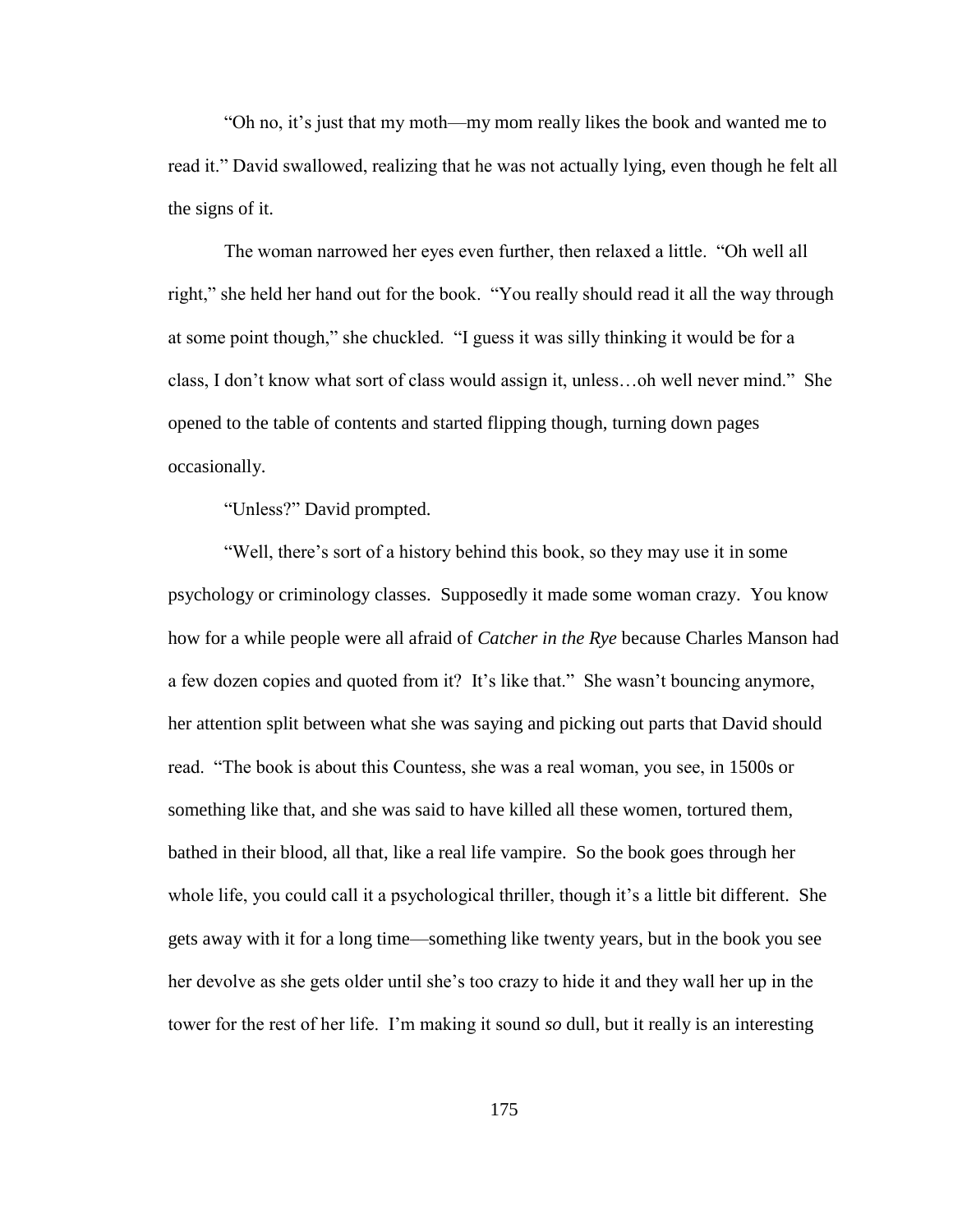"Oh no, it's just that my moth—my mom really likes the book and wanted me to read it." David swallowed, realizing that he was not actually lying, even though he felt all the signs of it.

The woman narrowed her eyes even further, then relaxed a little. "Oh well all right," she held her hand out for the book. "You really should read it all the way through at some point though," she chuckled. "I guess it was silly thinking it would be for a class, I don't know what sort of class would assign it, unless…oh well never mind." She opened to the table of contents and started flipping though, turning down pages occasionally.

"Unless?" David prompted.

"Well, there's sort of a history behind this book, so they may use it in some psychology or criminology classes. Supposedly it made some woman crazy. You know how for a while people were all afraid of *Catcher in the Rye* because Charles Manson had a few dozen copies and quoted from it? It's like that." She wasn't bouncing anymore, her attention split between what she was saying and picking out parts that David should read. "The book is about this Countess, she was a real woman, you see, in 1500s or something like that, and she was said to have killed all these women, tortured them, bathed in their blood, all that, like a real life vampire. So the book goes through her whole life, you could call it a psychological thriller, though it's a little bit different. She gets away with it for a long time—something like twenty years, but in the book you see her devolve as she gets older until she's too crazy to hide it and they wall her up in the tower for the rest of her life. I'm making it sound *so* dull, but it really is an interesting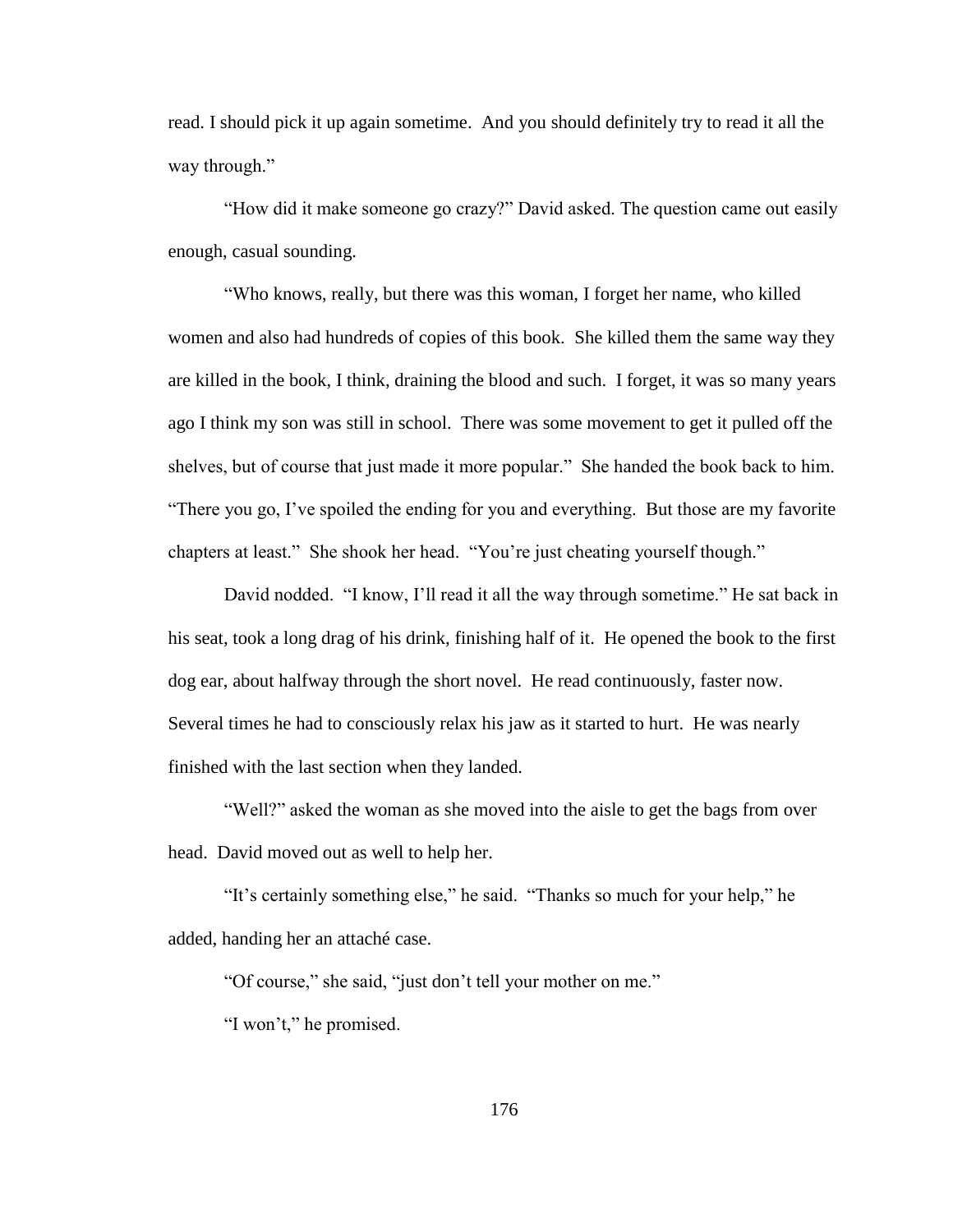read. I should pick it up again sometime. And you should definitely try to read it all the way through."

"How did it make someone go crazy?" David asked. The question came out easily enough, casual sounding.

"Who knows, really, but there was this woman, I forget her name, who killed women and also had hundreds of copies of this book. She killed them the same way they are killed in the book, I think, draining the blood and such. I forget, it was so many years ago I think my son was still in school. There was some movement to get it pulled off the shelves, but of course that just made it more popular." She handed the book back to him. "There you go, I've spoiled the ending for you and everything. But those are my favorite chapters at least." She shook her head. "You're just cheating yourself though."

David nodded. "I know, I'll read it all the way through sometime." He sat back in his seat, took a long drag of his drink, finishing half of it. He opened the book to the first dog ear, about halfway through the short novel. He read continuously, faster now. Several times he had to consciously relax his jaw as it started to hurt. He was nearly finished with the last section when they landed.

"Well?" asked the woman as she moved into the aisle to get the bags from over head. David moved out as well to help her.

"It's certainly something else," he said. "Thanks so much for your help," he added, handing her an attaché case.

"Of course," she said, "just don't tell your mother on me."

"I won't," he promised.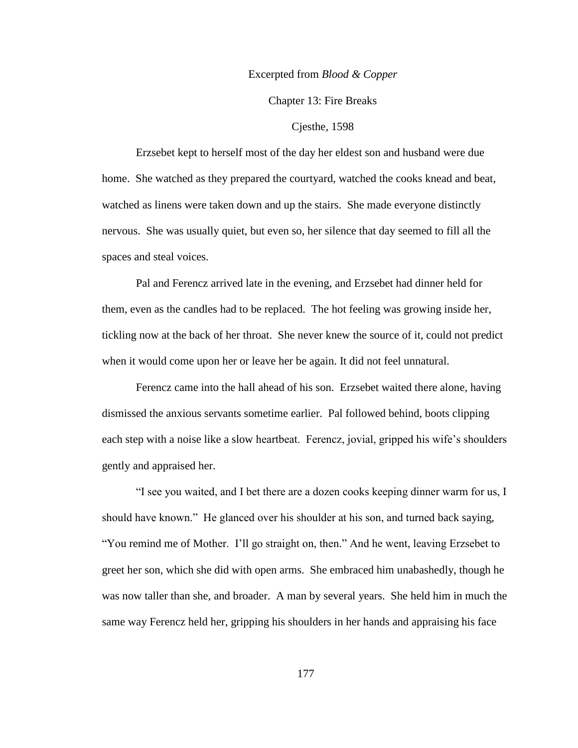Excerpted from *Blood & Copper*

Chapter 13: Fire Breaks

Cjesthe, 1598

Erzsebet kept to herself most of the day her eldest son and husband were due home. She watched as they prepared the courtyard, watched the cooks knead and beat, watched as linens were taken down and up the stairs. She made everyone distinctly nervous. She was usually quiet, but even so, her silence that day seemed to fill all the spaces and steal voices.

Pal and Ferencz arrived late in the evening, and Erzsebet had dinner held for them, even as the candles had to be replaced. The hot feeling was growing inside her, tickling now at the back of her throat. She never knew the source of it, could not predict when it would come upon her or leave her be again. It did not feel unnatural.

Ferencz came into the hall ahead of his son. Erzsebet waited there alone, having dismissed the anxious servants sometime earlier. Pal followed behind, boots clipping each step with a noise like a slow heartbeat. Ferencz, jovial, gripped his wife's shoulders gently and appraised her.

"I see you waited, and I bet there are a dozen cooks keeping dinner warm for us, I should have known." He glanced over his shoulder at his son, and turned back saying, "You remind me of Mother. I'll go straight on, then." And he went, leaving Erzsebet to greet her son, which she did with open arms. She embraced him unabashedly, though he was now taller than she, and broader. A man by several years. She held him in much the same way Ferencz held her, gripping his shoulders in her hands and appraising his face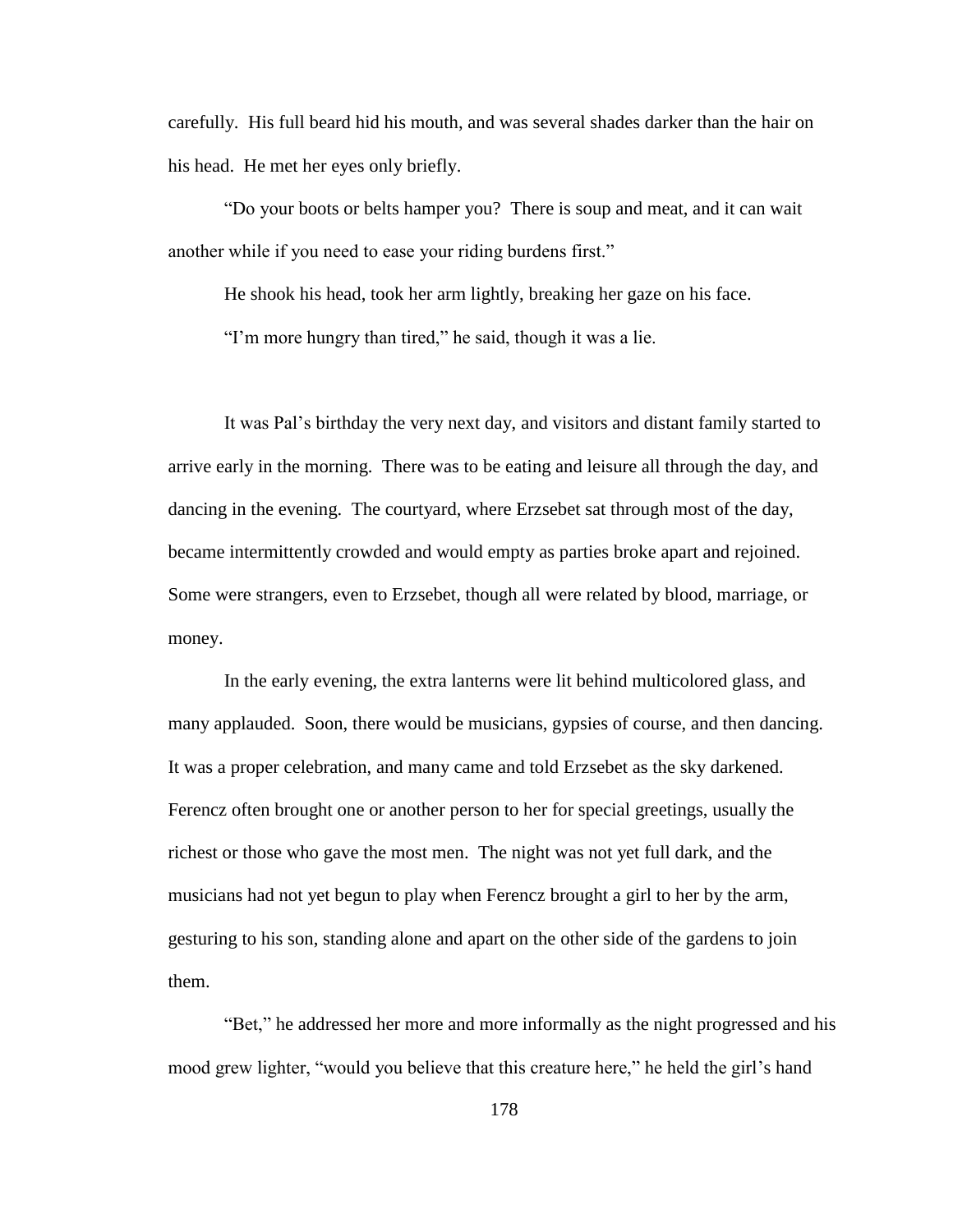carefully. His full beard hid his mouth, and was several shades darker than the hair on his head. He met her eyes only briefly.

"Do your boots or belts hamper you? There is soup and meat, and it can wait another while if you need to ease your riding burdens first."

He shook his head, took her arm lightly, breaking her gaze on his face.

"I'm more hungry than tired," he said, though it was a lie.

It was Pal's birthday the very next day, and visitors and distant family started to arrive early in the morning. There was to be eating and leisure all through the day, and dancing in the evening. The courtyard, where Erzsebet sat through most of the day, became intermittently crowded and would empty as parties broke apart and rejoined. Some were strangers, even to Erzsebet, though all were related by blood, marriage, or money.

In the early evening, the extra lanterns were lit behind multicolored glass, and many applauded. Soon, there would be musicians, gypsies of course, and then dancing. It was a proper celebration, and many came and told Erzsebet as the sky darkened. Ferencz often brought one or another person to her for special greetings, usually the richest or those who gave the most men. The night was not yet full dark, and the musicians had not yet begun to play when Ferencz brought a girl to her by the arm, gesturing to his son, standing alone and apart on the other side of the gardens to join them.

"Bet," he addressed her more and more informally as the night progressed and his mood grew lighter, "would you believe that this creature here," he held the girl's hand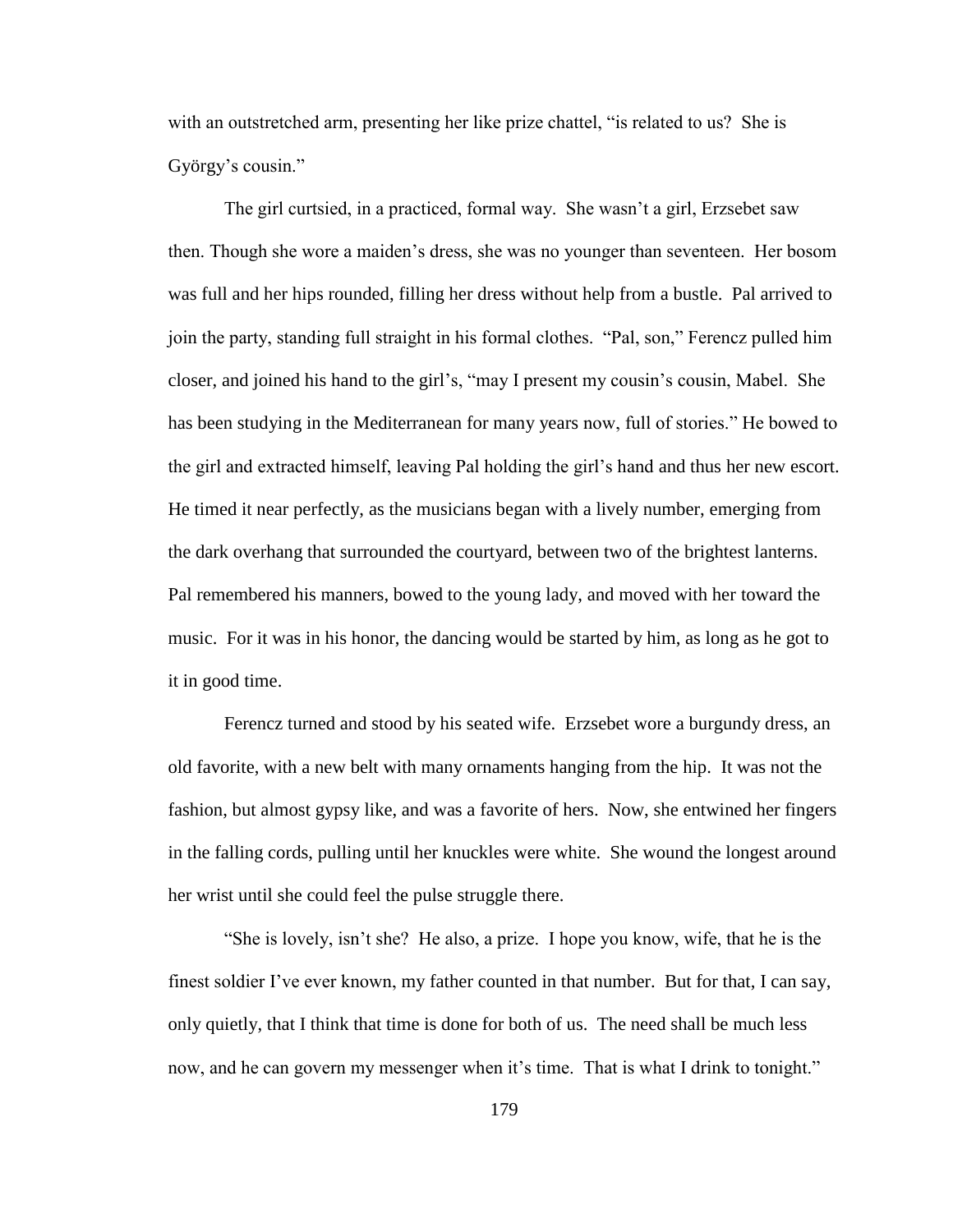with an outstretched arm, presenting her like prize chattel, "is related to us? She is György's cousin."

The girl curtsied, in a practiced, formal way. She wasn't a girl, Erzsebet saw then. Though she wore a maiden's dress, she was no younger than seventeen. Her bosom was full and her hips rounded, filling her dress without help from a bustle. Pal arrived to join the party, standing full straight in his formal clothes. "Pal, son," Ferencz pulled him closer, and joined his hand to the girl's, "may I present my cousin's cousin, Mabel. She has been studying in the Mediterranean for many years now, full of stories." He bowed to the girl and extracted himself, leaving Pal holding the girl's hand and thus her new escort. He timed it near perfectly, as the musicians began with a lively number, emerging from the dark overhang that surrounded the courtyard, between two of the brightest lanterns. Pal remembered his manners, bowed to the young lady, and moved with her toward the music. For it was in his honor, the dancing would be started by him, as long as he got to it in good time.

Ferencz turned and stood by his seated wife. Erzsebet wore a burgundy dress, an old favorite, with a new belt with many ornaments hanging from the hip. It was not the fashion, but almost gypsy like, and was a favorite of hers. Now, she entwined her fingers in the falling cords, pulling until her knuckles were white. She wound the longest around her wrist until she could feel the pulse struggle there.

"She is lovely, isn't she? He also, a prize. I hope you know, wife, that he is the finest soldier I've ever known, my father counted in that number. But for that, I can say, only quietly, that I think that time is done for both of us. The need shall be much less now, and he can govern my messenger when it's time. That is what I drink to tonight."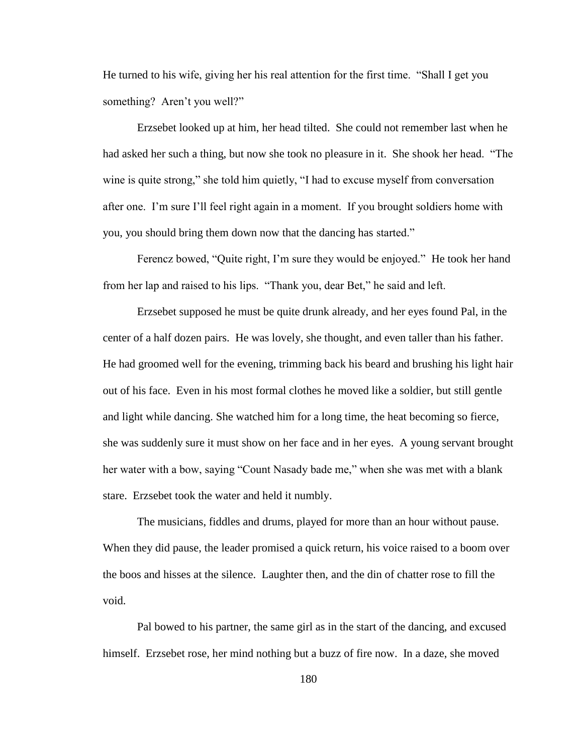He turned to his wife, giving her his real attention for the first time. "Shall I get you something? Aren't you well?"

Erzsebet looked up at him, her head tilted. She could not remember last when he had asked her such a thing, but now she took no pleasure in it. She shook her head. "The wine is quite strong," she told him quietly, "I had to excuse myself from conversation after one. I'm sure I'll feel right again in a moment. If you brought soldiers home with you, you should bring them down now that the dancing has started."

Ferencz bowed, "Quite right, I'm sure they would be enjoyed." He took her hand from her lap and raised to his lips. "Thank you, dear Bet," he said and left.

Erzsebet supposed he must be quite drunk already, and her eyes found Pal, in the center of a half dozen pairs. He was lovely, she thought, and even taller than his father. He had groomed well for the evening, trimming back his beard and brushing his light hair out of his face. Even in his most formal clothes he moved like a soldier, but still gentle and light while dancing. She watched him for a long time, the heat becoming so fierce, she was suddenly sure it must show on her face and in her eyes. A young servant brought her water with a bow, saying "Count Nasady bade me," when she was met with a blank stare. Erzsebet took the water and held it numbly.

The musicians, fiddles and drums, played for more than an hour without pause. When they did pause, the leader promised a quick return, his voice raised to a boom over the boos and hisses at the silence. Laughter then, and the din of chatter rose to fill the void.

Pal bowed to his partner, the same girl as in the start of the dancing, and excused himself. Erzsebet rose, her mind nothing but a buzz of fire now. In a daze, she moved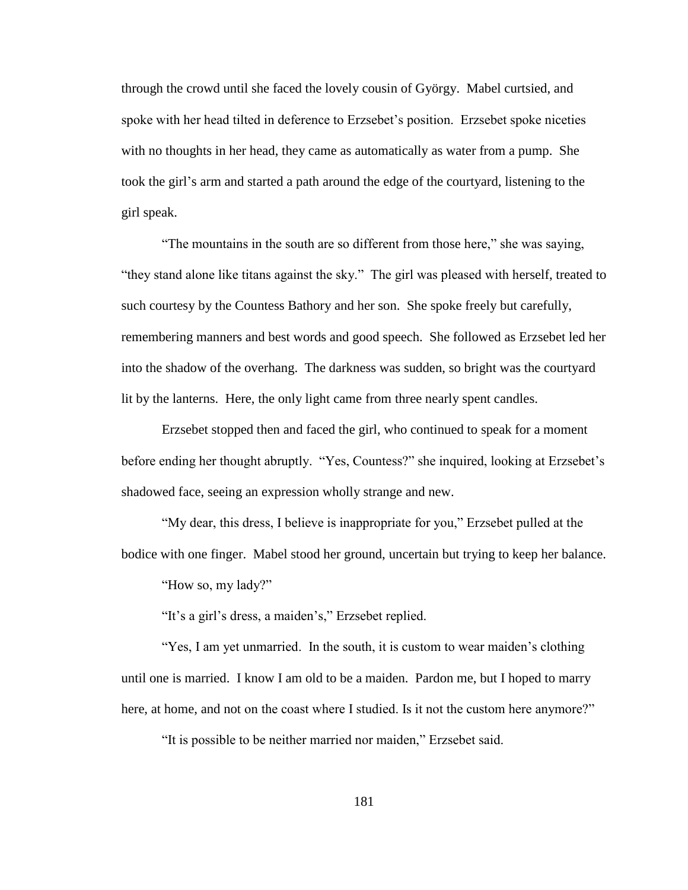through the crowd until she faced the lovely cousin of György. Mabel curtsied, and spoke with her head tilted in deference to Erzsebet's position. Erzsebet spoke niceties with no thoughts in her head, they came as automatically as water from a pump. She took the girl's arm and started a path around the edge of the courtyard, listening to the girl speak.

"The mountains in the south are so different from those here," she was saying, "they stand alone like titans against the sky." The girl was pleased with herself, treated to such courtesy by the Countess Bathory and her son. She spoke freely but carefully, remembering manners and best words and good speech. She followed as Erzsebet led her into the shadow of the overhang. The darkness was sudden, so bright was the courtyard lit by the lanterns. Here, the only light came from three nearly spent candles.

Erzsebet stopped then and faced the girl, who continued to speak for a moment before ending her thought abruptly. "Yes, Countess?" she inquired, looking at Erzsebet's shadowed face, seeing an expression wholly strange and new.

"My dear, this dress, I believe is inappropriate for you," Erzsebet pulled at the bodice with one finger. Mabel stood her ground, uncertain but trying to keep her balance.

"How so, my lady?"

"It's a girl's dress, a maiden's," Erzsebet replied.

"Yes, I am yet unmarried. In the south, it is custom to wear maiden's clothing until one is married. I know I am old to be a maiden. Pardon me, but I hoped to marry here, at home, and not on the coast where I studied. Is it not the custom here anymore?"

"It is possible to be neither married nor maiden," Erzsebet said.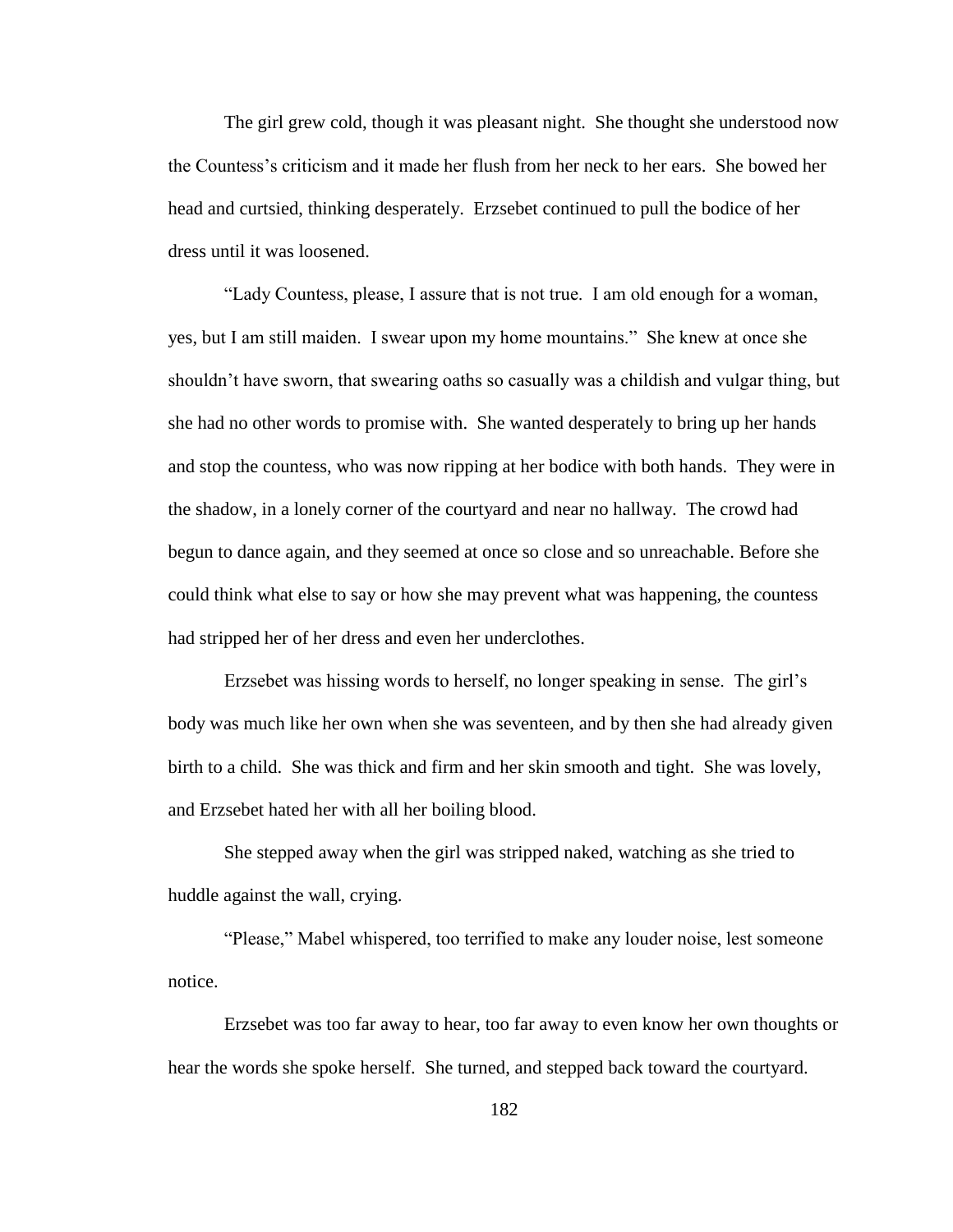The girl grew cold, though it was pleasant night. She thought she understood now the Countess's criticism and it made her flush from her neck to her ears. She bowed her head and curtsied, thinking desperately. Erzsebet continued to pull the bodice of her dress until it was loosened.

"Lady Countess, please, I assure that is not true. I am old enough for a woman, yes, but I am still maiden. I swear upon my home mountains." She knew at once she shouldn't have sworn, that swearing oaths so casually was a childish and vulgar thing, but she had no other words to promise with. She wanted desperately to bring up her hands and stop the countess, who was now ripping at her bodice with both hands. They were in the shadow, in a lonely corner of the courtyard and near no hallway. The crowd had begun to dance again, and they seemed at once so close and so unreachable. Before she could think what else to say or how she may prevent what was happening, the countess had stripped her of her dress and even her underclothes.

Erzsebet was hissing words to herself, no longer speaking in sense. The girl's body was much like her own when she was seventeen, and by then she had already given birth to a child. She was thick and firm and her skin smooth and tight. She was lovely, and Erzsebet hated her with all her boiling blood.

She stepped away when the girl was stripped naked, watching as she tried to huddle against the wall, crying.

"Please," Mabel whispered, too terrified to make any louder noise, lest someone notice.

Erzsebet was too far away to hear, too far away to even know her own thoughts or hear the words she spoke herself. She turned, and stepped back toward the courtyard.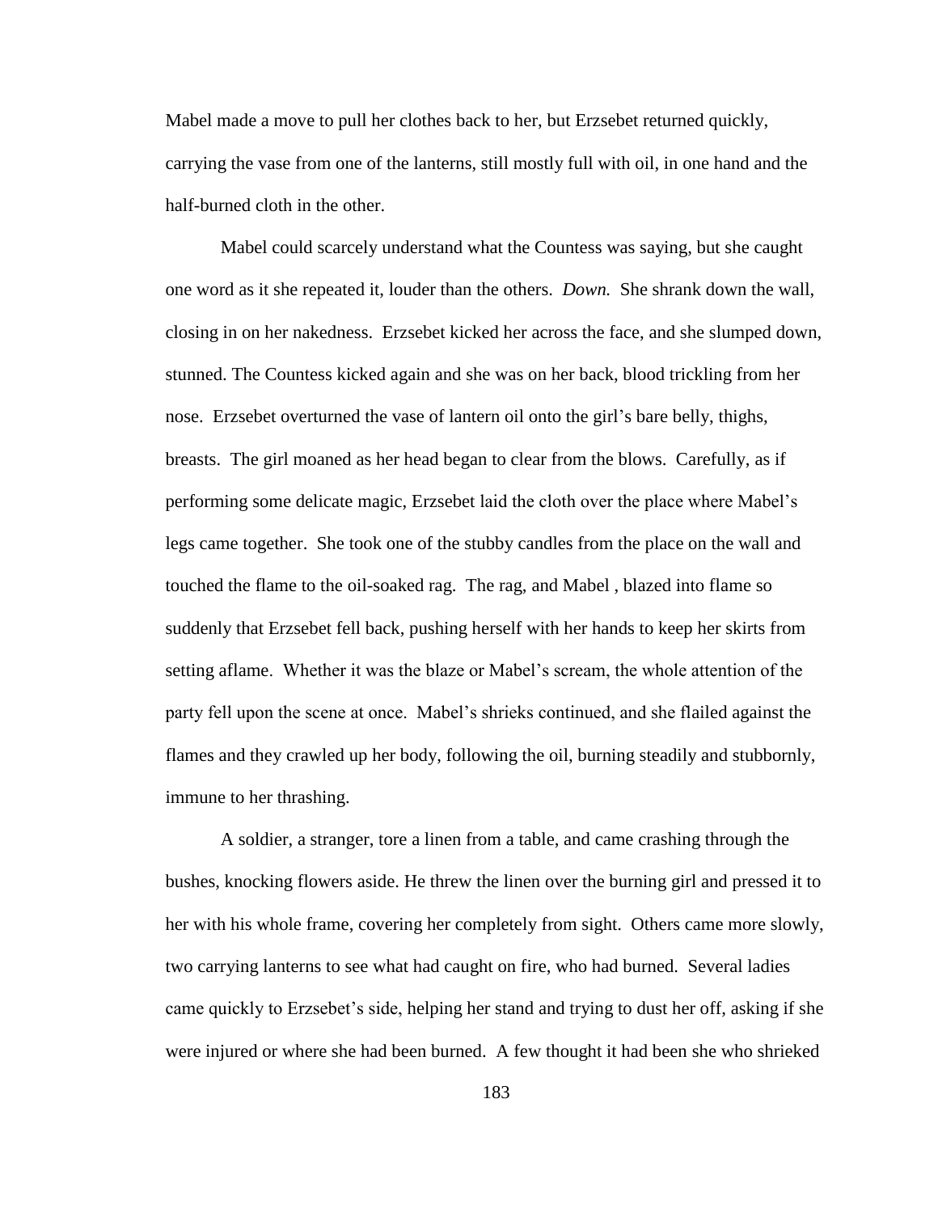Mabel made a move to pull her clothes back to her, but Erzsebet returned quickly, carrying the vase from one of the lanterns, still mostly full with oil, in one hand and the half-burned cloth in the other.

Mabel could scarcely understand what the Countess was saying, but she caught one word as it she repeated it, louder than the others. *Down.* She shrank down the wall, closing in on her nakedness. Erzsebet kicked her across the face, and she slumped down, stunned. The Countess kicked again and she was on her back, blood trickling from her nose. Erzsebet overturned the vase of lantern oil onto the girl's bare belly, thighs, breasts. The girl moaned as her head began to clear from the blows. Carefully, as if performing some delicate magic, Erzsebet laid the cloth over the place where Mabel's legs came together. She took one of the stubby candles from the place on the wall and touched the flame to the oil-soaked rag. The rag, and Mabel , blazed into flame so suddenly that Erzsebet fell back, pushing herself with her hands to keep her skirts from setting aflame. Whether it was the blaze or Mabel's scream, the whole attention of the party fell upon the scene at once. Mabel's shrieks continued, and she flailed against the flames and they crawled up her body, following the oil, burning steadily and stubbornly, immune to her thrashing.

A soldier, a stranger, tore a linen from a table, and came crashing through the bushes, knocking flowers aside. He threw the linen over the burning girl and pressed it to her with his whole frame, covering her completely from sight. Others came more slowly, two carrying lanterns to see what had caught on fire, who had burned. Several ladies came quickly to Erzsebet's side, helping her stand and trying to dust her off, asking if she were injured or where she had been burned. A few thought it had been she who shrieked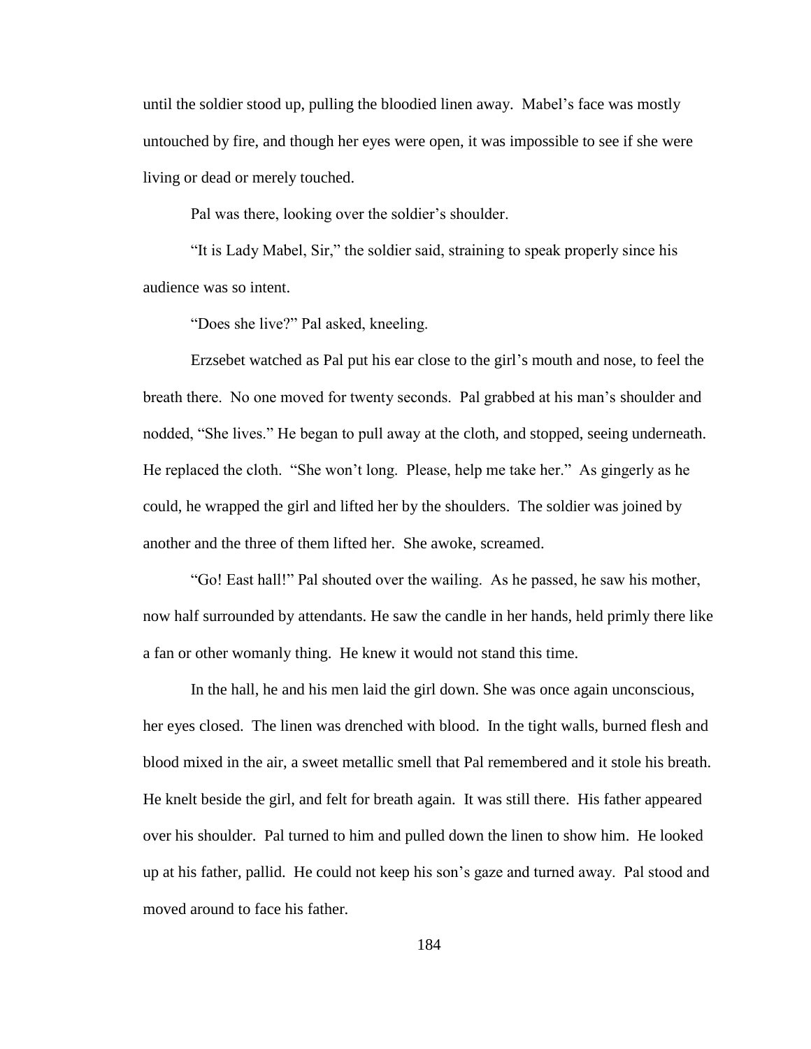until the soldier stood up, pulling the bloodied linen away. Mabel's face was mostly untouched by fire, and though her eyes were open, it was impossible to see if she were living or dead or merely touched.

Pal was there, looking over the soldier's shoulder.

"It is Lady Mabel, Sir," the soldier said, straining to speak properly since his audience was so intent.

"Does she live?" Pal asked, kneeling.

Erzsebet watched as Pal put his ear close to the girl's mouth and nose, to feel the breath there. No one moved for twenty seconds. Pal grabbed at his man's shoulder and nodded, "She lives." He began to pull away at the cloth, and stopped, seeing underneath. He replaced the cloth. "She won't long. Please, help me take her." As gingerly as he could, he wrapped the girl and lifted her by the shoulders. The soldier was joined by another and the three of them lifted her. She awoke, screamed.

"Go! East hall!" Pal shouted over the wailing. As he passed, he saw his mother, now half surrounded by attendants. He saw the candle in her hands, held primly there like a fan or other womanly thing. He knew it would not stand this time.

In the hall, he and his men laid the girl down. She was once again unconscious, her eyes closed. The linen was drenched with blood. In the tight walls, burned flesh and blood mixed in the air, a sweet metallic smell that Pal remembered and it stole his breath. He knelt beside the girl, and felt for breath again. It was still there. His father appeared over his shoulder. Pal turned to him and pulled down the linen to show him. He looked up at his father, pallid. He could not keep his son's gaze and turned away. Pal stood and moved around to face his father.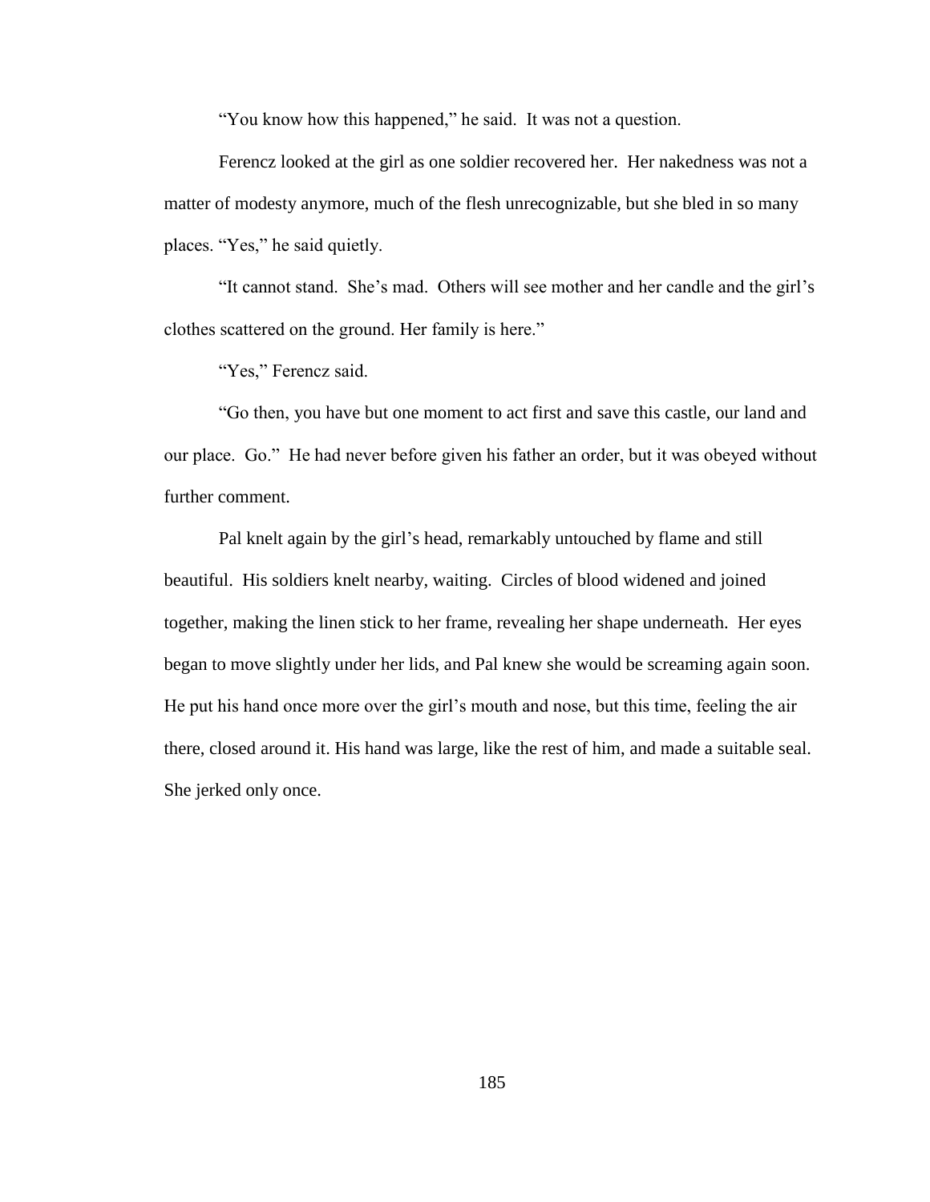"You know how this happened," he said. It was not a question.

Ferencz looked at the girl as one soldier recovered her. Her nakedness was not a matter of modesty anymore, much of the flesh unrecognizable, but she bled in so many places. "Yes," he said quietly.

"It cannot stand. She's mad. Others will see mother and her candle and the girl's clothes scattered on the ground. Her family is here."

"Yes," Ferencz said.

"Go then, you have but one moment to act first and save this castle, our land and our place. Go." He had never before given his father an order, but it was obeyed without further comment.

Pal knelt again by the girl's head, remarkably untouched by flame and still beautiful. His soldiers knelt nearby, waiting. Circles of blood widened and joined together, making the linen stick to her frame, revealing her shape underneath. Her eyes began to move slightly under her lids, and Pal knew she would be screaming again soon. He put his hand once more over the girl's mouth and nose, but this time, feeling the air there, closed around it. His hand was large, like the rest of him, and made a suitable seal. She jerked only once.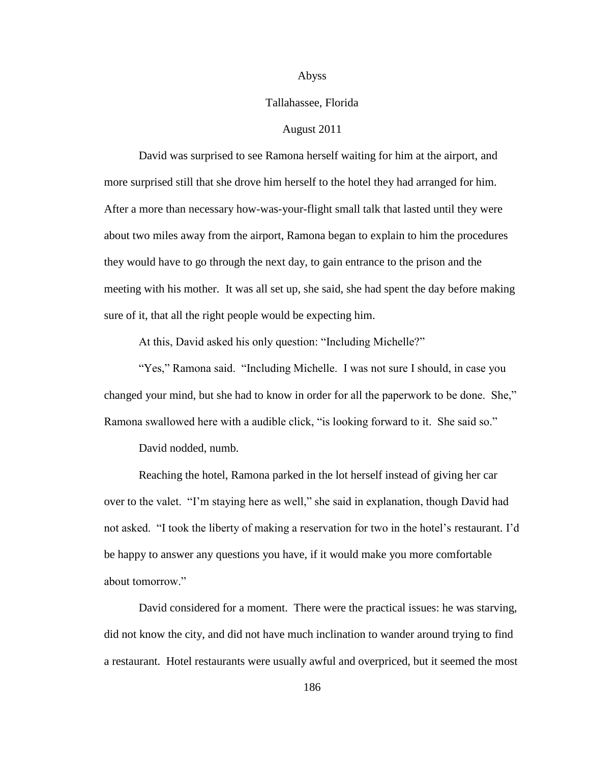# Abyss

## Tallahassee, Florida

## August 2011

David was surprised to see Ramona herself waiting for him at the airport, and more surprised still that she drove him herself to the hotel they had arranged for him. After a more than necessary how-was-your-flight small talk that lasted until they were about two miles away from the airport, Ramona began to explain to him the procedures they would have to go through the next day, to gain entrance to the prison and the meeting with his mother. It was all set up, she said, she had spent the day before making sure of it, that all the right people would be expecting him.

At this, David asked his only question: "Including Michelle?"

"Yes," Ramona said. "Including Michelle. I was not sure I should, in case you changed your mind, but she had to know in order for all the paperwork to be done. She," Ramona swallowed here with a audible click, "is looking forward to it. She said so."

David nodded, numb.

Reaching the hotel, Ramona parked in the lot herself instead of giving her car over to the valet. "I'm staying here as well," she said in explanation, though David had not asked. "I took the liberty of making a reservation for two in the hotel's restaurant. I'd be happy to answer any questions you have, if it would make you more comfortable about tomorrow."

David considered for a moment. There were the practical issues: he was starving, did not know the city, and did not have much inclination to wander around trying to find a restaurant. Hotel restaurants were usually awful and overpriced, but it seemed the most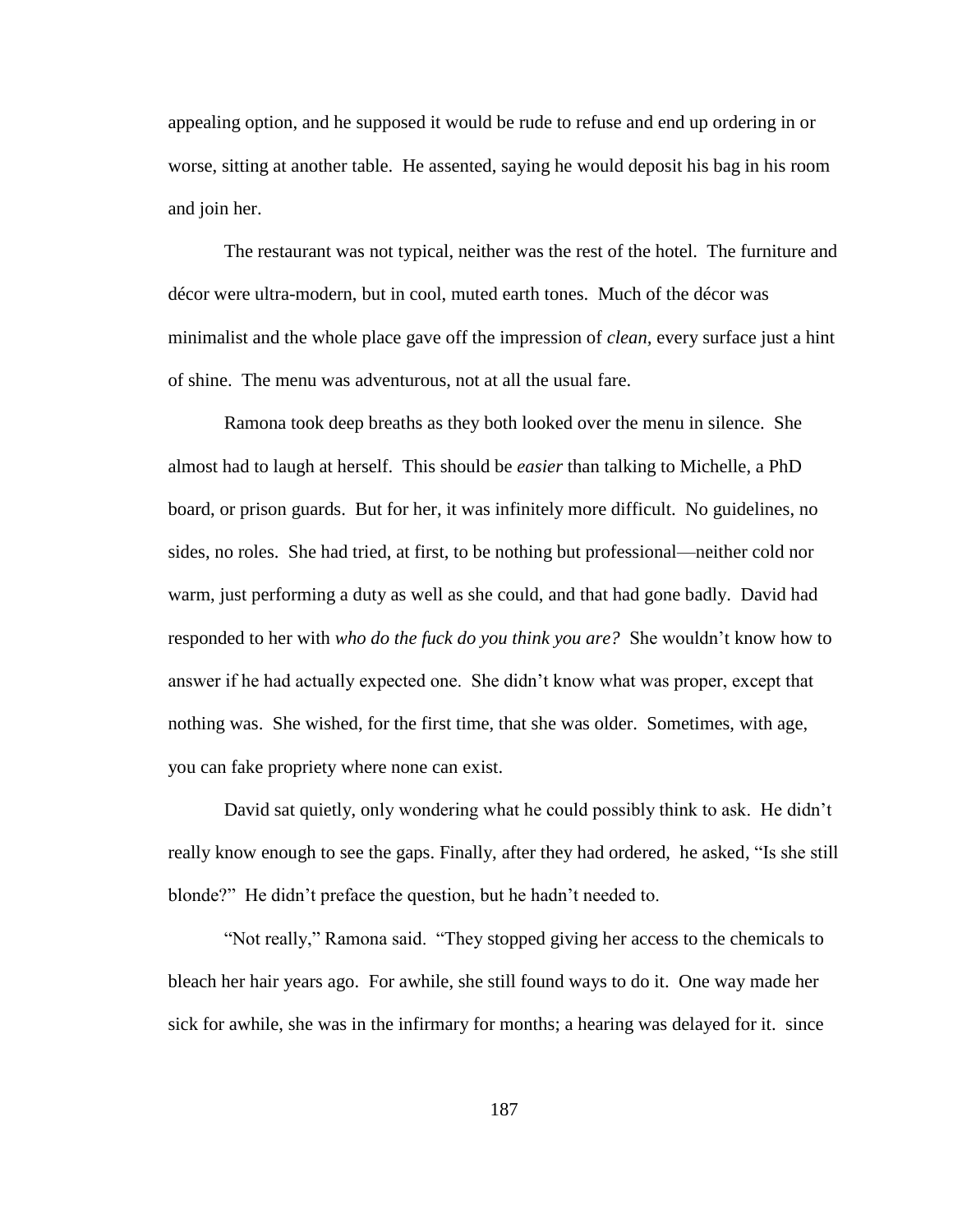appealing option, and he supposed it would be rude to refuse and end up ordering in or worse, sitting at another table. He assented, saying he would deposit his bag in his room and join her.

The restaurant was not typical, neither was the rest of the hotel. The furniture and décor were ultra-modern, but in cool, muted earth tones. Much of the décor was minimalist and the whole place gave off the impression of *clean*, every surface just a hint of shine. The menu was adventurous, not at all the usual fare.

Ramona took deep breaths as they both looked over the menu in silence. She almost had to laugh at herself. This should be *easier* than talking to Michelle, a PhD board, or prison guards. But for her, it was infinitely more difficult. No guidelines, no sides, no roles. She had tried, at first, to be nothing but professional—neither cold nor warm, just performing a duty as well as she could, and that had gone badly. David had responded to her with *who do the fuck do you think you are?* She wouldn't know how to answer if he had actually expected one. She didn't know what was proper, except that nothing was. She wished, for the first time, that she was older. Sometimes, with age, you can fake propriety where none can exist.

David sat quietly, only wondering what he could possibly think to ask. He didn't really know enough to see the gaps. Finally, after they had ordered, he asked, "Is she still blonde?" He didn't preface the question, but he hadn't needed to.

"Not really," Ramona said. "They stopped giving her access to the chemicals to bleach her hair years ago. For awhile, she still found ways to do it. One way made her sick for awhile, she was in the infirmary for months; a hearing was delayed for it. since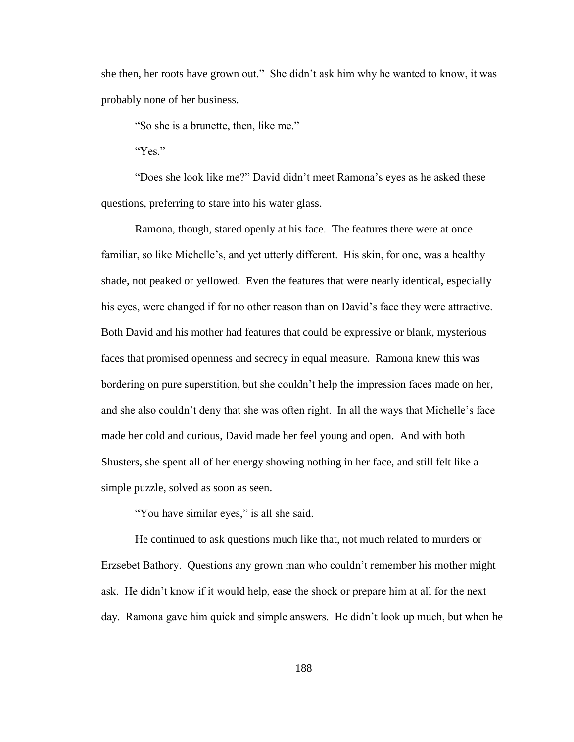she then, her roots have grown out." She didn't ask him why he wanted to know, it was probably none of her business.

"So she is a brunette, then, like me."

"Yes."

"Does she look like me?" David didn't meet Ramona's eyes as he asked these questions, preferring to stare into his water glass.

Ramona, though, stared openly at his face. The features there were at once familiar, so like Michelle's, and yet utterly different. His skin, for one, was a healthy shade, not peaked or yellowed. Even the features that were nearly identical, especially his eyes, were changed if for no other reason than on David's face they were attractive. Both David and his mother had features that could be expressive or blank, mysterious faces that promised openness and secrecy in equal measure. Ramona knew this was bordering on pure superstition, but she couldn't help the impression faces made on her, and she also couldn't deny that she was often right. In all the ways that Michelle's face made her cold and curious, David made her feel young and open. And with both Shusters, she spent all of her energy showing nothing in her face, and still felt like a simple puzzle, solved as soon as seen.

"You have similar eyes," is all she said.

He continued to ask questions much like that, not much related to murders or Erzsebet Bathory. Questions any grown man who couldn't remember his mother might ask. He didn't know if it would help, ease the shock or prepare him at all for the next day. Ramona gave him quick and simple answers. He didn't look up much, but when he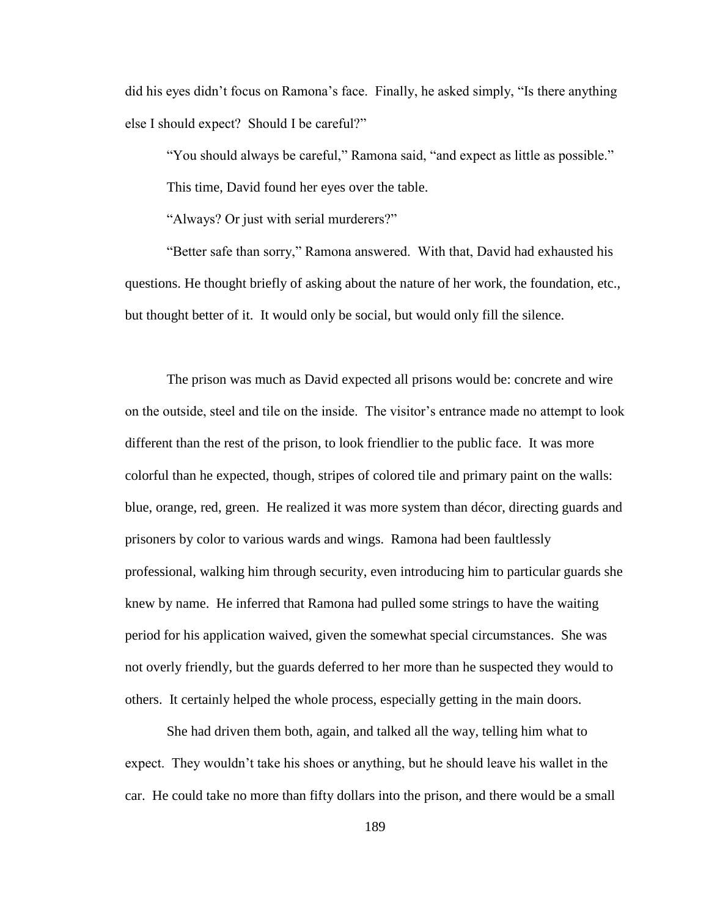did his eyes didn't focus on Ramona's face. Finally, he asked simply, "Is there anything else I should expect? Should I be careful?"

"You should always be careful," Ramona said, "and expect as little as possible."

This time, David found her eyes over the table.

"Always? Or just with serial murderers?"

"Better safe than sorry," Ramona answered. With that, David had exhausted his questions. He thought briefly of asking about the nature of her work, the foundation, etc., but thought better of it. It would only be social, but would only fill the silence.

The prison was much as David expected all prisons would be: concrete and wire on the outside, steel and tile on the inside. The visitor's entrance made no attempt to look different than the rest of the prison, to look friendlier to the public face. It was more colorful than he expected, though, stripes of colored tile and primary paint on the walls: blue, orange, red, green. He realized it was more system than décor, directing guards and prisoners by color to various wards and wings. Ramona had been faultlessly professional, walking him through security, even introducing him to particular guards she knew by name. He inferred that Ramona had pulled some strings to have the waiting period for his application waived, given the somewhat special circumstances. She was not overly friendly, but the guards deferred to her more than he suspected they would to others. It certainly helped the whole process, especially getting in the main doors.

She had driven them both, again, and talked all the way, telling him what to expect. They wouldn't take his shoes or anything, but he should leave his wallet in the car. He could take no more than fifty dollars into the prison, and there would be a small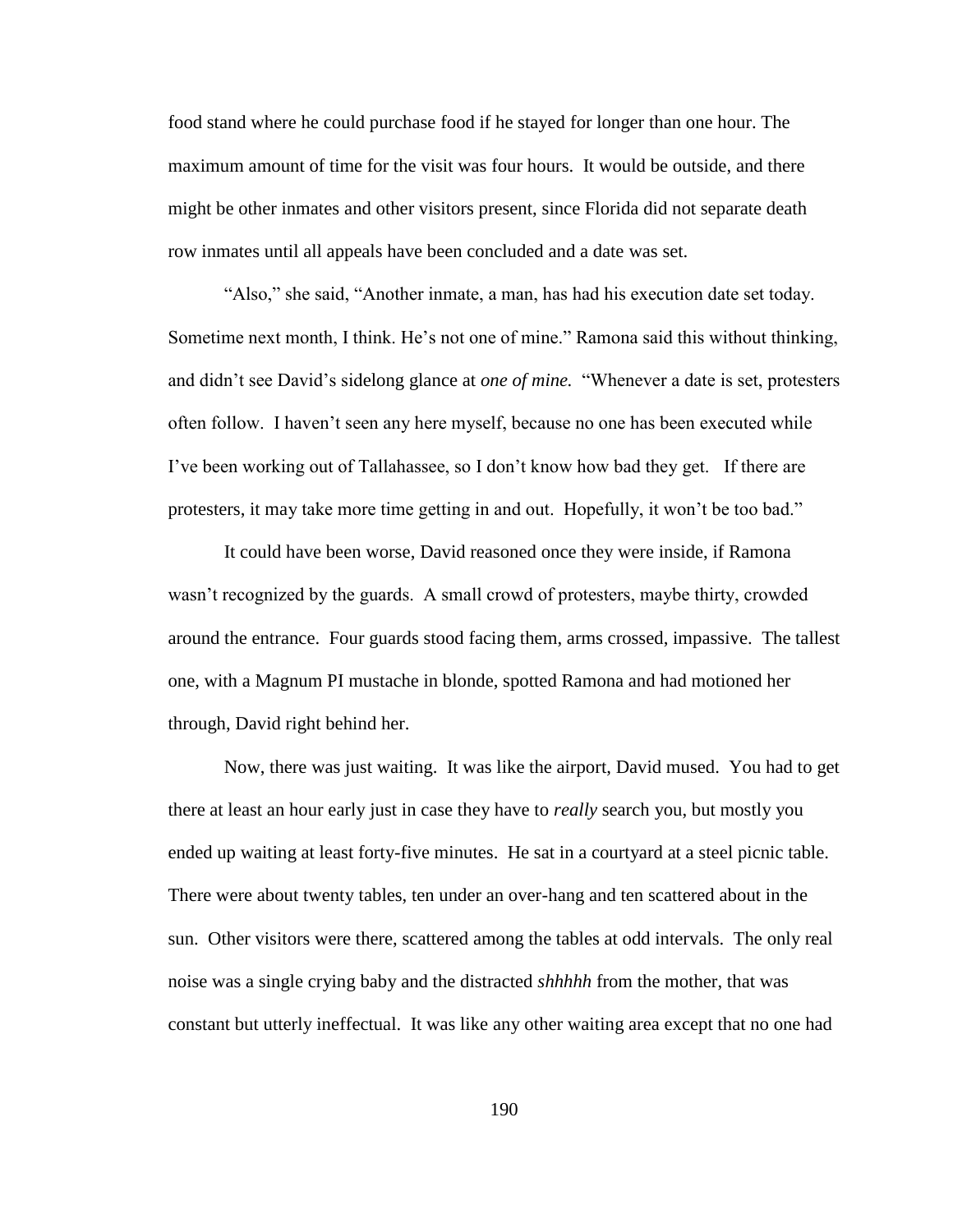food stand where he could purchase food if he stayed for longer than one hour. The maximum amount of time for the visit was four hours. It would be outside, and there might be other inmates and other visitors present, since Florida did not separate death row inmates until all appeals have been concluded and a date was set.

"Also," she said, "Another inmate, a man, has had his execution date set today. Sometime next month, I think. He's not one of mine." Ramona said this without thinking, and didn't see David's sidelong glance at *one of mine.* "Whenever a date is set, protesters often follow. I haven't seen any here myself, because no one has been executed while I've been working out of Tallahassee, so I don't know how bad they get. If there are protesters, it may take more time getting in and out. Hopefully, it won't be too bad."

It could have been worse, David reasoned once they were inside, if Ramona wasn't recognized by the guards. A small crowd of protesters, maybe thirty, crowded around the entrance. Four guards stood facing them, arms crossed, impassive. The tallest one, with a Magnum PI mustache in blonde, spotted Ramona and had motioned her through, David right behind her.

Now, there was just waiting. It was like the airport, David mused. You had to get there at least an hour early just in case they have to *really* search you, but mostly you ended up waiting at least forty-five minutes. He sat in a courtyard at a steel picnic table. There were about twenty tables, ten under an over-hang and ten scattered about in the sun. Other visitors were there, scattered among the tables at odd intervals. The only real noise was a single crying baby and the distracted *shhhhh* from the mother, that was constant but utterly ineffectual. It was like any other waiting area except that no one had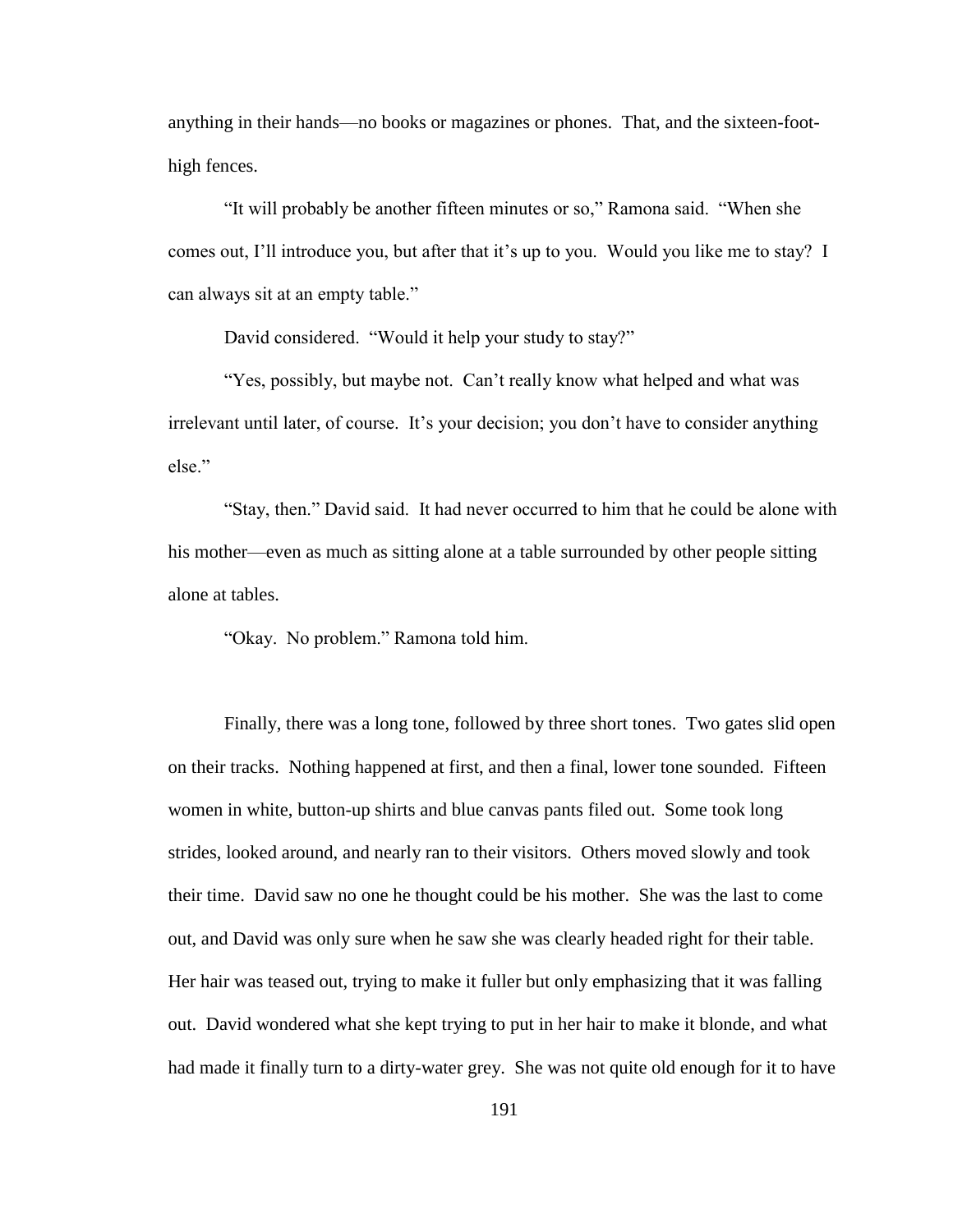anything in their hands—no books or magazines or phones. That, and the sixteen-foot-high fences.

"It will probably be another fifteen minutes or so," Ramona said. "When she comes out, I'll introduce you, but after that it's up to you. Would you like me to stay? I can always sit at an empty table."

David considered. "Would it help your study to stay?"

"Yes, possibly, but maybe not. Can't really know what helped and what was irrelevant until later, of course. It's your decision; you don't have to consider anything else."

"Stay, then." David said. It had never occurred to him that he could be alone with his mother—even as much as sitting alone at a table surrounded by other people sitting alone at tables.

"Okay. No problem." Ramona told him.

Finally, there was a long tone, followed by three short tones. Two gates slid open on their tracks. Nothing happened at first, and then a final, lower tone sounded. Fifteen women in white, button-up shirts and blue canvas pants filed out. Some took long strides, looked around, and nearly ran to their visitors. Others moved slowly and took their time. David saw no one he thought could be his mother. She was the last to come out, and David was only sure when he saw she was clearly headed right for their table. Her hair was teased out, trying to make it fuller but only emphasizing that it was falling out. David wondered what she kept trying to put in her hair to make it blonde, and what had made it finally turn to a dirty-water grey. She was not quite old enough for it to have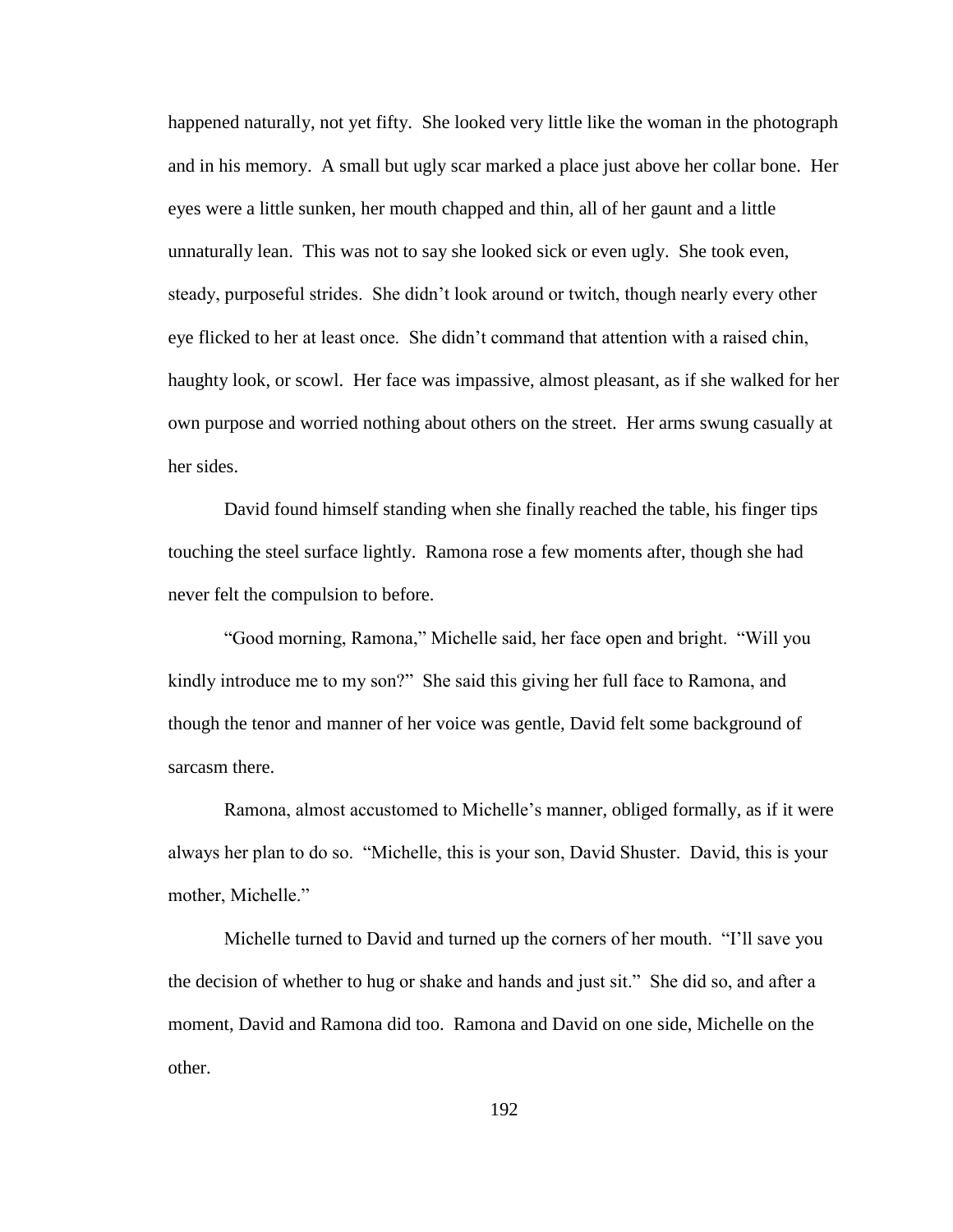happened naturally, not yet fifty. She looked very little like the woman in the photograph and in his memory. A small but ugly scar marked a place just above her collar bone. Her eyes were a little sunken, her mouth chapped and thin, all of her gaunt and a little unnaturally lean. This was not to say she looked sick or even ugly. She took even, steady, purposeful strides. She didn't look around or twitch, though nearly every other eye flicked to her at least once. She didn't command that attention with a raised chin, haughty look, or scowl. Her face was impassive, almost pleasant, as if she walked for her own purpose and worried nothing about others on the street. Her arms swung casually at her sides.

David found himself standing when she finally reached the table, his finger tips touching the steel surface lightly. Ramona rose a few moments after, though she had never felt the compulsion to before.

"Good morning, Ramona," Michelle said, her face open and bright. "Will you kindly introduce me to my son?" She said this giving her full face to Ramona, and though the tenor and manner of her voice was gentle, David felt some background of sarcasm there.

Ramona, almost accustomed to Michelle's manner, obliged formally, as if it were always her plan to do so. "Michelle, this is your son, David Shuster. David, this is your mother, Michelle."

Michelle turned to David and turned up the corners of her mouth. "I'll save you the decision of whether to hug or shake and hands and just sit." She did so, and after a moment, David and Ramona did too. Ramona and David on one side, Michelle on the other.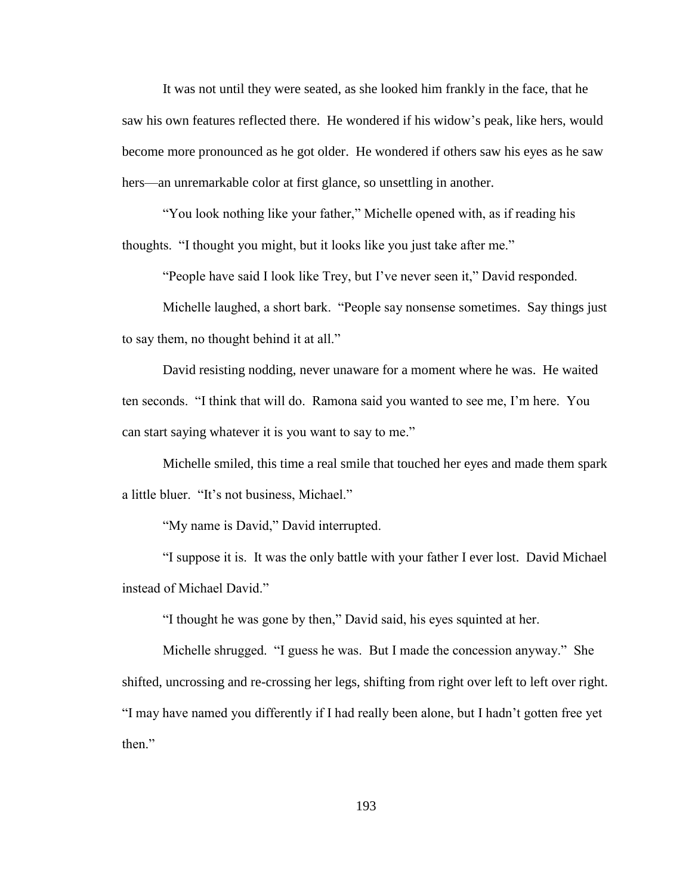It was not until they were seated, as she looked him frankly in the face, that he saw his own features reflected there. He wondered if his widow's peak, like hers, would become more pronounced as he got older. He wondered if others saw his eyes as he saw hers—an unremarkable color at first glance, so unsettling in another.

"You look nothing like your father," Michelle opened with, as if reading his thoughts. "I thought you might, but it looks like you just take after me."

"People have said I look like Trey, but I've never seen it," David responded.

Michelle laughed, a short bark. "People say nonsense sometimes. Say things just to say them, no thought behind it at all."

David resisting nodding, never unaware for a moment where he was. He waited ten seconds. "I think that will do. Ramona said you wanted to see me, I'm here. You can start saying whatever it is you want to say to me."

Michelle smiled, this time a real smile that touched her eyes and made them spark a little bluer. "It's not business, Michael."

"My name is David," David interrupted.

"I suppose it is. It was the only battle with your father I ever lost. David Michael instead of Michael David."

"I thought he was gone by then," David said, his eyes squinted at her.

Michelle shrugged. "I guess he was. But I made the concession anyway." She shifted, uncrossing and re-crossing her legs, shifting from right over left to left over right. "I may have named you differently if I had really been alone, but I hadn't gotten free yet then."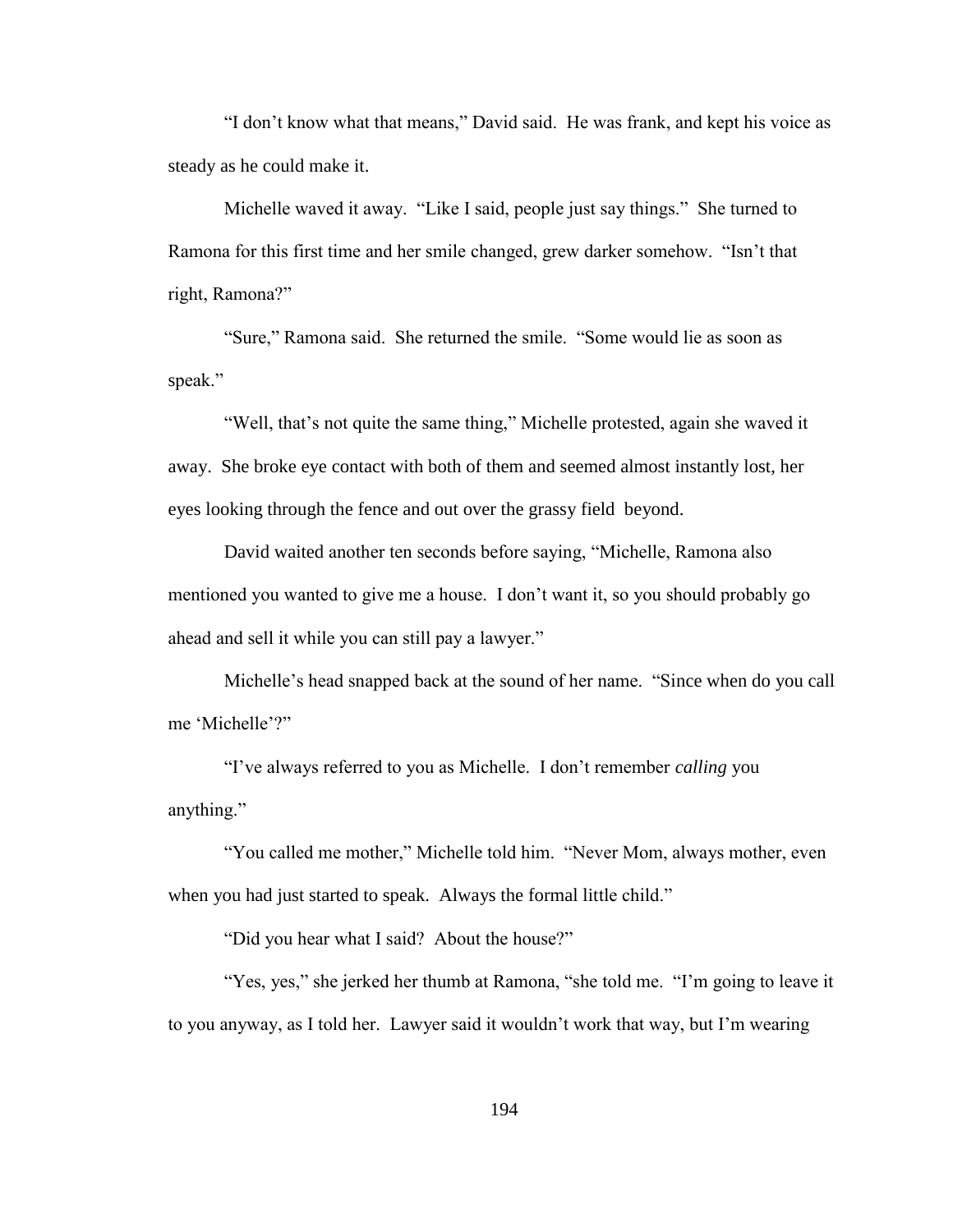"I don't know what that means," David said. He was frank, and kept his voice as steady as he could make it.

Michelle waved it away. "Like I said, people just say things." She turned to Ramona for this first time and her smile changed, grew darker somehow. "Isn't that right, Ramona?"

"Sure," Ramona said. She returned the smile. "Some would lie as soon as speak."

"Well, that's not quite the same thing," Michelle protested, again she waved it away. She broke eye contact with both of them and seemed almost instantly lost, her eyes looking through the fence and out over the grassy field beyond.

David waited another ten seconds before saying, "Michelle, Ramona also mentioned you wanted to give me a house. I don't want it, so you should probably go ahead and sell it while you can still pay a lawyer."

Michelle's head snapped back at the sound of her name. "Since when do you call me 'Michelle'?"

"I've always referred to you as Michelle. I don't remember *calling* you anything."

"You called me mother," Michelle told him. "Never Mom, always mother, even when you had just started to speak. Always the formal little child."

"Did you hear what I said? About the house?"

"Yes, yes," she jerked her thumb at Ramona, "she told me. "I'm going to leave it to you anyway, as I told her. Lawyer said it wouldn't work that way, but I'm wearing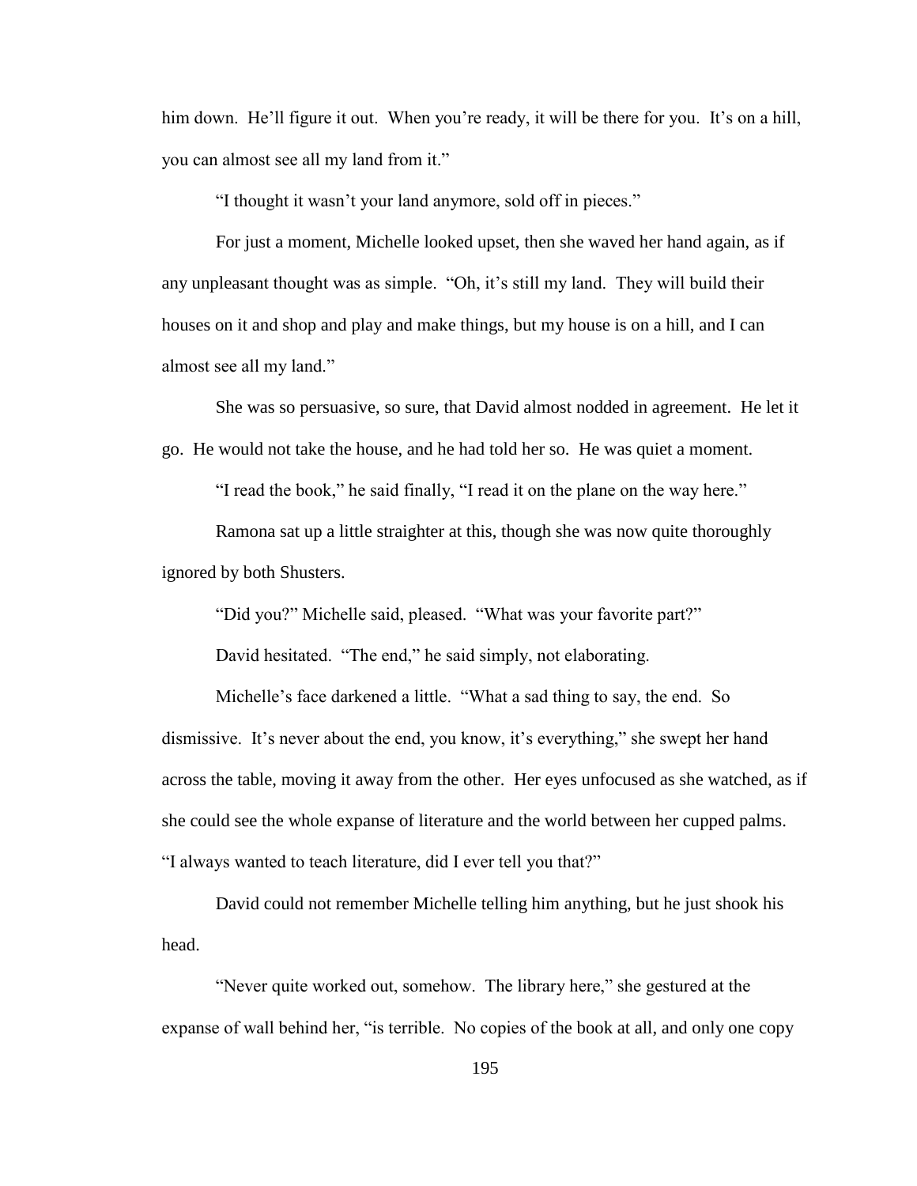him down. He'll figure it out. When you're ready, it will be there for you. It's on a hill, you can almost see all my land from it."

"I thought it wasn't your land anymore, sold off in pieces."

For just a moment, Michelle looked upset, then she waved her hand again, as if any unpleasant thought was as simple. "Oh, it's still my land. They will build their houses on it and shop and play and make things, but my house is on a hill, and I can almost see all my land."

She was so persuasive, so sure, that David almost nodded in agreement. He let it go. He would not take the house, and he had told her so. He was quiet a moment.

"I read the book," he said finally, "I read it on the plane on the way here."

Ramona sat up a little straighter at this, though she was now quite thoroughly ignored by both Shusters.

"Did you?" Michelle said, pleased. "What was your favorite part?"

David hesitated. "The end," he said simply, not elaborating.

Michelle's face darkened a little. "What a sad thing to say, the end. So dismissive. It's never about the end, you know, it's everything," she swept her hand across the table, moving it away from the other. Her eyes unfocused as she watched, as if she could see the whole expanse of literature and the world between her cupped palms. "I always wanted to teach literature, did I ever tell you that?"

David could not remember Michelle telling him anything, but he just shook his head.

"Never quite worked out, somehow. The library here," she gestured at the expanse of wall behind her, "is terrible. No copies of the book at all, and only one copy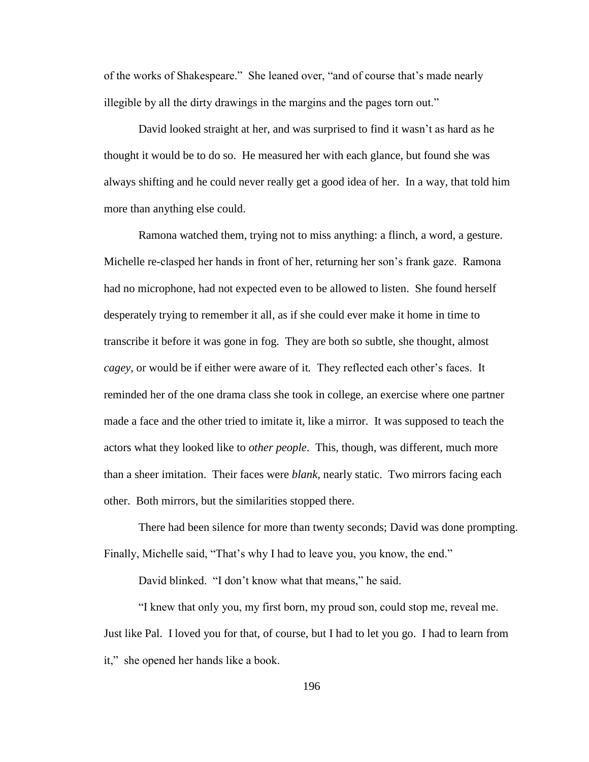of the works of Shakespeare." She leaned over, "and of course that's made nearly illegible by all the dirty drawings in the margins and the pages torn out."

David looked straight at her, and was surprised to find it wasn't as hard as he thought it would be to do so. He measured her with each glance, but found she was always shifting and he could never really get a good idea of her. In a way, that told him more than anything else could.

Ramona watched them, trying not to miss anything: a flinch, a word, a gesture. Michelle re-clasped her hands in front of her, returning her son's frank gaze. Ramona had no microphone, had not expected even to be allowed to listen. She found herself desperately trying to remember it all, as if she could ever make it home in time to transcribe it before it was gone in fog. They are both so subtle, she thought, almost *cagey*, or would be if either were aware of it. They reflected each other's faces. It reminded her of the one drama class she took in college, an exercise where one partner made a face and the other tried to imitate it, like a mirror. It was supposed to teach the actors what they looked like to *other people*. This, though, was different, much more than a sheer imitation. Their faces were *blank,* nearly static. Two mirrors facing each other. Both mirrors, but the similarities stopped there.

There had been silence for more than twenty seconds; David was done prompting. Finally, Michelle said, "That's why I had to leave you, you know, the end."

David blinked. "I don't know what that means," he said.

"I knew that only you, my first born, my proud son, could stop me, reveal me. Just like Pal. I loved you for that, of course, but I had to let you go. I had to learn from it," she opened her hands like a book.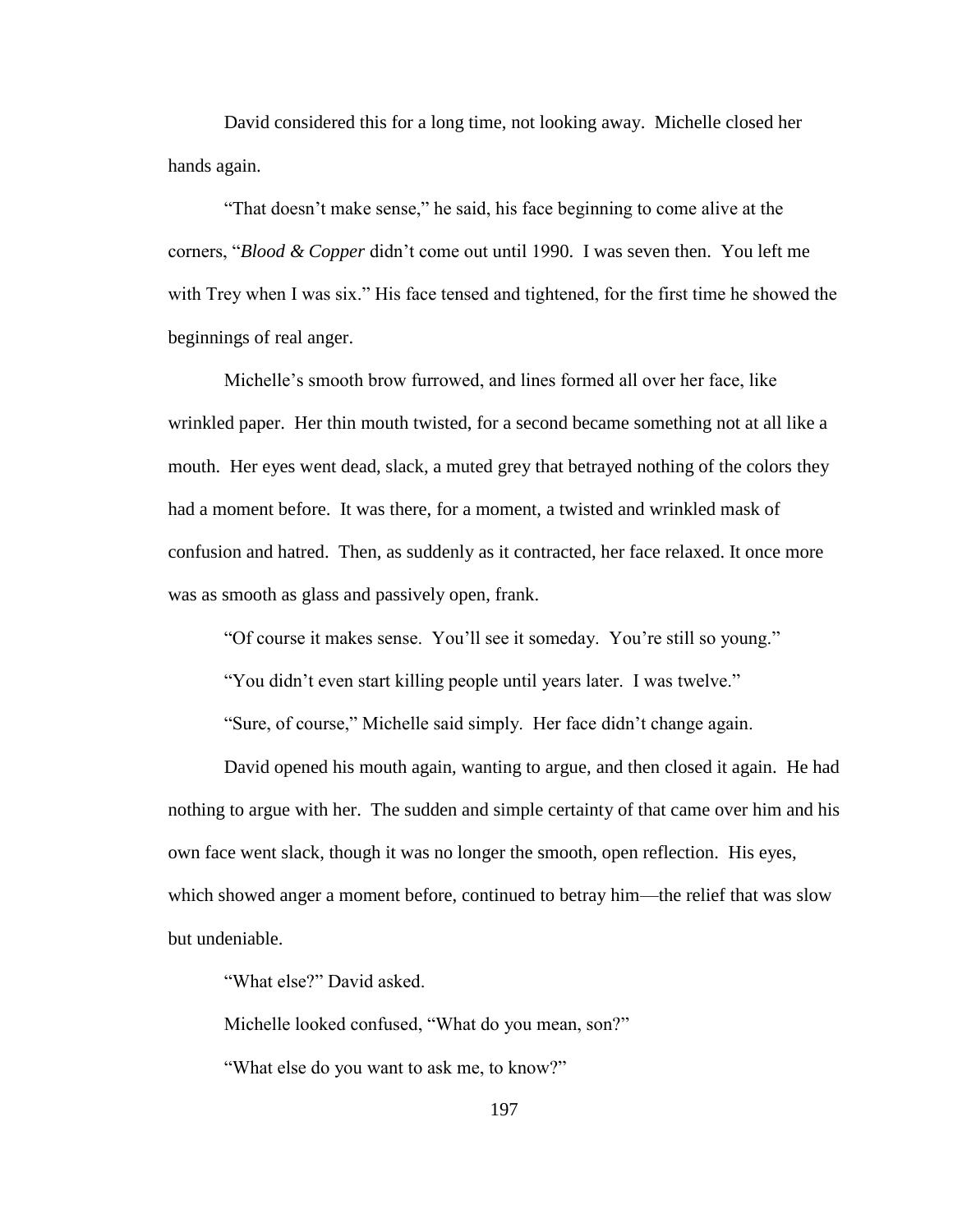David considered this for a long time, not looking away. Michelle closed her hands again.

"That doesn't make sense," he said, his face beginning to come alive at the corners, "*Blood & Copper* didn't come out until 1990. I was seven then. You left me with Trey when I was six." His face tensed and tightened, for the first time he showed the beginnings of real anger.

Michelle's smooth brow furrowed, and lines formed all over her face, like wrinkled paper. Her thin mouth twisted, for a second became something not at all like a mouth. Her eyes went dead, slack, a muted grey that betrayed nothing of the colors they had a moment before. It was there, for a moment, a twisted and wrinkled mask of confusion and hatred. Then, as suddenly as it contracted, her face relaxed. It once more was as smooth as glass and passively open, frank.

"Of course it makes sense. You'll see it someday. You're still so young."

"You didn't even start killing people until years later. I was twelve."

"Sure, of course," Michelle said simply. Her face didn't change again.

David opened his mouth again, wanting to argue, and then closed it again. He had nothing to argue with her. The sudden and simple certainty of that came over him and his own face went slack, though it was no longer the smooth, open reflection. His eyes, which showed anger a moment before, continued to betray him—the relief that was slow but undeniable.

"What else?" David asked.

Michelle looked confused, "What do you mean, son?"

"What else do you want to ask me, to know?"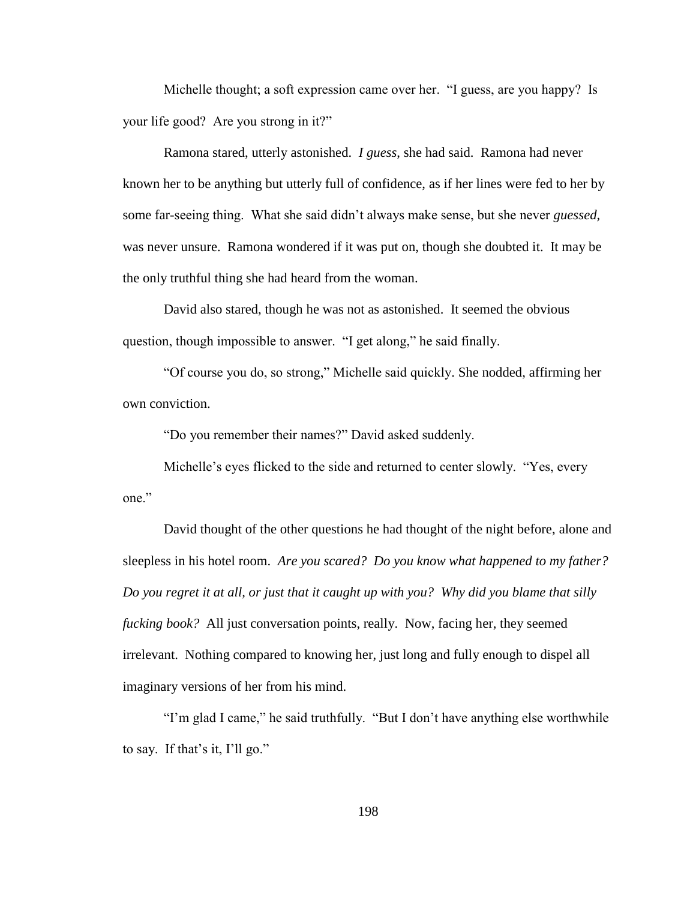Michelle thought; a soft expression came over her. "I guess, are you happy? Is your life good? Are you strong in it?"

Ramona stared, utterly astonished. *I guess*, she had said. Ramona had never known her to be anything but utterly full of confidence, as if her lines were fed to her by some far-seeing thing. What she said didn't always make sense, but she never *guessed*, was never unsure. Ramona wondered if it was put on, though she doubted it. It may be the only truthful thing she had heard from the woman.

David also stared, though he was not as astonished. It seemed the obvious question, though impossible to answer. "I get along," he said finally.

"Of course you do, so strong," Michelle said quickly. She nodded, affirming her own conviction.

"Do you remember their names?" David asked suddenly.

Michelle's eyes flicked to the side and returned to center slowly. "Yes, every one."

David thought of the other questions he had thought of the night before, alone and sleepless in his hotel room. *Are you scared? Do you know what happened to my father? Do you regret it at all, or just that it caught up with you? Why did you blame that silly fucking book?* All just conversation points, really. Now, facing her, they seemed irrelevant. Nothing compared to knowing her, just long and fully enough to dispel all imaginary versions of her from his mind.

"I'm glad I came," he said truthfully. "But I don't have anything else worthwhile to say. If that's it, I'll go."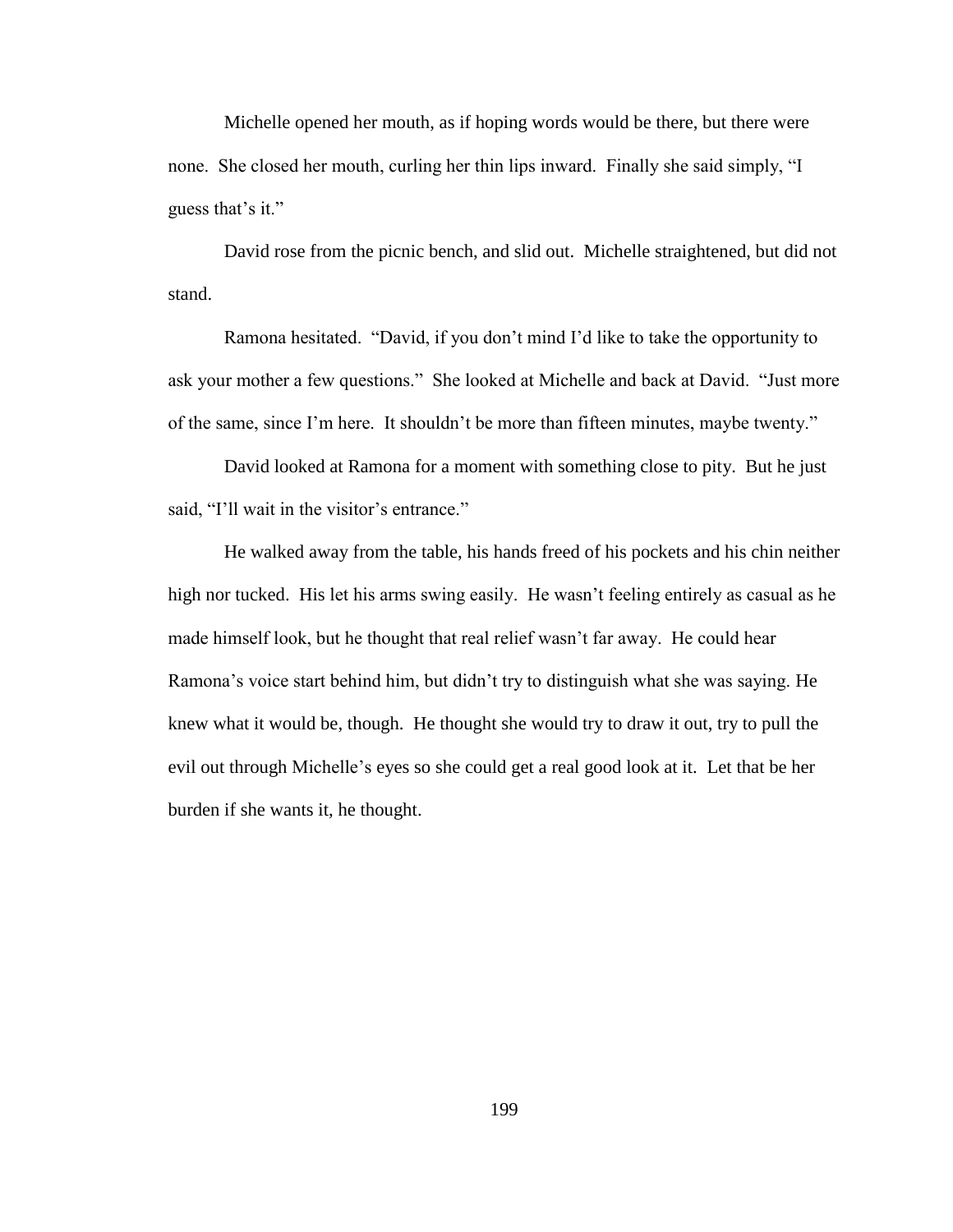Michelle opened her mouth, as if hoping words would be there, but there were none. She closed her mouth, curling her thin lips inward. Finally she said simply, "I guess that's it."

David rose from the picnic bench, and slid out. Michelle straightened, but did not stand.

Ramona hesitated. "David, if you don't mind I'd like to take the opportunity to ask your mother a few questions." She looked at Michelle and back at David. "Just more of the same, since I'm here. It shouldn't be more than fifteen minutes, maybe twenty."

David looked at Ramona for a moment with something close to pity. But he just said, "I'll wait in the visitor's entrance."

He walked away from the table, his hands freed of his pockets and his chin neither high nor tucked. His let his arms swing easily. He wasn't feeling entirely as casual as he made himself look, but he thought that real relief wasn't far away. He could hear Ramona's voice start behind him, but didn't try to distinguish what she was saying. He knew what it would be, though. He thought she would try to draw it out, try to pull the evil out through Michelle's eyes so she could get a real good look at it. Let that be her burden if she wants it, he thought.